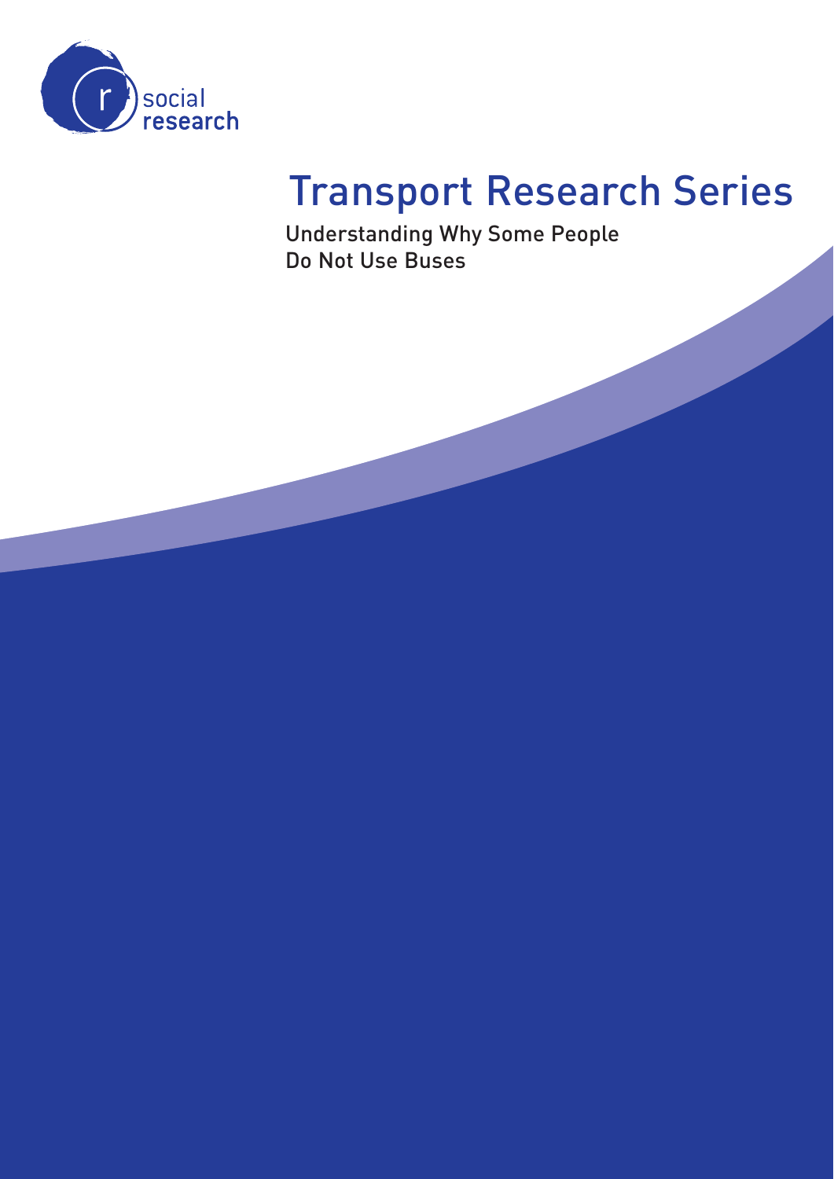social research

# Transport Research Series

Understanding Why Some People Do Not Use Buses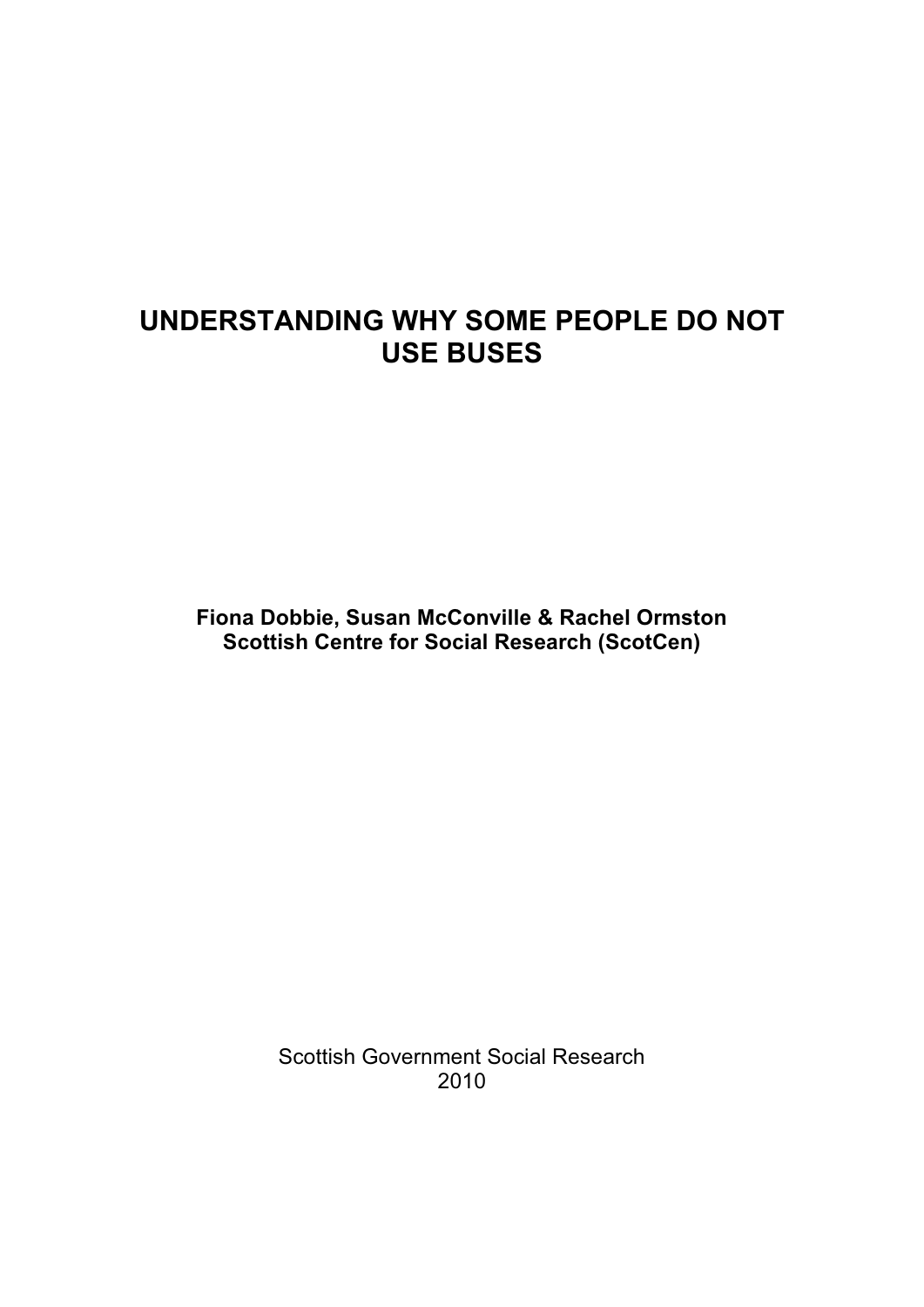# UNDERSTANDING WHY SOME PEOPLE DO NOT USE BUSES

**Fiona Dobbie, Susan McConville & Rachel Ormston**
**Scottish Centre for Social Research (ScotCen)**

Scottish Government Social Research
2010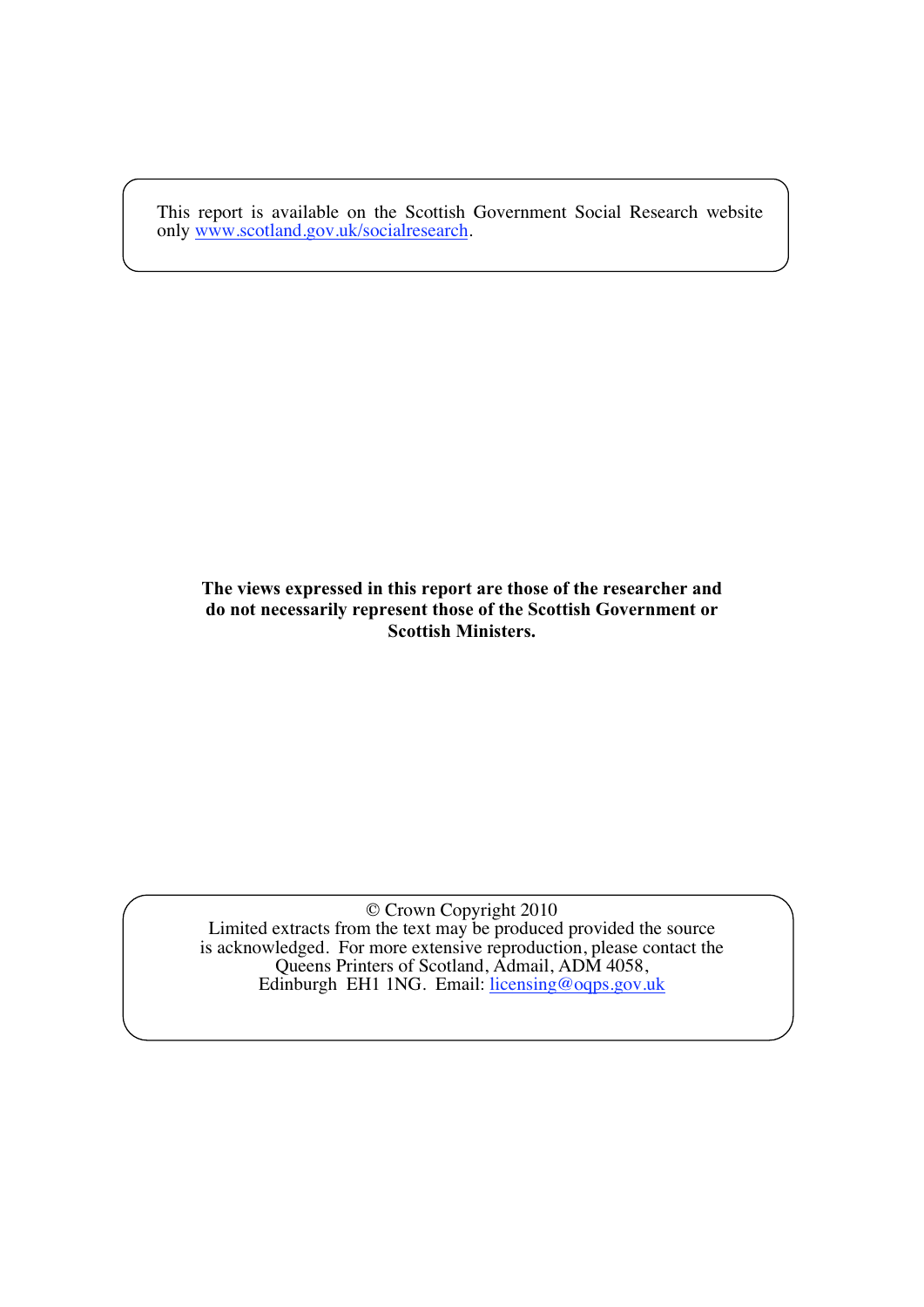This report is available on the Scottish Government Social Research website only [www.scotland.gov.uk/socialresearch](http://www.scotland.gov.uk/socialresearch).

**The views expressed in this report are those of the researcher and do not necessarily represent those of the Scottish Government or Scottish Ministers.**

© Crown Copyright 2010
Limited extracts from the text may be produced provided the source is acknowledged. For more extensive reproduction, please contact the Queens Printers of Scotland, Admail, ADM 4058, Edinburgh EH1 1NG. Email: [licensing@oqps.gov.uk](mailto:licensing@oqps.gov.uk)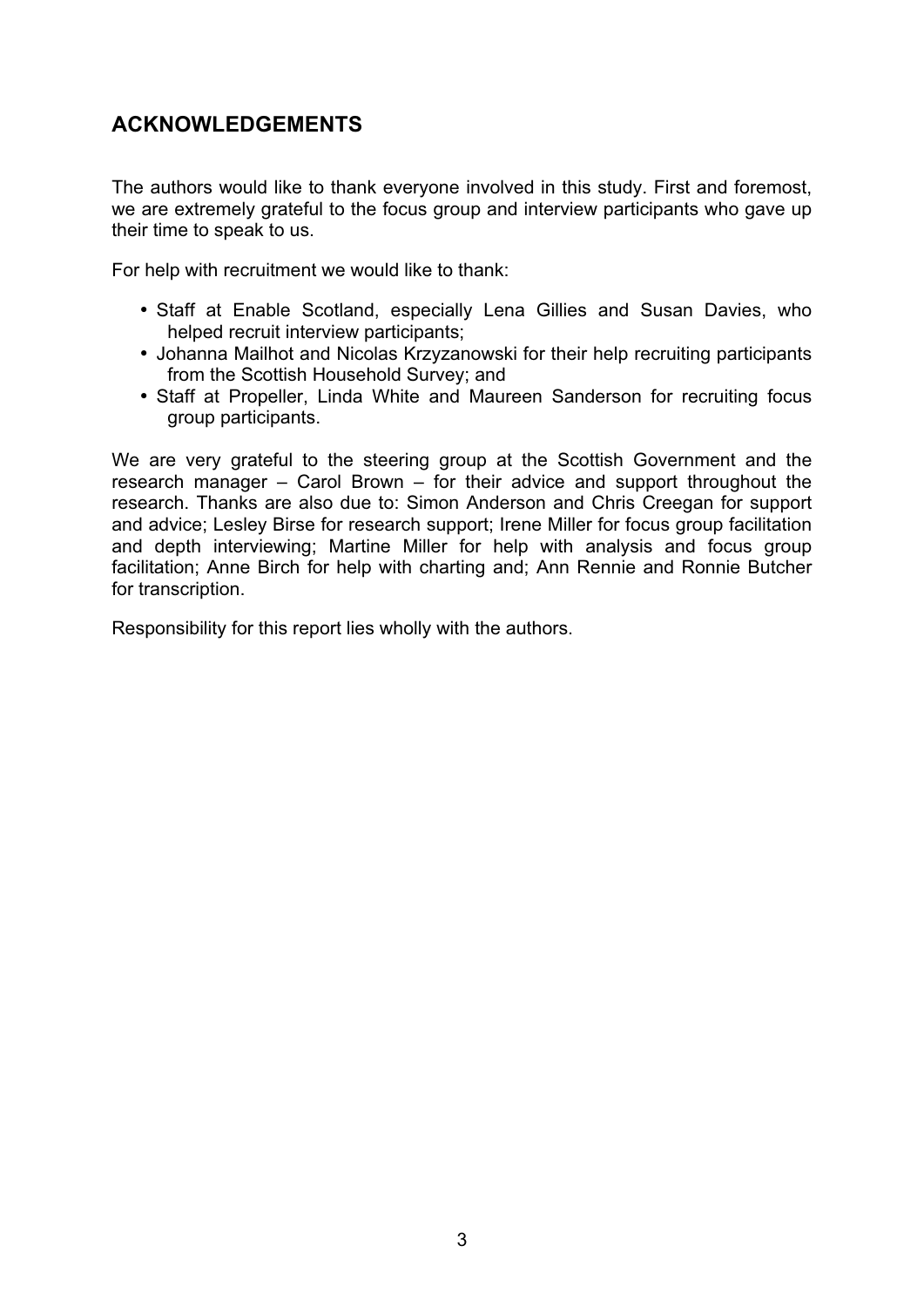## ACKNOWLEDGEMENTS

The authors would like to thank everyone involved in this study. First and foremost, we are extremely grateful to the focus group and interview participants who gave up their time to speak to us.

For help with recruitment we would like to thank:

- Staff at Enable Scotland, especially Lena Gillies and Susan Davies, who helped recruit interview participants;
- Johanna Mailhot and Nicolas Krzyzanowski for their help recruiting participants from the Scottish Household Survey; and
- Staff at Propeller, Linda White and Maureen Sanderson for recruiting focus group participants.

We are very grateful to the steering group at the Scottish Government and the research manager – Carol Brown – for their advice and support throughout the research. Thanks are also due to: Simon Anderson and Chris Creegan for support and advice; Lesley Birse for research support; Irene Miller for focus group facilitation and depth interviewing; Martine Miller for help with analysis and focus group facilitation; Anne Birch for help with charting and; Ann Rennie and Ronnie Butcher for transcription.

Responsibility for this report lies wholly with the authors.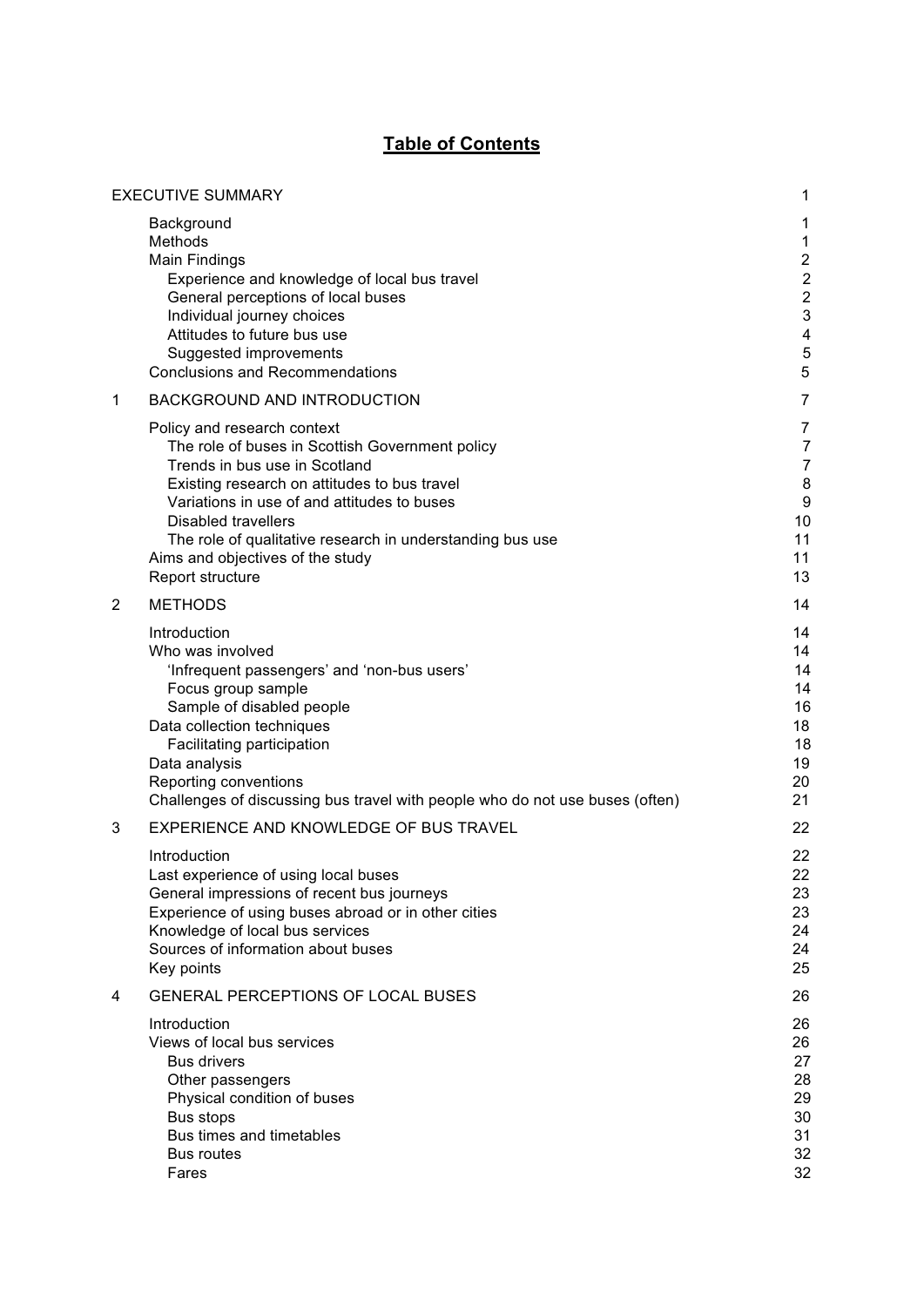# Table of Contents

| | | |
|---|---|---|
| | EXECUTIVE SUMMARY | 1 |
| | Background | 1 |
| | Methods | 1 |
| | Main Findings | 2 |
| | Experience and knowledge of local bus travel | 2 |
| | General perceptions of local buses | 2 |
| | Individual journey choices | 3 |
| | Attitudes to future bus use | 4 |
| | Suggested improvements | 5 |
| | Conclusions and Recommendations | 5 |
| 1 | BACKGROUND AND INTRODUCTION | 7 |
| | Policy and research context | 7 |
| | The role of buses in Scottish Government policy | 7 |
| | Trends in bus use in Scotland | 7 |
| | Existing research on attitudes to bus travel | 8 |
| | Variations in use of and attitudes to buses | 9 |
| | Disabled travellers | 10 |
| | The role of qualitative research in understanding bus use | 11 |
| | Aims and objectives of the study | 11 |
| | Report structure | 13 |
| 2 | METHODS | 14 |
| | Introduction | 14 |
| | Who was involved | 14 |
| | 'Infrequent passengers' and 'non-bus users' | 14 |
| | Focus group sample | 14 |
| | Sample of disabled people | 16 |
| | Data collection techniques | 18 |
| | Facilitating participation | 18 |
| | Data analysis | 19 |
| | Reporting conventions | 20 |
| | Challenges of discussing bus travel with people who do not use buses (often) | 21 |
| 3 | EXPERIENCE AND KNOWLEDGE OF BUS TRAVEL | 22 |
| | Introduction | 22 |
| | Last experience of using local buses | 22 |
| | General impressions of recent bus journeys | 23 |
| | Experience of using buses abroad or in other cities | 23 |
| | Knowledge of local bus services | 24 |
| | Sources of information about buses | 24 |
| | Key points | 25 |
| 4 | GENERAL PERCEPTIONS OF LOCAL BUSES | 26 |
| | Introduction | 26 |
| | Views of local bus services | 26 |
| | Bus drivers | 27 |
| | Other passengers | 28 |
| | Physical condition of buses | 29 |
| | Bus stops | 30 |
| | Bus times and timetables | 31 |
| | Bus routes | 32 |
| | Fares | 32 |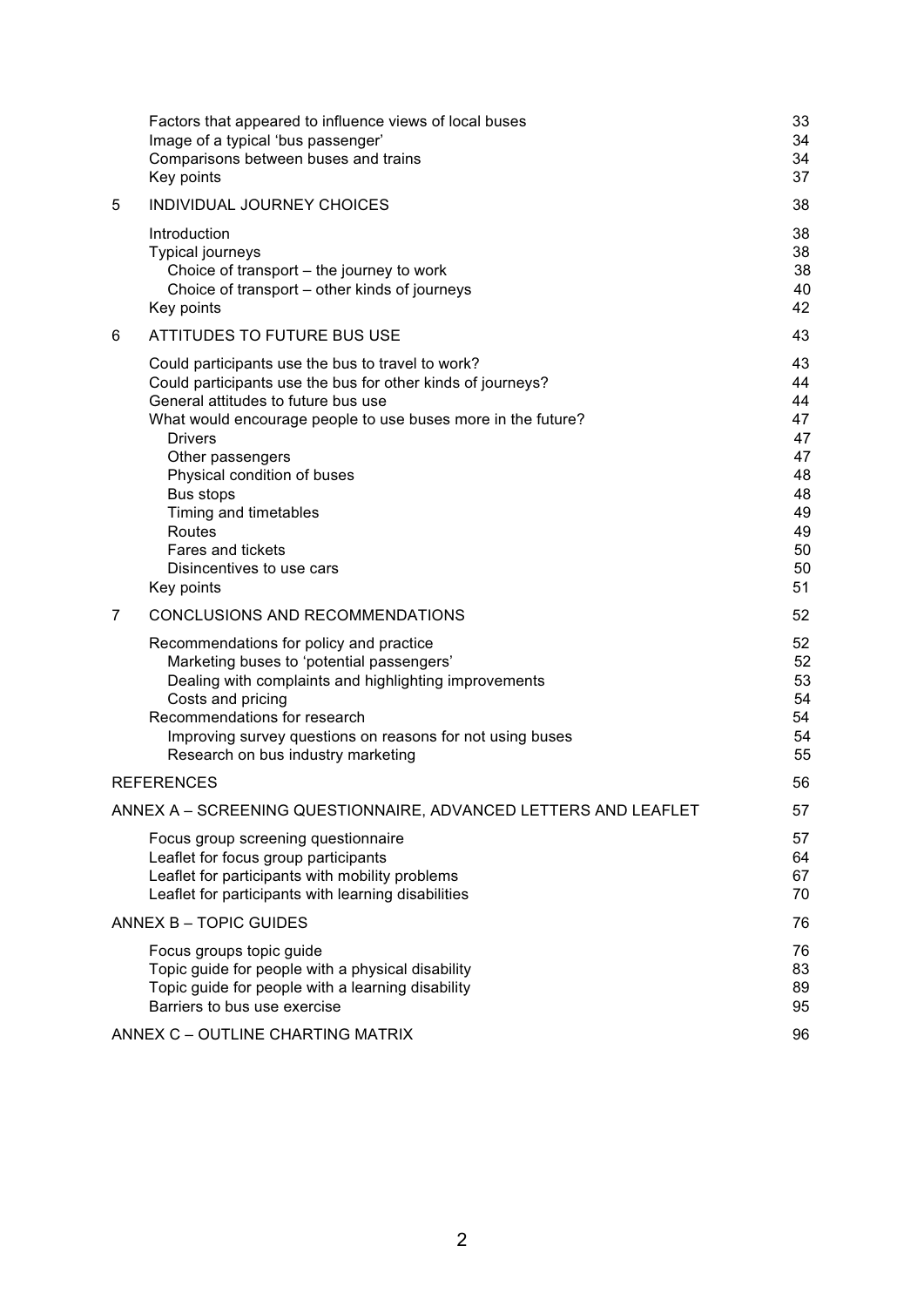| | | |
|---|---|---|
| | Factors that appeared to influence views of local buses | 33 |
| | Image of a typical 'bus passenger' | 34 |
| | Comparisons between buses and trains | 34 |
| | Key points | 37 |
| 5 | INDIVIDUAL JOURNEY CHOICES | 38 |
| | Introduction | 38 |
| | Typical journeys | 38 |
| | Choice of transport – the journey to work | 38 |
| | Choice of transport – other kinds of journeys | 40 |
| | Key points | 42 |
| 6 | ATTITUDES TO FUTURE BUS USE | 43 |
| | Could participants use the bus to travel to work? | 43 |
| | Could participants use the bus for other kinds of journeys? | 44 |
| | General attitudes to future bus use | 44 |
| | What would encourage people to use buses more in the future? | 47 |
| | Drivers | 47 |
| | Other passengers | 47 |
| | Physical condition of buses | 48 |
| | Bus stops | 48 |
| | Timing and timetables | 49 |
| | Routes | 49 |
| | Fares and tickets | 50 |
| | Disincentives to use cars | 50 |
| | Key points | 51 |
| 7 | CONCLUSIONS AND RECOMMENDATIONS | 52 |
| | Recommendations for policy and practice | 52 |
| | Marketing buses to 'potential passengers' | 52 |
| | Dealing with complaints and highlighting improvements | 53 |
| | Costs and pricing | 54 |
| | Recommendations for research | 54 |
| | Improving survey questions on reasons for not using buses | 54 |
| | Research on bus industry marketing | 55 |
| | REFERENCES | 56 |
| | ANNEX A – SCREENING QUESTIONNAIRE, ADVANCED LETTERS AND LEAFLET | 57 |
| | Focus group screening questionnaire | 57 |
| | Leaflet for focus group participants | 64 |
| | Leaflet for participants with mobility problems | 67 |
| | Leaflet for participants with learning disabilities | 70 |
| | ANNEX B – TOPIC GUIDES | 76 |
| | Focus groups topic guide | 76 |
| | Topic guide for people with a physical disability | 83 |
| | Topic guide for people with a learning disability | 89 |
| | Barriers to bus use exercise | 95 |
| | ANNEX C – OUTLINE CHARTING MATRIX | 96 |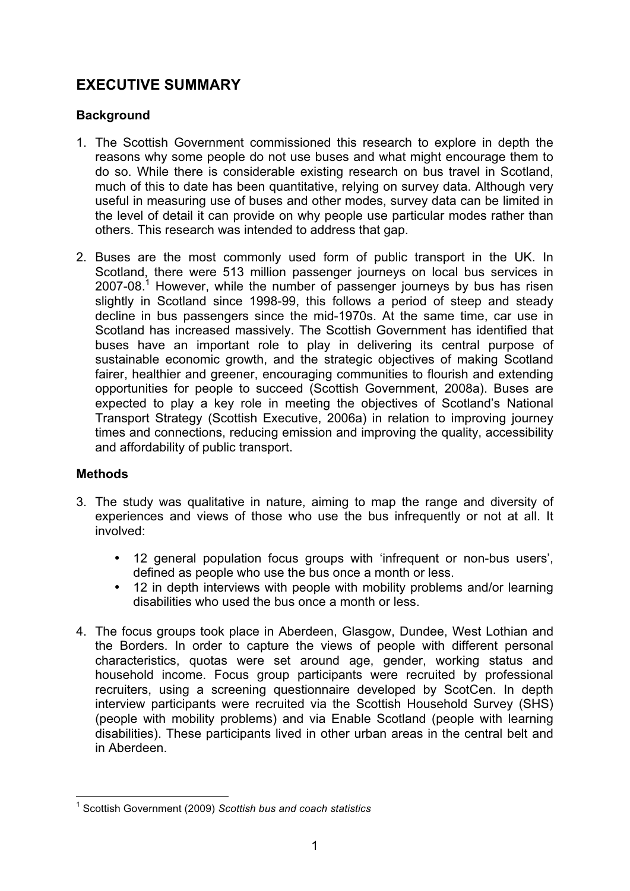## EXECUTIVE SUMMARY

### Background

1. The Scottish Government commissioned this research to explore in depth the reasons why some people do not use buses and what might encourage them to do so. While there is considerable existing research on bus travel in Scotland, much of this to date has been quantitative, relying on survey data. Although very useful in measuring use of buses and other modes, survey data can be limited in the level of detail it can provide on why people use particular modes rather than others. This research was intended to address that gap.

2. Buses are the most commonly used form of public transport in the UK. In Scotland, there were 513 million passenger journeys on local bus services in 2007-08.[1] However, while the number of passenger journeys by bus has risen slightly in Scotland since 1998-99, this follows a period of steep and steady decline in bus passengers since the mid-1970s. At the same time, car use in Scotland has increased massively. The Scottish Government has identified that buses have an important role to play in delivering its central purpose of sustainable economic growth, and the strategic objectives of making Scotland fairer, healthier and greener, encouraging communities to flourish and extending opportunities for people to succeed (Scottish Government, 2008a). Buses are expected to play a key role in meeting the objectives of Scotland's National Transport Strategy (Scottish Executive, 2006a) in relation to improving journey times and connections, reducing emission and improving the quality, accessibility and affordability of public transport.

### Methods

3. The study was qualitative in nature, aiming to map the range and diversity of experiences and views of those who use the bus infrequently or not at all. It involved:

   - 12 general population focus groups with 'infrequent or non-bus users', defined as people who use the bus once a month or less.
   - 12 in depth interviews with people with mobility problems and/or learning disabilities who used the bus once a month or less.

4. The focus groups took place in Aberdeen, Glasgow, Dundee, West Lothian and the Borders. In order to capture the views of people with different personal characteristics, quotas were set around age, gender, working status and household income. Focus group participants were recruited by professional recruiters, using a screening questionnaire developed by ScotCen. In depth interview participants were recruited via the Scottish Household Survey (SHS) (people with mobility problems) and via Enable Scotland (people with learning disabilities). These participants lived in other urban areas in the central belt and in Aberdeen.

---

[1] Scottish Government (2009) *Scottish bus and coach statistics*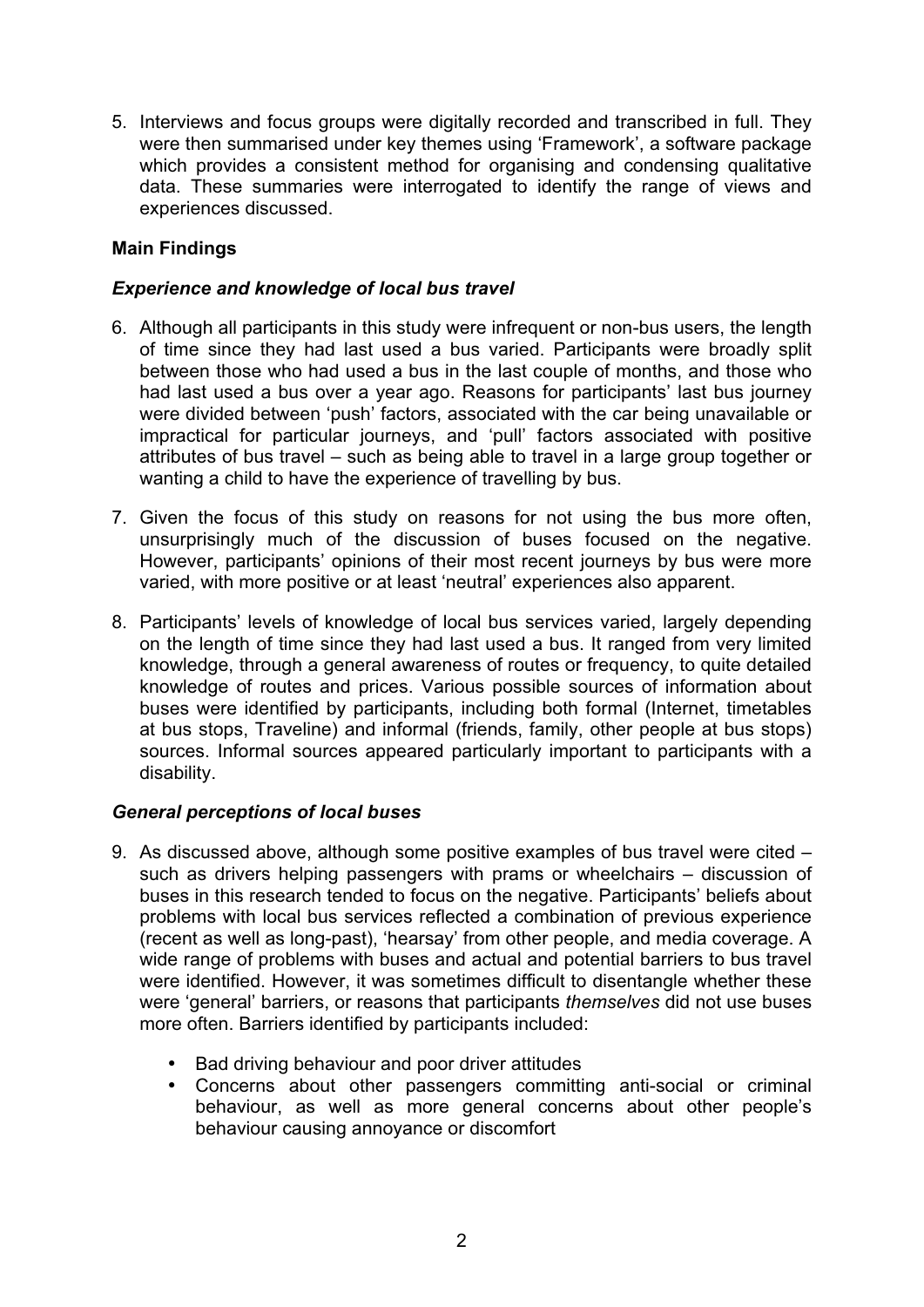5. Interviews and focus groups were digitally recorded and transcribed in full. They were then summarised under key themes using 'Framework', a software package which provides a consistent method for organising and condensing qualitative data. These summaries were interrogated to identify the range of views and experiences discussed.

**Main Findings**

***Experience and knowledge of local bus travel***

6. Although all participants in this study were infrequent or non-bus users, the length of time since they had last used a bus varied. Participants were broadly split between those who had used a bus in the last couple of months, and those who had last used a bus over a year ago. Reasons for participants' last bus journey were divided between 'push' factors, associated with the car being unavailable or impractical for particular journeys, and 'pull' factors associated with positive attributes of bus travel – such as being able to travel in a large group together or wanting a child to have the experience of travelling by bus.

7. Given the focus of this study on reasons for not using the bus more often, unsurprisingly much of the discussion of buses focused on the negative. However, participants' opinions of their most recent journeys by bus were more varied, with more positive or at least 'neutral' experiences also apparent.

8. Participants' levels of knowledge of local bus services varied, largely depending on the length of time since they had last used a bus. It ranged from very limited knowledge, through a general awareness of routes or frequency, to quite detailed knowledge of routes and prices. Various possible sources of information about buses were identified by participants, including both formal (Internet, timetables at bus stops, Traveline) and informal (friends, family, other people at bus stops) sources. Informal sources appeared particularly important to participants with a disability.

***General perceptions of local buses***

9. As discussed above, although some positive examples of bus travel were cited – such as drivers helping passengers with prams or wheelchairs – discussion of buses in this research tended to focus on the negative. Participants' beliefs about problems with local bus services reflected a combination of previous experience (recent as well as long-past), 'hearsay' from other people, and media coverage. A wide range of problems with buses and actual and potential barriers to bus travel were identified. However, it was sometimes difficult to disentangle whether these were 'general' barriers, or reasons that participants *themselves* did not use buses more often. Barriers identified by participants included:

   - Bad driving behaviour and poor driver attitudes
   - Concerns about other passengers committing anti-social or criminal behaviour, as well as more general concerns about other people's behaviour causing annoyance or discomfort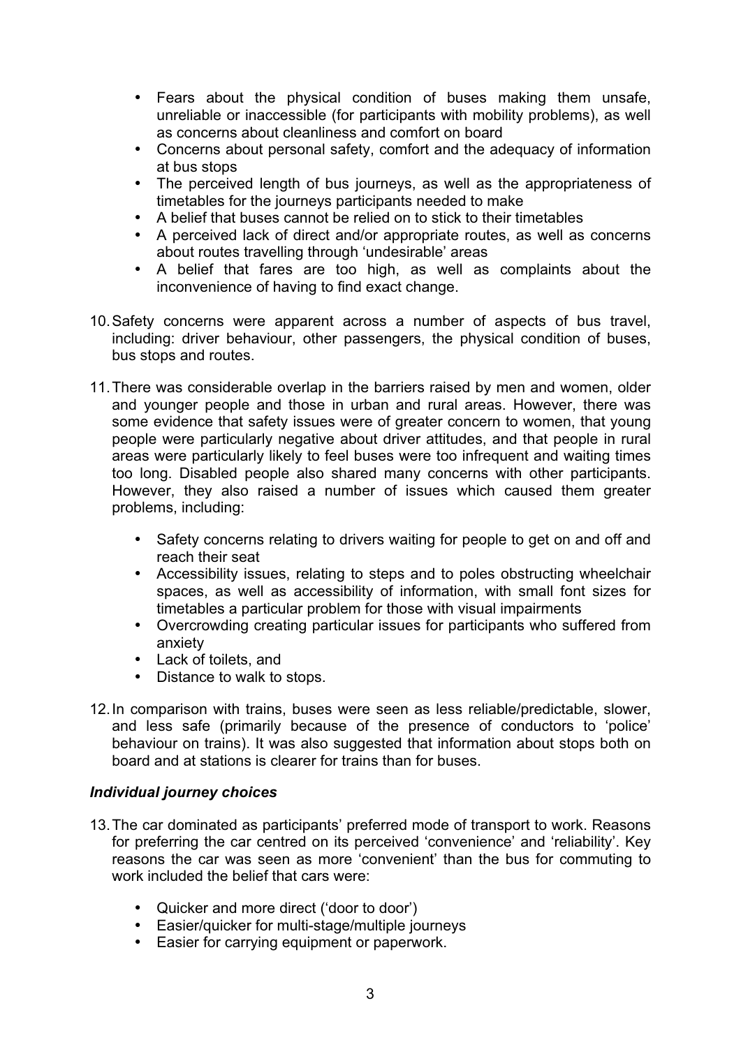- Fears about the physical condition of buses making them unsafe, unreliable or inaccessible (for participants with mobility problems), as well as concerns about cleanliness and comfort on board
- Concerns about personal safety, comfort and the adequacy of information at bus stops
- The perceived length of bus journeys, as well as the appropriateness of timetables for the journeys participants needed to make
- A belief that buses cannot be relied on to stick to their timetables
- A perceived lack of direct and/or appropriate routes, as well as concerns about routes travelling through 'undesirable' areas
- A belief that fares are too high, as well as complaints about the inconvenience of having to find exact change.

10. Safety concerns were apparent across a number of aspects of bus travel, including: driver behaviour, other passengers, the physical condition of buses, bus stops and routes.

11. There was considerable overlap in the barriers raised by men and women, older and younger people and those in urban and rural areas. However, there was some evidence that safety issues were of greater concern to women, that young people were particularly negative about driver attitudes, and that people in rural areas were particularly likely to feel buses were too infrequent and waiting times too long. Disabled people also shared many concerns with other participants. However, they also raised a number of issues which caused them greater problems, including:

    - Safety concerns relating to drivers waiting for people to get on and off and reach their seat
    - Accessibility issues, relating to steps and to poles obstructing wheelchair spaces, as well as accessibility of information, with small font sizes for timetables a particular problem for those with visual impairments
    - Overcrowding creating particular issues for participants who suffered from anxiety
    - Lack of toilets, and
    - Distance to walk to stops.

12. In comparison with trains, buses were seen as less reliable/predictable, slower, and less safe (primarily because of the presence of conductors to 'police' behaviour on trains). It was also suggested that information about stops both on board and at stations is clearer for trains than for buses.

### *Individual journey choices*

13. The car dominated as participants' preferred mode of transport to work. Reasons for preferring the car centred on its perceived 'convenience' and 'reliability'. Key reasons the car was seen as more 'convenient' than the bus for commuting to work included the belief that cars were:

    - Quicker and more direct ('door to door')
    - Easier/quicker for multi-stage/multiple journeys
    - Easier for carrying equipment or paperwork.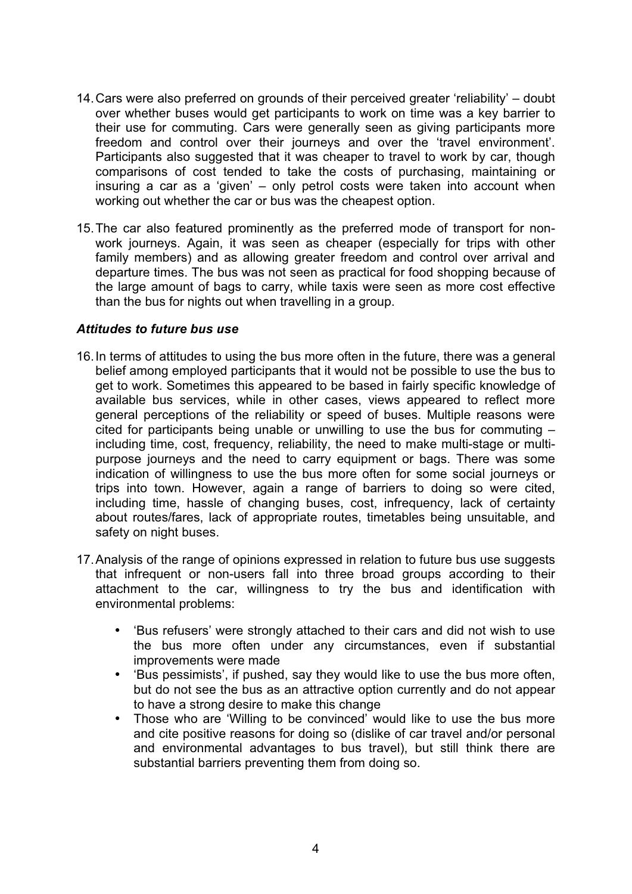14. Cars were also preferred on grounds of their perceived greater 'reliability' – doubt over whether buses would get participants to work on time was a key barrier to their use for commuting. Cars were generally seen as giving participants more freedom and control over their journeys and over the 'travel environment'. Participants also suggested that it was cheaper to travel to work by car, though comparisons of cost tended to take the costs of purchasing, maintaining or insuring a car as a 'given' – only petrol costs were taken into account when working out whether the car or bus was the cheapest option.

15. The car also featured prominently as the preferred mode of transport for non-work journeys. Again, it was seen as cheaper (especially for trips with other family members) and as allowing greater freedom and control over arrival and departure times. The bus was not seen as practical for food shopping because of the large amount of bags to carry, while taxis were seen as more cost effective than the bus for nights out when travelling in a group.

### *Attitudes to future bus use*

16. In terms of attitudes to using the bus more often in the future, there was a general belief among employed participants that it would not be possible to use the bus to get to work. Sometimes this appeared to be based in fairly specific knowledge of available bus services, while in other cases, views appeared to reflect more general perceptions of the reliability or speed of buses. Multiple reasons were cited for participants being unable or unwilling to use the bus for commuting – including time, cost, frequency, reliability, the need to make multi-stage or multi-purpose journeys and the need to carry equipment or bags. There was some indication of willingness to use the bus more often for some social journeys or trips into town. However, again a range of barriers to doing so were cited, including time, hassle of changing buses, cost, infrequency, lack of certainty about routes/fares, lack of appropriate routes, timetables being unsuitable, and safety on night buses.

17. Analysis of the range of opinions expressed in relation to future bus use suggests that infrequent or non-users fall into three broad groups according to their attachment to the car, willingness to try the bus and identification with environmental problems:

    - 'Bus refusers' were strongly attached to their cars and did not wish to use the bus more often under any circumstances, even if substantial improvements were made
    - 'Bus pessimists', if pushed, say they would like to use the bus more often, but do not see the bus as an attractive option currently and do not appear to have a strong desire to make this change
    - Those who are 'Willing to be convinced' would like to use the bus more and cite positive reasons for doing so (dislike of car travel and/or personal and environmental advantages to bus travel), but still think there are substantial barriers preventing them from doing so.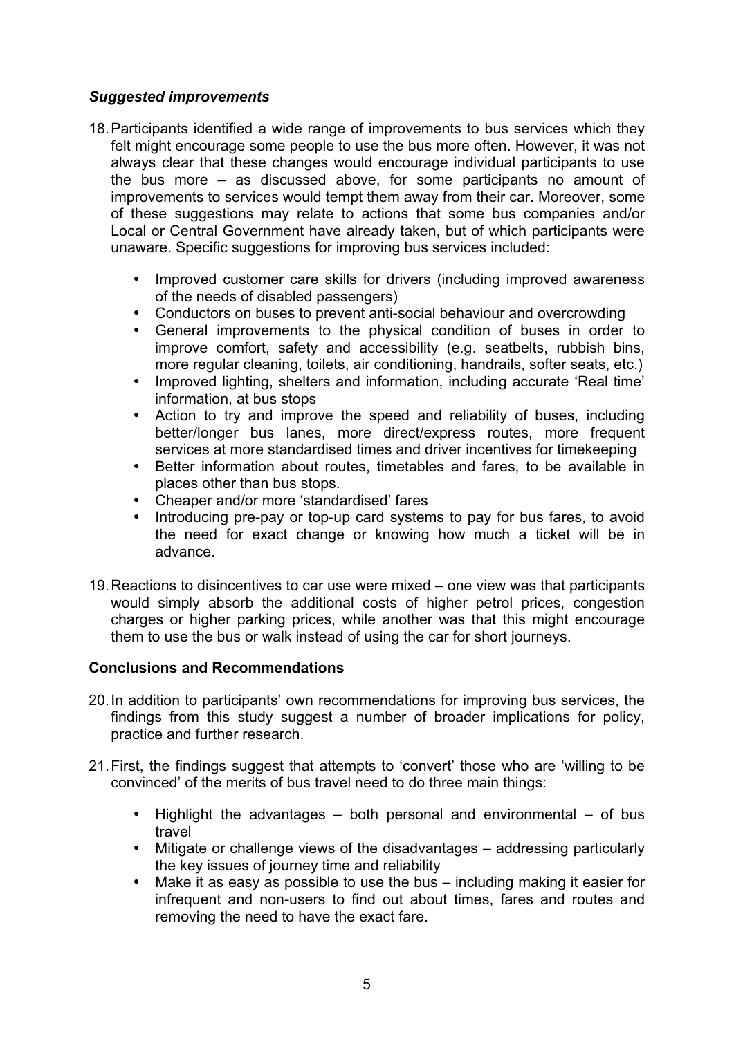### *Suggested improvements*

18. Participants identified a wide range of improvements to bus services which they felt might encourage some people to use the bus more often. However, it was not always clear that these changes would encourage individual participants to use the bus more – as discussed above, for some participants no amount of improvements to services would tempt them away from their car. Moreover, some of these suggestions may relate to actions that some bus companies and/or Local or Central Government have already taken, but of which participants were unaware. Specific suggestions for improving bus services included:

    - Improved customer care skills for drivers (including improved awareness of the needs of disabled passengers)
    - Conductors on buses to prevent anti-social behaviour and overcrowding
    - General improvements to the physical condition of buses in order to improve comfort, safety and accessibility (e.g. seatbelts, rubbish bins, more regular cleaning, toilets, air conditioning, handrails, softer seats, etc.)
    - Improved lighting, shelters and information, including accurate 'Real time' information, at bus stops
    - Action to try and improve the speed and reliability of buses, including better/longer bus lanes, more direct/express routes, more frequent services at more standardised times and driver incentives for timekeeping
    - Better information about routes, timetables and fares, to be available in places other than bus stops.
    - Cheaper and/or more 'standardised' fares
    - Introducing pre-pay or top-up card systems to pay for bus fares, to avoid the need for exact change or knowing how much a ticket will be in advance.

19. Reactions to disincentives to car use were mixed – one view was that participants would simply absorb the additional costs of higher petrol prices, congestion charges or higher parking prices, while another was that this might encourage them to use the bus or walk instead of using the car for short journeys.

## Conclusions and Recommendations

20. In addition to participants' own recommendations for improving bus services, the findings from this study suggest a number of broader implications for policy, practice and further research.

21. First, the findings suggest that attempts to 'convert' those who are 'willing to be convinced' of the merits of bus travel need to do three main things:

    - Highlight the advantages – both personal and environmental – of bus travel
    - Mitigate or challenge views of the disadvantages – addressing particularly the key issues of journey time and reliability
    - Make it as easy as possible to use the bus – including making it easier for infrequent and non-users to find out about times, fares and routes and removing the need to have the exact fare.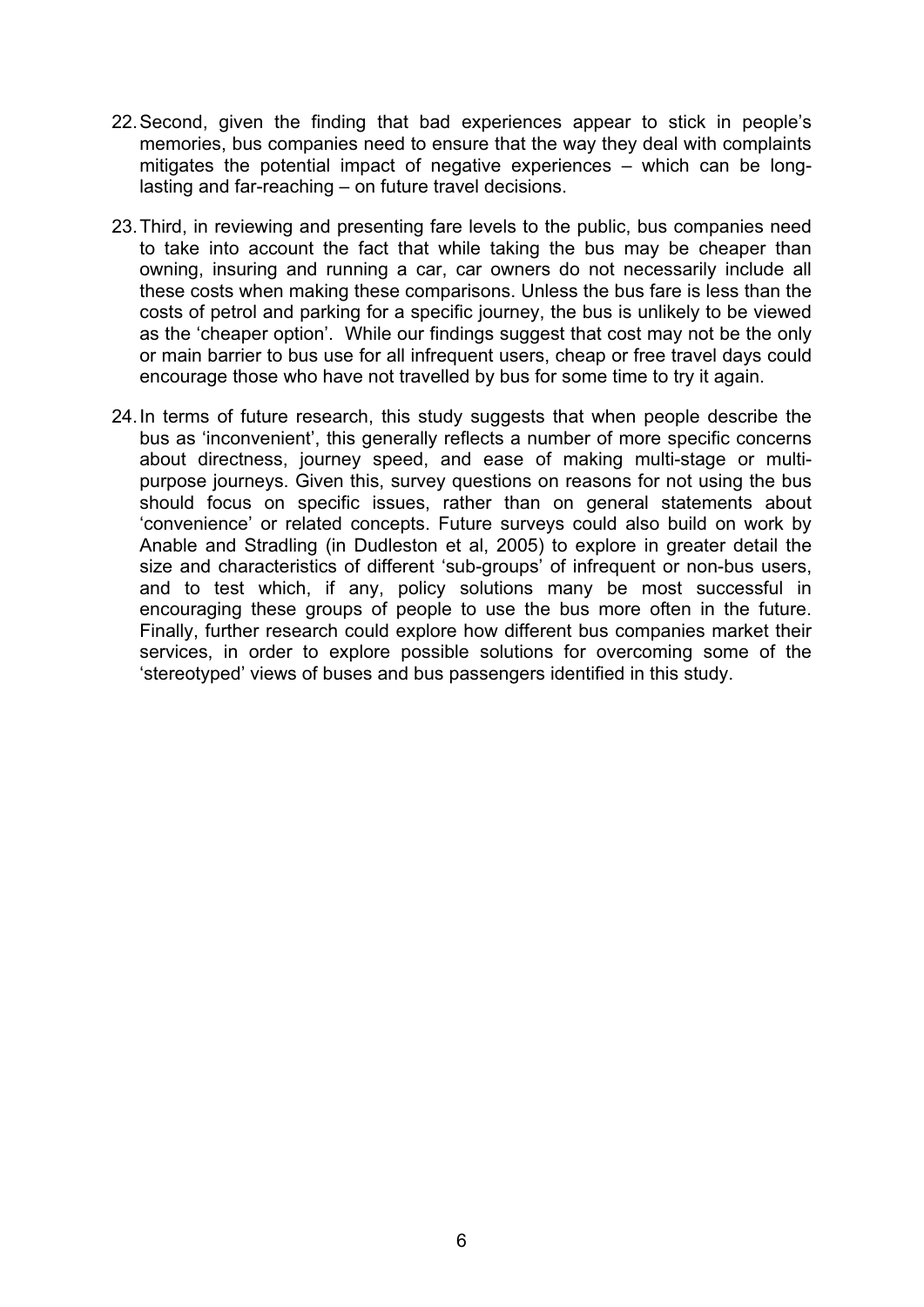22. Second, given the finding that bad experiences appear to stick in people's memories, bus companies need to ensure that the way they deal with complaints mitigates the potential impact of negative experiences – which can be long-lasting and far-reaching – on future travel decisions.

23. Third, in reviewing and presenting fare levels to the public, bus companies need to take into account the fact that while taking the bus may be cheaper than owning, insuring and running a car, car owners do not necessarily include all these costs when making these comparisons. Unless the bus fare is less than the costs of petrol and parking for a specific journey, the bus is unlikely to be viewed as the 'cheaper option'. While our findings suggest that cost may not be the only or main barrier to bus use for all infrequent users, cheap or free travel days could encourage those who have not travelled by bus for some time to try it again.

24. In terms of future research, this study suggests that when people describe the bus as 'inconvenient', this generally reflects a number of more specific concerns about directness, journey speed, and ease of making multi-stage or multi-purpose journeys. Given this, survey questions on reasons for not using the bus should focus on specific issues, rather than on general statements about 'convenience' or related concepts. Future surveys could also build on work by Anable and Stradling (in Dudleston et al, 2005) to explore in greater detail the size and characteristics of different 'sub-groups' of infrequent or non-bus users, and to test which, if any, policy solutions many be most successful in encouraging these groups of people to use the bus more often in the future. Finally, further research could explore how different bus companies market their services, in order to explore possible solutions for overcoming some of the 'stereotyped' views of buses and bus passengers identified in this study.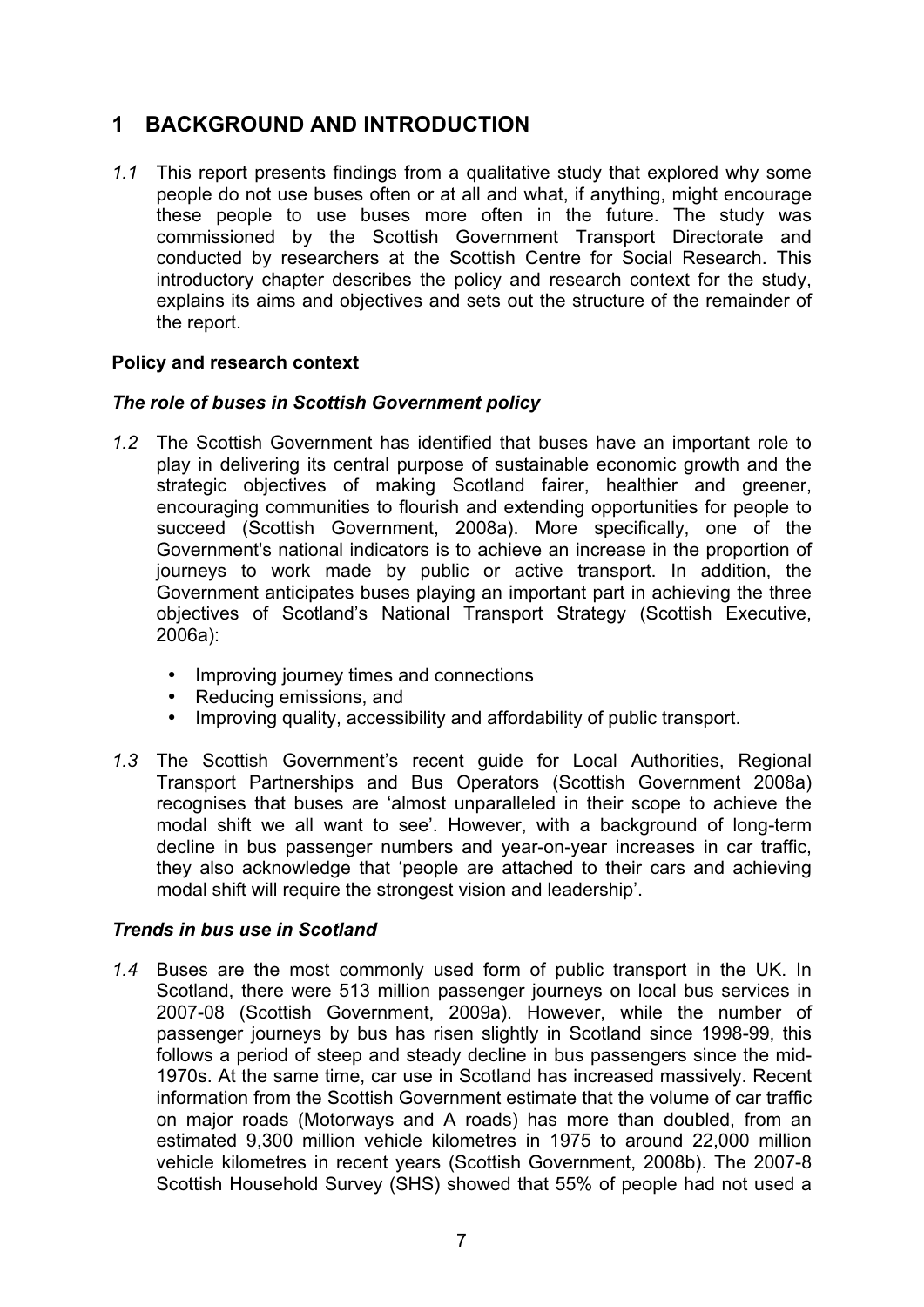# 1 BACKGROUND AND INTRODUCTION

*1.1* This report presents findings from a qualitative study that explored why some people do not use buses often or at all and what, if anything, might encourage these people to use buses more often in the future. The study was commissioned by the Scottish Government Transport Directorate and conducted by researchers at the Scottish Centre for Social Research. This introductory chapter describes the policy and research context for the study, explains its aims and objectives and sets out the structure of the remainder of the report.

**Policy and research context**

***The role of buses in Scottish Government policy***

*1.2* The Scottish Government has identified that buses have an important role to play in delivering its central purpose of sustainable economic growth and the strategic objectives of making Scotland fairer, healthier and greener, encouraging communities to flourish and extending opportunities for people to succeed (Scottish Government, 2008a). More specifically, one of the Government's national indicators is to achieve an increase in the proportion of journeys to work made by public or active transport. In addition, the Government anticipates buses playing an important part in achieving the three objectives of Scotland's National Transport Strategy (Scottish Executive, 2006a):

- Improving journey times and connections
- Reducing emissions, and
- Improving quality, accessibility and affordability of public transport.

*1.3* The Scottish Government's recent guide for Local Authorities, Regional Transport Partnerships and Bus Operators (Scottish Government 2008a) recognises that buses are 'almost unparalleled in their scope to achieve the modal shift we all want to see'. However, with a background of long-term decline in bus passenger numbers and year-on-year increases in car traffic, they also acknowledge that 'people are attached to their cars and achieving modal shift will require the strongest vision and leadership'.

***Trends in bus use in Scotland***

*1.4* Buses are the most commonly used form of public transport in the UK. In Scotland, there were 513 million passenger journeys on local bus services in 2007-08 (Scottish Government, 2009a). However, while the number of passenger journeys by bus has risen slightly in Scotland since 1998-99, this follows a period of steep and steady decline in bus passengers since the mid-1970s. At the same time, car use in Scotland has increased massively. Recent information from the Scottish Government estimate that the volume of car traffic on major roads (Motorways and A roads) has more than doubled, from an estimated 9,300 million vehicle kilometres in 1975 to around 22,000 million vehicle kilometres in recent years (Scottish Government, 2008b). The 2007-8 Scottish Household Survey (SHS) showed that 55% of people had not used a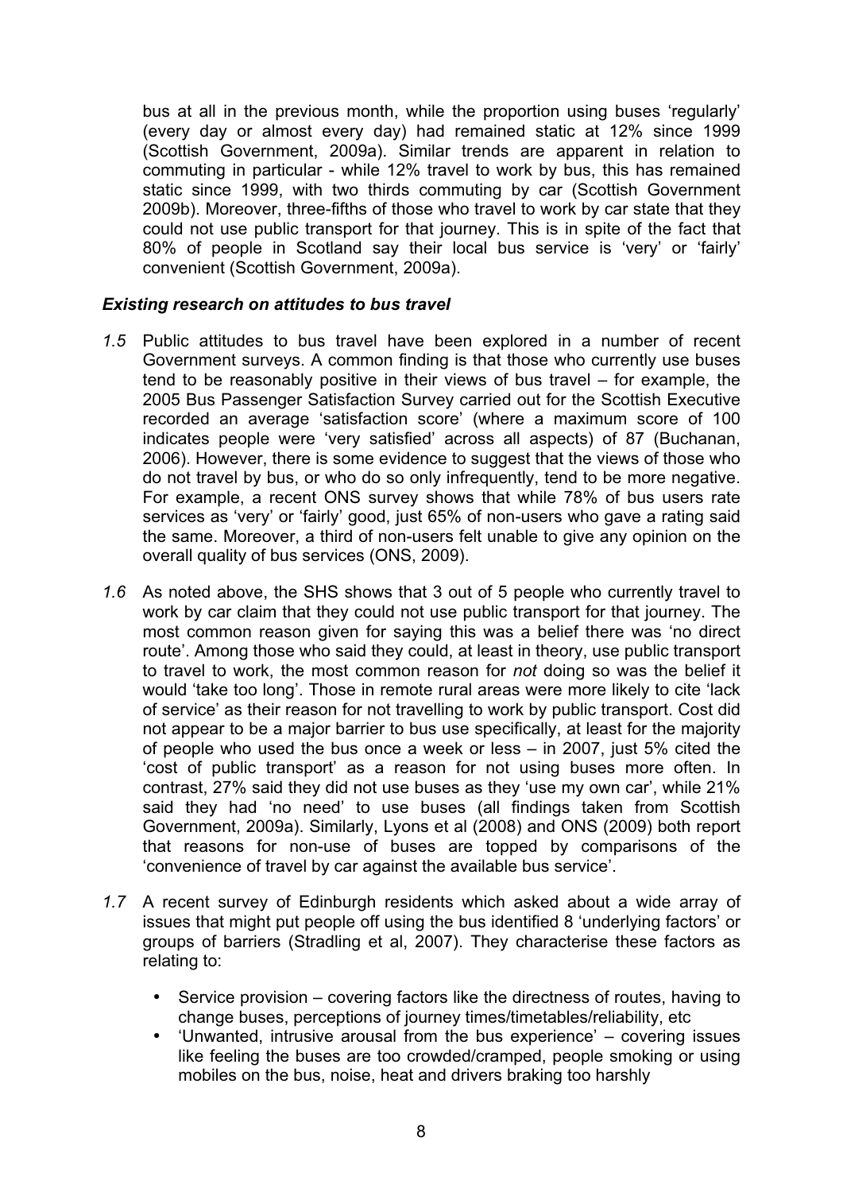bus at all in the previous month, while the proportion using buses 'regularly' (every day or almost every day) had remained static at 12% since 1999 (Scottish Government, 2009a). Similar trends are apparent in relation to commuting in particular - while 12% travel to work by bus, this has remained static since 1999, with two thirds commuting by car (Scottish Government 2009b). Moreover, three-fifths of those who travel to work by car state that they could not use public transport for that journey. This is in spite of the fact that 80% of people in Scotland say their local bus service is 'very' or 'fairly' convenient (Scottish Government, 2009a).

### *Existing research on attitudes to bus travel*

*1.5* Public attitudes to bus travel have been explored in a number of recent Government surveys. A common finding is that those who currently use buses tend to be reasonably positive in their views of bus travel – for example, the 2005 Bus Passenger Satisfaction Survey carried out for the Scottish Executive recorded an average 'satisfaction score' (where a maximum score of 100 indicates people were 'very satisfied' across all aspects) of 87 (Buchanan, 2006). However, there is some evidence to suggest that the views of those who do not travel by bus, or who do so only infrequently, tend to be more negative. For example, a recent ONS survey shows that while 78% of bus users rate services as 'very' or 'fairly' good, just 65% of non-users who gave a rating said the same. Moreover, a third of non-users felt unable to give any opinion on the overall quality of bus services (ONS, 2009).

*1.6* As noted above, the SHS shows that 3 out of 5 people who currently travel to work by car claim that they could not use public transport for that journey. The most common reason given for saying this was a belief there was 'no direct route'. Among those who said they could, at least in theory, use public transport to travel to work, the most common reason for *not* doing so was the belief it would 'take too long'. Those in remote rural areas were more likely to cite 'lack of service' as their reason for not travelling to work by public transport. Cost did not appear to be a major barrier to bus use specifically, at least for the majority of people who used the bus once a week or less – in 2007, just 5% cited the 'cost of public transport' as a reason for not using buses more often. In contrast, 27% said they did not use buses as they 'use my own car', while 21% said they had 'no need' to use buses (all findings taken from Scottish Government, 2009a). Similarly, Lyons et al (2008) and ONS (2009) both report that reasons for non-use of buses are topped by comparisons of the 'convenience of travel by car against the available bus service'.

*1.7* A recent survey of Edinburgh residents which asked about a wide array of issues that might put people off using the bus identified 8 'underlying factors' or groups of barriers (Stradling et al, 2007). They characterise these factors as relating to:

- Service provision – covering factors like the directness of routes, having to change buses, perceptions of journey times/timetables/reliability, etc
- 'Unwanted, intrusive arousal from the bus experience' – covering issues like feeling the buses are too crowded/cramped, people smoking or using mobiles on the bus, noise, heat and drivers braking too harshly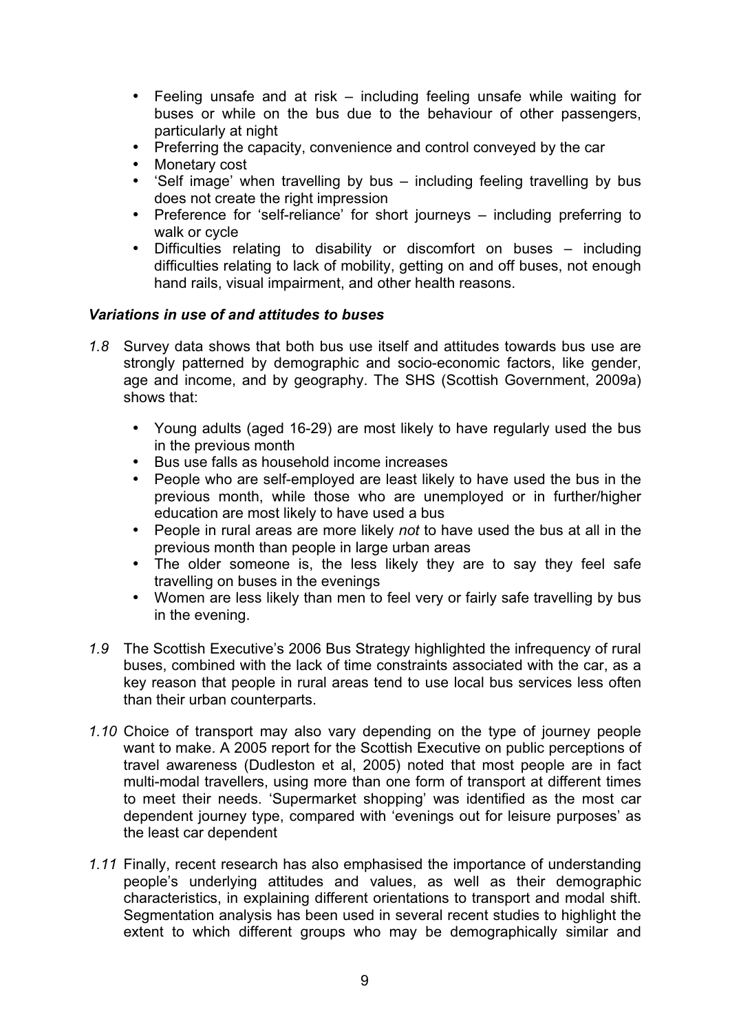- Feeling unsafe and at risk – including feeling unsafe while waiting for buses or while on the bus due to the behaviour of other passengers, particularly at night
- Preferring the capacity, convenience and control conveyed by the car
- Monetary cost
- 'Self image' when travelling by bus – including feeling travelling by bus does not create the right impression
- Preference for 'self-reliance' for short journeys – including preferring to walk or cycle
- Difficulties relating to disability or discomfort on buses – including difficulties relating to lack of mobility, getting on and off buses, not enough hand rails, visual impairment, and other health reasons.

### *Variations in use of and attitudes to buses*

*1.8* Survey data shows that both bus use itself and attitudes towards bus use are strongly patterned by demographic and socio-economic factors, like gender, age and income, and by geography. The SHS (Scottish Government, 2009a) shows that:

- Young adults (aged 16-29) are most likely to have regularly used the bus in the previous month
- Bus use falls as household income increases
- People who are self-employed are least likely to have used the bus in the previous month, while those who are unemployed or in further/higher education are most likely to have used a bus
- People in rural areas are more likely *not* to have used the bus at all in the previous month than people in large urban areas
- The older someone is, the less likely they are to say they feel safe travelling on buses in the evenings
- Women are less likely than men to feel very or fairly safe travelling by bus in the evening.

*1.9* The Scottish Executive's 2006 Bus Strategy highlighted the infrequency of rural buses, combined with the lack of time constraints associated with the car, as a key reason that people in rural areas tend to use local bus services less often than their urban counterparts.

*1.10* Choice of transport may also vary depending on the type of journey people want to make. A 2005 report for the Scottish Executive on public perceptions of travel awareness (Dudleston et al, 2005) noted that most people are in fact multi-modal travellers, using more than one form of transport at different times to meet their needs. 'Supermarket shopping' was identified as the most car dependent journey type, compared with 'evenings out for leisure purposes' as the least car dependent

*1.11* Finally, recent research has also emphasised the importance of understanding people's underlying attitudes and values, as well as their demographic characteristics, in explaining different orientations to transport and modal shift. Segmentation analysis has been used in several recent studies to highlight the extent to which different groups who may be demographically similar and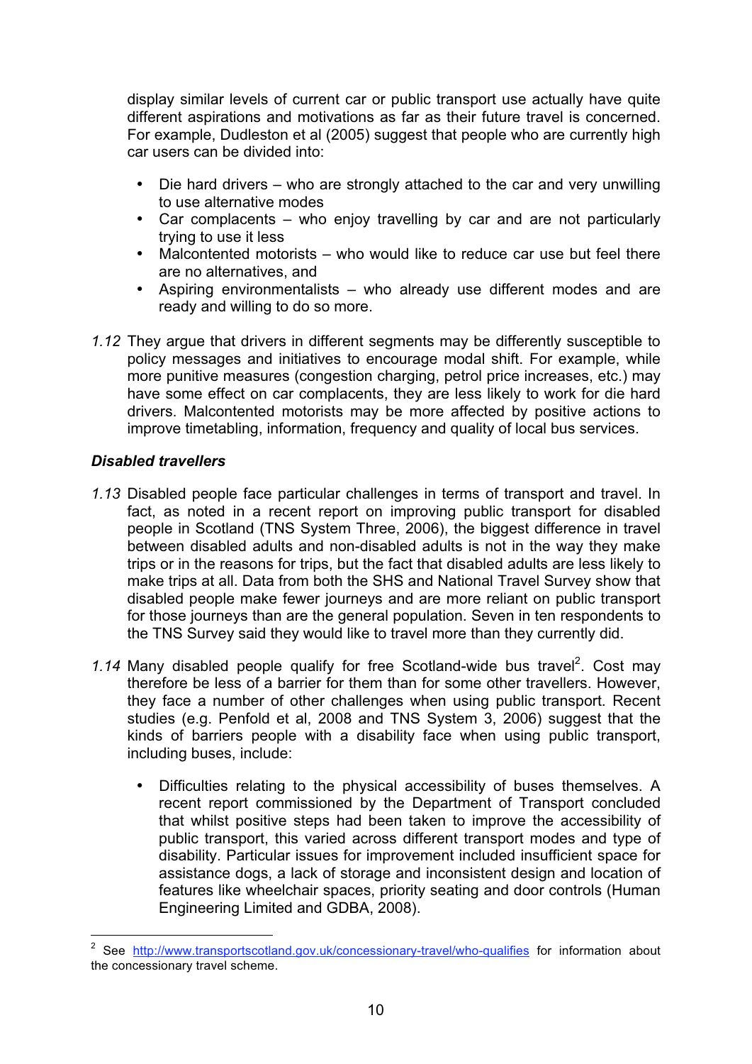display similar levels of current car or public transport use actually have quite different aspirations and motivations as far as their future travel is concerned. For example, Dudleston et al (2005) suggest that people who are currently high car users can be divided into:

- Die hard drivers – who are strongly attached to the car and very unwilling to use alternative modes
- Car complacents – who enjoy travelling by car and are not particularly trying to use it less
- Malcontented motorists – who would like to reduce car use but feel there are no alternatives, and
- Aspiring environmentalists – who already use different modes and are ready and willing to do so more.

*1.12* They argue that drivers in different segments may be differently susceptible to policy messages and initiatives to encourage modal shift. For example, while more punitive measures (congestion charging, petrol price increases, etc.) may have some effect on car complacents, they are less likely to work for die hard drivers. Malcontented motorists may be more affected by positive actions to improve timetabling, information, frequency and quality of local bus services.

***Disabled travellers***

*1.13* Disabled people face particular challenges in terms of transport and travel. In fact, as noted in a recent report on improving public transport for disabled people in Scotland (TNS System Three, 2006), the biggest difference in travel between disabled adults and non-disabled adults is not in the way they make trips or in the reasons for trips, but the fact that disabled adults are less likely to make trips at all. Data from both the SHS and National Travel Survey show that disabled people make fewer journeys and are more reliant on public transport for those journeys than are the general population. Seven in ten respondents to the TNS Survey said they would like to travel more than they currently did.

*1.14* Many disabled people qualify for free Scotland-wide bus travel[2]. Cost may therefore be less of a barrier for them than for some other travellers. However, they face a number of other challenges when using public transport. Recent studies (e.g. Penfold et al, 2008 and TNS System 3, 2006) suggest that the kinds of barriers people with a disability face when using public transport, including buses, include:

- Difficulties relating to the physical accessibility of buses themselves. A recent report commissioned by the Department of Transport concluded that whilst positive steps had been taken to improve the accessibility of public transport, this varied across different transport modes and type of disability. Particular issues for improvement included insufficient space for assistance dogs, a lack of storage and inconsistent design and location of features like wheelchair spaces, priority seating and door controls (Human Engineering Limited and GDBA, 2008).

[2] See http://www.transportscotland.gov.uk/concessionary-travel/who-qualifies for information about the concessionary travel scheme.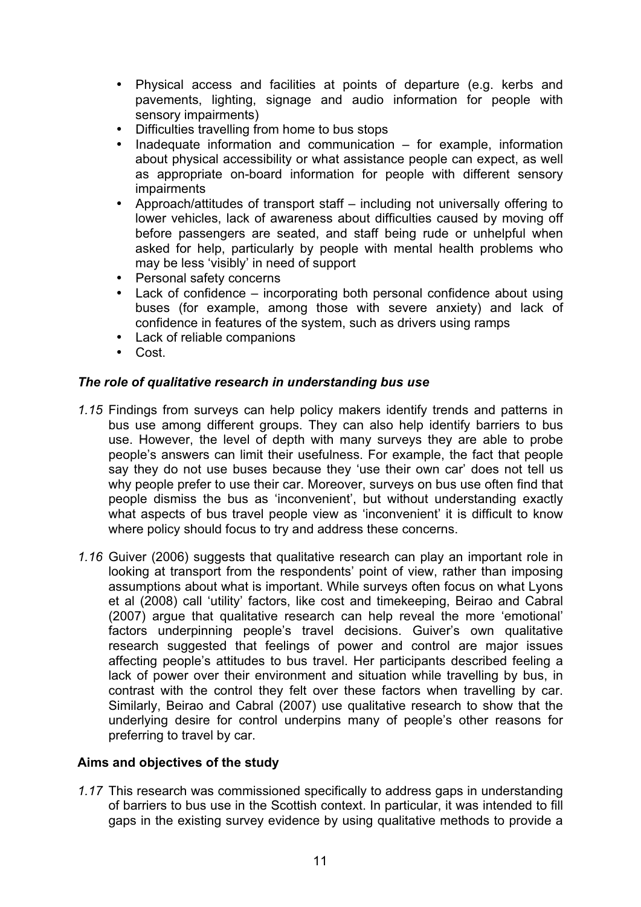- Physical access and facilities at points of departure (e.g. kerbs and pavements, lighting, signage and audio information for people with sensory impairments)
- Difficulties travelling from home to bus stops
- Inadequate information and communication – for example, information about physical accessibility or what assistance people can expect, as well as appropriate on-board information for people with different sensory impairments
- Approach/attitudes of transport staff – including not universally offering to lower vehicles, lack of awareness about difficulties caused by moving off before passengers are seated, and staff being rude or unhelpful when asked for help, particularly by people with mental health problems who may be less 'visibly' in need of support
- Personal safety concerns
- Lack of confidence – incorporating both personal confidence about using buses (for example, among those with severe anxiety) and lack of confidence in features of the system, such as drivers using ramps
- Lack of reliable companions
- Cost.

### *The role of qualitative research in understanding bus use*

*1.15* Findings from surveys can help policy makers identify trends and patterns in bus use among different groups. They can also help identify barriers to bus use. However, the level of depth with many surveys they are able to probe people's answers can limit their usefulness. For example, the fact that people say they do not use buses because they 'use their own car' does not tell us why people prefer to use their car. Moreover, surveys on bus use often find that people dismiss the bus as 'inconvenient', but without understanding exactly what aspects of bus travel people view as 'inconvenient' it is difficult to know where policy should focus to try and address these concerns.

*1.16* Guiver (2006) suggests that qualitative research can play an important role in looking at transport from the respondents' point of view, rather than imposing assumptions about what is important. While surveys often focus on what Lyons et al (2008) call 'utility' factors, like cost and timekeeping, Beirao and Cabral (2007) argue that qualitative research can help reveal the more 'emotional' factors underpinning people's travel decisions. Guiver's own qualitative research suggested that feelings of power and control are major issues affecting people's attitudes to bus travel. Her participants described feeling a lack of power over their environment and situation while travelling by bus, in contrast with the control they felt over these factors when travelling by car. Similarly, Beirao and Cabral (2007) use qualitative research to show that the underlying desire for control underpins many of people's other reasons for preferring to travel by car.

### Aims and objectives of the study

*1.17* This research was commissioned specifically to address gaps in understanding of barriers to bus use in the Scottish context. In particular, it was intended to fill gaps in the existing survey evidence by using qualitative methods to provide a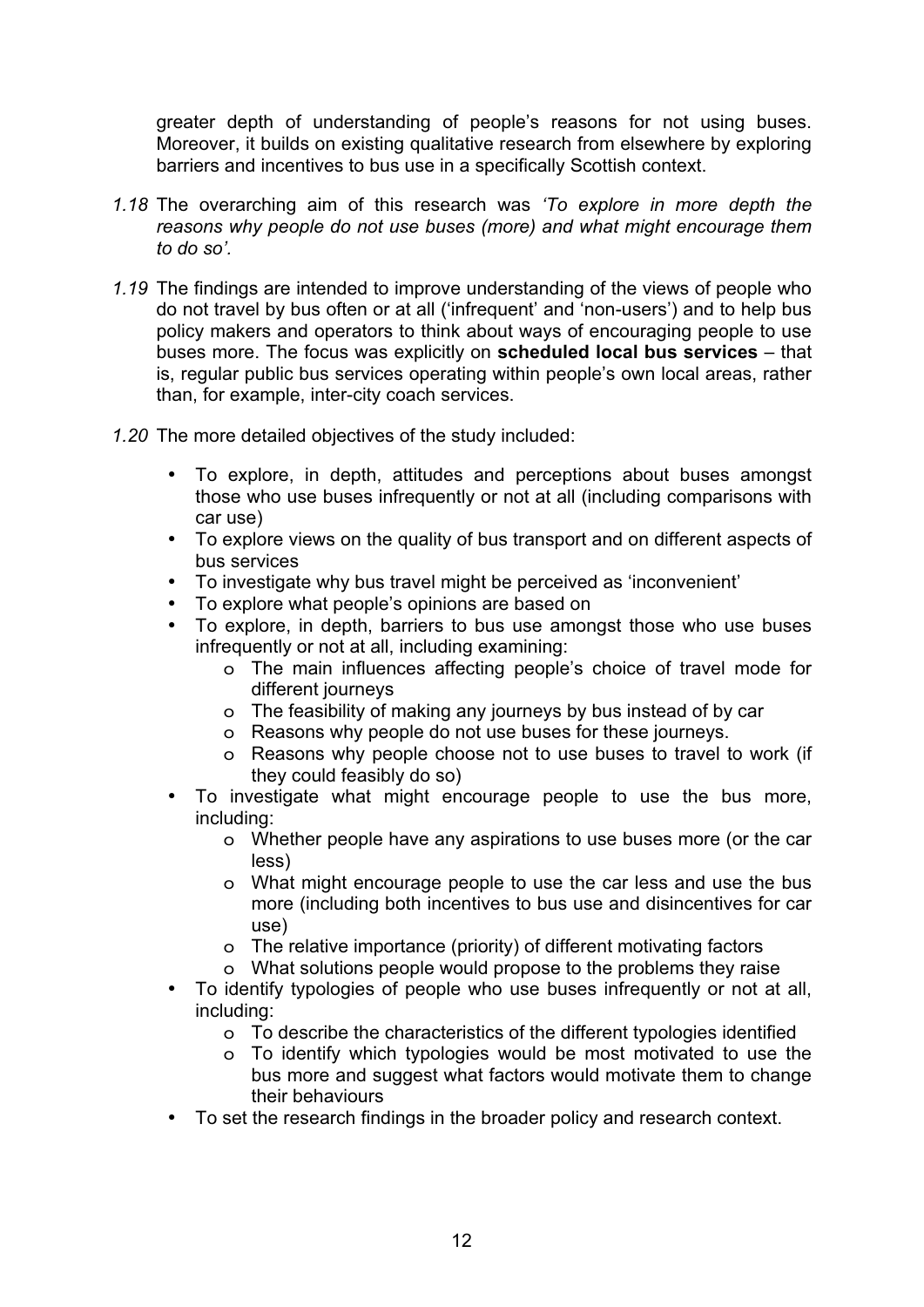greater depth of understanding of people's reasons for not using buses. Moreover, it builds on existing qualitative research from elsewhere by exploring barriers and incentives to bus use in a specifically Scottish context.

*1.18* The overarching aim of this research was *'To explore in more depth the reasons why people do not use buses (more) and what might encourage them to do so'.*

*1.19* The findings are intended to improve understanding of the views of people who do not travel by bus often or at all ('infrequent' and 'non-users') and to help bus policy makers and operators to think about ways of encouraging people to use buses more. The focus was explicitly on **scheduled local bus services** – that is, regular public bus services operating within people's own local areas, rather than, for example, inter-city coach services.

*1.20* The more detailed objectives of the study included:

- To explore, in depth, attitudes and perceptions about buses amongst those who use buses infrequently or not at all (including comparisons with car use)
- To explore views on the quality of bus transport and on different aspects of bus services
- To investigate why bus travel might be perceived as 'inconvenient'
- To explore what people's opinions are based on
- To explore, in depth, barriers to bus use amongst those who use buses infrequently or not at all, including examining:
    - The main influences affecting people's choice of travel mode for different journeys
    - The feasibility of making any journeys by bus instead of by car
    - Reasons why people do not use buses for these journeys.
    - Reasons why people choose not to use buses to travel to work (if they could feasibly do so)
- To investigate what might encourage people to use the bus more, including:
    - Whether people have any aspirations to use buses more (or the car less)
    - What might encourage people to use the car less and use the bus more (including both incentives to bus use and disincentives for car use)
    - The relative importance (priority) of different motivating factors
    - What solutions people would propose to the problems they raise
- To identify typologies of people who use buses infrequently or not at all, including:
    - To describe the characteristics of the different typologies identified
    - To identify which typologies would be most motivated to use the bus more and suggest what factors would motivate them to change their behaviours
- To set the research findings in the broader policy and research context.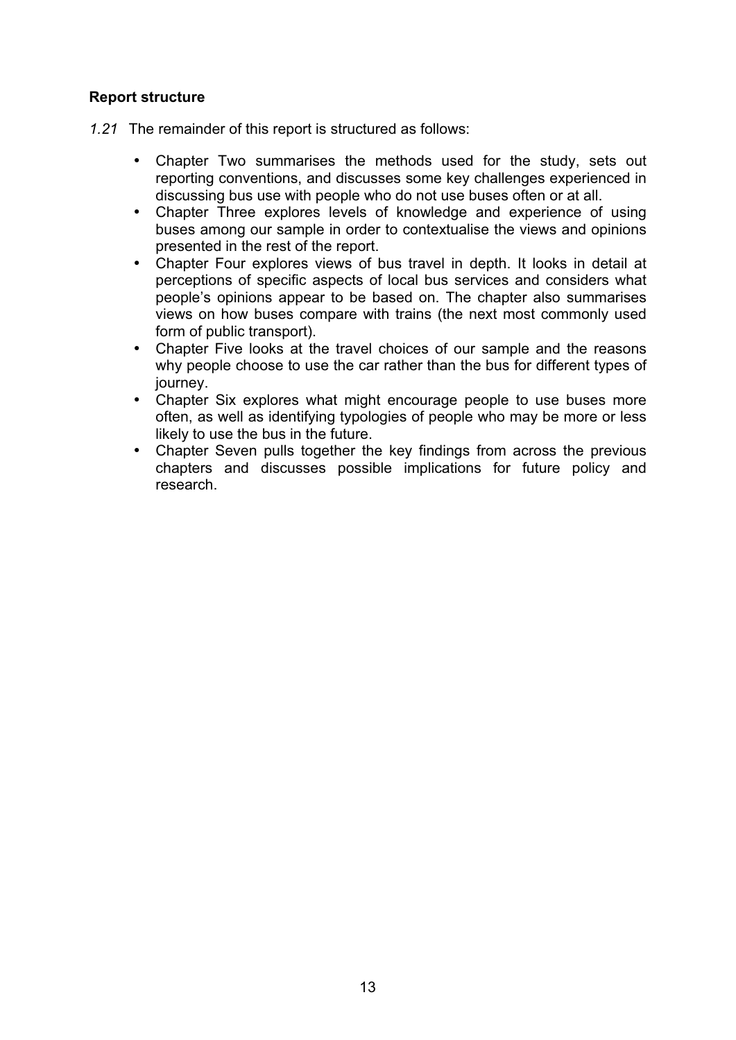### Report structure

*1.21* The remainder of this report is structured as follows:

- Chapter Two summarises the methods used for the study, sets out reporting conventions, and discusses some key challenges experienced in discussing bus use with people who do not use buses often or at all.
- Chapter Three explores levels of knowledge and experience of using buses among our sample in order to contextualise the views and opinions presented in the rest of the report.
- Chapter Four explores views of bus travel in depth. It looks in detail at perceptions of specific aspects of local bus services and considers what people's opinions appear to be based on. The chapter also summarises views on how buses compare with trains (the next most commonly used form of public transport).
- Chapter Five looks at the travel choices of our sample and the reasons why people choose to use the car rather than the bus for different types of journey.
- Chapter Six explores what might encourage people to use buses more often, as well as identifying typologies of people who may be more or less likely to use the bus in the future.
- Chapter Seven pulls together the key findings from across the previous chapters and discusses possible implications for future policy and research.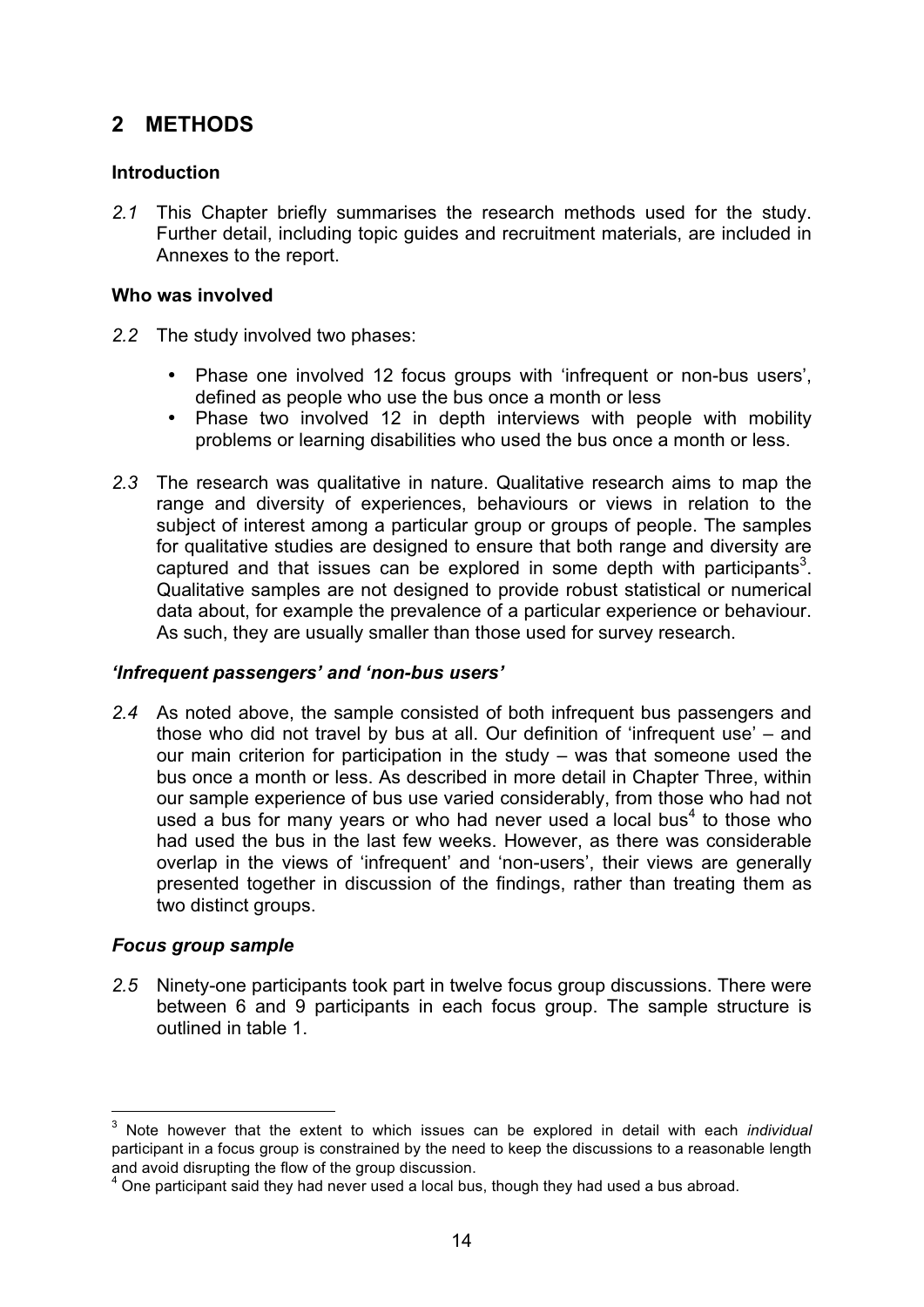## 2 METHODS

### Introduction

*2.1* This Chapter briefly summarises the research methods used for the study. Further detail, including topic guides and recruitment materials, are included in Annexes to the report.

### Who was involved

*2.2* The study involved two phases:

- Phase one involved 12 focus groups with 'infrequent or non-bus users', defined as people who use the bus once a month or less
- Phase two involved 12 in depth interviews with people with mobility problems or learning disabilities who used the bus once a month or less.

*2.3* The research was qualitative in nature. Qualitative research aims to map the range and diversity of experiences, behaviours or views in relation to the subject of interest among a particular group or groups of people. The samples for qualitative studies are designed to ensure that both range and diversity are captured and that issues can be explored in some depth with participants[3]. Qualitative samples are not designed to provide robust statistical or numerical data about, for example the prevalence of a particular experience or behaviour. As such, they are usually smaller than those used for survey research.

### *'Infrequent passengers' and 'non-bus users'*

*2.4* As noted above, the sample consisted of both infrequent bus passengers and those who did not travel by bus at all. Our definition of 'infrequent use' – and our main criterion for participation in the study – was that someone used the bus once a month or less. As described in more detail in Chapter Three, within our sample experience of bus use varied considerably, from those who had not used a bus for many years or who had never used a local bus[4] to those who had used the bus in the last few weeks. However, as there was considerable overlap in the views of 'infrequent' and 'non-users', their views are generally presented together in discussion of the findings, rather than treating them as two distinct groups.

### *Focus group sample*

*2.5* Ninety-one participants took part in twelve focus group discussions. There were between 6 and 9 participants in each focus group. The sample structure is outlined in table 1.

---

[3] Note however that the extent to which issues can be explored in detail with each *individual* participant in a focus group is constrained by the need to keep the discussions to a reasonable length and avoid disrupting the flow of the group discussion.

[4] One participant said they had never used a local bus, though they had used a bus abroad.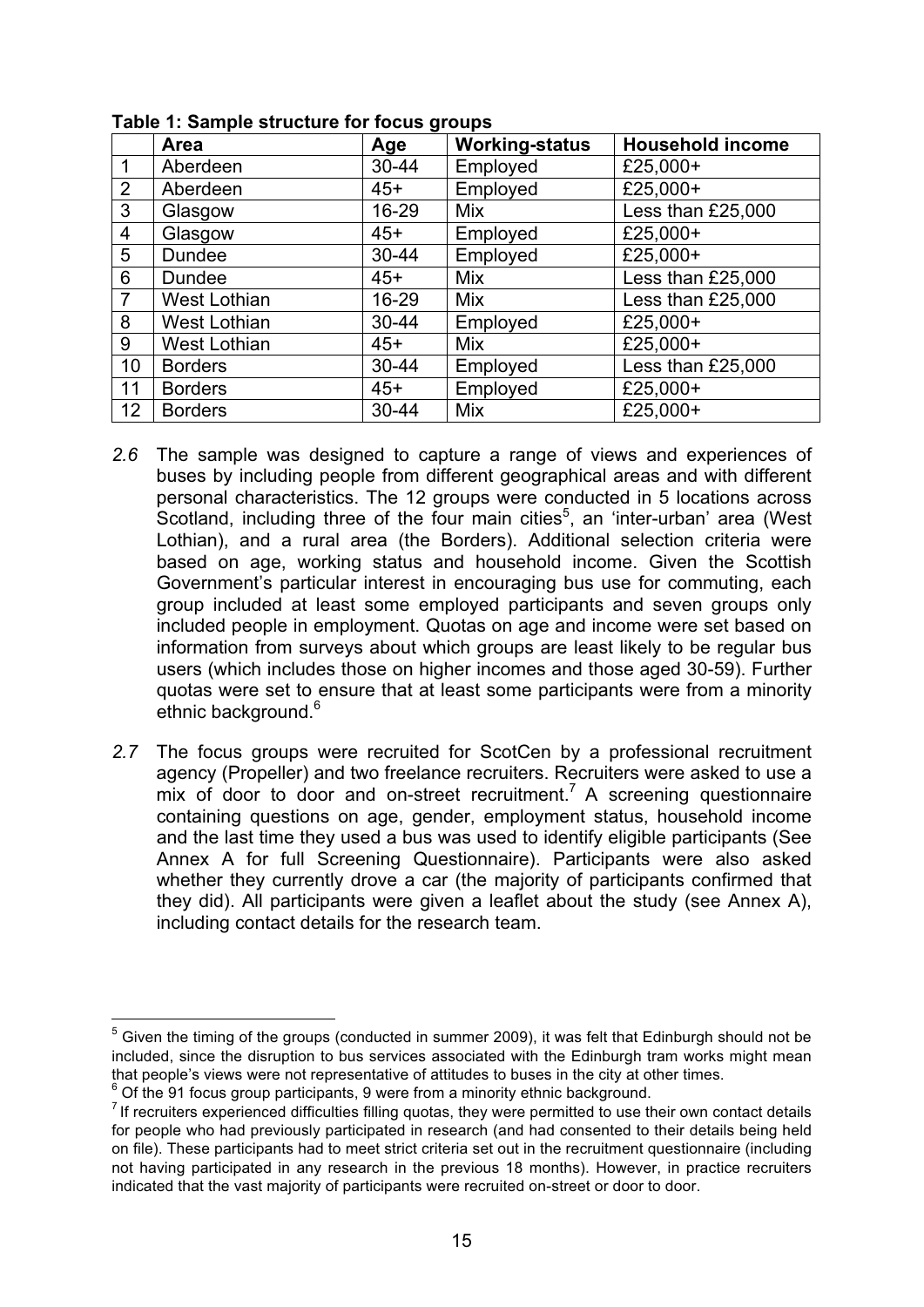**Table 1: Sample structure for focus groups**

| | Area | Age | Working-status | Household income |
|---|---|---|---|---|
| 1 | Aberdeen | 30-44 | Employed | £25,000+ |
| 2 | Aberdeen | 45+ | Employed | £25,000+ |
| 3 | Glasgow | 16-29 | Mix | Less than £25,000 |
| 4 | Glasgow | 45+ | Employed | £25,000+ |
| 5 | Dundee | 30-44 | Employed | £25,000+ |
| 6 | Dundee | 45+ | Mix | Less than £25,000 |
| 7 | West Lothian | 16-29 | Mix | Less than £25,000 |
| 8 | West Lothian | 30-44 | Employed | £25,000+ |
| 9 | West Lothian | 45+ | Mix | £25,000+ |
| 10 | Borders | 30-44 | Employed | Less than £25,000 |
| 11 | Borders | 45+ | Employed | £25,000+ |
| 12 | Borders | 30-44 | Mix | £25,000+ |

*2.6* The sample was designed to capture a range of views and experiences of buses by including people from different geographical areas and with different personal characteristics. The 12 groups were conducted in 5 locations across Scotland, including three of the four main cities[5], an 'inter-urban' area (West Lothian), and a rural area (the Borders). Additional selection criteria were based on age, working status and household income. Given the Scottish Government's particular interest in encouraging bus use for commuting, each group included at least some employed participants and seven groups only included people in employment. Quotas on age and income were set based on information from surveys about which groups are least likely to be regular bus users (which includes those on higher incomes and those aged 30-59). Further quotas were set to ensure that at least some participants were from a minority ethnic background.[6]

*2.7* The focus groups were recruited for ScotCen by a professional recruitment agency (Propeller) and two freelance recruiters. Recruiters were asked to use a mix of door to door and on-street recruitment.[7] A screening questionnaire containing questions on age, gender, employment status, household income and the last time they used a bus was used to identify eligible participants (See Annex A for full Screening Questionnaire). Participants were also asked whether they currently drove a car (the majority of participants confirmed that they did). All participants were given a leaflet about the study (see Annex A), including contact details for the research team.

---

[5] Given the timing of the groups (conducted in summer 2009), it was felt that Edinburgh should not be included, since the disruption to bus services associated with the Edinburgh tram works might mean that people's views were not representative of attitudes to buses in the city at other times.

[6] Of the 91 focus group participants, 9 were from a minority ethnic background.

[7] If recruiters experienced difficulties filling quotas, they were permitted to use their own contact details for people who had previously participated in research (and had consented to their details being held on file). These participants had to meet strict criteria set out in the recruitment questionnaire (including not having participated in any research in the previous 18 months). However, in practice recruiters indicated that the vast majority of participants were recruited on-street or door to door.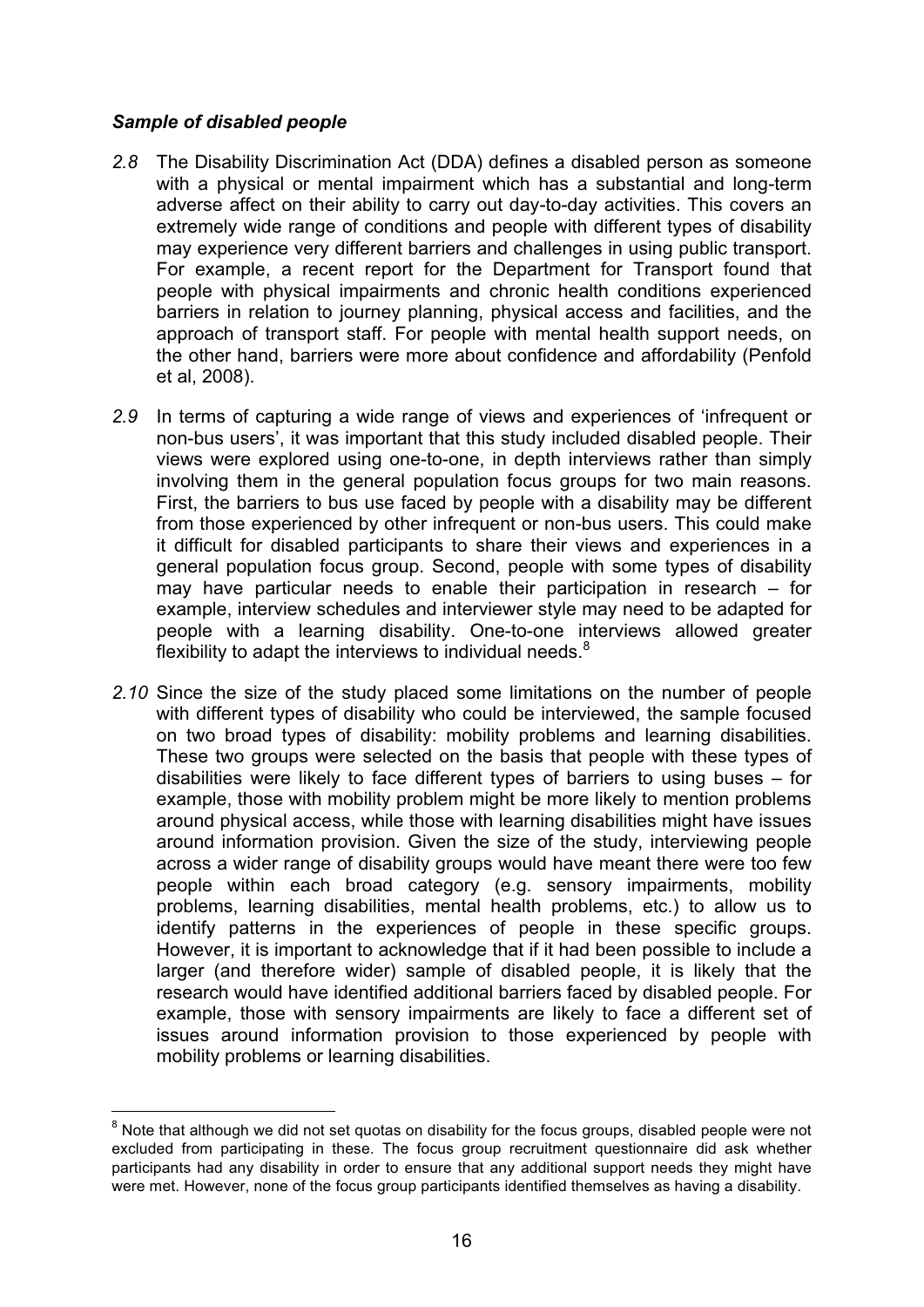### *Sample of disabled people*

*2.8* The Disability Discrimination Act (DDA) defines a disabled person as someone with a physical or mental impairment which has a substantial and long-term adverse affect on their ability to carry out day-to-day activities. This covers an extremely wide range of conditions and people with different types of disability may experience very different barriers and challenges in using public transport. For example, a recent report for the Department for Transport found that people with physical impairments and chronic health conditions experienced barriers in relation to journey planning, physical access and facilities, and the approach of transport staff. For people with mental health support needs, on the other hand, barriers were more about confidence and affordability (Penfold et al, 2008).

*2.9* In terms of capturing a wide range of views and experiences of 'infrequent or non-bus users', it was important that this study included disabled people. Their views were explored using one-to-one, in depth interviews rather than simply involving them in the general population focus groups for two main reasons. First, the barriers to bus use faced by people with a disability may be different from those experienced by other infrequent or non-bus users. This could make it difficult for disabled participants to share their views and experiences in a general population focus group. Second, people with some types of disability may have particular needs to enable their participation in research – for example, interview schedules and interviewer style may need to be adapted for people with a learning disability. One-to-one interviews allowed greater flexibility to adapt the interviews to individual needs.[8]

*2.10* Since the size of the study placed some limitations on the number of people with different types of disability who could be interviewed, the sample focused on two broad types of disability: mobility problems and learning disabilities. These two groups were selected on the basis that people with these types of disabilities were likely to face different types of barriers to using buses – for example, those with mobility problem might be more likely to mention problems around physical access, while those with learning disabilities might have issues around information provision. Given the size of the study, interviewing people across a wider range of disability groups would have meant there were too few people within each broad category (e.g. sensory impairments, mobility problems, learning disabilities, mental health problems, etc.) to allow us to identify patterns in the experiences of people in these specific groups. However, it is important to acknowledge that if it had been possible to include a larger (and therefore wider) sample of disabled people, it is likely that the research would have identified additional barriers faced by disabled people. For example, those with sensory impairments are likely to face a different set of issues around information provision to those experienced by people with mobility problems or learning disabilities.

[8] Note that although we did not set quotas on disability for the focus groups, disabled people were not excluded from participating in these. The focus group recruitment questionnaire did ask whether participants had any disability in order to ensure that any additional support needs they might have were met. However, none of the focus group participants identified themselves as having a disability.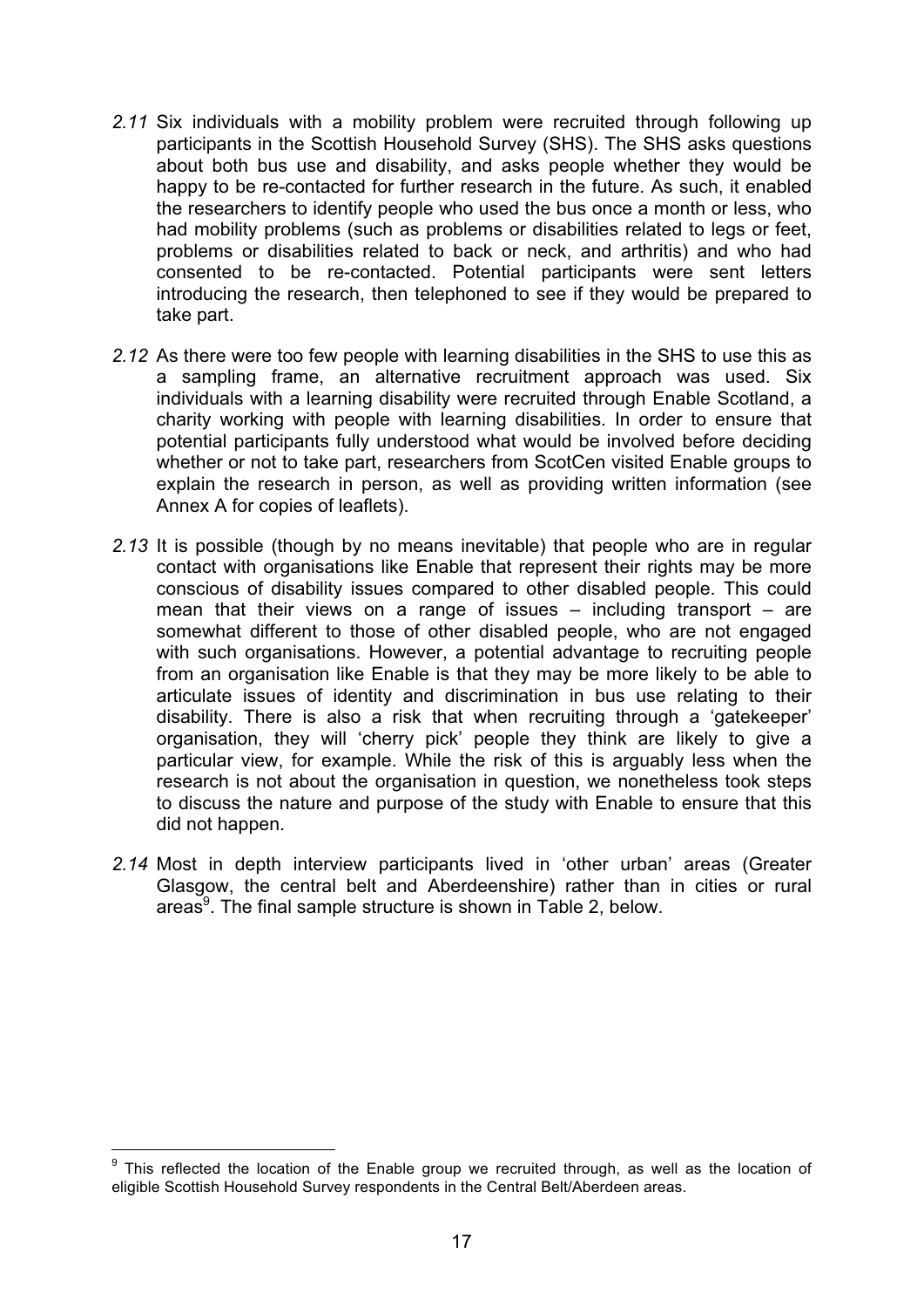*2.11* Six individuals with a mobility problem were recruited through following up participants in the Scottish Household Survey (SHS). The SHS asks questions about both bus use and disability, and asks people whether they would be happy to be re-contacted for further research in the future. As such, it enabled the researchers to identify people who used the bus once a month or less, who had mobility problems (such as problems or disabilities related to legs or feet, problems or disabilities related to back or neck, and arthritis) and who had consented to be re-contacted. Potential participants were sent letters introducing the research, then telephoned to see if they would be prepared to take part.

*2.12* As there were too few people with learning disabilities in the SHS to use this as a sampling frame, an alternative recruitment approach was used. Six individuals with a learning disability were recruited through Enable Scotland, a charity working with people with learning disabilities. In order to ensure that potential participants fully understood what would be involved before deciding whether or not to take part, researchers from ScotCen visited Enable groups to explain the research in person, as well as providing written information (see Annex A for copies of leaflets).

*2.13* It is possible (though by no means inevitable) that people who are in regular contact with organisations like Enable that represent their rights may be more conscious of disability issues compared to other disabled people. This could mean that their views on a range of issues – including transport – are somewhat different to those of other disabled people, who are not engaged with such organisations. However, a potential advantage to recruiting people from an organisation like Enable is that they may be more likely to be able to articulate issues of identity and discrimination in bus use relating to their disability. There is also a risk that when recruiting through a 'gatekeeper' organisation, they will 'cherry pick' people they think are likely to give a particular view, for example. While the risk of this is arguably less when the research is not about the organisation in question, we nonetheless took steps to discuss the nature and purpose of the study with Enable to ensure that this did not happen.

*2.14* Most in depth interview participants lived in 'other urban' areas (Greater Glasgow, the central belt and Aberdeenshire) rather than in cities or rural areas[9]. The final sample structure is shown in Table 2, below.

[9] This reflected the location of the Enable group we recruited through, as well as the location of eligible Scottish Household Survey respondents in the Central Belt/Aberdeen areas.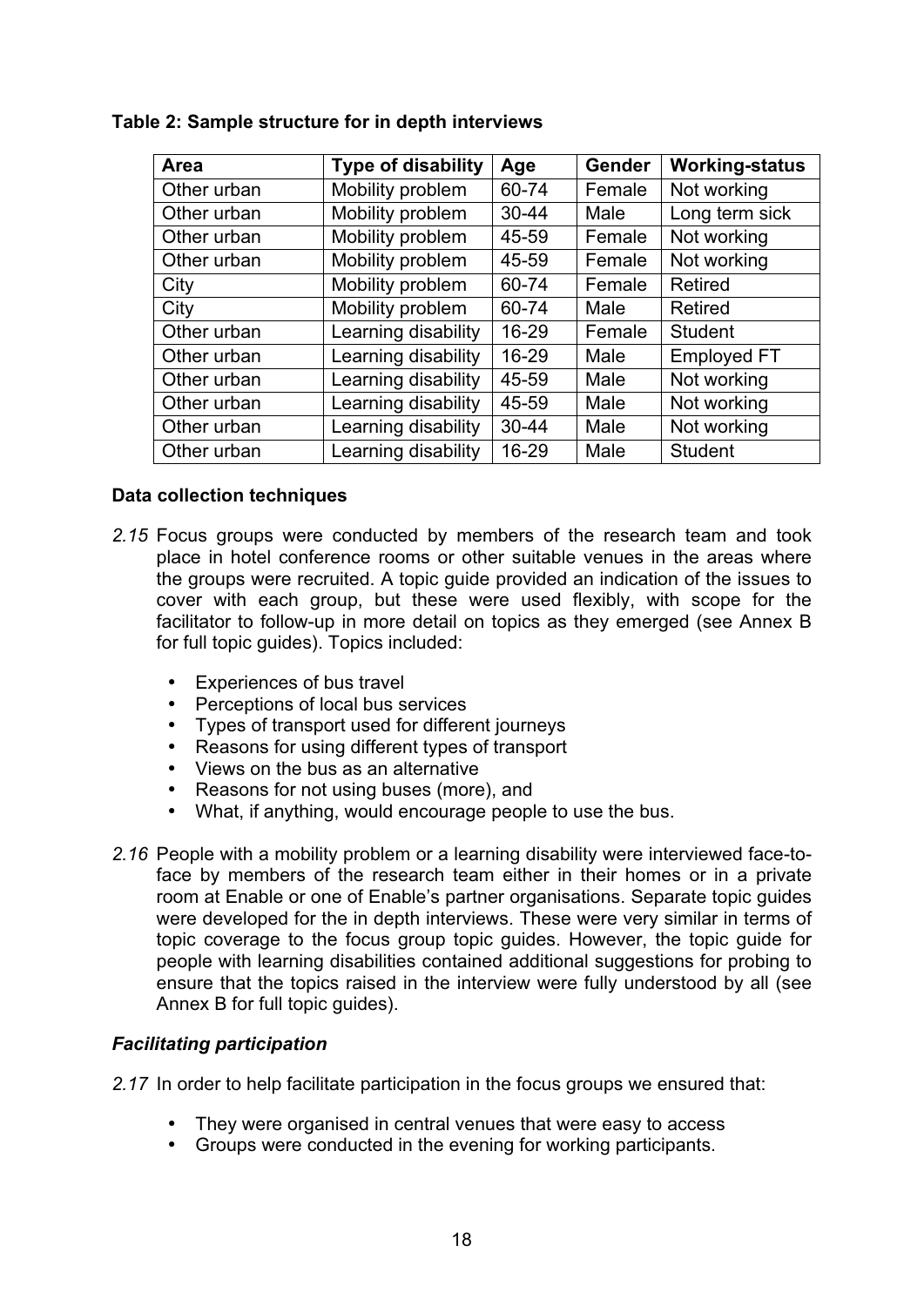**Table 2: Sample structure for in depth interviews**

| Area | Type of disability | Age | Gender | Working-status |
|---|---|---|---|---|
| Other urban | Mobility problem | 60-74 | Female | Not working |
| Other urban | Mobility problem | 30-44 | Male | Long term sick |
| Other urban | Mobility problem | 45-59 | Female | Not working |
| Other urban | Mobility problem | 45-59 | Female | Not working |
| City | Mobility problem | 60-74 | Female | Retired |
| City | Mobility problem | 60-74 | Male | Retired |
| Other urban | Learning disability | 16-29 | Female | Student |
| Other urban | Learning disability | 16-29 | Male | Employed FT |
| Other urban | Learning disability | 45-59 | Male | Not working |
| Other urban | Learning disability | 45-59 | Male | Not working |
| Other urban | Learning disability | 30-44 | Male | Not working |
| Other urban | Learning disability | 16-29 | Male | Student |

### Data collection techniques

*2.15* Focus groups were conducted by members of the research team and took place in hotel conference rooms or other suitable venues in the areas where the groups were recruited. A topic guide provided an indication of the issues to cover with each group, but these were used flexibly, with scope for the facilitator to follow-up in more detail on topics as they emerged (see Annex B for full topic guides). Topics included:

- Experiences of bus travel
- Perceptions of local bus services
- Types of transport used for different journeys
- Reasons for using different types of transport
- Views on the bus as an alternative
- Reasons for not using buses (more), and
- What, if anything, would encourage people to use the bus.

*2.16* People with a mobility problem or a learning disability were interviewed face-to-face by members of the research team either in their homes or in a private room at Enable or one of Enable's partner organisations. Separate topic guides were developed for the in depth interviews. These were very similar in terms of topic coverage to the focus group topic guides. However, the topic guide for people with learning disabilities contained additional suggestions for probing to ensure that the topics raised in the interview were fully understood by all (see Annex B for full topic guides).

### *Facilitating participation*

*2.17* In order to help facilitate participation in the focus groups we ensured that:

- They were organised in central venues that were easy to access
- Groups were conducted in the evening for working participants.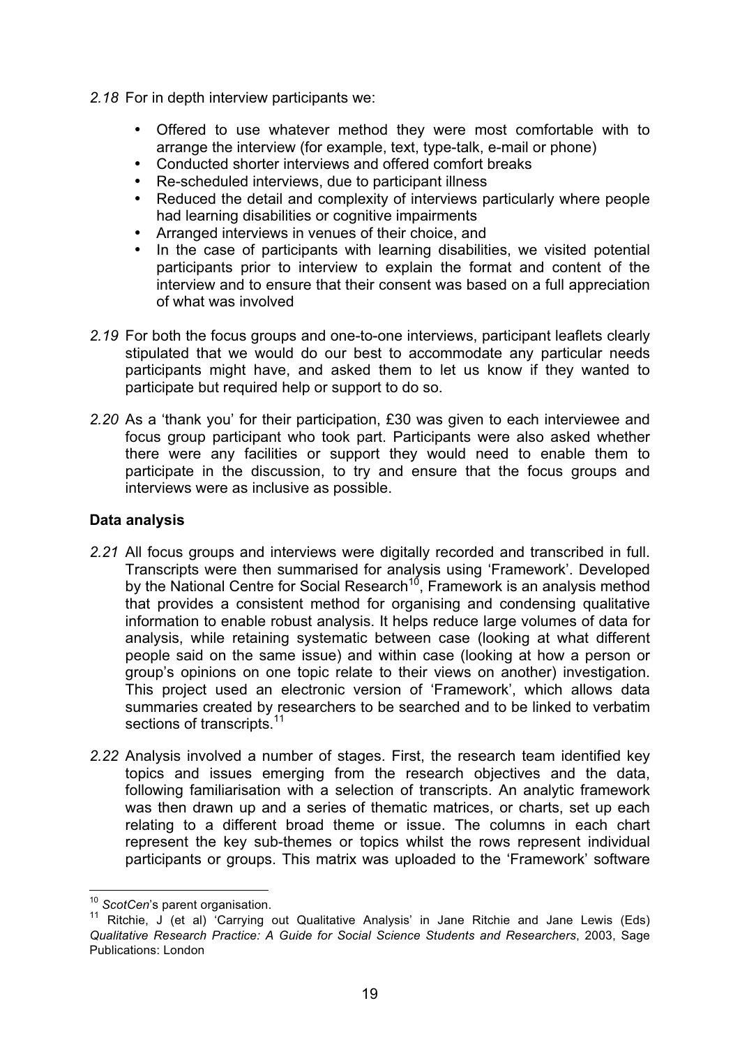*2.18* For in depth interview participants we:

- Offered to use whatever method they were most comfortable with to arrange the interview (for example, text, type-talk, e-mail or phone)
- Conducted shorter interviews and offered comfort breaks
- Re-scheduled interviews, due to participant illness
- Reduced the detail and complexity of interviews particularly where people had learning disabilities or cognitive impairments
- Arranged interviews in venues of their choice, and
- In the case of participants with learning disabilities, we visited potential participants prior to interview to explain the format and content of the interview and to ensure that their consent was based on a full appreciation of what was involved

*2.19* For both the focus groups and one-to-one interviews, participant leaflets clearly stipulated that we would do our best to accommodate any particular needs participants might have, and asked them to let us know if they wanted to participate but required help or support to do so.

*2.20* As a 'thank you' for their participation, £30 was given to each interviewee and focus group participant who took part. Participants were also asked whether there were any facilities or support they would need to enable them to participate in the discussion, to try and ensure that the focus groups and interviews were as inclusive as possible.

**Data analysis**

*2.21* All focus groups and interviews were digitally recorded and transcribed in full. Transcripts were then summarised for analysis using 'Framework'. Developed by the National Centre for Social Research[10], Framework is an analysis method that provides a consistent method for organising and condensing qualitative information to enable robust analysis. It helps reduce large volumes of data for analysis, while retaining systematic between case (looking at what different people said on the same issue) and within case (looking at how a person or group's opinions on one topic relate to their views on another) investigation. This project used an electronic version of 'Framework', which allows data summaries created by researchers to be searched and to be linked to verbatim sections of transcripts.[11]

*2.22* Analysis involved a number of stages. First, the research team identified key topics and issues emerging from the research objectives and the data, following familiarisation with a selection of transcripts. An analytic framework was then drawn up and a series of thematic matrices, or charts, set up each relating to a different broad theme or issue. The columns in each chart represent the key sub-themes or topics whilst the rows represent individual participants or groups. This matrix was uploaded to the 'Framework' software

---

[10] *ScotCen*'s parent organisation.

[11] Ritchie, J (et al) 'Carrying out Qualitative Analysis' in Jane Ritchie and Jane Lewis (Eds) *Qualitative Research Practice: A Guide for Social Science Students and Researchers*, 2003, Sage Publications: London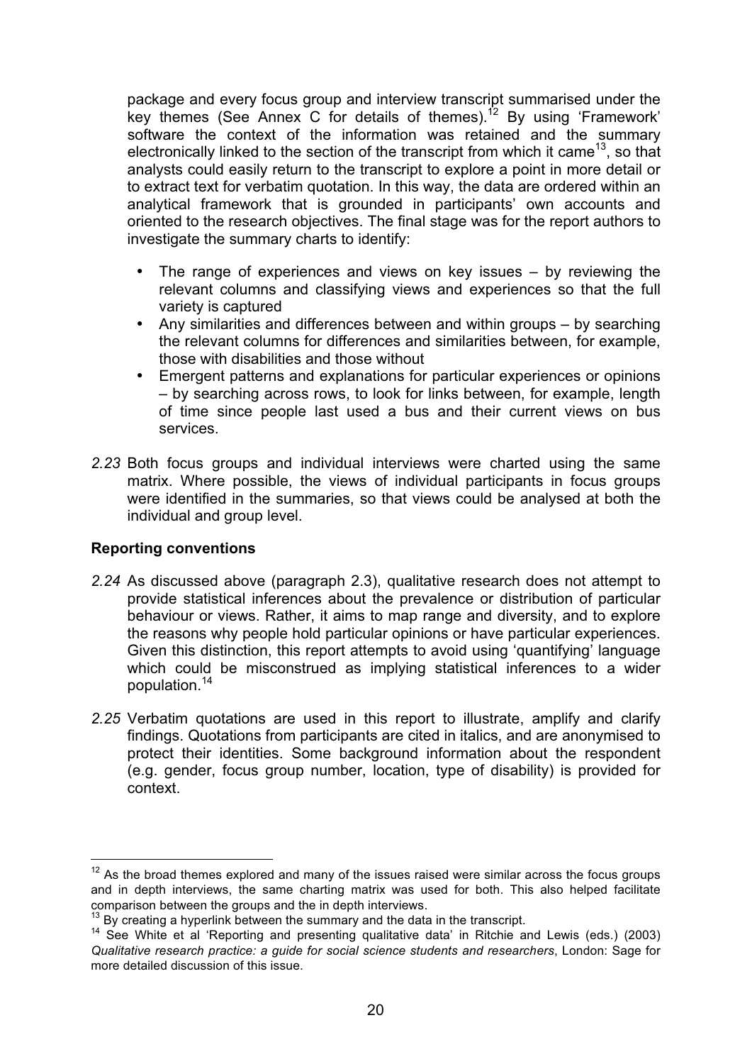package and every focus group and interview transcript summarised under the key themes (See Annex C for details of themes).[12] By using 'Framework' software the context of the information was retained and the summary electronically linked to the section of the transcript from which it came[13], so that analysts could easily return to the transcript to explore a point in more detail or to extract text for verbatim quotation. In this way, the data are ordered within an analytical framework that is grounded in participants' own accounts and oriented to the research objectives. The final stage was for the report authors to investigate the summary charts to identify:

- The range of experiences and views on key issues – by reviewing the relevant columns and classifying views and experiences so that the full variety is captured
- Any similarities and differences between and within groups – by searching the relevant columns for differences and similarities between, for example, those with disabilities and those without
- Emergent patterns and explanations for particular experiences or opinions – by searching across rows, to look for links between, for example, length of time since people last used a bus and their current views on bus services.

*2.23* Both focus groups and individual interviews were charted using the same matrix. Where possible, the views of individual participants in focus groups were identified in the summaries, so that views could be analysed at both the individual and group level.

### Reporting conventions

*2.24* As discussed above (paragraph 2.3), qualitative research does not attempt to provide statistical inferences about the prevalence or distribution of particular behaviour or views. Rather, it aims to map range and diversity, and to explore the reasons why people hold particular opinions or have particular experiences. Given this distinction, this report attempts to avoid using 'quantifying' language which could be misconstrued as implying statistical inferences to a wider population.[14]

*2.25* Verbatim quotations are used in this report to illustrate, amplify and clarify findings. Quotations from participants are cited in italics, and are anonymised to protect their identities. Some background information about the respondent (e.g. gender, focus group number, location, type of disability) is provided for context.

---

[12] As the broad themes explored and many of the issues raised were similar across the focus groups and in depth interviews, the same charting matrix was used for both. This also helped facilitate comparison between the groups and the in depth interviews.

[13] By creating a hyperlink between the summary and the data in the transcript.

[14] See White et al 'Reporting and presenting qualitative data' in Ritchie and Lewis (eds.) (2003) *Qualitative research practice: a guide for social science students and researchers*, London: Sage for more detailed discussion of this issue.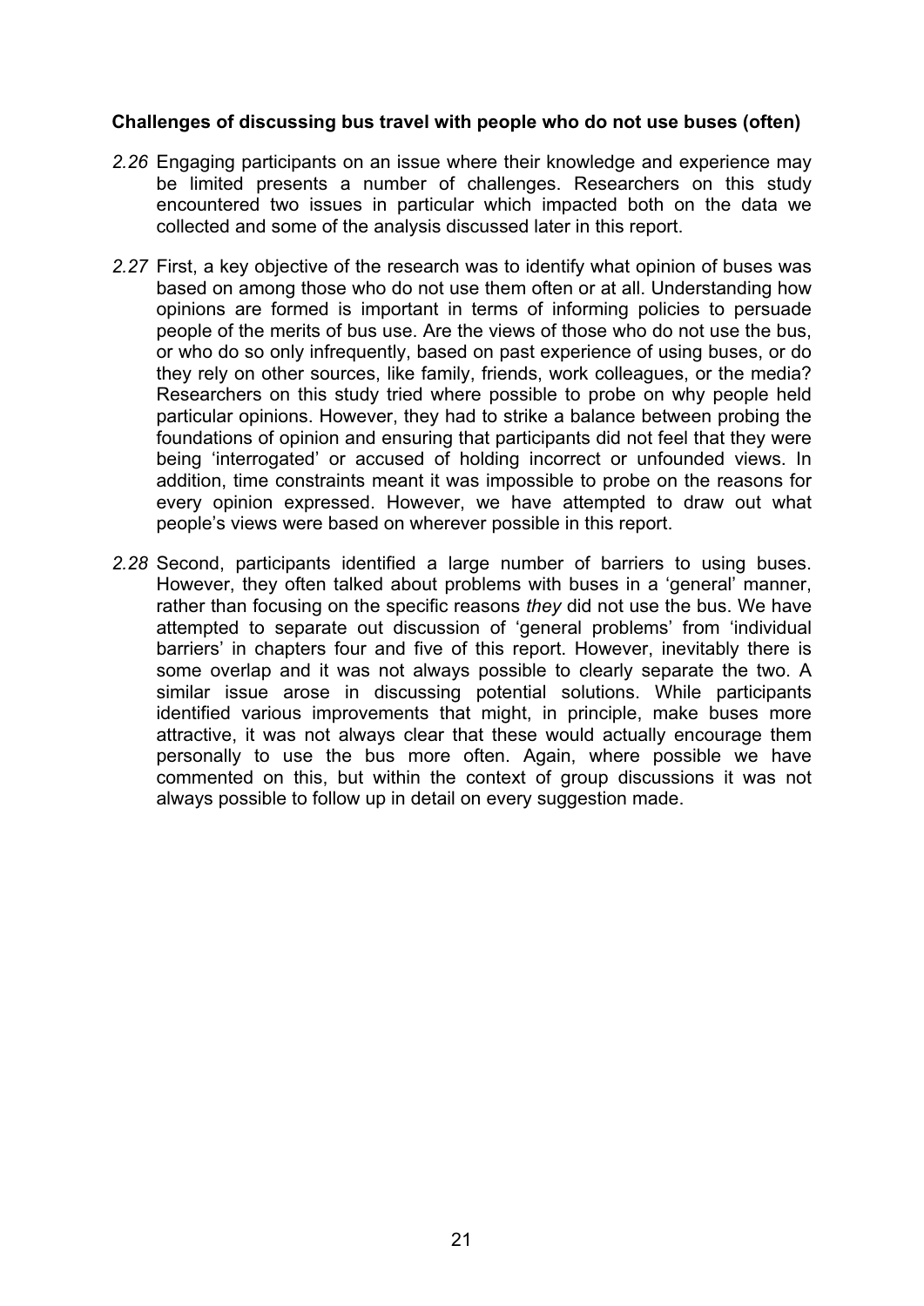**Challenges of discussing bus travel with people who do not use buses (often)**

*2.26* Engaging participants on an issue where their knowledge and experience may be limited presents a number of challenges. Researchers on this study encountered two issues in particular which impacted both on the data we collected and some of the analysis discussed later in this report.

*2.27* First, a key objective of the research was to identify what opinion of buses was based on among those who do not use them often or at all. Understanding how opinions are formed is important in terms of informing policies to persuade people of the merits of bus use. Are the views of those who do not use the bus, or who do so only infrequently, based on past experience of using buses, or do they rely on other sources, like family, friends, work colleagues, or the media? Researchers on this study tried where possible to probe on why people held particular opinions. However, they had to strike a balance between probing the foundations of opinion and ensuring that participants did not feel that they were being 'interrogated' or accused of holding incorrect or unfounded views. In addition, time constraints meant it was impossible to probe on the reasons for every opinion expressed. However, we have attempted to draw out what people's views were based on wherever possible in this report.

*2.28* Second, participants identified a large number of barriers to using buses. However, they often talked about problems with buses in a 'general' manner, rather than focusing on the specific reasons *they* did not use the bus. We have attempted to separate out discussion of 'general problems' from 'individual barriers' in chapters four and five of this report. However, inevitably there is some overlap and it was not always possible to clearly separate the two. A similar issue arose in discussing potential solutions. While participants identified various improvements that might, in principle, make buses more attractive, it was not always clear that these would actually encourage them personally to use the bus more often. Again, where possible we have commented on this, but within the context of group discussions it was not always possible to follow up in detail on every suggestion made.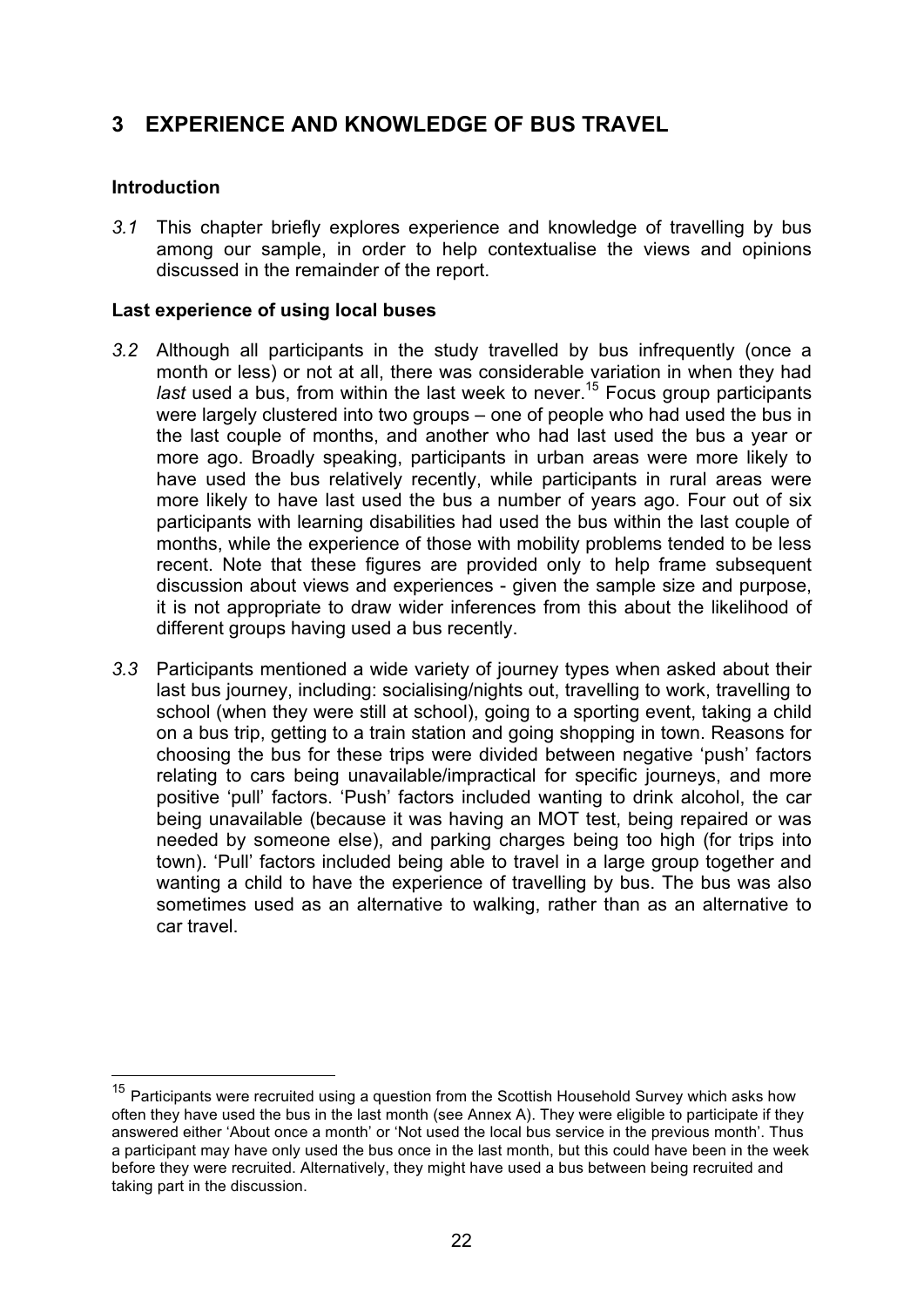# 3 EXPERIENCE AND KNOWLEDGE OF BUS TRAVEL

### Introduction

*3.1* This chapter briefly explores experience and knowledge of travelling by bus among our sample, in order to help contextualise the views and opinions discussed in the remainder of the report.

### Last experience of using local buses

*3.2* Although all participants in the study travelled by bus infrequently (once a month or less) or not at all, there was considerable variation in when they had *last* used a bus, from within the last week to never.[15] Focus group participants were largely clustered into two groups – one of people who had used the bus in the last couple of months, and another who had last used the bus a year or more ago. Broadly speaking, participants in urban areas were more likely to have used the bus relatively recently, while participants in rural areas were more likely to have last used the bus a number of years ago. Four out of six participants with learning disabilities had used the bus within the last couple of months, while the experience of those with mobility problems tended to be less recent. Note that these figures are provided only to help frame subsequent discussion about views and experiences - given the sample size and purpose, it is not appropriate to draw wider inferences from this about the likelihood of different groups having used a bus recently.

*3.3* Participants mentioned a wide variety of journey types when asked about their last bus journey, including: socialising/nights out, travelling to work, travelling to school (when they were still at school), going to a sporting event, taking a child on a bus trip, getting to a train station and going shopping in town. Reasons for choosing the bus for these trips were divided between negative 'push' factors relating to cars being unavailable/impractical for specific journeys, and more positive 'pull' factors. 'Push' factors included wanting to drink alcohol, the car being unavailable (because it was having an MOT test, being repaired or was needed by someone else), and parking charges being too high (for trips into town). 'Pull' factors included being able to travel in a large group together and wanting a child to have the experience of travelling by bus. The bus was also sometimes used as an alternative to walking, rather than as an alternative to car travel.

---

[15] Participants were recruited using a question from the Scottish Household Survey which asks how often they have used the bus in the last month (see Annex A). They were eligible to participate if they answered either 'About once a month' or 'Not used the local bus service in the previous month'. Thus a participant may have only used the bus once in the last month, but this could have been in the week before they were recruited. Alternatively, they might have used a bus between being recruited and taking part in the discussion.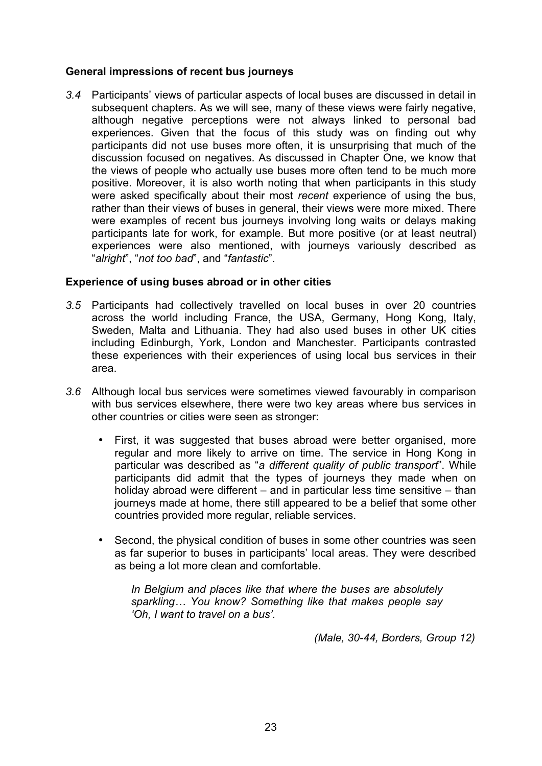### General impressions of recent bus journeys

*3.4* Participants' views of particular aspects of local buses are discussed in detail in subsequent chapters. As we will see, many of these views were fairly negative, although negative perceptions were not always linked to personal bad experiences. Given that the focus of this study was on finding out why participants did not use buses more often, it is unsurprising that much of the discussion focused on negatives. As discussed in Chapter One, we know that the views of people who actually use buses more often tend to be much more positive. Moreover, it is also worth noting that when participants in this study were asked specifically about their most *recent* experience of using the bus, rather than their views of buses in general, their views were more mixed. There were examples of recent bus journeys involving long waits or delays making participants late for work, for example. But more positive (or at least neutral) experiences were also mentioned, with journeys variously described as "*alright*", "*not too bad*", and "*fantastic*".

### Experience of using buses abroad or in other cities

*3.5* Participants had collectively travelled on local buses in over 20 countries across the world including France, the USA, Germany, Hong Kong, Italy, Sweden, Malta and Lithuania. They had also used buses in other UK cities including Edinburgh, York, London and Manchester. Participants contrasted these experiences with their experiences of using local bus services in their area.

*3.6* Although local bus services were sometimes viewed favourably in comparison with bus services elsewhere, there were two key areas where bus services in other countries or cities were seen as stronger:

- First, it was suggested that buses abroad were better organised, more regular and more likely to arrive on time. The service in Hong Kong in particular was described as "*a different quality of public transport*". While participants did admit that the types of journeys they made when on holiday abroad were different – and in particular less time sensitive – than journeys made at home, there still appeared to be a belief that some other countries provided more regular, reliable services.

- Second, the physical condition of buses in some other countries was seen as far superior to buses in participants' local areas. They were described as being a lot more clean and comfortable.

  *In Belgium and places like that where the buses are absolutely sparkling… You know? Something like that makes people say 'Oh, I want to travel on a bus'.*

  *(Male, 30-44, Borders, Group 12)*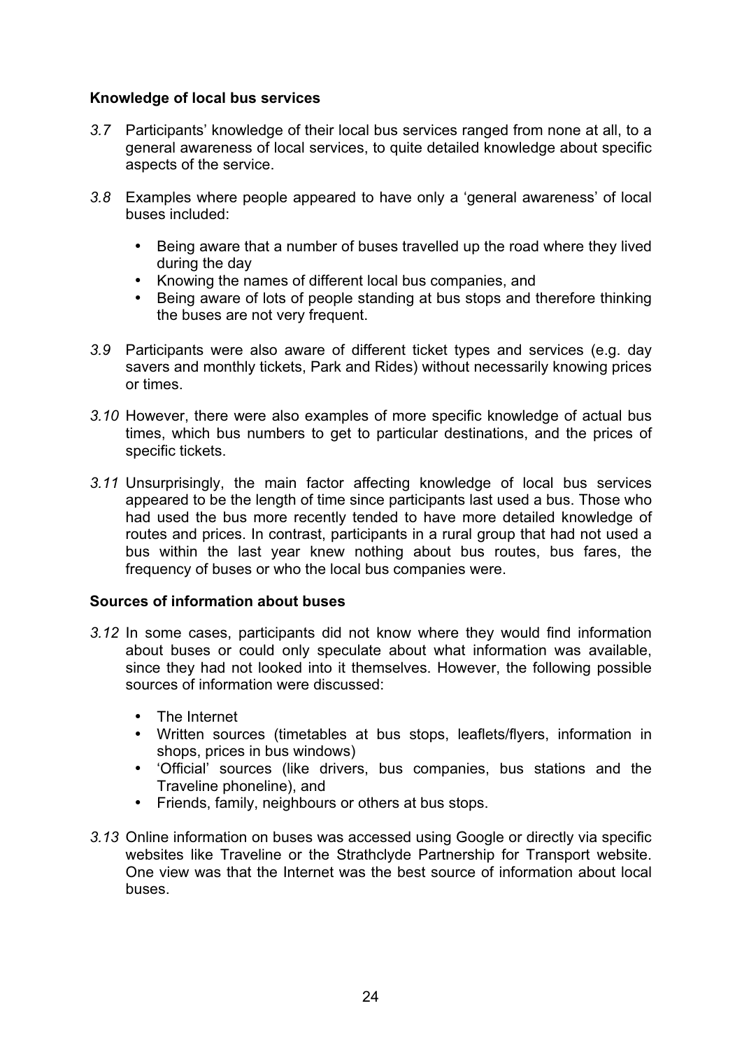**Knowledge of local bus services**

*3.7* Participants' knowledge of their local bus services ranged from none at all, to a general awareness of local services, to quite detailed knowledge about specific aspects of the service.

*3.8* Examples where people appeared to have only a 'general awareness' of local buses included:

- Being aware that a number of buses travelled up the road where they lived during the day
- Knowing the names of different local bus companies, and
- Being aware of lots of people standing at bus stops and therefore thinking the buses are not very frequent.

*3.9* Participants were also aware of different ticket types and services (e.g. day savers and monthly tickets, Park and Rides) without necessarily knowing prices or times.

*3.10* However, there were also examples of more specific knowledge of actual bus times, which bus numbers to get to particular destinations, and the prices of specific tickets.

*3.11* Unsurprisingly, the main factor affecting knowledge of local bus services appeared to be the length of time since participants last used a bus. Those who had used the bus more recently tended to have more detailed knowledge of routes and prices. In contrast, participants in a rural group that had not used a bus within the last year knew nothing about bus routes, bus fares, the frequency of buses or who the local bus companies were.

**Sources of information about buses**

*3.12* In some cases, participants did not know where they would find information about buses or could only speculate about what information was available, since they had not looked into it themselves. However, the following possible sources of information were discussed:

- The Internet
- Written sources (timetables at bus stops, leaflets/flyers, information in shops, prices in bus windows)
- 'Official' sources (like drivers, bus companies, bus stations and the Traveline phoneline), and
- Friends, family, neighbours or others at bus stops.

*3.13* Online information on buses was accessed using Google or directly via specific websites like Traveline or the Strathclyde Partnership for Transport website. One view was that the Internet was the best source of information about local buses.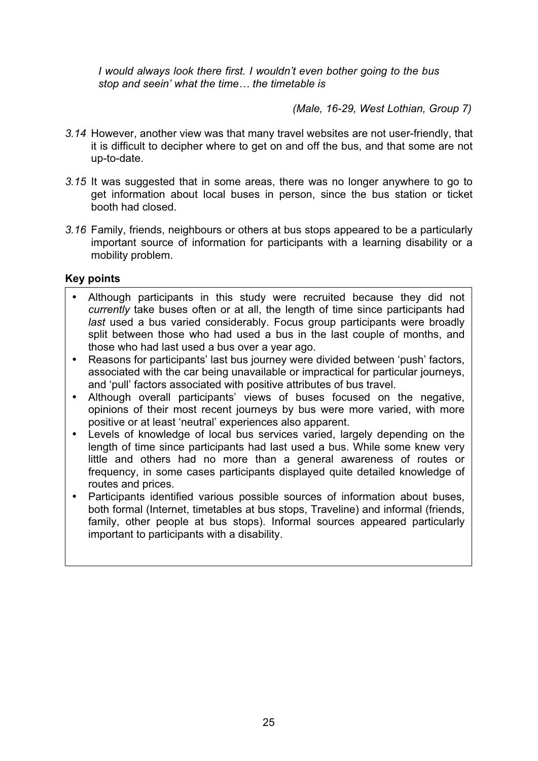*I would always look there first. I wouldn't even bother going to the bus stop and seein' what the time… the timetable is*

*(Male, 16-29, West Lothian, Group 7)*

*3.14* However, another view was that many travel websites are not user-friendly, that it is difficult to decipher where to get on and off the bus, and that some are not up-to-date.

*3.15* It was suggested that in some areas, there was no longer anywhere to go to get information about local buses in person, since the bus station or ticket booth had closed.

*3.16* Family, friends, neighbours or others at bus stops appeared to be a particularly important source of information for participants with a learning disability or a mobility problem.

**Key points**

- Although participants in this study were recruited because they did not *currently* take buses often or at all, the length of time since participants had *last* used a bus varied considerably. Focus group participants were broadly split between those who had used a bus in the last couple of months, and those who had last used a bus over a year ago.
- Reasons for participants' last bus journey were divided between 'push' factors, associated with the car being unavailable or impractical for particular journeys, and 'pull' factors associated with positive attributes of bus travel.
- Although overall participants' views of buses focused on the negative, opinions of their most recent journeys by bus were more varied, with more positive or at least 'neutral' experiences also apparent.
- Levels of knowledge of local bus services varied, largely depending on the length of time since participants had last used a bus. While some knew very little and others had no more than a general awareness of routes or frequency, in some cases participants displayed quite detailed knowledge of routes and prices.
- Participants identified various possible sources of information about buses, both formal (Internet, timetables at bus stops, Traveline) and informal (friends, family, other people at bus stops). Informal sources appeared particularly important to participants with a disability.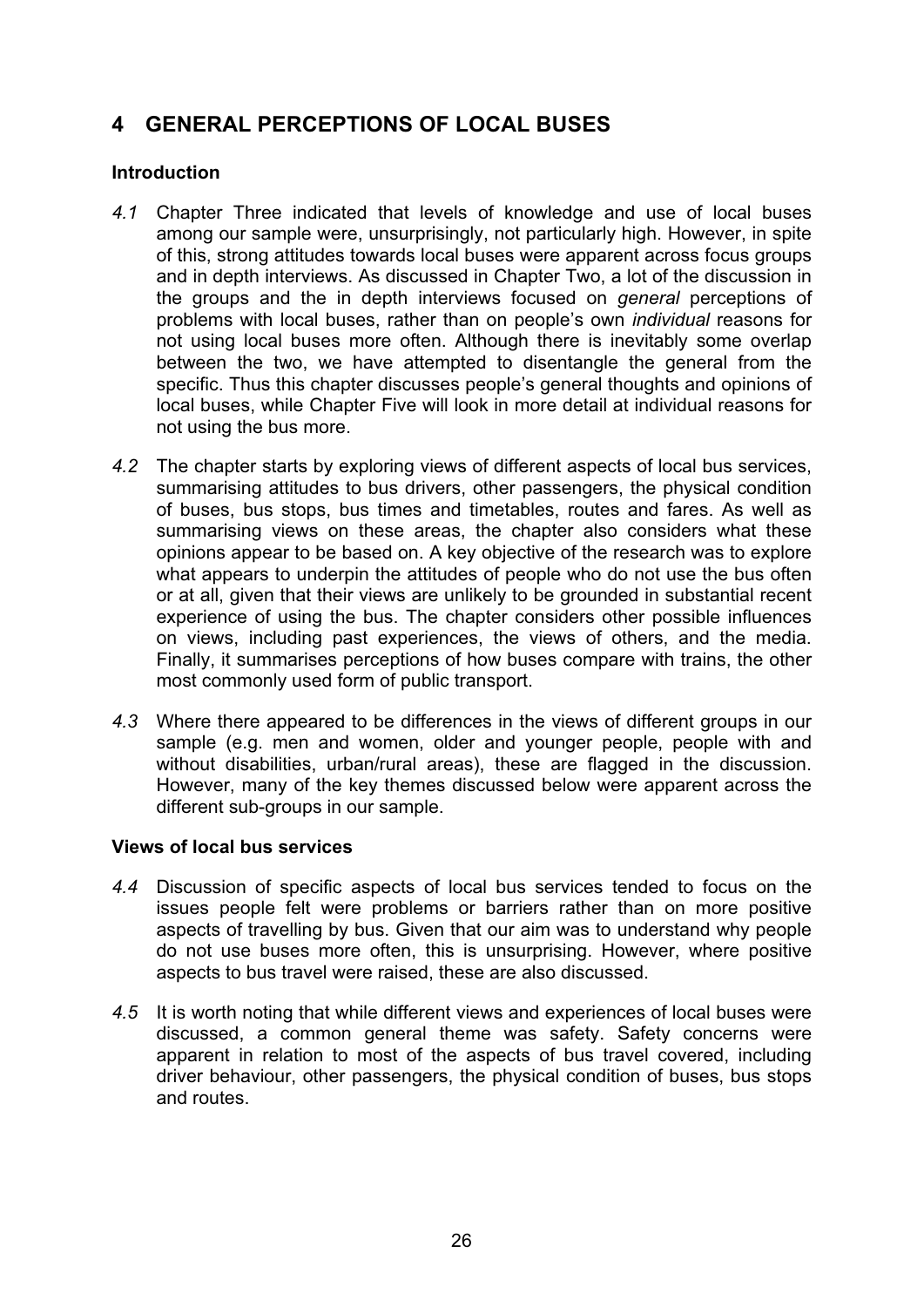# 4 GENERAL PERCEPTIONS OF LOCAL BUSES

### Introduction

*4.1* Chapter Three indicated that levels of knowledge and use of local buses among our sample were, unsurprisingly, not particularly high. However, in spite of this, strong attitudes towards local buses were apparent across focus groups and in depth interviews. As discussed in Chapter Two, a lot of the discussion in the groups and the in depth interviews focused on *general* perceptions of problems with local buses, rather than on people's own *individual* reasons for not using local buses more often. Although there is inevitably some overlap between the two, we have attempted to disentangle the general from the specific. Thus this chapter discusses people's general thoughts and opinions of local buses, while Chapter Five will look in more detail at individual reasons for not using the bus more.

*4.2* The chapter starts by exploring views of different aspects of local bus services, summarising attitudes to bus drivers, other passengers, the physical condition of buses, bus stops, bus times and timetables, routes and fares. As well as summarising views on these areas, the chapter also considers what these opinions appear to be based on. A key objective of the research was to explore what appears to underpin the attitudes of people who do not use the bus often or at all, given that their views are unlikely to be grounded in substantial recent experience of using the bus. The chapter considers other possible influences on views, including past experiences, the views of others, and the media. Finally, it summarises perceptions of how buses compare with trains, the other most commonly used form of public transport.

*4.3* Where there appeared to be differences in the views of different groups in our sample (e.g. men and women, older and younger people, people with and without disabilities, urban/rural areas), these are flagged in the discussion. However, many of the key themes discussed below were apparent across the different sub-groups in our sample.

### Views of local bus services

*4.4* Discussion of specific aspects of local bus services tended to focus on the issues people felt were problems or barriers rather than on more positive aspects of travelling by bus. Given that our aim was to understand why people do not use buses more often, this is unsurprising. However, where positive aspects to bus travel were raised, these are also discussed.

*4.5* It is worth noting that while different views and experiences of local buses were discussed, a common general theme was safety. Safety concerns were apparent in relation to most of the aspects of bus travel covered, including driver behaviour, other passengers, the physical condition of buses, bus stops and routes.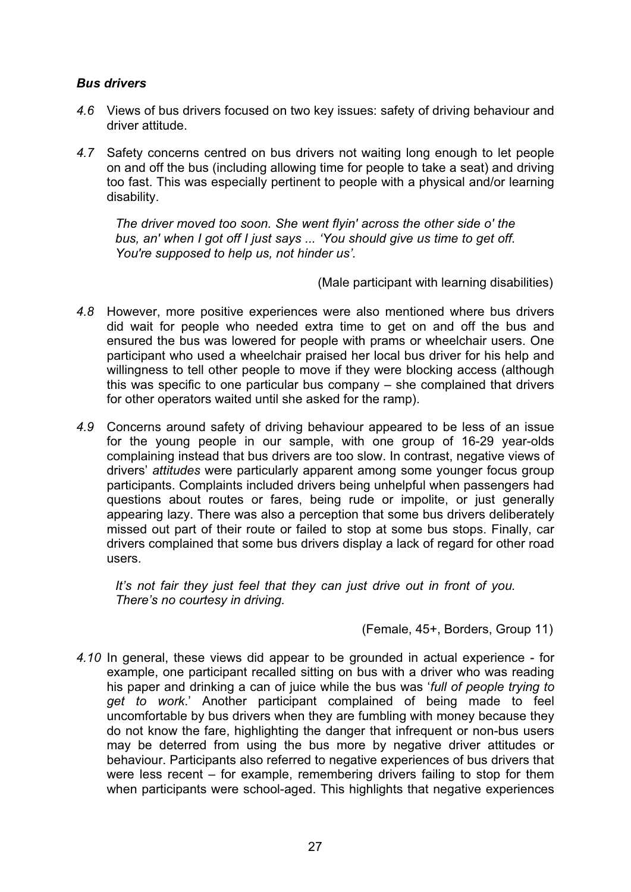### *Bus drivers*

*4.6* Views of bus drivers focused on two key issues: safety of driving behaviour and driver attitude.

*4.7* Safety concerns centred on bus drivers not waiting long enough to let people on and off the bus (including allowing time for people to take a seat) and driving too fast. This was especially pertinent to people with a physical and/or learning disability.

> *The driver moved too soon. She went flyin' across the other side o' the bus, an' when I got off I just says ... 'You should give us time to get off. You're supposed to help us, not hinder us'.*
>
> (Male participant with learning disabilities)

*4.8* However, more positive experiences were also mentioned where bus drivers did wait for people who needed extra time to get on and off the bus and ensured the bus was lowered for people with prams or wheelchair users. One participant who used a wheelchair praised her local bus driver for his help and willingness to tell other people to move if they were blocking access (although this was specific to one particular bus company – she complained that drivers for other operators waited until she asked for the ramp).

*4.9* Concerns around safety of driving behaviour appeared to be less of an issue for the young people in our sample, with one group of 16-29 year-olds complaining instead that bus drivers are too slow. In contrast, negative views of drivers' *attitudes* were particularly apparent among some younger focus group participants. Complaints included drivers being unhelpful when passengers had questions about routes or fares, being rude or impolite, or just generally appearing lazy. There was also a perception that some bus drivers deliberately missed out part of their route or failed to stop at some bus stops. Finally, car drivers complained that some bus drivers display a lack of regard for other road users.

> *It's not fair they just feel that they can just drive out in front of you. There's no courtesy in driving.*
>
> (Female, 45+, Borders, Group 11)

*4.10* In general, these views did appear to be grounded in actual experience - for example, one participant recalled sitting on bus with a driver who was reading his paper and drinking a can of juice while the bus was '*full of people trying to get to work*.' Another participant complained of being made to feel uncomfortable by bus drivers when they are fumbling with money because they do not know the fare, highlighting the danger that infrequent or non-bus users may be deterred from using the bus more by negative driver attitudes or behaviour. Participants also referred to negative experiences of bus drivers that were less recent – for example, remembering drivers failing to stop for them when participants were school-aged. This highlights that negative experiences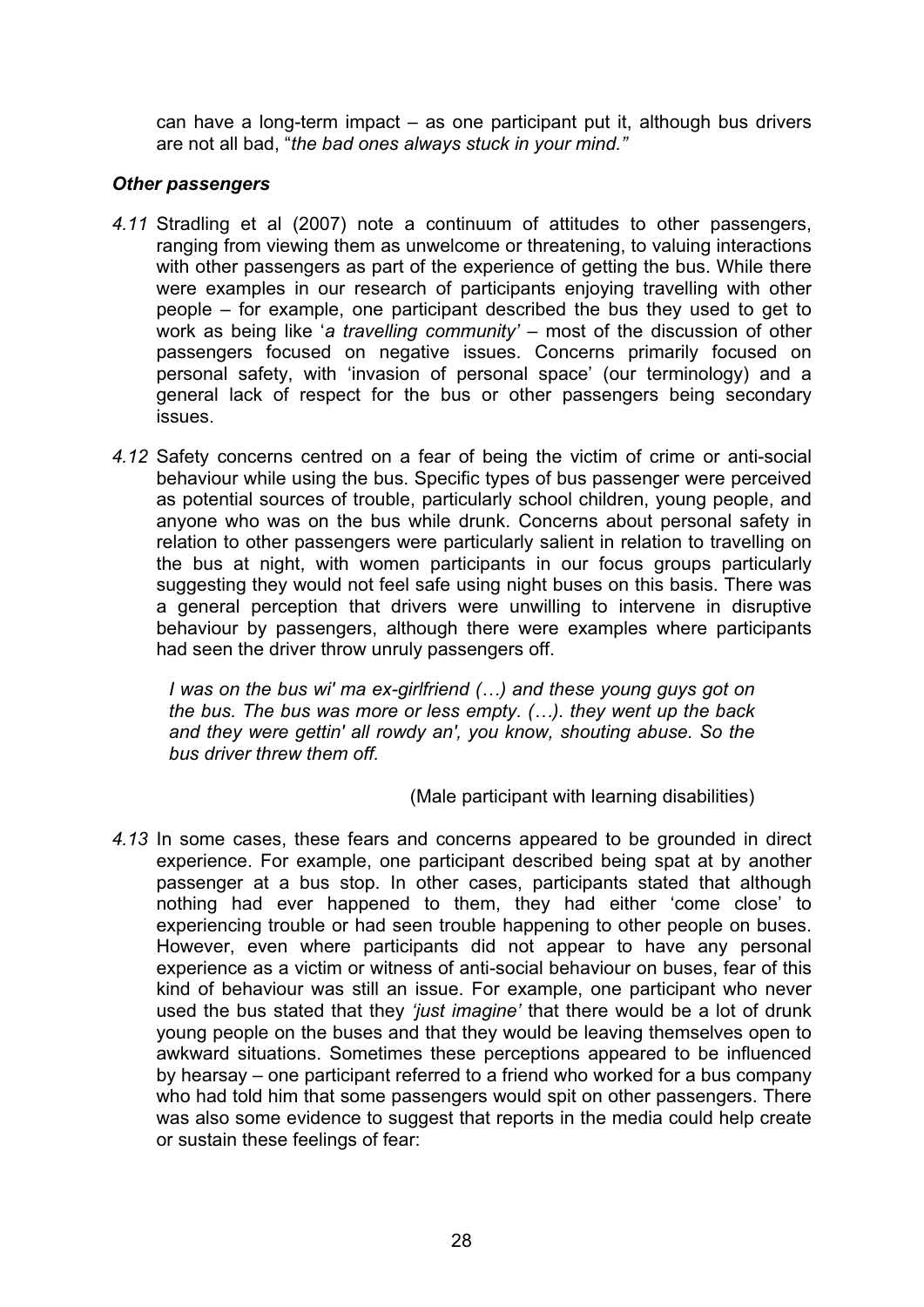can have a long-term impact – as one participant put it, although bus drivers are not all bad, "*the bad ones always stuck in your mind.*"

***Other passengers***

*4.11* Stradling et al (2007) note a continuum of attitudes to other passengers, ranging from viewing them as unwelcome or threatening, to valuing interactions with other passengers as part of the experience of getting the bus. While there were examples in our research of participants enjoying travelling with other people – for example, one participant described the bus they used to get to work as being like '*a travelling community'* – most of the discussion of other passengers focused on negative issues. Concerns primarily focused on personal safety, with 'invasion of personal space' (our terminology) and a general lack of respect for the bus or other passengers being secondary issues.

*4.12* Safety concerns centred on a fear of being the victim of crime or anti-social behaviour while using the bus. Specific types of bus passenger were perceived as potential sources of trouble, particularly school children, young people, and anyone who was on the bus while drunk. Concerns about personal safety in relation to other passengers were particularly salient in relation to travelling on the bus at night, with women participants in our focus groups particularly suggesting they would not feel safe using night buses on this basis. There was a general perception that drivers were unwilling to intervene in disruptive behaviour by passengers, although there were examples where participants had seen the driver throw unruly passengers off.

> *I was on the bus wi' ma ex-girlfriend (…) and these young guys got on the bus. The bus was more or less empty. (…). they went up the back and they were gettin' all rowdy an', you know, shouting abuse. So the bus driver threw them off.*
>
> (Male participant with learning disabilities)

*4.13* In some cases, these fears and concerns appeared to be grounded in direct experience. For example, one participant described being spat at by another passenger at a bus stop. In other cases, participants stated that although nothing had ever happened to them, they had either 'come close' to experiencing trouble or had seen trouble happening to other people on buses. However, even where participants did not appear to have any personal experience as a victim or witness of anti-social behaviour on buses, fear of this kind of behaviour was still an issue. For example, one participant who never used the bus stated that they *'just imagine'* that there would be a lot of drunk young people on the buses and that they would be leaving themselves open to awkward situations. Sometimes these perceptions appeared to be influenced by hearsay – one participant referred to a friend who worked for a bus company who had told him that some passengers would spit on other passengers. There was also some evidence to suggest that reports in the media could help create or sustain these feelings of fear: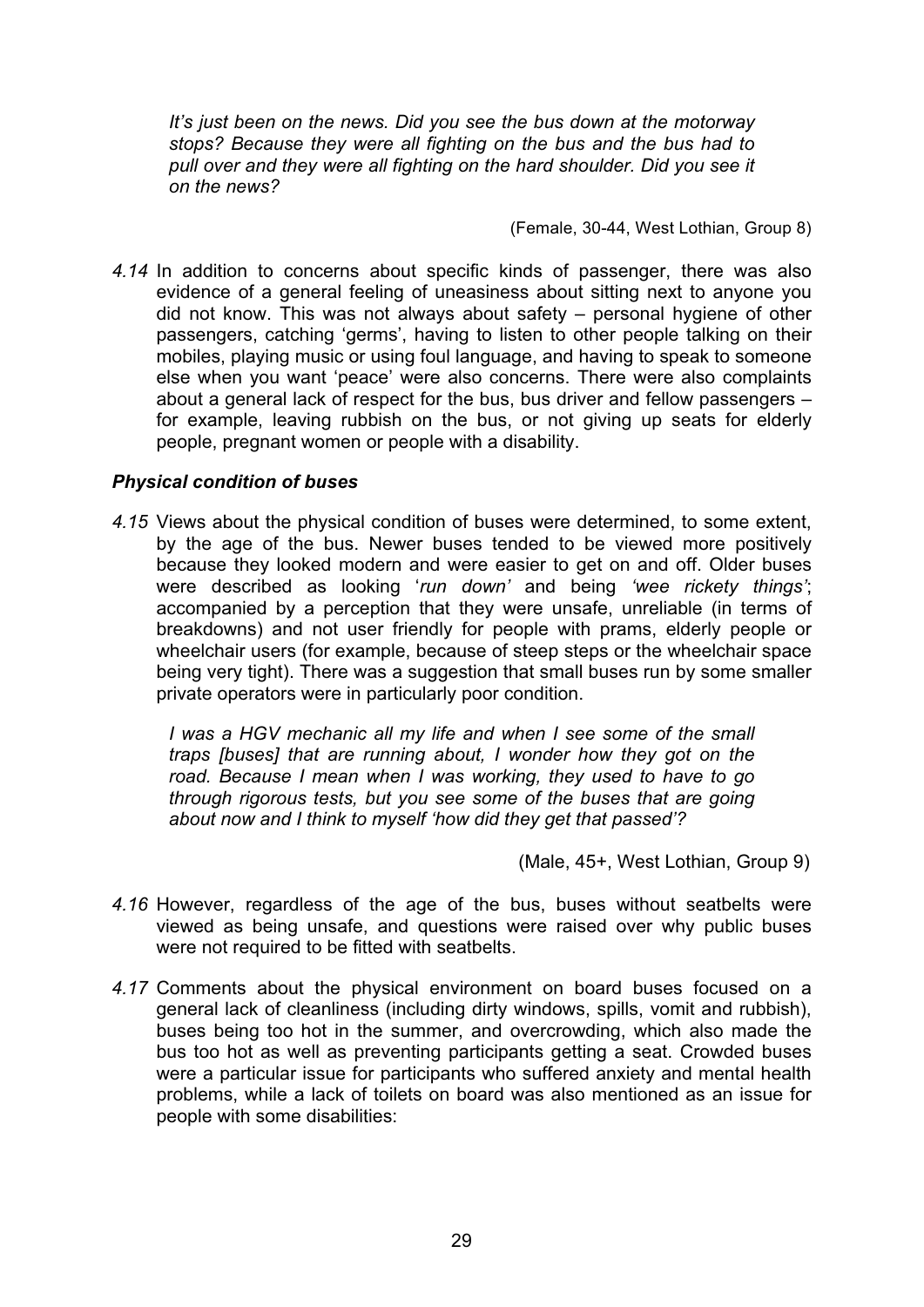*It's just been on the news. Did you see the bus down at the motorway stops? Because they were all fighting on the bus and the bus had to pull over and they were all fighting on the hard shoulder. Did you see it on the news?*

(Female, 30-44, West Lothian, Group 8)

*4.14* In addition to concerns about specific kinds of passenger, there was also evidence of a general feeling of uneasiness about sitting next to anyone you did not know. This was not always about safety – personal hygiene of other passengers, catching 'germs', having to listen to other people talking on their mobiles, playing music or using foul language, and having to speak to someone else when you want 'peace' were also concerns. There were also complaints about a general lack of respect for the bus, bus driver and fellow passengers – for example, leaving rubbish on the bus, or not giving up seats for elderly people, pregnant women or people with a disability.

### *Physical condition of buses*

*4.15* Views about the physical condition of buses were determined, to some extent, by the age of the bus. Newer buses tended to be viewed more positively because they looked modern and were easier to get on and off. Older buses were described as looking '*run down'* and being *'wee rickety things'*; accompanied by a perception that they were unsafe, unreliable (in terms of breakdowns) and not user friendly for people with prams, elderly people or wheelchair users (for example, because of steep steps or the wheelchair space being very tight). There was a suggestion that small buses run by some smaller private operators were in particularly poor condition.

*I was a HGV mechanic all my life and when I see some of the small traps [buses] that are running about, I wonder how they got on the road. Because I mean when I was working, they used to have to go through rigorous tests, but you see some of the buses that are going about now and I think to myself 'how did they get that passed'?*

(Male, 45+, West Lothian, Group 9)

*4.16* However, regardless of the age of the bus, buses without seatbelts were viewed as being unsafe, and questions were raised over why public buses were not required to be fitted with seatbelts.

*4.17* Comments about the physical environment on board buses focused on a general lack of cleanliness (including dirty windows, spills, vomit and rubbish), buses being too hot in the summer, and overcrowding, which also made the bus too hot as well as preventing participants getting a seat. Crowded buses were a particular issue for participants who suffered anxiety and mental health problems, while a lack of toilets on board was also mentioned as an issue for people with some disabilities: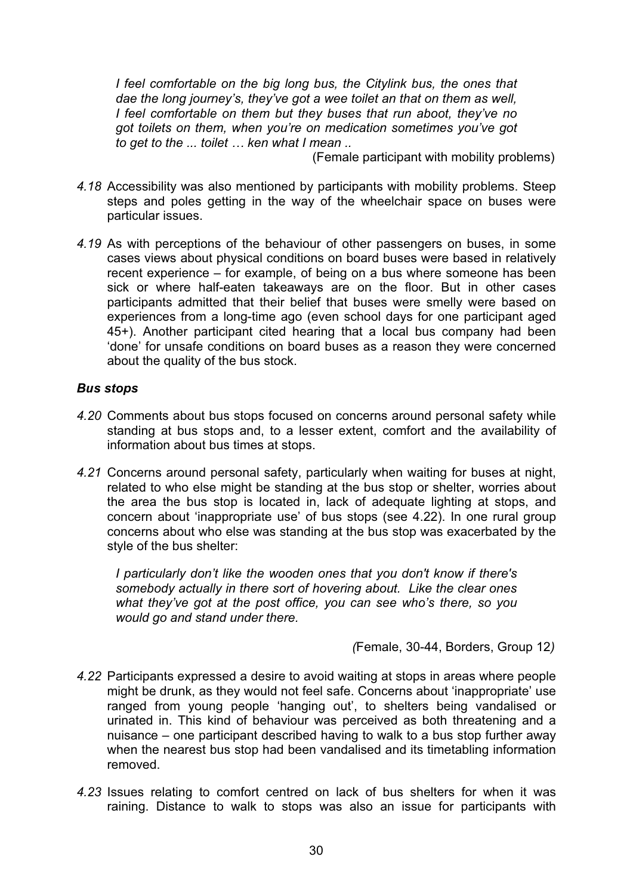*I feel comfortable on the big long bus, the Citylink bus, the ones that dae the long journey's, they've got a wee toilet an that on them as well, I feel comfortable on them but they buses that run aboot, they've no got toilets on them, when you're on medication sometimes you've got to get to the ... toilet … ken what I mean ..*

(Female participant with mobility problems)

*4.18* Accessibility was also mentioned by participants with mobility problems. Steep steps and poles getting in the way of the wheelchair space on buses were particular issues.

*4.19* As with perceptions of the behaviour of other passengers on buses, in some cases views about physical conditions on board buses were based in relatively recent experience – for example, of being on a bus where someone has been sick or where half-eaten takeaways are on the floor. But in other cases participants admitted that their belief that buses were smelly were based on experiences from a long-time ago (even school days for one participant aged 45+). Another participant cited hearing that a local bus company had been 'done' for unsafe conditions on board buses as a reason they were concerned about the quality of the bus stock.

### *Bus stops*

*4.20* Comments about bus stops focused on concerns around personal safety while standing at bus stops and, to a lesser extent, comfort and the availability of information about bus times at stops.

*4.21* Concerns around personal safety, particularly when waiting for buses at night, related to who else might be standing at the bus stop or shelter, worries about the area the bus stop is located in, lack of adequate lighting at stops, and concern about 'inappropriate use' of bus stops (see 4.22). In one rural group concerns about who else was standing at the bus stop was exacerbated by the style of the bus shelter:

*I particularly don't like the wooden ones that you don't know if there's somebody actually in there sort of hovering about. Like the clear ones what they've got at the post office, you can see who's there, so you would go and stand under there.*

*(*Female, 30-44, Borders, Group 12*)*

*4.22* Participants expressed a desire to avoid waiting at stops in areas where people might be drunk, as they would not feel safe. Concerns about 'inappropriate' use ranged from young people 'hanging out', to shelters being vandalised or urinated in. This kind of behaviour was perceived as both threatening and a nuisance – one participant described having to walk to a bus stop further away when the nearest bus stop had been vandalised and its timetabling information removed.

*4.23* Issues relating to comfort centred on lack of bus shelters for when it was raining. Distance to walk to stops was also an issue for participants with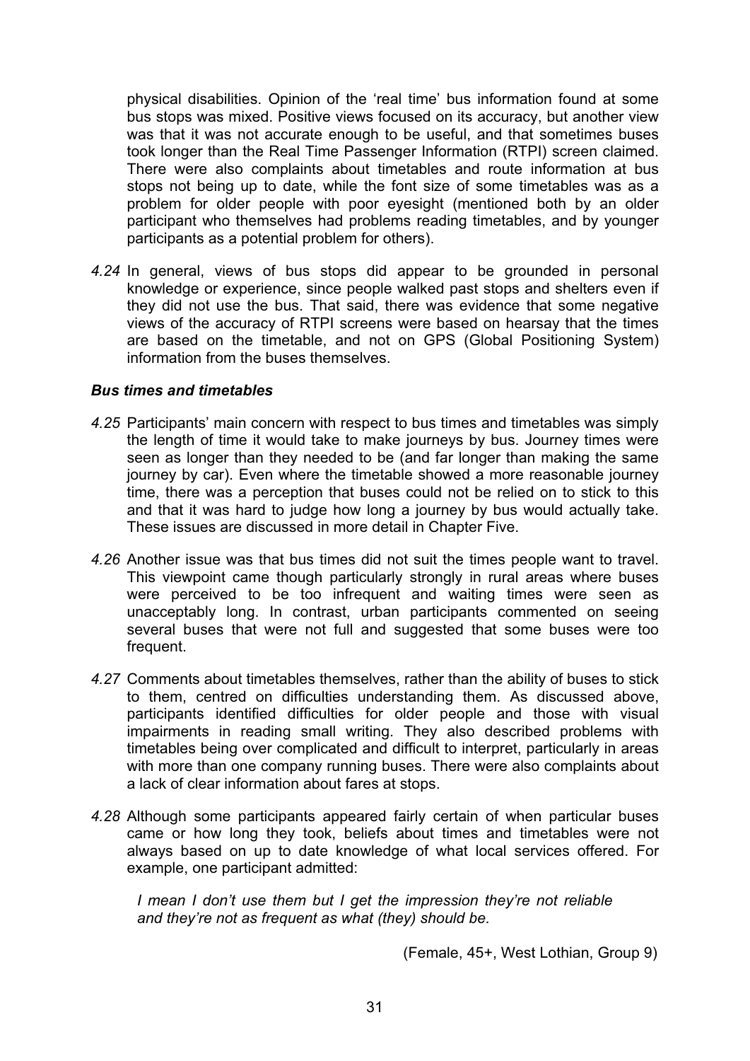physical disabilities. Opinion of the 'real time' bus information found at some bus stops was mixed. Positive views focused on its accuracy, but another view was that it was not accurate enough to be useful, and that sometimes buses took longer than the Real Time Passenger Information (RTPI) screen claimed. There were also complaints about timetables and route information at bus stops not being up to date, while the font size of some timetables was as a problem for older people with poor eyesight (mentioned both by an older participant who themselves had problems reading timetables, and by younger participants as a potential problem for others).

*4.24* In general, views of bus stops did appear to be grounded in personal knowledge or experience, since people walked past stops and shelters even if they did not use the bus. That said, there was evidence that some negative views of the accuracy of RTPI screens were based on hearsay that the times are based on the timetable, and not on GPS (Global Positioning System) information from the buses themselves.

### *Bus times and timetables*

*4.25* Participants' main concern with respect to bus times and timetables was simply the length of time it would take to make journeys by bus. Journey times were seen as longer than they needed to be (and far longer than making the same journey by car). Even where the timetable showed a more reasonable journey time, there was a perception that buses could not be relied on to stick to this and that it was hard to judge how long a journey by bus would actually take. These issues are discussed in more detail in Chapter Five.

*4.26* Another issue was that bus times did not suit the times people want to travel. This viewpoint came though particularly strongly in rural areas where buses were perceived to be too infrequent and waiting times were seen as unacceptably long. In contrast, urban participants commented on seeing several buses that were not full and suggested that some buses were too frequent.

*4.27* Comments about timetables themselves, rather than the ability of buses to stick to them, centred on difficulties understanding them. As discussed above, participants identified difficulties for older people and those with visual impairments in reading small writing. They also described problems with timetables being over complicated and difficult to interpret, particularly in areas with more than one company running buses. There were also complaints about a lack of clear information about fares at stops.

*4.28* Although some participants appeared fairly certain of when particular buses came or how long they took, beliefs about times and timetables were not always based on up to date knowledge of what local services offered. For example, one participant admitted:

> *I mean I don't use them but I get the impression they're not reliable and they're not as frequent as what (they) should be.*
>
> (Female, 45+, West Lothian, Group 9)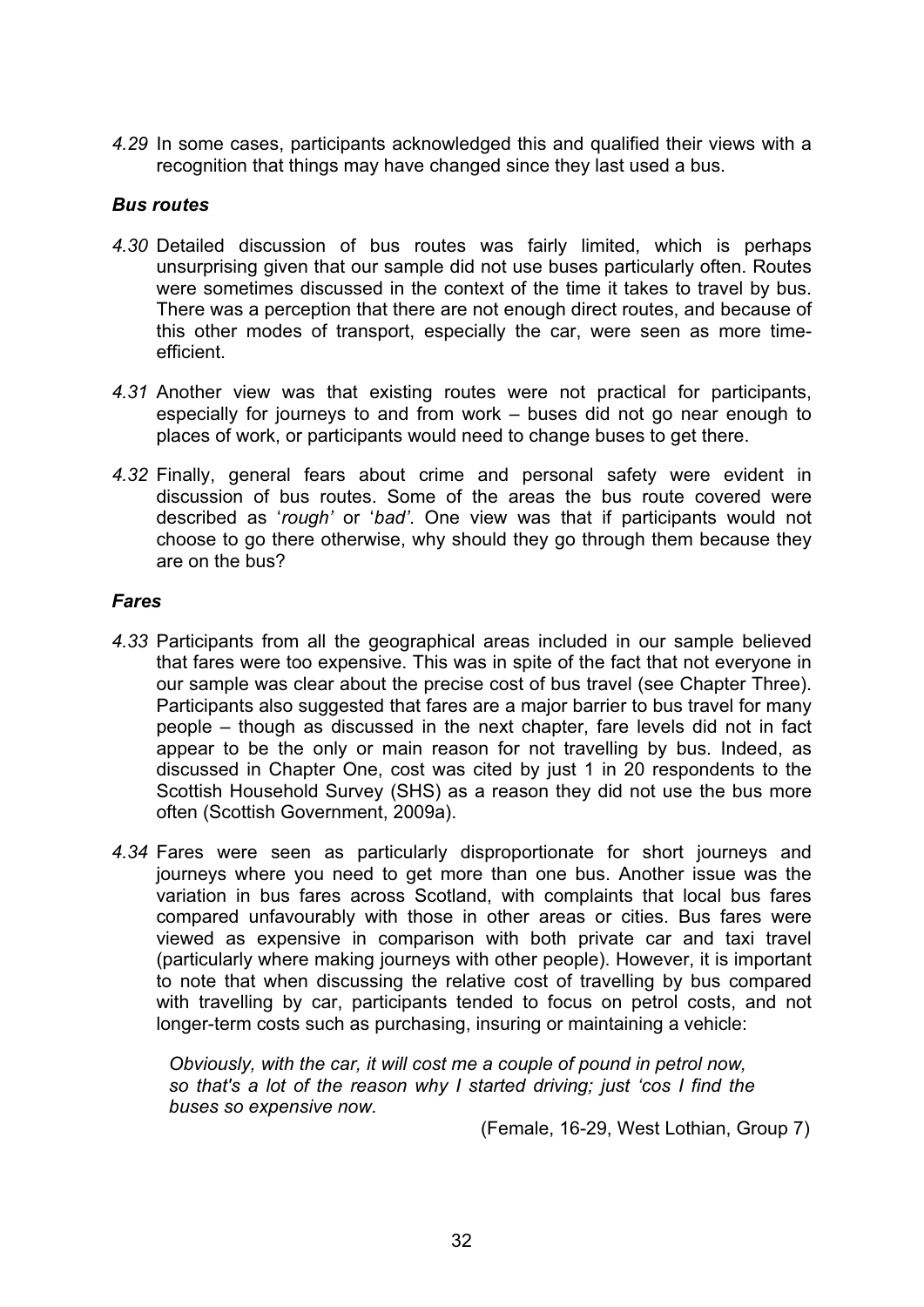*4.29* In some cases, participants acknowledged this and qualified their views with a recognition that things may have changed since they last used a bus.

### *Bus routes*

*4.30* Detailed discussion of bus routes was fairly limited, which is perhaps unsurprising given that our sample did not use buses particularly often. Routes were sometimes discussed in the context of the time it takes to travel by bus. There was a perception that there are not enough direct routes, and because of this other modes of transport, especially the car, were seen as more time-efficient.

*4.31* Another view was that existing routes were not practical for participants, especially for journeys to and from work – buses did not go near enough to places of work, or participants would need to change buses to get there.

*4.32* Finally, general fears about crime and personal safety were evident in discussion of bus routes. Some of the areas the bus route covered were described as '*rough'* or '*bad'*. One view was that if participants would not choose to go there otherwise, why should they go through them because they are on the bus?

### *Fares*

*4.33* Participants from all the geographical areas included in our sample believed that fares were too expensive. This was in spite of the fact that not everyone in our sample was clear about the precise cost of bus travel (see Chapter Three). Participants also suggested that fares are a major barrier to bus travel for many people – though as discussed in the next chapter, fare levels did not in fact appear to be the only or main reason for not travelling by bus. Indeed, as discussed in Chapter One, cost was cited by just 1 in 20 respondents to the Scottish Household Survey (SHS) as a reason they did not use the bus more often (Scottish Government, 2009a).

*4.34* Fares were seen as particularly disproportionate for short journeys and journeys where you need to get more than one bus. Another issue was the variation in bus fares across Scotland, with complaints that local bus fares compared unfavourably with those in other areas or cities. Bus fares were viewed as expensive in comparison with both private car and taxi travel (particularly where making journeys with other people). However, it is important to note that when discussing the relative cost of travelling by bus compared with travelling by car, participants tended to focus on petrol costs, and not longer-term costs such as purchasing, insuring or maintaining a vehicle:

> *Obviously, with the car, it will cost me a couple of pound in petrol now, so that's a lot of the reason why I started driving; just 'cos I find the buses so expensive now.*
>
> (Female, 16-29, West Lothian, Group 7)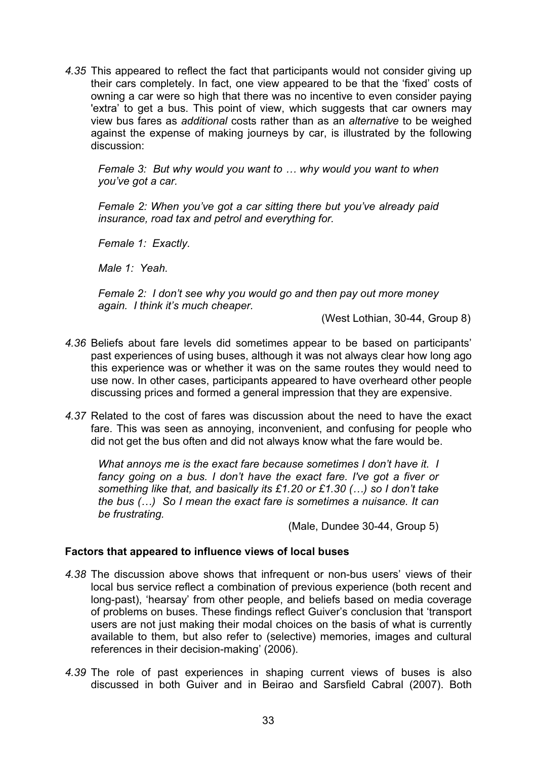*4.35* This appeared to reflect the fact that participants would not consider giving up their cars completely. In fact, one view appeared to be that the 'fixed' costs of owning a car were so high that there was no incentive to even consider paying 'extra' to get a bus. This point of view, which suggests that car owners may view bus fares as *additional* costs rather than as an *alternative* to be weighed against the expense of making journeys by car, is illustrated by the following discussion:

> *Female 3: But why would you want to … why would you want to when you've got a car.*
>
> *Female 2: When you've got a car sitting there but you've already paid insurance, road tax and petrol and everything for.*
>
> *Female 1: Exactly.*
>
> *Male 1: Yeah.*
>
> *Female 2: I don't see why you would go and then pay out more money again. I think it's much cheaper.*
>
> (West Lothian, 30-44, Group 8)

*4.36* Beliefs about fare levels did sometimes appear to be based on participants' past experiences of using buses, although it was not always clear how long ago this experience was or whether it was on the same routes they would need to use now. In other cases, participants appeared to have overheard other people discussing prices and formed a general impression that they are expensive.

*4.37* Related to the cost of fares was discussion about the need to have the exact fare. This was seen as annoying, inconvenient, and confusing for people who did not get the bus often and did not always know what the fare would be.

> *What annoys me is the exact fare because sometimes I don't have it. I fancy going on a bus. I don't have the exact fare. I've got a fiver or something like that, and basically its £1.20 or £1.30 (…) so I don't take the bus (…) So I mean the exact fare is sometimes a nuisance. It can be frustrating.*
>
> (Male, Dundee 30-44, Group 5)

**Factors that appeared to influence views of local buses**

*4.38* The discussion above shows that infrequent or non-bus users' views of their local bus service reflect a combination of previous experience (both recent and long-past), 'hearsay' from other people, and beliefs based on media coverage of problems on buses. These findings reflect Guiver's conclusion that 'transport users are not just making their modal choices on the basis of what is currently available to them, but also refer to (selective) memories, images and cultural references in their decision-making' (2006).

*4.39* The role of past experiences in shaping current views of buses is also discussed in both Guiver and in Beirao and Sarsfield Cabral (2007). Both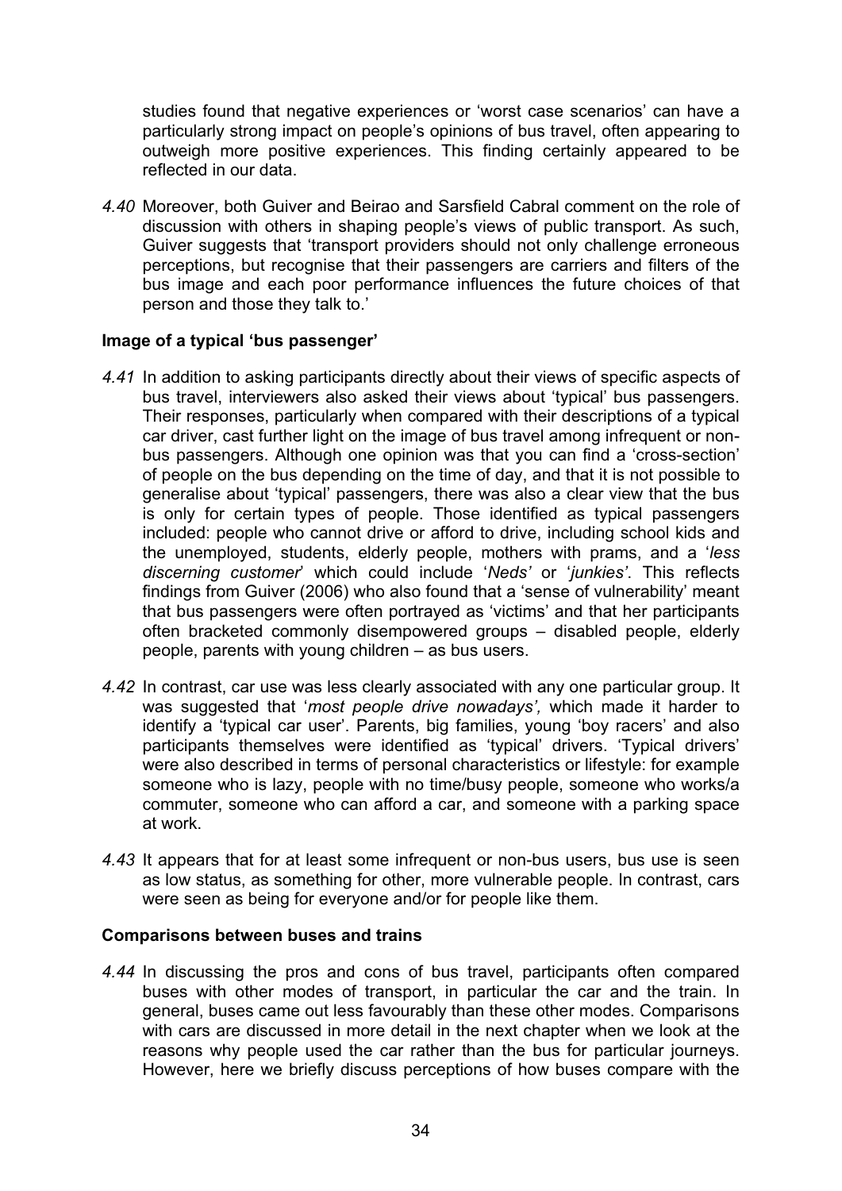studies found that negative experiences or 'worst case scenarios' can have a particularly strong impact on people's opinions of bus travel, often appearing to outweigh more positive experiences. This finding certainly appeared to be reflected in our data.

*4.40* Moreover, both Guiver and Beirao and Sarsfield Cabral comment on the role of discussion with others in shaping people's views of public transport. As such, Guiver suggests that 'transport providers should not only challenge erroneous perceptions, but recognise that their passengers are carriers and filters of the bus image and each poor performance influences the future choices of that person and those they talk to.'

**Image of a typical 'bus passenger'**

*4.41* In addition to asking participants directly about their views of specific aspects of bus travel, interviewers also asked their views about 'typical' bus passengers. Their responses, particularly when compared with their descriptions of a typical car driver, cast further light on the image of bus travel among infrequent or non-bus passengers. Although one opinion was that you can find a 'cross-section' of people on the bus depending on the time of day, and that it is not possible to generalise about 'typical' passengers, there was also a clear view that the bus is only for certain types of people. Those identified as typical passengers included: people who cannot drive or afford to drive, including school kids and the unemployed, students, elderly people, mothers with prams, and a '*less discerning customer*' which could include '*Neds'* or '*junkies'*. This reflects findings from Guiver (2006) who also found that a 'sense of vulnerability' meant that bus passengers were often portrayed as 'victims' and that her participants often bracketed commonly disempowered groups – disabled people, elderly people, parents with young children – as bus users.

*4.42* In contrast, car use was less clearly associated with any one particular group. It was suggested that '*most people drive nowadays',* which made it harder to identify a 'typical car user'. Parents, big families, young 'boy racers' and also participants themselves were identified as 'typical' drivers. 'Typical drivers' were also described in terms of personal characteristics or lifestyle: for example someone who is lazy, people with no time/busy people, someone who works/a commuter, someone who can afford a car, and someone with a parking space at work.

*4.43* It appears that for at least some infrequent or non-bus users, bus use is seen as low status, as something for other, more vulnerable people. In contrast, cars were seen as being for everyone and/or for people like them.

**Comparisons between buses and trains**

*4.44* In discussing the pros and cons of bus travel, participants often compared buses with other modes of transport, in particular the car and the train. In general, buses came out less favourably than these other modes. Comparisons with cars are discussed in more detail in the next chapter when we look at the reasons why people used the car rather than the bus for particular journeys. However, here we briefly discuss perceptions of how buses compare with the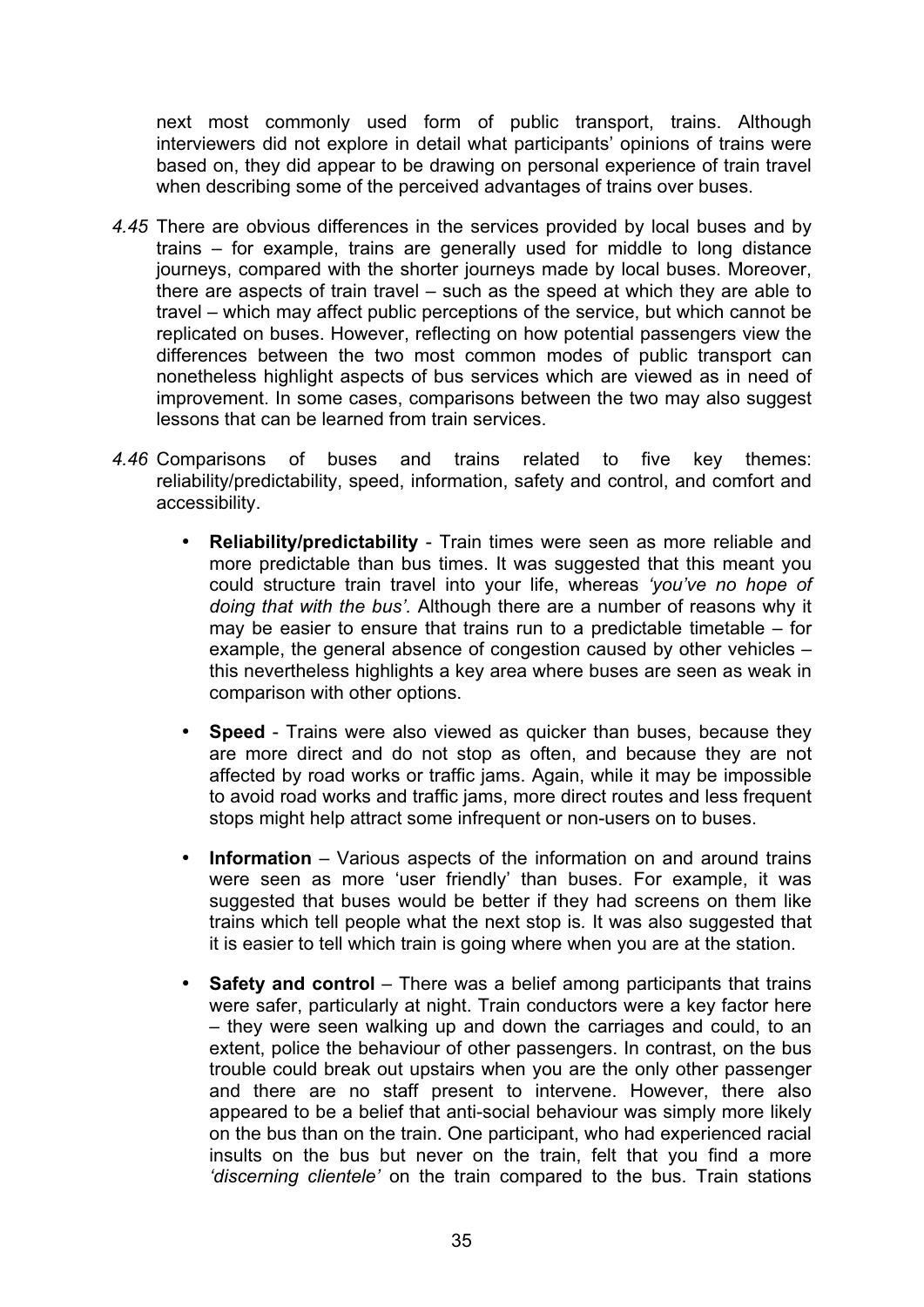next most commonly used form of public transport, trains. Although interviewers did not explore in detail what participants' opinions of trains were based on, they did appear to be drawing on personal experience of train travel when describing some of the perceived advantages of trains over buses.

*4.45* There are obvious differences in the services provided by local buses and by trains – for example, trains are generally used for middle to long distance journeys, compared with the shorter journeys made by local buses. Moreover, there are aspects of train travel – such as the speed at which they are able to travel – which may affect public perceptions of the service, but which cannot be replicated on buses. However, reflecting on how potential passengers view the differences between the two most common modes of public transport can nonetheless highlight aspects of bus services which are viewed as in need of improvement. In some cases, comparisons between the two may also suggest lessons that can be learned from train services.

*4.46* Comparisons of buses and trains related to five key themes: reliability/predictability, speed, information, safety and control, and comfort and accessibility.

- **Reliability/predictability** - Train times were seen as more reliable and more predictable than bus times. It was suggested that this meant you could structure train travel into your life, whereas *'you've no hope of doing that with the bus'*. Although there are a number of reasons why it may be easier to ensure that trains run to a predictable timetable – for example, the general absence of congestion caused by other vehicles – this nevertheless highlights a key area where buses are seen as weak in comparison with other options.

- **Speed** - Trains were also viewed as quicker than buses, because they are more direct and do not stop as often, and because they are not affected by road works or traffic jams. Again, while it may be impossible to avoid road works and traffic jams, more direct routes and less frequent stops might help attract some infrequent or non-users on to buses.

- **Information** – Various aspects of the information on and around trains were seen as more 'user friendly' than buses. For example, it was suggested that buses would be better if they had screens on them like trains which tell people what the next stop is. It was also suggested that it is easier to tell which train is going where when you are at the station.

- **Safety and control** – There was a belief among participants that trains were safer, particularly at night. Train conductors were a key factor here – they were seen walking up and down the carriages and could, to an extent, police the behaviour of other passengers. In contrast, on the bus trouble could break out upstairs when you are the only other passenger and there are no staff present to intervene. However, there also appeared to be a belief that anti-social behaviour was simply more likely on the bus than on the train. One participant, who had experienced racial insults on the bus but never on the train, felt that you find a more *'discerning clientele'* on the train compared to the bus. Train stations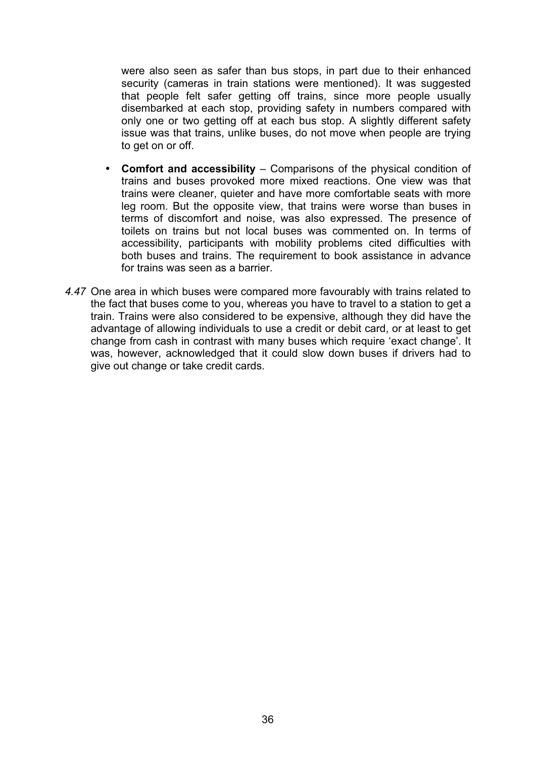were also seen as safer than bus stops, in part due to their enhanced security (cameras in train stations were mentioned). It was suggested that people felt safer getting off trains, since more people usually disembarked at each stop, providing safety in numbers compared with only one or two getting off at each bus stop. A slightly different safety issue was that trains, unlike buses, do not move when people are trying to get on or off.

- **Comfort and accessibility** – Comparisons of the physical condition of trains and buses provoked more mixed reactions. One view was that trains were cleaner, quieter and have more comfortable seats with more leg room. But the opposite view, that trains were worse than buses in terms of discomfort and noise, was also expressed. The presence of toilets on trains but not local buses was commented on. In terms of accessibility, participants with mobility problems cited difficulties with both buses and trains. The requirement to book assistance in advance for trains was seen as a barrier.

*4.47* One area in which buses were compared more favourably with trains related to the fact that buses come to you, whereas you have to travel to a station to get a train. Trains were also considered to be expensive, although they did have the advantage of allowing individuals to use a credit or debit card, or at least to get change from cash in contrast with many buses which require 'exact change'. It was, however, acknowledged that it could slow down buses if drivers had to give out change or take credit cards.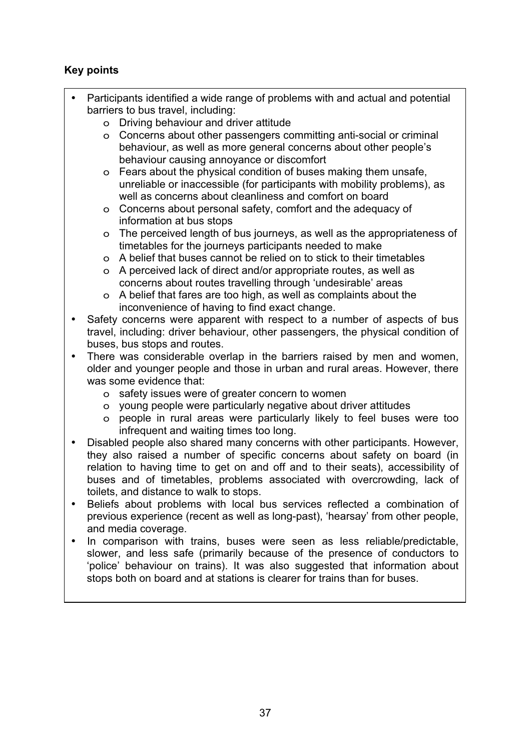**Key points**

- Participants identified a wide range of problems with and actual and potential barriers to bus travel, including:
  - Driving behaviour and driver attitude
  - Concerns about other passengers committing anti-social or criminal behaviour, as well as more general concerns about other people's behaviour causing annoyance or discomfort
  - Fears about the physical condition of buses making them unsafe, unreliable or inaccessible (for participants with mobility problems), as well as concerns about cleanliness and comfort on board
  - Concerns about personal safety, comfort and the adequacy of information at bus stops
  - The perceived length of bus journeys, as well as the appropriateness of timetables for the journeys participants needed to make
  - A belief that buses cannot be relied on to stick to their timetables
  - A perceived lack of direct and/or appropriate routes, as well as concerns about routes travelling through 'undesirable' areas
  - A belief that fares are too high, as well as complaints about the inconvenience of having to find exact change.
- Safety concerns were apparent with respect to a number of aspects of bus travel, including: driver behaviour, other passengers, the physical condition of buses, bus stops and routes.
- There was considerable overlap in the barriers raised by men and women, older and younger people and those in urban and rural areas. However, there was some evidence that:
  - safety issues were of greater concern to women
  - young people were particularly negative about driver attitudes
  - people in rural areas were particularly likely to feel buses were too infrequent and waiting times too long.
- Disabled people also shared many concerns with other participants. However, they also raised a number of specific concerns about safety on board (in relation to having time to get on and off and to their seats), accessibility of buses and of timetables, problems associated with overcrowding, lack of toilets, and distance to walk to stops.
- Beliefs about problems with local bus services reflected a combination of previous experience (recent as well as long-past), 'hearsay' from other people, and media coverage.
- In comparison with trains, buses were seen as less reliable/predictable, slower, and less safe (primarily because of the presence of conductors to 'police' behaviour on trains). It was also suggested that information about stops both on board and at stations is clearer for trains than for buses.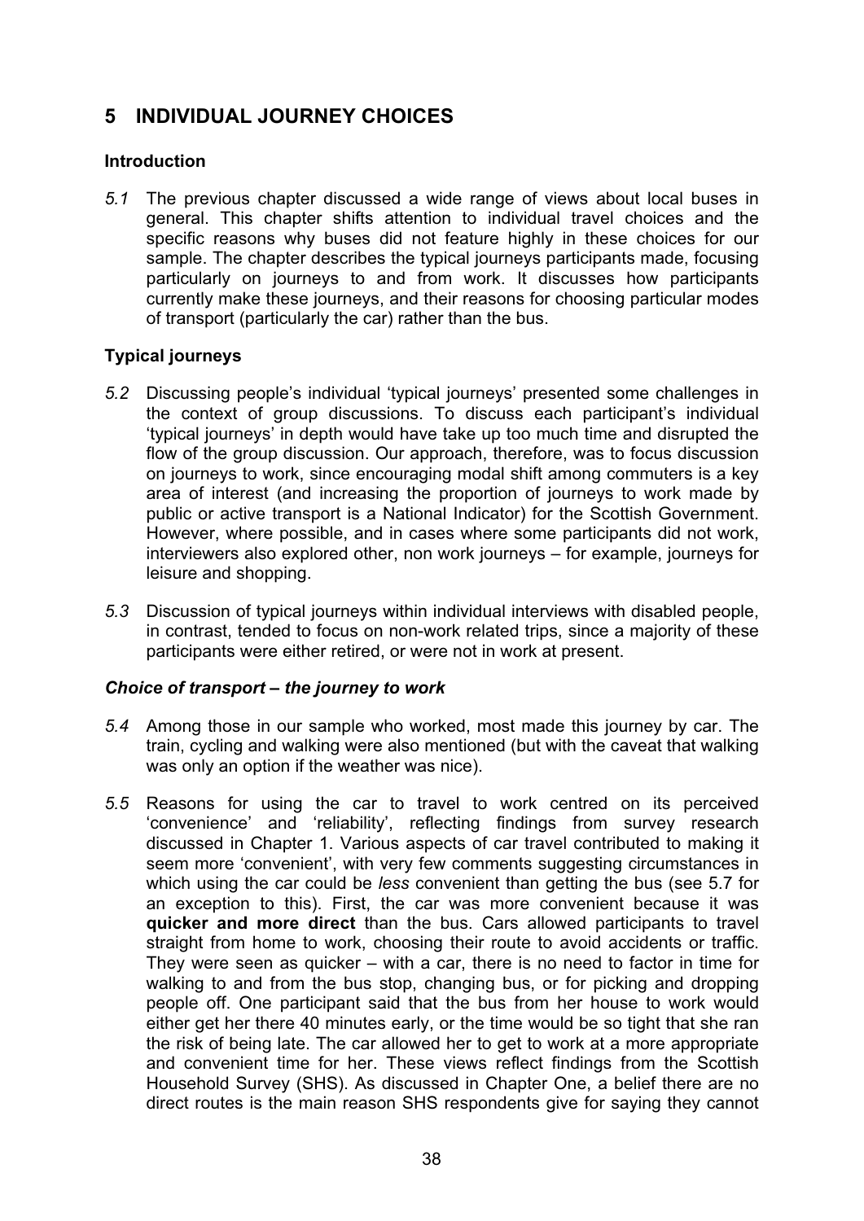# 5 INDIVIDUAL JOURNEY CHOICES

### Introduction

*5.1* The previous chapter discussed a wide range of views about local buses in general. This chapter shifts attention to individual travel choices and the specific reasons why buses did not feature highly in these choices for our sample. The chapter describes the typical journeys participants made, focusing particularly on journeys to and from work. It discusses how participants currently make these journeys, and their reasons for choosing particular modes of transport (particularly the car) rather than the bus.

### Typical journeys

*5.2* Discussing people's individual 'typical journeys' presented some challenges in the context of group discussions. To discuss each participant's individual 'typical journeys' in depth would have take up too much time and disrupted the flow of the group discussion. Our approach, therefore, was to focus discussion on journeys to work, since encouraging modal shift among commuters is a key area of interest (and increasing the proportion of journeys to work made by public or active transport is a National Indicator) for the Scottish Government. However, where possible, and in cases where some participants did not work, interviewers also explored other, non work journeys – for example, journeys for leisure and shopping.

*5.3* Discussion of typical journeys within individual interviews with disabled people, in contrast, tended to focus on non-work related trips, since a majority of these participants were either retired, or were not in work at present.

#### *Choice of transport – the journey to work*

*5.4* Among those in our sample who worked, most made this journey by car. The train, cycling and walking were also mentioned (but with the caveat that walking was only an option if the weather was nice).

*5.5* Reasons for using the car to travel to work centred on its perceived 'convenience' and 'reliability', reflecting findings from survey research discussed in Chapter 1. Various aspects of car travel contributed to making it seem more 'convenient', with very few comments suggesting circumstances in which using the car could be *less* convenient than getting the bus (see 5.7 for an exception to this). First, the car was more convenient because it was **quicker and more direct** than the bus. Cars allowed participants to travel straight from home to work, choosing their route to avoid accidents or traffic. They were seen as quicker – with a car, there is no need to factor in time for walking to and from the bus stop, changing bus, or for picking and dropping people off. One participant said that the bus from her house to work would either get her there 40 minutes early, or the time would be so tight that she ran the risk of being late. The car allowed her to get to work at a more appropriate and convenient time for her. These views reflect findings from the Scottish Household Survey (SHS). As discussed in Chapter One, a belief there are no direct routes is the main reason SHS respondents give for saying they cannot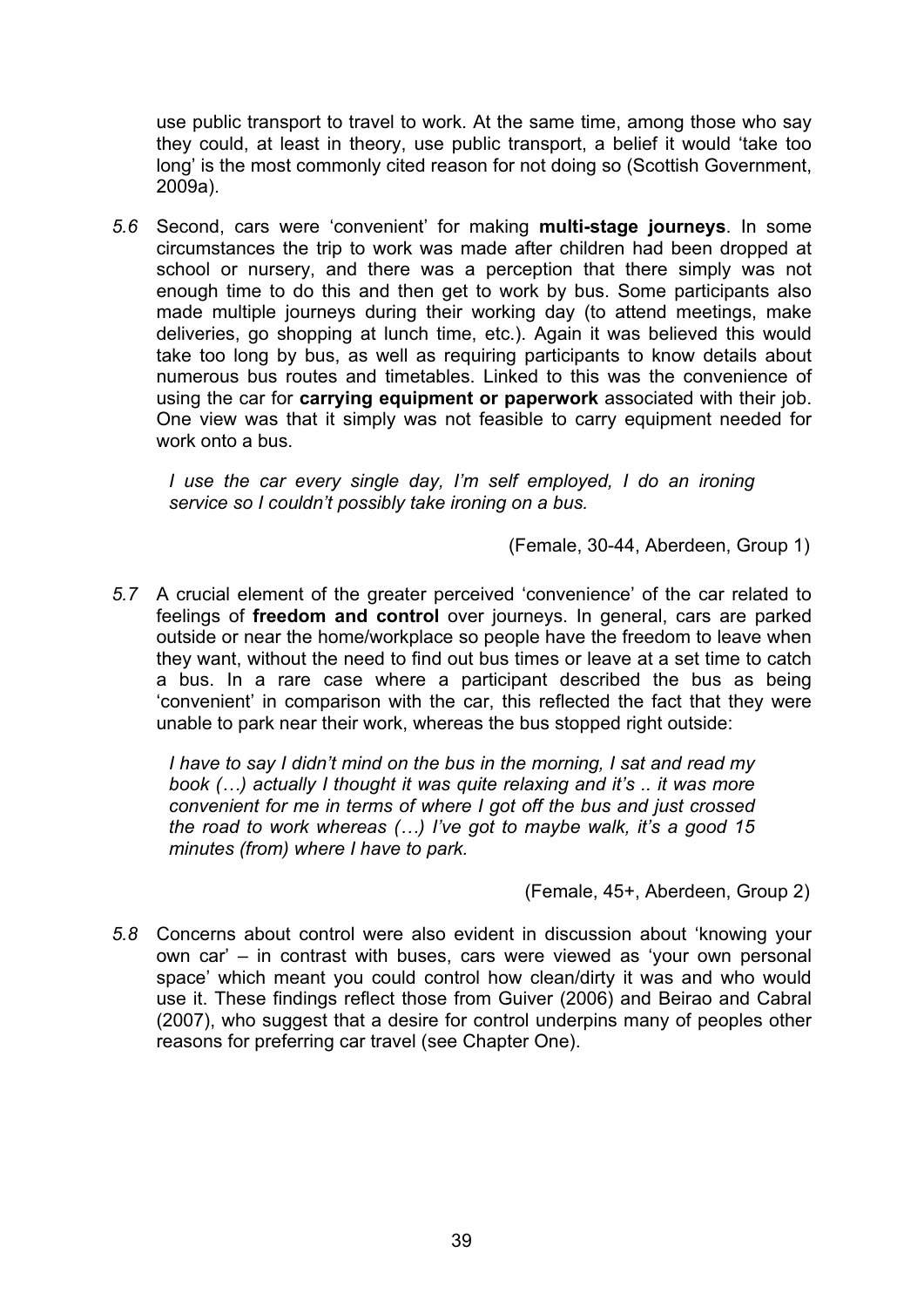use public transport to travel to work. At the same time, among those who say they could, at least in theory, use public transport, a belief it would 'take too long' is the most commonly cited reason for not doing so (Scottish Government, 2009a).

*5.6* Second, cars were 'convenient' for making **multi-stage journeys**. In some circumstances the trip to work was made after children had been dropped at school or nursery, and there was a perception that there simply was not enough time to do this and then get to work by bus. Some participants also made multiple journeys during their working day (to attend meetings, make deliveries, go shopping at lunch time, etc.). Again it was believed this would take too long by bus, as well as requiring participants to know details about numerous bus routes and timetables. Linked to this was the convenience of using the car for **carrying equipment or paperwork** associated with their job. One view was that it simply was not feasible to carry equipment needed for work onto a bus.

> *I use the car every single day, I'm self employed, I do an ironing service so I couldn't possibly take ironing on a bus.*
>
> (Female, 30-44, Aberdeen, Group 1)

*5.7* A crucial element of the greater perceived 'convenience' of the car related to feelings of **freedom and control** over journeys. In general, cars are parked outside or near the home/workplace so people have the freedom to leave when they want, without the need to find out bus times or leave at a set time to catch a bus. In a rare case where a participant described the bus as being 'convenient' in comparison with the car, this reflected the fact that they were unable to park near their work, whereas the bus stopped right outside:

> *I have to say I didn't mind on the bus in the morning, I sat and read my book (…) actually I thought it was quite relaxing and it's .. it was more convenient for me in terms of where I got off the bus and just crossed the road to work whereas (…) I've got to maybe walk, it's a good 15 minutes (from) where I have to park.*
>
> (Female, 45+, Aberdeen, Group 2)

*5.8* Concerns about control were also evident in discussion about 'knowing your own car' – in contrast with buses, cars were viewed as 'your own personal space' which meant you could control how clean/dirty it was and who would use it. These findings reflect those from Guiver (2006) and Beirao and Cabral (2007), who suggest that a desire for control underpins many of peoples other reasons for preferring car travel (see Chapter One).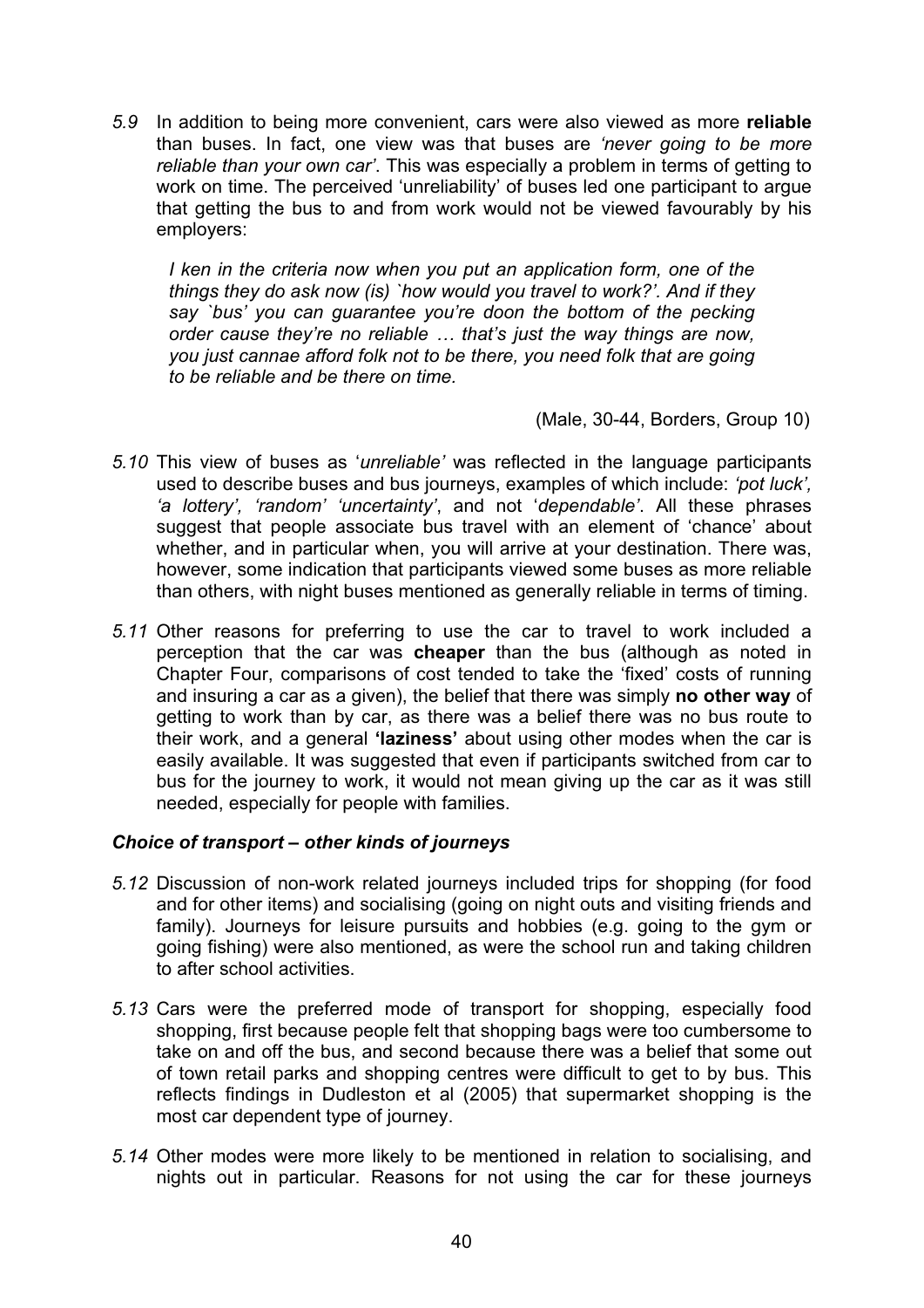*5.9* In addition to being more convenient, cars were also viewed as more **reliable** than buses. In fact, one view was that buses are *'never going to be more reliable than your own car'*. This was especially a problem in terms of getting to work on time. The perceived 'unreliability' of buses led one participant to argue that getting the bus to and from work would not be viewed favourably by his employers:

> *I ken in the criteria now when you put an application form, one of the things they do ask now (is) `how would you travel to work?'. And if they say `bus' you can guarantee you're doon the bottom of the pecking order cause they're no reliable … that's just the way things are now, you just cannae afford folk not to be there, you need folk that are going to be reliable and be there on time.*
>
> (Male, 30-44, Borders, Group 10)

*5.10* This view of buses as '*unreliable'* was reflected in the language participants used to describe buses and bus journeys, examples of which include: *'pot luck', 'a lottery', 'random' 'uncertainty'*, and not '*dependable'*. All these phrases suggest that people associate bus travel with an element of 'chance' about whether, and in particular when, you will arrive at your destination. There was, however, some indication that participants viewed some buses as more reliable than others, with night buses mentioned as generally reliable in terms of timing.

*5.11* Other reasons for preferring to use the car to travel to work included a perception that the car was **cheaper** than the bus (although as noted in Chapter Four, comparisons of cost tended to take the 'fixed' costs of running and insuring a car as a given), the belief that there was simply **no other way** of getting to work than by car, as there was a belief there was no bus route to their work, and a general **'laziness'** about using other modes when the car is easily available. It was suggested that even if participants switched from car to bus for the journey to work, it would not mean giving up the car as it was still needed, especially for people with families.

### *Choice of transport – other kinds of journeys*

*5.12* Discussion of non-work related journeys included trips for shopping (for food and for other items) and socialising (going on night outs and visiting friends and family). Journeys for leisure pursuits and hobbies (e.g. going to the gym or going fishing) were also mentioned, as were the school run and taking children to after school activities.

*5.13* Cars were the preferred mode of transport for shopping, especially food shopping, first because people felt that shopping bags were too cumbersome to take on and off the bus, and second because there was a belief that some out of town retail parks and shopping centres were difficult to get to by bus. This reflects findings in Dudleston et al (2005) that supermarket shopping is the most car dependent type of journey.

*5.14* Other modes were more likely to be mentioned in relation to socialising, and nights out in particular. Reasons for not using the car for these journeys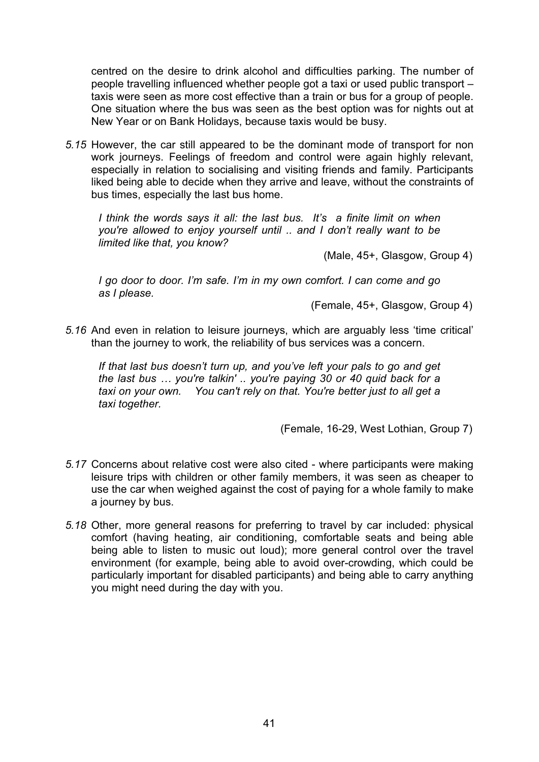centred on the desire to drink alcohol and difficulties parking. The number of people travelling influenced whether people got a taxi or used public transport – taxis were seen as more cost effective than a train or bus for a group of people. One situation where the bus was seen as the best option was for nights out at New Year or on Bank Holidays, because taxis would be busy.

*5.15* However, the car still appeared to be the dominant mode of transport for non work journeys. Feelings of freedom and control were again highly relevant, especially in relation to socialising and visiting friends and family. Participants liked being able to decide when they arrive and leave, without the constraints of bus times, especially the last bus home.

> *I think the words says it all: the last bus. It's a finite limit on when you're allowed to enjoy yourself until .. and I don't really want to be limited like that, you know?*
>
> (Male, 45+, Glasgow, Group 4)

> *I go door to door. I'm safe. I'm in my own comfort. I can come and go as I please.*
>
> (Female, 45+, Glasgow, Group 4)

*5.16* And even in relation to leisure journeys, which are arguably less 'time critical' than the journey to work, the reliability of bus services was a concern.

> *If that last bus doesn't turn up, and you've left your pals to go and get the last bus … you're talkin' .. you're paying 30 or 40 quid back for a taxi on your own. You can't rely on that. You're better just to all get a taxi together.*
>
> (Female, 16-29, West Lothian, Group 7)

*5.17* Concerns about relative cost were also cited - where participants were making leisure trips with children or other family members, it was seen as cheaper to use the car when weighed against the cost of paying for a whole family to make a journey by bus.

*5.18* Other, more general reasons for preferring to travel by car included: physical comfort (having heating, air conditioning, comfortable seats and being able being able to listen to music out loud); more general control over the travel environment (for example, being able to avoid over-crowding, which could be particularly important for disabled participants) and being able to carry anything you might need during the day with you.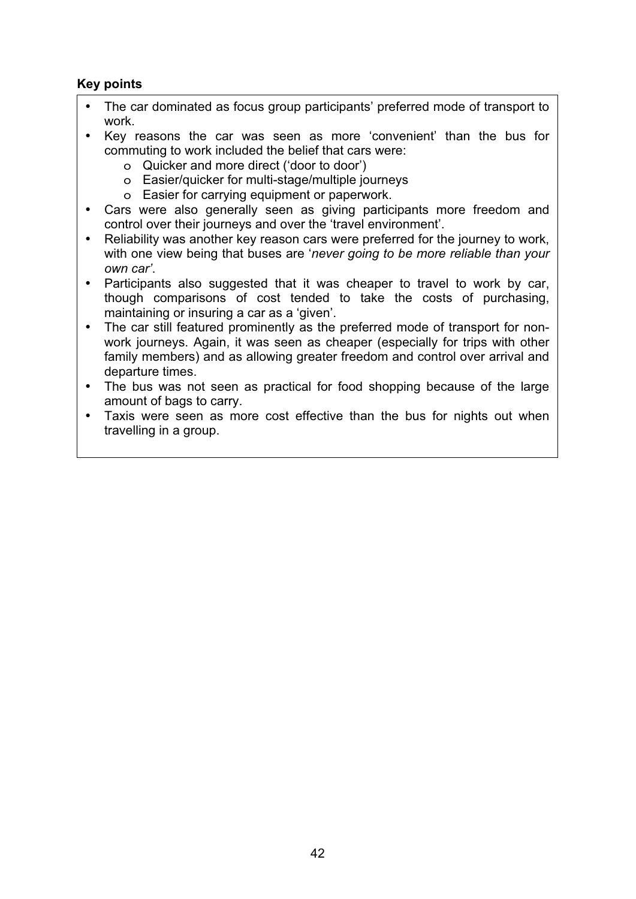**Key points**

- The car dominated as focus group participants' preferred mode of transport to work.
- Key reasons the car was seen as more 'convenient' than the bus for commuting to work included the belief that cars were:
  - Quicker and more direct ('door to door')
  - Easier/quicker for multi-stage/multiple journeys
  - Easier for carrying equipment or paperwork.
- Cars were also generally seen as giving participants more freedom and control over their journeys and over the 'travel environment'.
- Reliability was another key reason cars were preferred for the journey to work, with one view being that buses are '*never going to be more reliable than your own car'*.
- Participants also suggested that it was cheaper to travel to work by car, though comparisons of cost tended to take the costs of purchasing, maintaining or insuring a car as a 'given'.
- The car still featured prominently as the preferred mode of transport for non-work journeys. Again, it was seen as cheaper (especially for trips with other family members) and as allowing greater freedom and control over arrival and departure times.
- The bus was not seen as practical for food shopping because of the large amount of bags to carry.
- Taxis were seen as more cost effective than the bus for nights out when travelling in a group.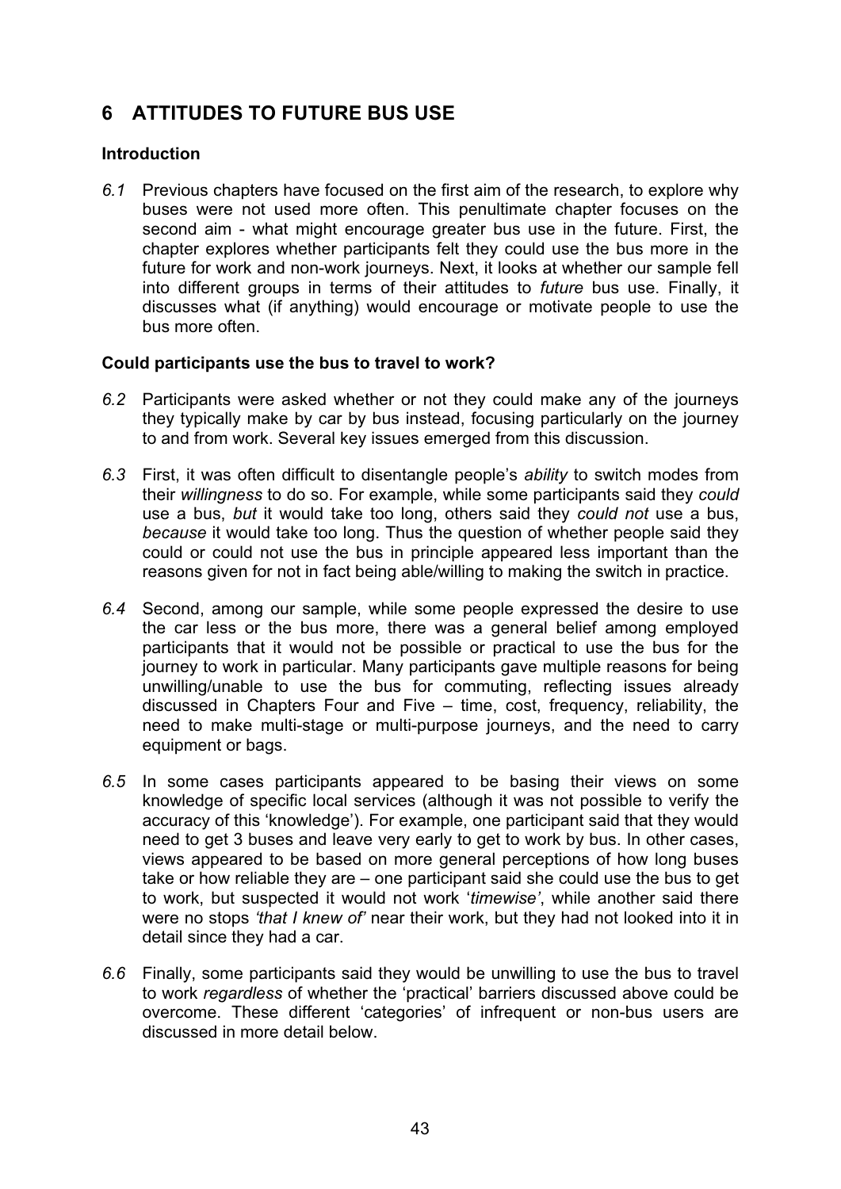# 6 ATTITUDES TO FUTURE BUS USE

### Introduction

*6.1* Previous chapters have focused on the first aim of the research, to explore why buses were not used more often. This penultimate chapter focuses on the second aim - what might encourage greater bus use in the future. First, the chapter explores whether participants felt they could use the bus more in the future for work and non-work journeys. Next, it looks at whether our sample fell into different groups in terms of their attitudes to *future* bus use. Finally, it discusses what (if anything) would encourage or motivate people to use the bus more often.

### Could participants use the bus to travel to work?

*6.2* Participants were asked whether or not they could make any of the journeys they typically make by car by bus instead, focusing particularly on the journey to and from work. Several key issues emerged from this discussion.

*6.3* First, it was often difficult to disentangle people's *ability* to switch modes from their *willingness* to do so. For example, while some participants said they *could* use a bus, *but* it would take too long, others said they *could not* use a bus, *because* it would take too long. Thus the question of whether people said they could or could not use the bus in principle appeared less important than the reasons given for not in fact being able/willing to making the switch in practice.

*6.4* Second, among our sample, while some people expressed the desire to use the car less or the bus more, there was a general belief among employed participants that it would not be possible or practical to use the bus for the journey to work in particular. Many participants gave multiple reasons for being unwilling/unable to use the bus for commuting, reflecting issues already discussed in Chapters Four and Five – time, cost, frequency, reliability, the need to make multi-stage or multi-purpose journeys, and the need to carry equipment or bags.

*6.5* In some cases participants appeared to be basing their views on some knowledge of specific local services (although it was not possible to verify the accuracy of this 'knowledge'). For example, one participant said that they would need to get 3 buses and leave very early to get to work by bus. In other cases, views appeared to be based on more general perceptions of how long buses take or how reliable they are – one participant said she could use the bus to get to work, but suspected it would not work '*timewise'*, while another said there were no stops *'that I knew of'* near their work, but they had not looked into it in detail since they had a car.

*6.6* Finally, some participants said they would be unwilling to use the bus to travel to work *regardless* of whether the 'practical' barriers discussed above could be overcome. These different 'categories' of infrequent or non-bus users are discussed in more detail below.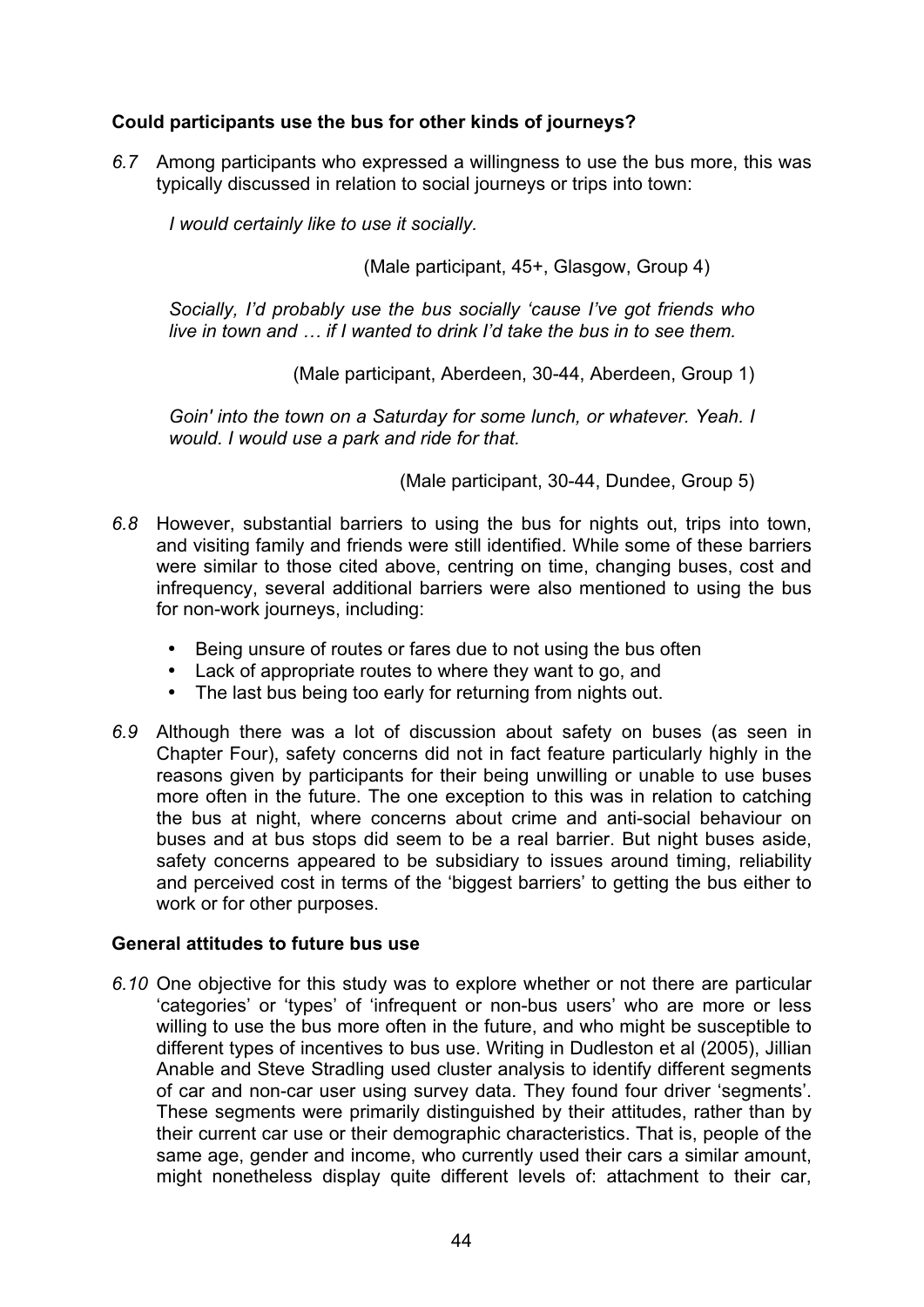**Could participants use the bus for other kinds of journeys?**

*6.7* Among participants who expressed a willingness to use the bus more, this was typically discussed in relation to social journeys or trips into town:

> *I would certainly like to use it socially.*
>
> (Male participant, 45+, Glasgow, Group 4)

> *Socially, I'd probably use the bus socially 'cause I've got friends who live in town and … if I wanted to drink I'd take the bus in to see them.*
>
> (Male participant, Aberdeen, 30-44, Aberdeen, Group 1)

> *Goin' into the town on a Saturday for some lunch, or whatever. Yeah. I would. I would use a park and ride for that.*
>
> (Male participant, 30-44, Dundee, Group 5)

*6.8* However, substantial barriers to using the bus for nights out, trips into town, and visiting family and friends were still identified. While some of these barriers were similar to those cited above, centring on time, changing buses, cost and infrequency, several additional barriers were also mentioned to using the bus for non-work journeys, including:

- Being unsure of routes or fares due to not using the bus often
- Lack of appropriate routes to where they want to go, and
- The last bus being too early for returning from nights out.

*6.9* Although there was a lot of discussion about safety on buses (as seen in Chapter Four), safety concerns did not in fact feature particularly highly in the reasons given by participants for their being unwilling or unable to use buses more often in the future. The one exception to this was in relation to catching the bus at night, where concerns about crime and anti-social behaviour on buses and at bus stops did seem to be a real barrier. But night buses aside, safety concerns appeared to be subsidiary to issues around timing, reliability and perceived cost in terms of the 'biggest barriers' to getting the bus either to work or for other purposes.

**General attitudes to future bus use**

*6.10* One objective for this study was to explore whether or not there are particular 'categories' or 'types' of 'infrequent or non-bus users' who are more or less willing to use the bus more often in the future, and who might be susceptible to different types of incentives to bus use. Writing in Dudleston et al (2005), Jillian Anable and Steve Stradling used cluster analysis to identify different segments of car and non-car user using survey data. They found four driver 'segments'. These segments were primarily distinguished by their attitudes, rather than by their current car use or their demographic characteristics. That is, people of the same age, gender and income, who currently used their cars a similar amount, might nonetheless display quite different levels of: attachment to their car,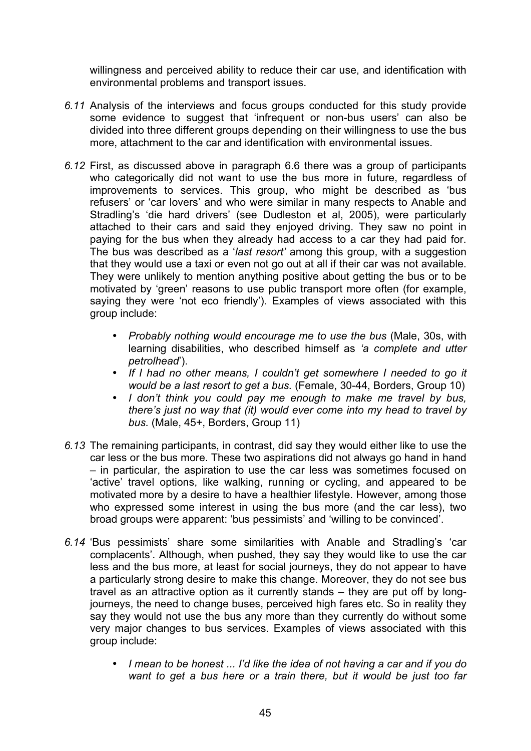willingness and perceived ability to reduce their car use, and identification with environmental problems and transport issues.

*6.11* Analysis of the interviews and focus groups conducted for this study provide some evidence to suggest that 'infrequent or non-bus users' can also be divided into three different groups depending on their willingness to use the bus more, attachment to the car and identification with environmental issues.

*6.12* First, as discussed above in paragraph 6.6 there was a group of participants who categorically did not want to use the bus more in future, regardless of improvements to services. This group, who might be described as 'bus refusers' or 'car lovers' and who were similar in many respects to Anable and Stradling's 'die hard drivers' (see Dudleston et al, 2005), were particularly attached to their cars and said they enjoyed driving. They saw no point in paying for the bus when they already had access to a car they had paid for. The bus was described as a '*last resort'* among this group, with a suggestion that they would use a taxi or even not go out at all if their car was not available. They were unlikely to mention anything positive about getting the bus or to be motivated by 'green' reasons to use public transport more often (for example, saying they were 'not eco friendly'). Examples of views associated with this group include:

- *Probably nothing would encourage me to use the bus* (Male, 30s, with learning disabilities, who described himself as *'a complete and utter petrolhead*').
- *If I had no other means, I couldn't get somewhere I needed to go it would be a last resort to get a bus.* (Female, 30-44, Borders, Group 10)
- *I don't think you could pay me enough to make me travel by bus, there's just no way that (it) would ever come into my head to travel by bus.* (Male, 45+, Borders, Group 11)

*6.13* The remaining participants, in contrast, did say they would either like to use the car less or the bus more. These two aspirations did not always go hand in hand – in particular, the aspiration to use the car less was sometimes focused on 'active' travel options, like walking, running or cycling, and appeared to be motivated more by a desire to have a healthier lifestyle. However, among those who expressed some interest in using the bus more (and the car less), two broad groups were apparent: 'bus pessimists' and 'willing to be convinced'.

*6.14* 'Bus pessimists' share some similarities with Anable and Stradling's 'car complacents'. Although, when pushed, they say they would like to use the car less and the bus more, at least for social journeys, they do not appear to have a particularly strong desire to make this change. Moreover, they do not see bus travel as an attractive option as it currently stands – they are put off by long-journeys, the need to change buses, perceived high fares etc. So in reality they say they would not use the bus any more than they currently do without some very major changes to bus services. Examples of views associated with this group include:

- *I mean to be honest ... I'd like the idea of not having a car and if you do want to get a bus here or a train there, but it would be just too far*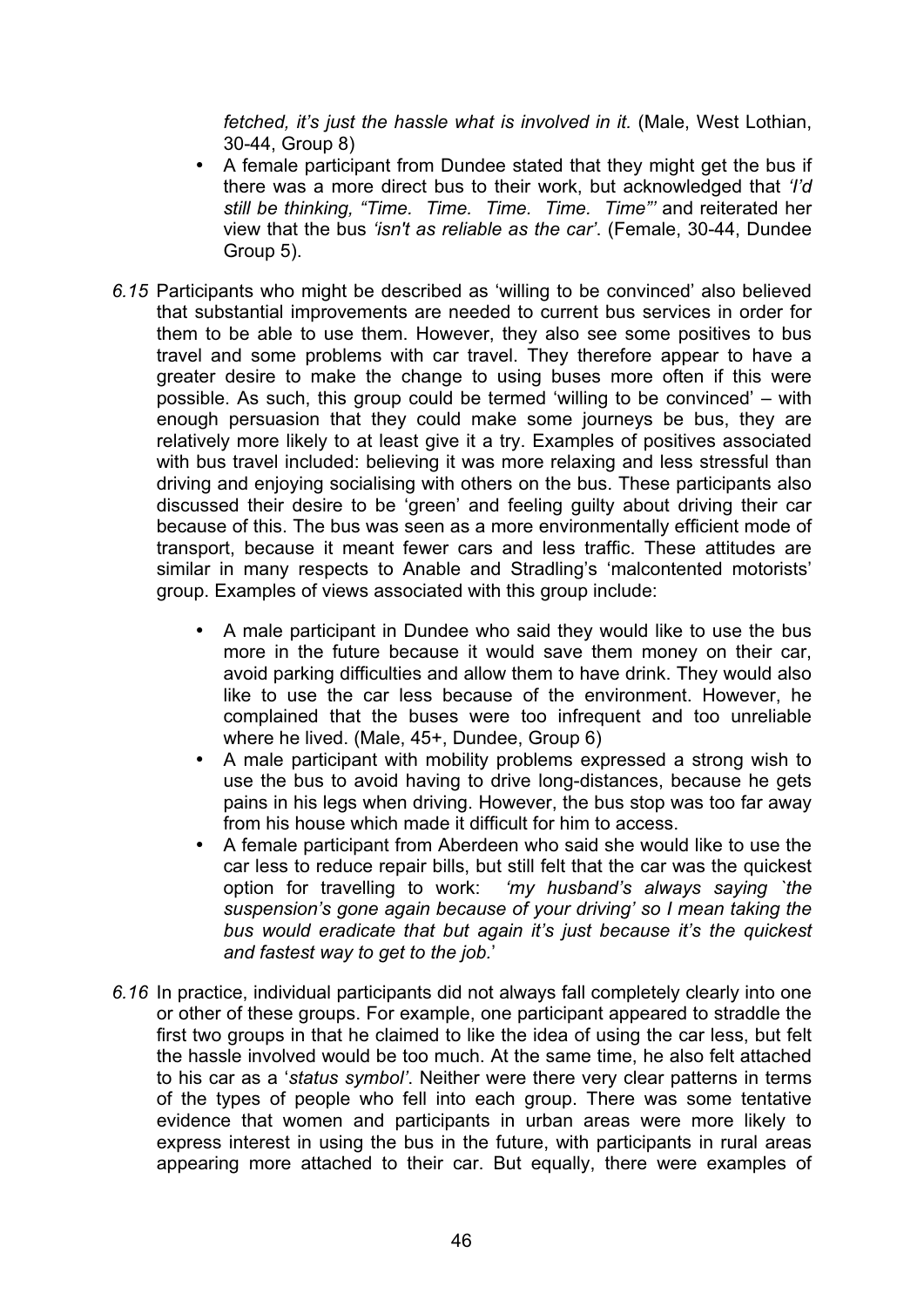*fetched, it's just the hassle what is involved in it.* (Male, West Lothian, 30-44, Group 8)

- A female participant from Dundee stated that they might get the bus if there was a more direct bus to their work, but acknowledged that *'I'd still be thinking, "Time. Time. Time. Time. Time"'* and reiterated her view that the bus *'isn't as reliable as the car'*. (Female, 30-44, Dundee Group 5).

*6.15* Participants who might be described as 'willing to be convinced' also believed that substantial improvements are needed to current bus services in order for them to be able to use them. However, they also see some positives to bus travel and some problems with car travel. They therefore appear to have a greater desire to make the change to using buses more often if this were possible. As such, this group could be termed 'willing to be convinced' – with enough persuasion that they could make some journeys be bus, they are relatively more likely to at least give it a try. Examples of positives associated with bus travel included: believing it was more relaxing and less stressful than driving and enjoying socialising with others on the bus. These participants also discussed their desire to be 'green' and feeling guilty about driving their car because of this. The bus was seen as a more environmentally efficient mode of transport, because it meant fewer cars and less traffic. These attitudes are similar in many respects to Anable and Stradling's 'malcontented motorists' group. Examples of views associated with this group include:

- A male participant in Dundee who said they would like to use the bus more in the future because it would save them money on their car, avoid parking difficulties and allow them to have drink. They would also like to use the car less because of the environment. However, he complained that the buses were too infrequent and too unreliable where he lived. (Male, 45+, Dundee, Group 6)
- A male participant with mobility problems expressed a strong wish to use the bus to avoid having to drive long-distances, because he gets pains in his legs when driving. However, the bus stop was too far away from his house which made it difficult for him to access.
- A female participant from Aberdeen who said she would like to use the car less to reduce repair bills, but still felt that the car was the quickest option for travelling to work: *'my husband's always saying `the suspension's gone again because of your driving' so I mean taking the bus would eradicate that but again it's just because it's the quickest and fastest way to get to the job.*'

*6.16* In practice, individual participants did not always fall completely clearly into one or other of these groups. For example, one participant appeared to straddle the first two groups in that he claimed to like the idea of using the car less, but felt the hassle involved would be too much. At the same time, he also felt attached to his car as a '*status symbol'*. Neither were there very clear patterns in terms of the types of people who fell into each group. There was some tentative evidence that women and participants in urban areas were more likely to express interest in using the bus in the future, with participants in rural areas appearing more attached to their car. But equally, there were examples of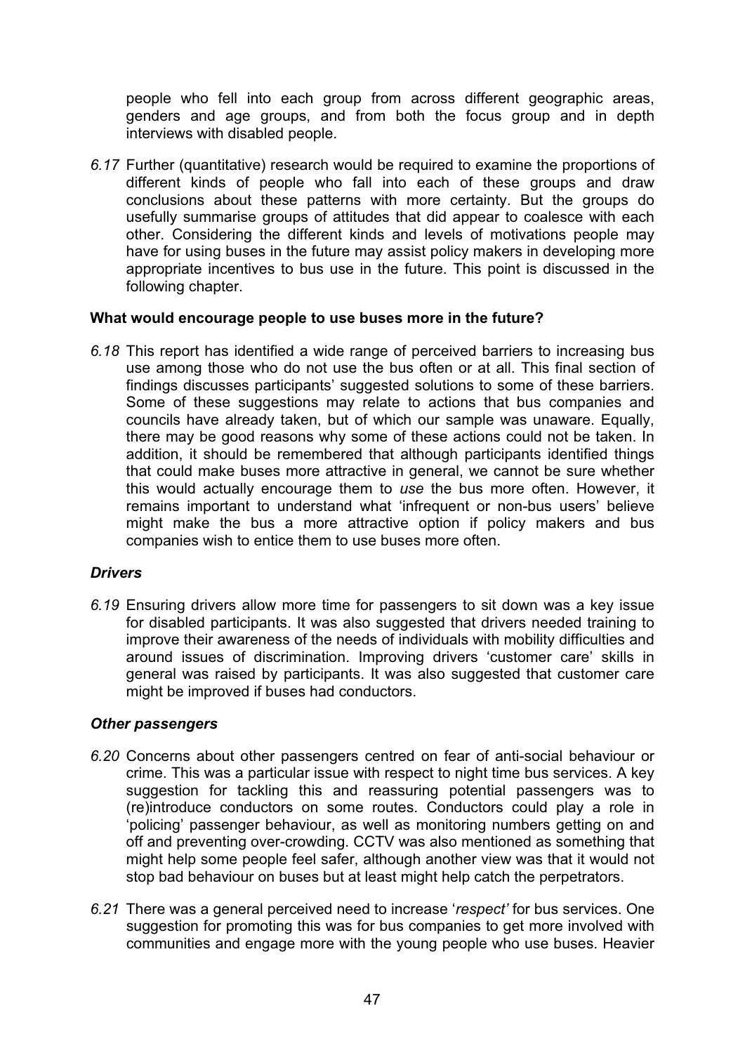people who fell into each group from across different geographic areas, genders and age groups, and from both the focus group and in depth interviews with disabled people.

*6.17* Further (quantitative) research would be required to examine the proportions of different kinds of people who fall into each of these groups and draw conclusions about these patterns with more certainty. But the groups do usefully summarise groups of attitudes that did appear to coalesce with each other. Considering the different kinds and levels of motivations people may have for using buses in the future may assist policy makers in developing more appropriate incentives to bus use in the future. This point is discussed in the following chapter.

**What would encourage people to use buses more in the future?**

*6.18* This report has identified a wide range of perceived barriers to increasing bus use among those who do not use the bus often or at all. This final section of findings discusses participants' suggested solutions to some of these barriers. Some of these suggestions may relate to actions that bus companies and councils have already taken, but of which our sample was unaware. Equally, there may be good reasons why some of these actions could not be taken. In addition, it should be remembered that although participants identified things that could make buses more attractive in general, we cannot be sure whether this would actually encourage them to *use* the bus more often. However, it remains important to understand what 'infrequent or non-bus users' believe might make the bus a more attractive option if policy makers and bus companies wish to entice them to use buses more often.

***Drivers***

*6.19* Ensuring drivers allow more time for passengers to sit down was a key issue for disabled participants. It was also suggested that drivers needed training to improve their awareness of the needs of individuals with mobility difficulties and around issues of discrimination. Improving drivers 'customer care' skills in general was raised by participants. It was also suggested that customer care might be improved if buses had conductors.

***Other passengers***

*6.20* Concerns about other passengers centred on fear of anti-social behaviour or crime. This was a particular issue with respect to night time bus services. A key suggestion for tackling this and reassuring potential passengers was to (re)introduce conductors on some routes. Conductors could play a role in 'policing' passenger behaviour, as well as monitoring numbers getting on and off and preventing over-crowding. CCTV was also mentioned as something that might help some people feel safer, although another view was that it would not stop bad behaviour on buses but at least might help catch the perpetrators.

*6.21* There was a general perceived need to increase '*respect'* for bus services. One suggestion for promoting this was for bus companies to get more involved with communities and engage more with the young people who use buses. Heavier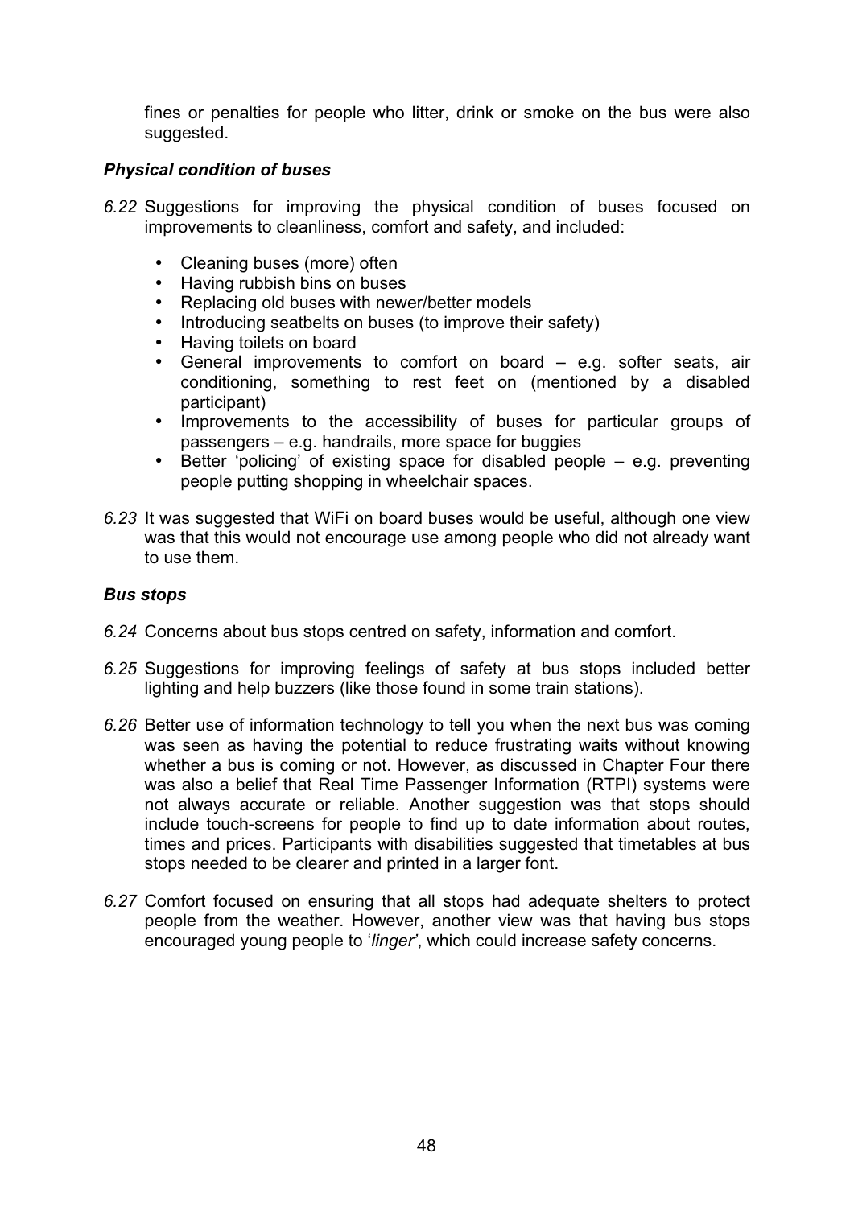fines or penalties for people who litter, drink or smoke on the bus were also suggested.

### *Physical condition of buses*

*6.22* Suggestions for improving the physical condition of buses focused on improvements to cleanliness, comfort and safety, and included:

- Cleaning buses (more) often
- Having rubbish bins on buses
- Replacing old buses with newer/better models
- Introducing seatbelts on buses (to improve their safety)
- Having toilets on board
- General improvements to comfort on board – e.g. softer seats, air conditioning, something to rest feet on (mentioned by a disabled participant)
- Improvements to the accessibility of buses for particular groups of passengers – e.g. handrails, more space for buggies
- Better 'policing' of existing space for disabled people – e.g. preventing people putting shopping in wheelchair spaces.

*6.23* It was suggested that WiFi on board buses would be useful, although one view was that this would not encourage use among people who did not already want to use them.

### *Bus stops*

*6.24* Concerns about bus stops centred on safety, information and comfort.

*6.25* Suggestions for improving feelings of safety at bus stops included better lighting and help buzzers (like those found in some train stations).

*6.26* Better use of information technology to tell you when the next bus was coming was seen as having the potential to reduce frustrating waits without knowing whether a bus is coming or not. However, as discussed in Chapter Four there was also a belief that Real Time Passenger Information (RTPI) systems were not always accurate or reliable. Another suggestion was that stops should include touch-screens for people to find up to date information about routes, times and prices. Participants with disabilities suggested that timetables at bus stops needed to be clearer and printed in a larger font.

*6.27* Comfort focused on ensuring that all stops had adequate shelters to protect people from the weather. However, another view was that having bus stops encouraged young people to '*linger*', which could increase safety concerns.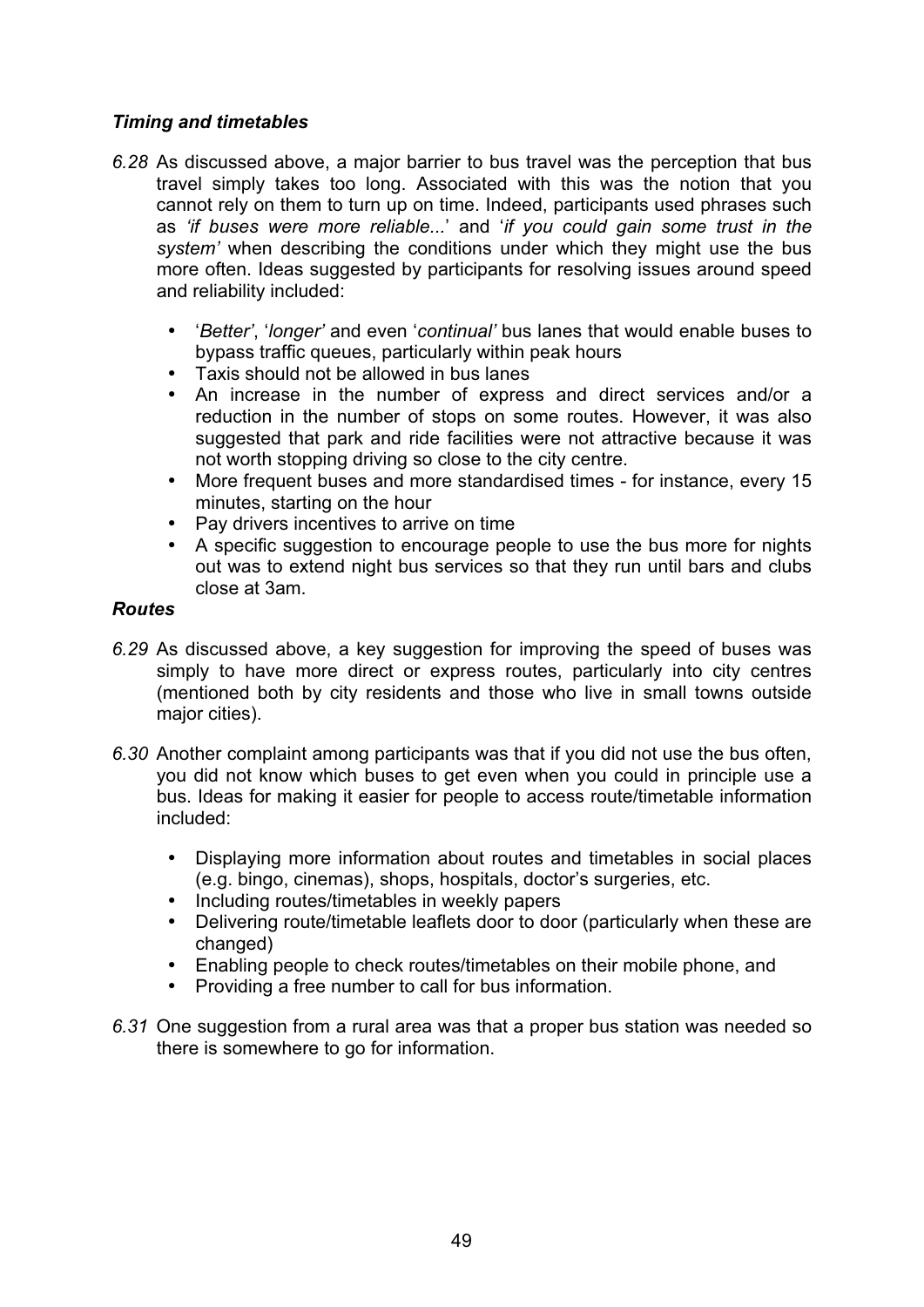***Timing and timetables***

*6.28* As discussed above, a major barrier to bus travel was the perception that bus travel simply takes too long. Associated with this was the notion that you cannot rely on them to turn up on time. Indeed, participants used phrases such as *'if buses were more reliable...*' and '*if you could gain some trust in the system'* when describing the conditions under which they might use the bus more often. Ideas suggested by participants for resolving issues around speed and reliability included:

- '*Better'*, '*longer'* and even '*continual'* bus lanes that would enable buses to bypass traffic queues, particularly within peak hours
- Taxis should not be allowed in bus lanes
- An increase in the number of express and direct services and/or a reduction in the number of stops on some routes. However, it was also suggested that park and ride facilities were not attractive because it was not worth stopping driving so close to the city centre.
- More frequent buses and more standardised times - for instance, every 15 minutes, starting on the hour
- Pay drivers incentives to arrive on time
- A specific suggestion to encourage people to use the bus more for nights out was to extend night bus services so that they run until bars and clubs close at 3am.

***Routes***

*6.29* As discussed above, a key suggestion for improving the speed of buses was simply to have more direct or express routes, particularly into city centres (mentioned both by city residents and those who live in small towns outside major cities).

*6.30* Another complaint among participants was that if you did not use the bus often, you did not know which buses to get even when you could in principle use a bus. Ideas for making it easier for people to access route/timetable information included:

- Displaying more information about routes and timetables in social places (e.g. bingo, cinemas), shops, hospitals, doctor's surgeries, etc.
- Including routes/timetables in weekly papers
- Delivering route/timetable leaflets door to door (particularly when these are changed)
- Enabling people to check routes/timetables on their mobile phone, and
- Providing a free number to call for bus information.

*6.31* One suggestion from a rural area was that a proper bus station was needed so there is somewhere to go for information.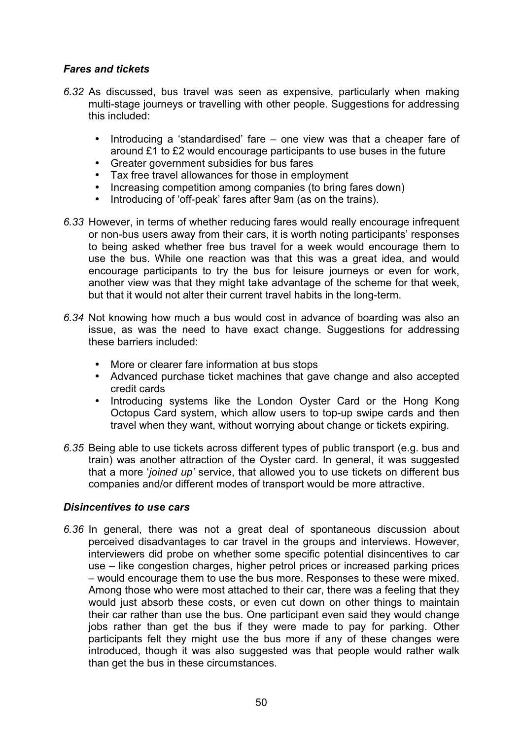### *Fares and tickets*

*6.32* As discussed, bus travel was seen as expensive, particularly when making multi-stage journeys or travelling with other people. Suggestions for addressing this included:

- Introducing a 'standardised' fare – one view was that a cheaper fare of around £1 to £2 would encourage participants to use buses in the future
- Greater government subsidies for bus fares
- Tax free travel allowances for those in employment
- Increasing competition among companies (to bring fares down)
- Introducing of 'off-peak' fares after 9am (as on the trains).

*6.33* However, in terms of whether reducing fares would really encourage infrequent or non-bus users away from their cars, it is worth noting participants' responses to being asked whether free bus travel for a week would encourage them to use the bus. While one reaction was that this was a great idea, and would encourage participants to try the bus for leisure journeys or even for work, another view was that they might take advantage of the scheme for that week, but that it would not alter their current travel habits in the long-term.

*6.34* Not knowing how much a bus would cost in advance of boarding was also an issue, as was the need to have exact change. Suggestions for addressing these barriers included:

- More or clearer fare information at bus stops
- Advanced purchase ticket machines that gave change and also accepted credit cards
- Introducing systems like the London Oyster Card or the Hong Kong Octopus Card system, which allow users to top-up swipe cards and then travel when they want, without worrying about change or tickets expiring.

*6.35* Being able to use tickets across different types of public transport (e.g. bus and train) was another attraction of the Oyster card. In general, it was suggested that a more '*joined up'* service, that allowed you to use tickets on different bus companies and/or different modes of transport would be more attractive.

### *Disincentives to use cars*

*6.36* In general, there was not a great deal of spontaneous discussion about perceived disadvantages to car travel in the groups and interviews. However, interviewers did probe on whether some specific potential disincentives to car use – like congestion charges, higher petrol prices or increased parking prices – would encourage them to use the bus more. Responses to these were mixed. Among those who were most attached to their car, there was a feeling that they would just absorb these costs, or even cut down on other things to maintain their car rather than use the bus. One participant even said they would change jobs rather than get the bus if they were made to pay for parking. Other participants felt they might use the bus more if any of these changes were introduced, though it was also suggested was that people would rather walk than get the bus in these circumstances.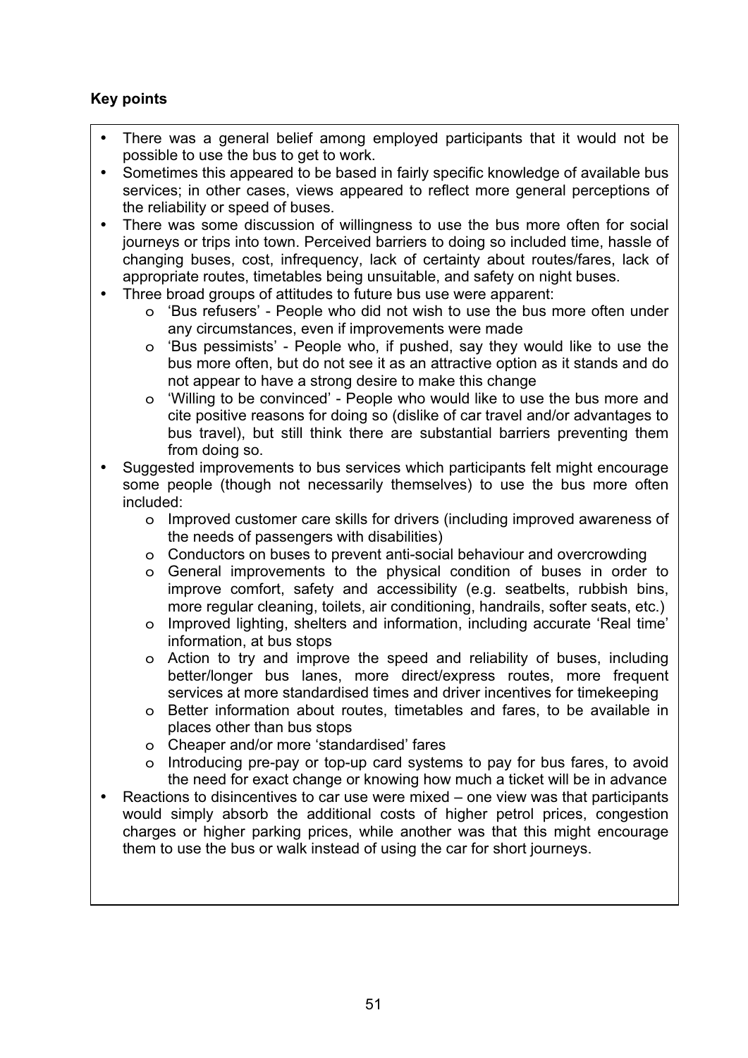**Key points**

- There was a general belief among employed participants that it would not be possible to use the bus to get to work.
- Sometimes this appeared to be based in fairly specific knowledge of available bus services; in other cases, views appeared to reflect more general perceptions of the reliability or speed of buses.
- There was some discussion of willingness to use the bus more often for social journeys or trips into town. Perceived barriers to doing so included time, hassle of changing buses, cost, infrequency, lack of certainty about routes/fares, lack of appropriate routes, timetables being unsuitable, and safety on night buses.
- Three broad groups of attitudes to future bus use were apparent:
  - 'Bus refusers' - People who did not wish to use the bus more often under any circumstances, even if improvements were made
  - 'Bus pessimists' - People who, if pushed, say they would like to use the bus more often, but do not see it as an attractive option as it stands and do not appear to have a strong desire to make this change
  - 'Willing to be convinced' - People who would like to use the bus more and cite positive reasons for doing so (dislike of car travel and/or advantages to bus travel), but still think there are substantial barriers preventing them from doing so.
- Suggested improvements to bus services which participants felt might encourage some people (though not necessarily themselves) to use the bus more often included:
  - Improved customer care skills for drivers (including improved awareness of the needs of passengers with disabilities)
  - Conductors on buses to prevent anti-social behaviour and overcrowding
  - General improvements to the physical condition of buses in order to improve comfort, safety and accessibility (e.g. seatbelts, rubbish bins, more regular cleaning, toilets, air conditioning, handrails, softer seats, etc.)
  - Improved lighting, shelters and information, including accurate 'Real time' information, at bus stops
  - Action to try and improve the speed and reliability of buses, including better/longer bus lanes, more direct/express routes, more frequent services at more standardised times and driver incentives for timekeeping
  - Better information about routes, timetables and fares, to be available in places other than bus stops
  - Cheaper and/or more 'standardised' fares
  - Introducing pre-pay or top-up card systems to pay for bus fares, to avoid the need for exact change or knowing how much a ticket will be in advance
- Reactions to disincentives to car use were mixed – one view was that participants would simply absorb the additional costs of higher petrol prices, congestion charges or higher parking prices, while another was that this might encourage them to use the bus or walk instead of using the car for short journeys.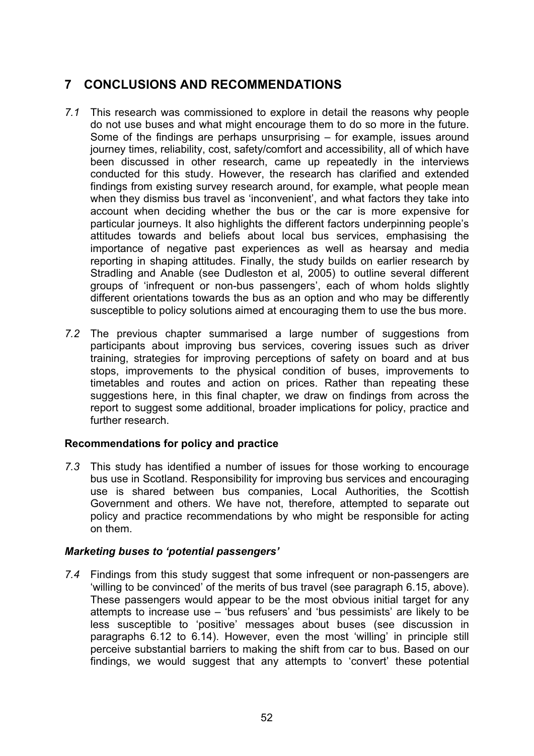# 7 CONCLUSIONS AND RECOMMENDATIONS

*7.1* This research was commissioned to explore in detail the reasons why people do not use buses and what might encourage them to do so more in the future. Some of the findings are perhaps unsurprising – for example, issues around journey times, reliability, cost, safety/comfort and accessibility, all of which have been discussed in other research, came up repeatedly in the interviews conducted for this study. However, the research has clarified and extended findings from existing survey research around, for example, what people mean when they dismiss bus travel as 'inconvenient', and what factors they take into account when deciding whether the bus or the car is more expensive for particular journeys. It also highlights the different factors underpinning people's attitudes towards and beliefs about local bus services, emphasising the importance of negative past experiences as well as hearsay and media reporting in shaping attitudes. Finally, the study builds on earlier research by Stradling and Anable (see Dudleston et al, 2005) to outline several different groups of 'infrequent or non-bus passengers', each of whom holds slightly different orientations towards the bus as an option and who may be differently susceptible to policy solutions aimed at encouraging them to use the bus more.

*7.2* The previous chapter summarised a large number of suggestions from participants about improving bus services, covering issues such as driver training, strategies for improving perceptions of safety on board and at bus stops, improvements to the physical condition of buses, improvements to timetables and routes and action on prices. Rather than repeating these suggestions here, in this final chapter, we draw on findings from across the report to suggest some additional, broader implications for policy, practice and further research.

### Recommendations for policy and practice

*7.3* This study has identified a number of issues for those working to encourage bus use in Scotland. Responsibility for improving bus services and encouraging use is shared between bus companies, Local Authorities, the Scottish Government and others. We have not, therefore, attempted to separate out policy and practice recommendations by who might be responsible for acting on them.

#### *Marketing buses to 'potential passengers'*

*7.4* Findings from this study suggest that some infrequent or non-passengers are 'willing to be convinced' of the merits of bus travel (see paragraph 6.15, above). These passengers would appear to be the most obvious initial target for any attempts to increase use – 'bus refusers' and 'bus pessimists' are likely to be less susceptible to 'positive' messages about buses (see discussion in paragraphs 6.12 to 6.14). However, even the most 'willing' in principle still perceive substantial barriers to making the shift from car to bus. Based on our findings, we would suggest that any attempts to 'convert' these potential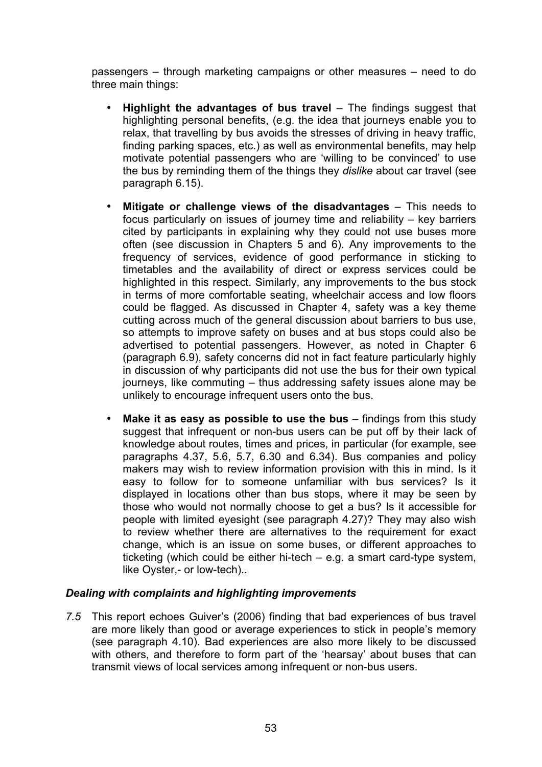passengers – through marketing campaigns or other measures – need to do three main things:

- **Highlight the advantages of bus travel** – The findings suggest that highlighting personal benefits, (e.g. the idea that journeys enable you to relax, that travelling by bus avoids the stresses of driving in heavy traffic, finding parking spaces, etc.) as well as environmental benefits, may help motivate potential passengers who are 'willing to be convinced' to use the bus by reminding them of the things they *dislike* about car travel (see paragraph 6.15).

- **Mitigate or challenge views of the disadvantages** – This needs to focus particularly on issues of journey time and reliability – key barriers cited by participants in explaining why they could not use buses more often (see discussion in Chapters 5 and 6). Any improvements to the frequency of services, evidence of good performance in sticking to timetables and the availability of direct or express services could be highlighted in this respect. Similarly, any improvements to the bus stock in terms of more comfortable seating, wheelchair access and low floors could be flagged. As discussed in Chapter 4, safety was a key theme cutting across much of the general discussion about barriers to bus use, so attempts to improve safety on buses and at bus stops could also be advertised to potential passengers. However, as noted in Chapter 6 (paragraph 6.9), safety concerns did not in fact feature particularly highly in discussion of why participants did not use the bus for their own typical journeys, like commuting – thus addressing safety issues alone may be unlikely to encourage infrequent users onto the bus.

- **Make it as easy as possible to use the bus** – findings from this study suggest that infrequent or non-bus users can be put off by their lack of knowledge about routes, times and prices, in particular (for example, see paragraphs 4.37, 5.6, 5.7, 6.30 and 6.34). Bus companies and policy makers may wish to review information provision with this in mind. Is it easy to follow for to someone unfamiliar with bus services? Is it displayed in locations other than bus stops, where it may be seen by those who would not normally choose to get a bus? Is it accessible for people with limited eyesight (see paragraph 4.27)? They may also wish to review whether there are alternatives to the requirement for exact change, which is an issue on some buses, or different approaches to ticketing (which could be either hi-tech – e.g. a smart card-type system, like Oyster,- or low-tech)..

### *Dealing with complaints and highlighting improvements*

*7.5* This report echoes Guiver's (2006) finding that bad experiences of bus travel are more likely than good or average experiences to stick in people's memory (see paragraph 4.10). Bad experiences are also more likely to be discussed with others, and therefore to form part of the 'hearsay' about buses that can transmit views of local services among infrequent or non-bus users.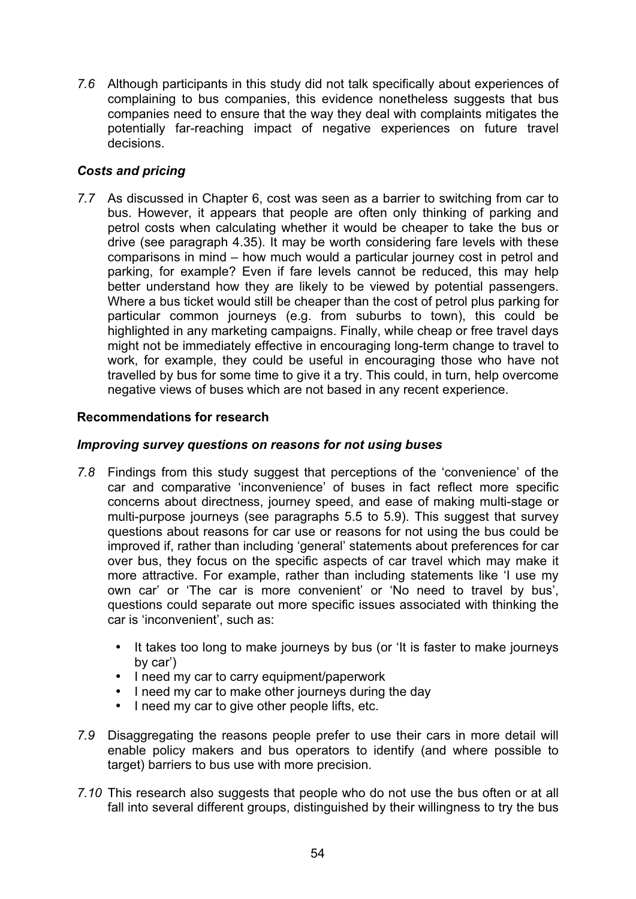*7.6* Although participants in this study did not talk specifically about experiences of complaining to bus companies, this evidence nonetheless suggests that bus companies need to ensure that the way they deal with complaints mitigates the potentially far-reaching impact of negative experiences on future travel decisions.

### *Costs and pricing*

*7.7* As discussed in Chapter 6, cost was seen as a barrier to switching from car to bus. However, it appears that people are often only thinking of parking and petrol costs when calculating whether it would be cheaper to take the bus or drive (see paragraph 4.35). It may be worth considering fare levels with these comparisons in mind – how much would a particular journey cost in petrol and parking, for example? Even if fare levels cannot be reduced, this may help better understand how they are likely to be viewed by potential passengers. Where a bus ticket would still be cheaper than the cost of petrol plus parking for particular common journeys (e.g. from suburbs to town), this could be highlighted in any marketing campaigns. Finally, while cheap or free travel days might not be immediately effective in encouraging long-term change to travel to work, for example, they could be useful in encouraging those who have not travelled by bus for some time to give it a try. This could, in turn, help overcome negative views of buses which are not based in any recent experience.

## Recommendations for research

### *Improving survey questions on reasons for not using buses*

*7.8* Findings from this study suggest that perceptions of the 'convenience' of the car and comparative 'inconvenience' of buses in fact reflect more specific concerns about directness, journey speed, and ease of making multi-stage or multi-purpose journeys (see paragraphs 5.5 to 5.9). This suggest that survey questions about reasons for car use or reasons for not using the bus could be improved if, rather than including 'general' statements about preferences for car over bus, they focus on the specific aspects of car travel which may make it more attractive. For example, rather than including statements like 'I use my own car' or 'The car is more convenient' or 'No need to travel by bus', questions could separate out more specific issues associated with thinking the car is 'inconvenient', such as:

- It takes too long to make journeys by bus (or 'It is faster to make journeys by car')
- I need my car to carry equipment/paperwork
- I need my car to make other journeys during the day
- I need my car to give other people lifts, etc.

*7.9* Disaggregating the reasons people prefer to use their cars in more detail will enable policy makers and bus operators to identify (and where possible to target) barriers to bus use with more precision.

*7.10* This research also suggests that people who do not use the bus often or at all fall into several different groups, distinguished by their willingness to try the bus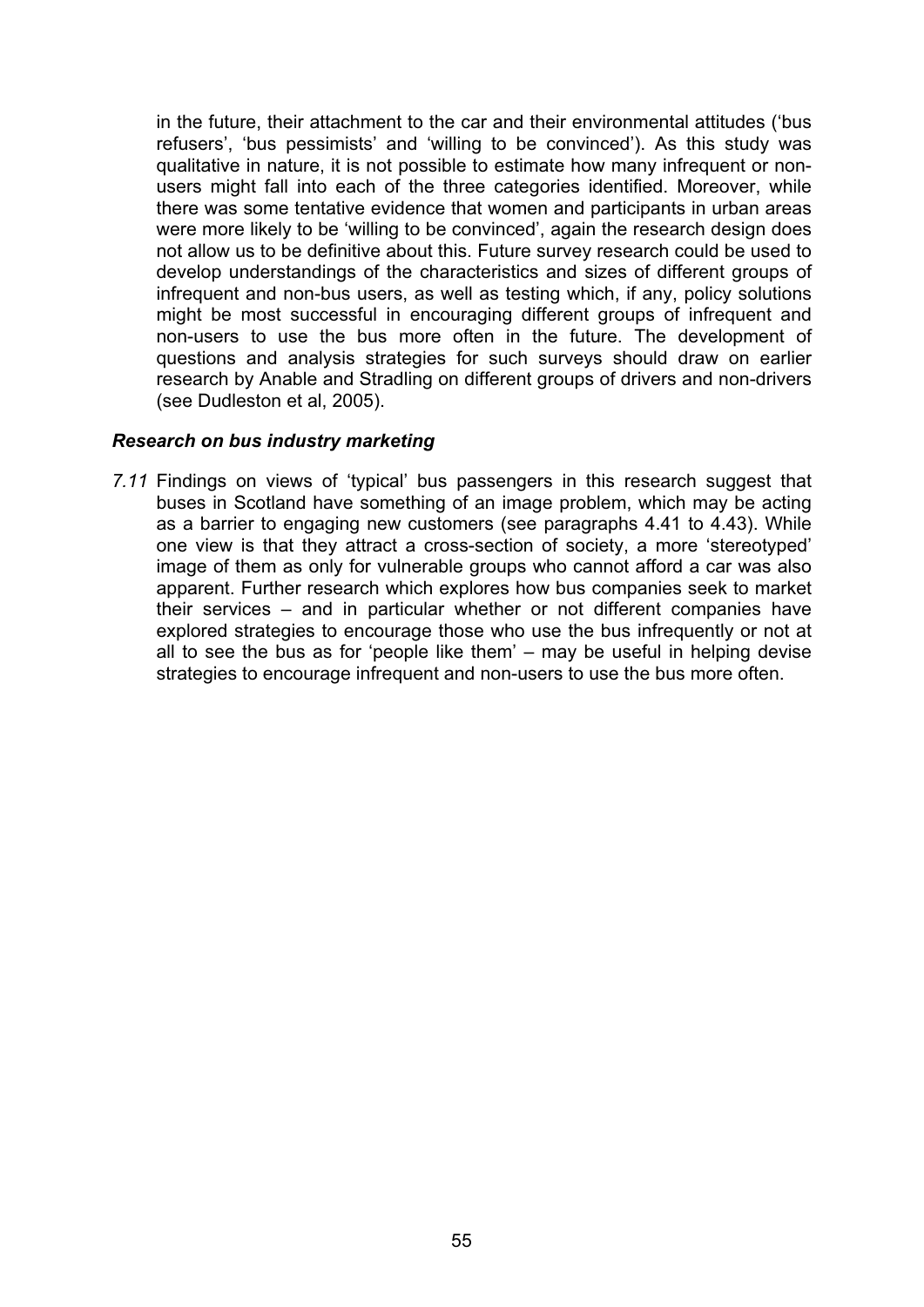in the future, their attachment to the car and their environmental attitudes ('bus refusers', 'bus pessimists' and 'willing to be convinced'). As this study was qualitative in nature, it is not possible to estimate how many infrequent or non-users might fall into each of the three categories identified. Moreover, while there was some tentative evidence that women and participants in urban areas were more likely to be 'willing to be convinced', again the research design does not allow us to be definitive about this. Future survey research could be used to develop understandings of the characteristics and sizes of different groups of infrequent and non-bus users, as well as testing which, if any, policy solutions might be most successful in encouraging different groups of infrequent and non-users to use the bus more often in the future. The development of questions and analysis strategies for such surveys should draw on earlier research by Anable and Stradling on different groups of drivers and non-drivers (see Dudleston et al, 2005).

### *Research on bus industry marketing*

*7.11* Findings on views of 'typical' bus passengers in this research suggest that buses in Scotland have something of an image problem, which may be acting as a barrier to engaging new customers (see paragraphs 4.41 to 4.43). While one view is that they attract a cross-section of society, a more 'stereotyped' image of them as only for vulnerable groups who cannot afford a car was also apparent. Further research which explores how bus companies seek to market their services – and in particular whether or not different companies have explored strategies to encourage those who use the bus infrequently or not at all to see the bus as for 'people like them' – may be useful in helping devise strategies to encourage infrequent and non-users to use the bus more often.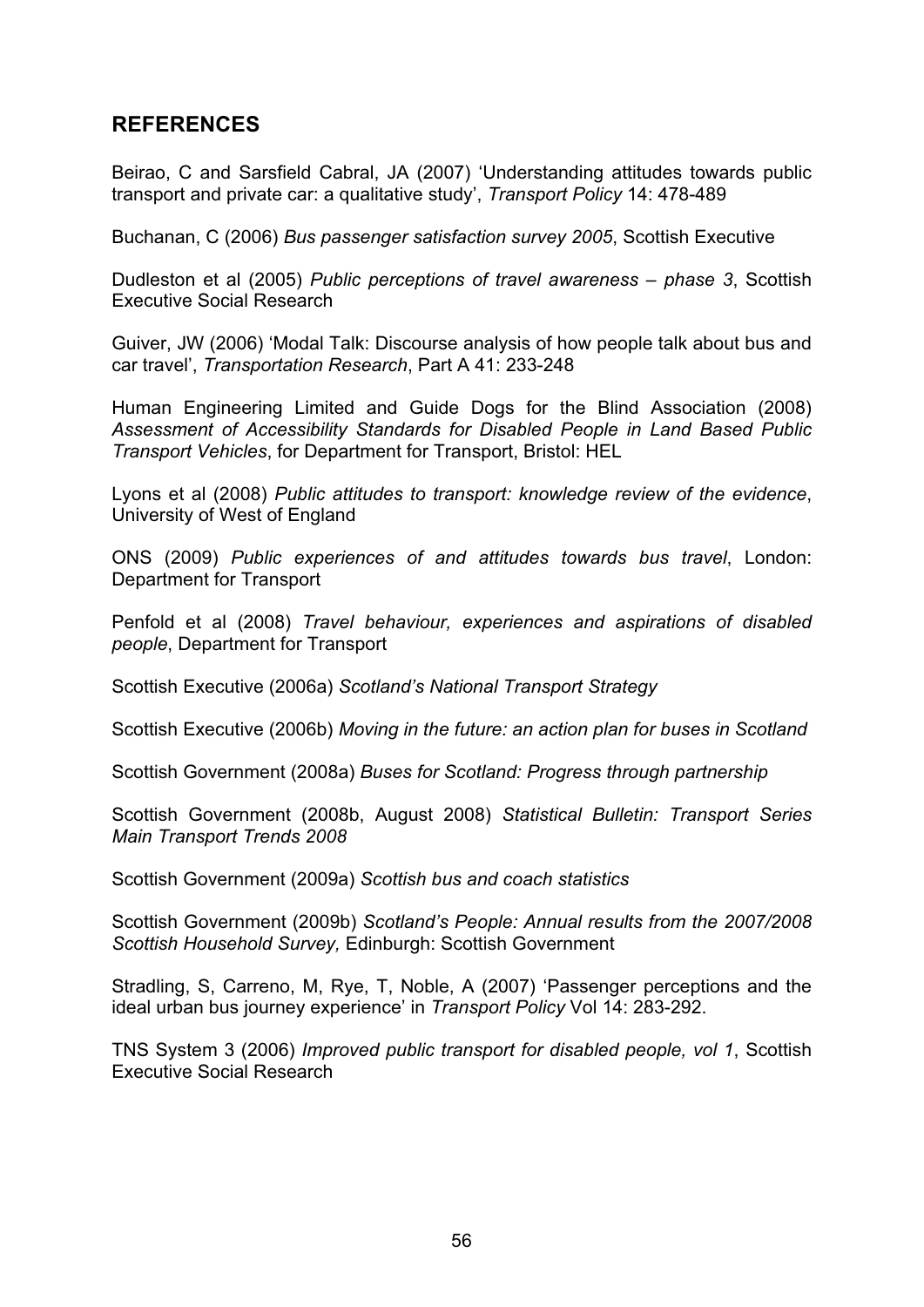## REFERENCES

Beirao, C and Sarsfield Cabral, JA (2007) 'Understanding attitudes towards public transport and private car: a qualitative study', *Transport Policy* 14: 478-489

Buchanan, C (2006) *Bus passenger satisfaction survey 2005*, Scottish Executive

Dudleston et al (2005) *Public perceptions of travel awareness – phase 3*, Scottish Executive Social Research

Guiver, JW (2006) 'Modal Talk: Discourse analysis of how people talk about bus and car travel', *Transportation Research*, Part A 41: 233-248

Human Engineering Limited and Guide Dogs for the Blind Association (2008) *Assessment of Accessibility Standards for Disabled People in Land Based Public Transport Vehicles*, for Department for Transport, Bristol: HEL

Lyons et al (2008) *Public attitudes to transport: knowledge review of the evidence*, University of West of England

ONS (2009) *Public experiences of and attitudes towards bus travel*, London: Department for Transport

Penfold et al (2008) *Travel behaviour, experiences and aspirations of disabled people*, Department for Transport

Scottish Executive (2006a) *Scotland's National Transport Strategy*

Scottish Executive (2006b) *Moving in the future: an action plan for buses in Scotland*

Scottish Government (2008a) *Buses for Scotland: Progress through partnership*

Scottish Government (2008b, August 2008) *Statistical Bulletin: Transport Series Main Transport Trends 2008*

Scottish Government (2009a) *Scottish bus and coach statistics*

Scottish Government (2009b) *Scotland's People: Annual results from the 2007/2008 Scottish Household Survey,* Edinburgh: Scottish Government

Stradling, S, Carreno, M, Rye, T, Noble, A (2007) 'Passenger perceptions and the ideal urban bus journey experience' in *Transport Policy* Vol 14: 283-292.

TNS System 3 (2006) *Improved public transport for disabled people, vol 1*, Scottish Executive Social Research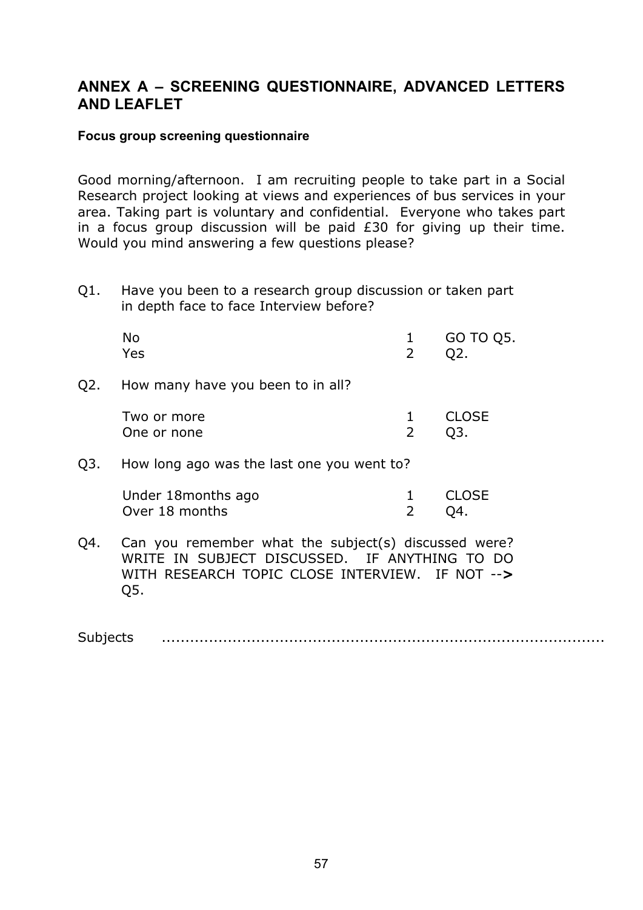## ANNEX A – SCREENING QUESTIONNAIRE, ADVANCED LETTERS AND LEAFLET

**Focus group screening questionnaire**

Good morning/afternoon. I am recruiting people to take part in a Social Research project looking at views and experiences of bus services in your area. Taking part is voluntary and confidential. Everyone who takes part in a focus group discussion will be paid £30 for giving up their time. Would you mind answering a few questions please?

Q1. Have you been to a research group discussion or taken part in depth face to face Interview before?

| | | |
|---|---|---|
| No | 1 | GO TO Q5. |
| Yes | 2 | Q2. |

Q2. How many have you been to in all?

| | | |
|---|---|---|
| Two or more | 1 | CLOSE |
| One or none | 2 | Q3. |

Q3. How long ago was the last one you went to?

| | | |
|---|---|---|
| Under 18months ago | 1 | CLOSE |
| Over 18 months | 2 | Q4. |

Q4. Can you remember what the subject(s) discussed were? WRITE IN SUBJECT DISCUSSED. IF ANYTHING TO DO WITH RESEARCH TOPIC CLOSE INTERVIEW. IF NOT --**>** Q5.

Subjects ..................................................................................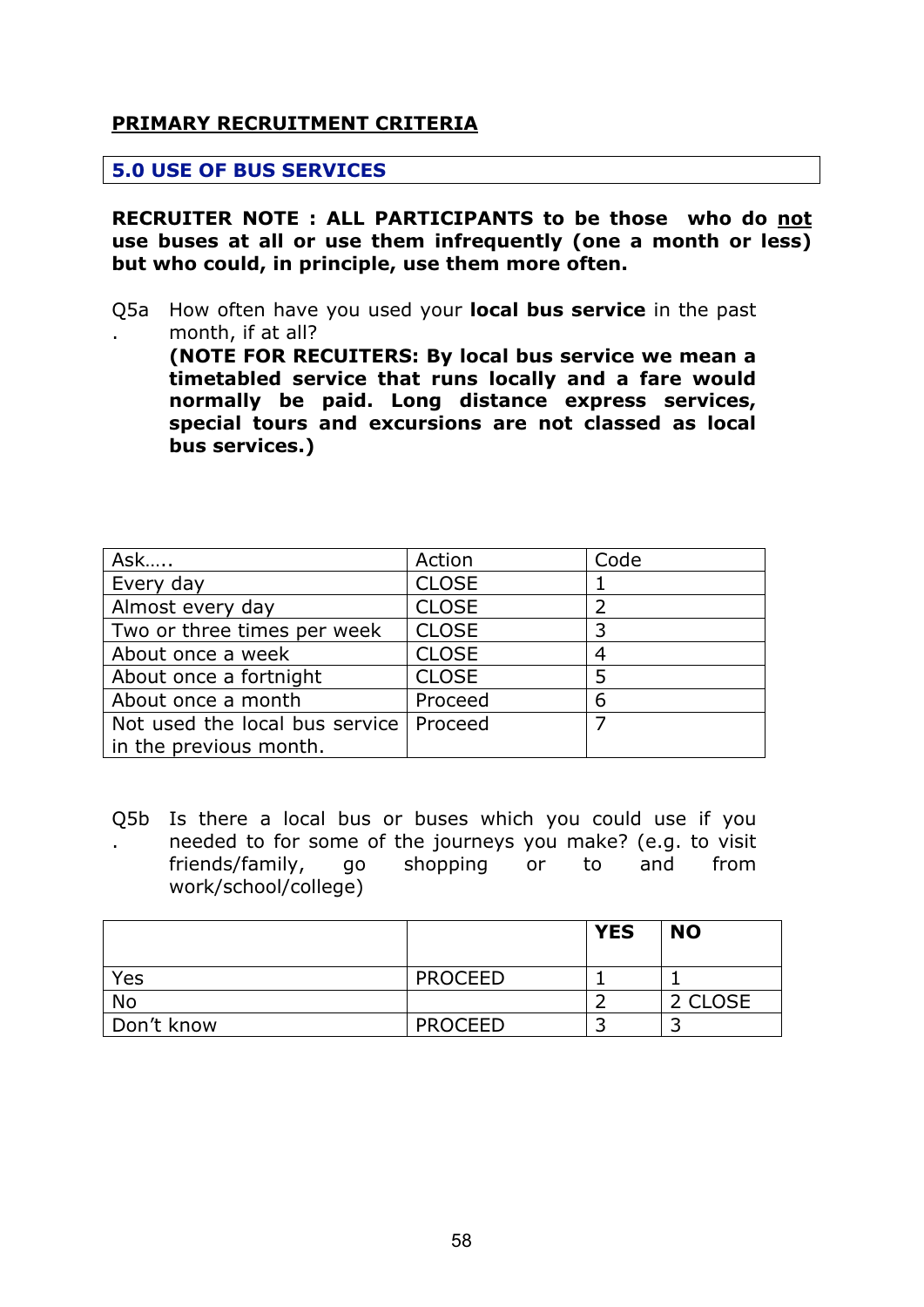**PRIMARY RECRUITMENT CRITERIA**

## 5.0 USE OF BUS SERVICES

**RECRUITER NOTE : ALL PARTICIPANTS to be those who do not use buses at all or use them infrequently (one a month or less) but who could, in principle, use them more often.**

Q5a. How often have you used your **local bus service** in the past month, if at all?
**(NOTE FOR RECUITERS: By local bus service we mean a timetabled service that runs locally and a fare would normally be paid. Long distance express services, special tours and excursions are not classed as local bus services.)**

| Ask….. | Action | Code |
|---|---|---|
| Every day | CLOSE | 1 |
| Almost every day | CLOSE | 2 |
| Two or three times per week | CLOSE | 3 |
| About once a week | CLOSE | 4 |
| About once a fortnight | CLOSE | 5 |
| About once a month | Proceed | 6 |
| Not used the local bus service in the previous month. | Proceed | 7 |

Q5b. Is there a local bus or buses which you could use if you needed to for some of the journeys you make? (e.g. to visit friends/family, go shopping or to and from work/school/college)

| | | YES | NO |
|---|---|---|---|
| Yes | PROCEED | 1 | 1 |
| No | | 2 | 2 CLOSE |
| Don't know | PROCEED | 3 | 3 |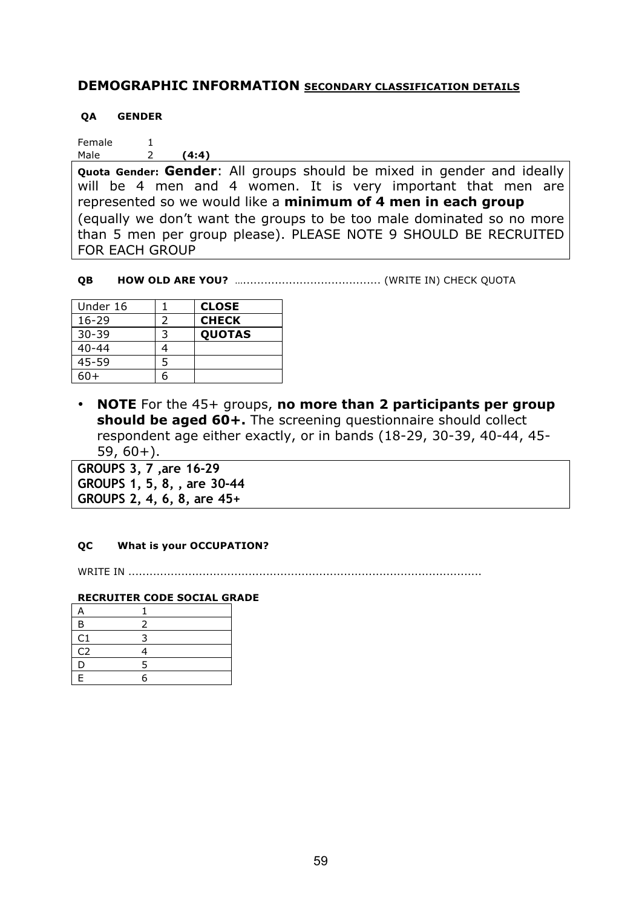## DEMOGRAPHIC INFORMATION <u>SECONDARY CLASSIFICATION DETAILS</u>

**QA GENDER**

Female 1
Male 2 **(4:4)**

**Quota Gender: Gender**: All groups should be mixed in gender and ideally will be 4 men and 4 women. It is very important that men are represented so we would like a **minimum of 4 men in each group** (equally we don't want the groups to be too male dominated so no more than 5 men per group please). PLEASE NOTE 9 SHOULD BE RECRUITED FOR EACH GROUP

**QB HOW OLD ARE YOU?** ......................................... (WRITE IN) CHECK QUOTA

| | | |
|---|---|---|
| Under 16 | 1 | **CLOSE** |
| 16-29 | 2 | **CHECK** |
| 30-39 | 3 | **QUOTAS** |
| 40-44 | 4 | |
| 45-59 | 5 | |
| 60+ | 6 | |

- **NOTE** For the 45+ groups, **no more than 2 participants per group should be aged 60+.** The screening questionnaire should collect respondent age either exactly, or in bands (18-29, 30-39, 40-44, 45-59, 60+).

**GROUPS 3, 7 ,are 16-29**
**GROUPS 1, 5, 8, , are 30-44**
**GROUPS 2, 4, 6, 8, are 45+**

**QC What is your OCCUPATION?**

WRITE IN ....................................................................................................

**RECRUITER CODE SOCIAL GRADE**

| | |
|---|---|
| A | 1 |
| B | 2 |
| C1 | 3 |
| C2 | 4 |
| D | 5 |
| E | 6 |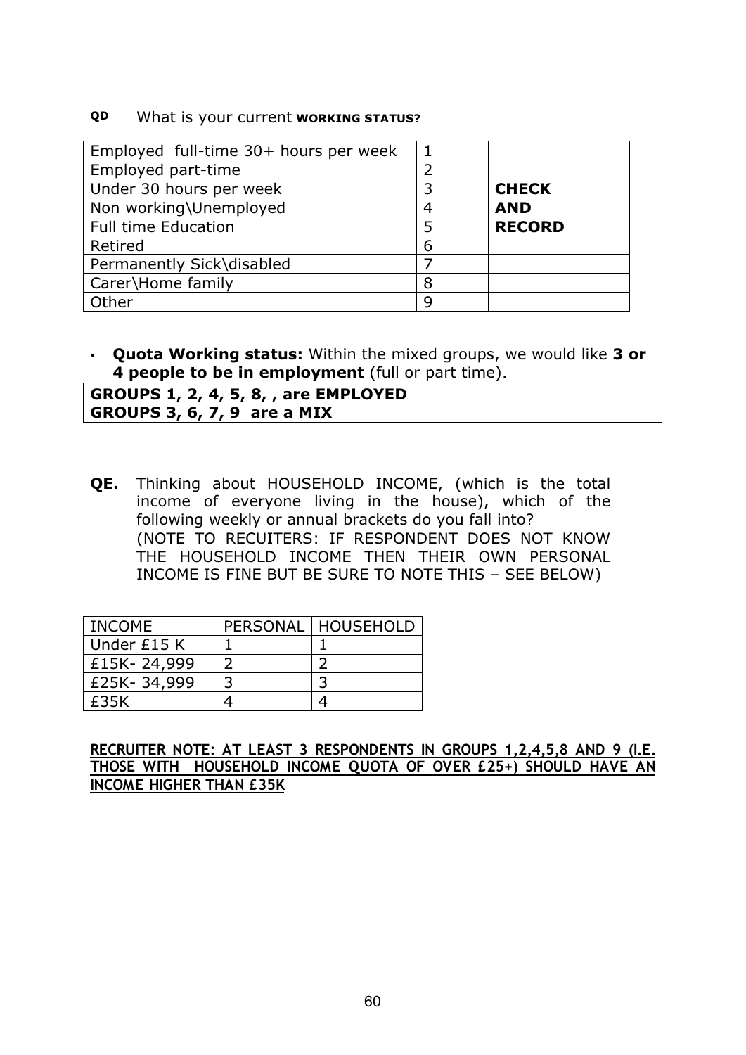**QD** What is your current **WORKING STATUS?**

| | | |
|---|---|---|
| Employed full-time 30+ hours per week | 1 | |
| Employed part-time | 2 | |
| Under 30 hours per week | 3 | **CHECK** |
| Non working\Unemployed | 4 | **AND** |
| Full time Education | 5 | **RECORD** |
| Retired | 6 | |
| Permanently Sick\disabled | 7 | |
| Carer\Home family | 8 | |
| Other | 9 | |

- **Quota Working status:** Within the mixed groups, we would like **3 or 4 people to be in employment** (full or part time).

**GROUPS 1, 2, 4, 5, 8, , are EMPLOYED**
**GROUPS 3, 6, 7, 9 are a MIX**

**QE.** Thinking about HOUSEHOLD INCOME, (which is the total income of everyone living in the house), which of the following weekly or annual brackets do you fall into?
(NOTE TO RECUITERS: IF RESPONDENT DOES NOT KNOW THE HOUSEHOLD INCOME THEN THEIR OWN PERSONAL INCOME IS FINE BUT BE SURE TO NOTE THIS – SEE BELOW)

| INCOME | PERSONAL | HOUSEHOLD |
|---|---|---|
| Under £15 K | 1 | 1 |
| £15K- 24,999 | 2 | 2 |
| £25K- 34,999 | 3 | 3 |
| £35K | 4 | 4 |

**RECRUITER NOTE: AT LEAST 3 RESPONDENTS IN GROUPS 1,2,4,5,8 AND 9 (I.E. THOSE WITH HOUSEHOLD INCOME QUOTA OF OVER £25+) SHOULD HAVE AN INCOME HIGHER THAN £35K**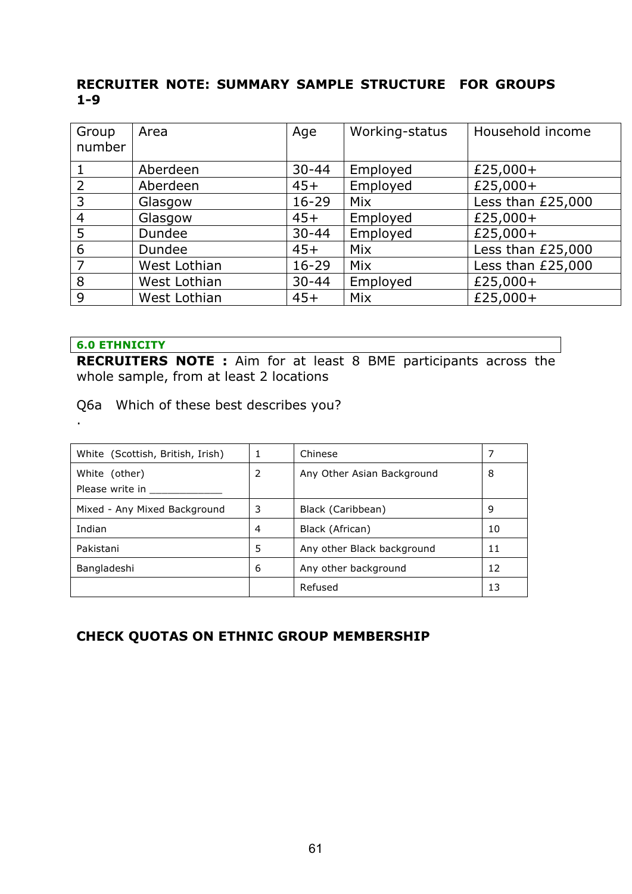**RECRUITER NOTE: SUMMARY SAMPLE STRUCTURE FOR GROUPS 1-9**

| Group number | Area | Age | Working-status | Household income |
|---|---|---|---|---|
| 1 | Aberdeen | 30-44 | Employed | £25,000+ |
| 2 | Aberdeen | 45+ | Employed | £25,000+ |
| 3 | Glasgow | 16-29 | Mix | Less than £25,000 |
| 4 | Glasgow | 45+ | Employed | £25,000+ |
| 5 | Dundee | 30-44 | Employed | £25,000+ |
| 6 | Dundee | 45+ | Mix | Less than £25,000 |
| 7 | West Lothian | 16-29 | Mix | Less than £25,000 |
| 8 | West Lothian | 30-44 | Employed | £25,000+ |
| 9 | West Lothian | 45+ | Mix | £25,000+ |

**6.0 ETHNICITY**

**RECRUITERS NOTE :** Aim for at least 8 BME participants across the whole sample, from at least 2 locations

Q6a Which of these best describes you?

.

| | | | |
|---|---|---|---|
| White (Scottish, British, Irish) | 1 | Chinese | 7 |
| White (other) Please write in ____________ | 2 | Any Other Asian Background | 8 |
| Mixed - Any Mixed Background | 3 | Black (Caribbean) | 9 |
| Indian | 4 | Black (African) | 10 |
| Pakistani | 5 | Any other Black background | 11 |
| Bangladeshi | 6 | Any other background | 12 |
| | | Refused | 13 |

**CHECK QUOTAS ON ETHNIC GROUP MEMBERSHIP**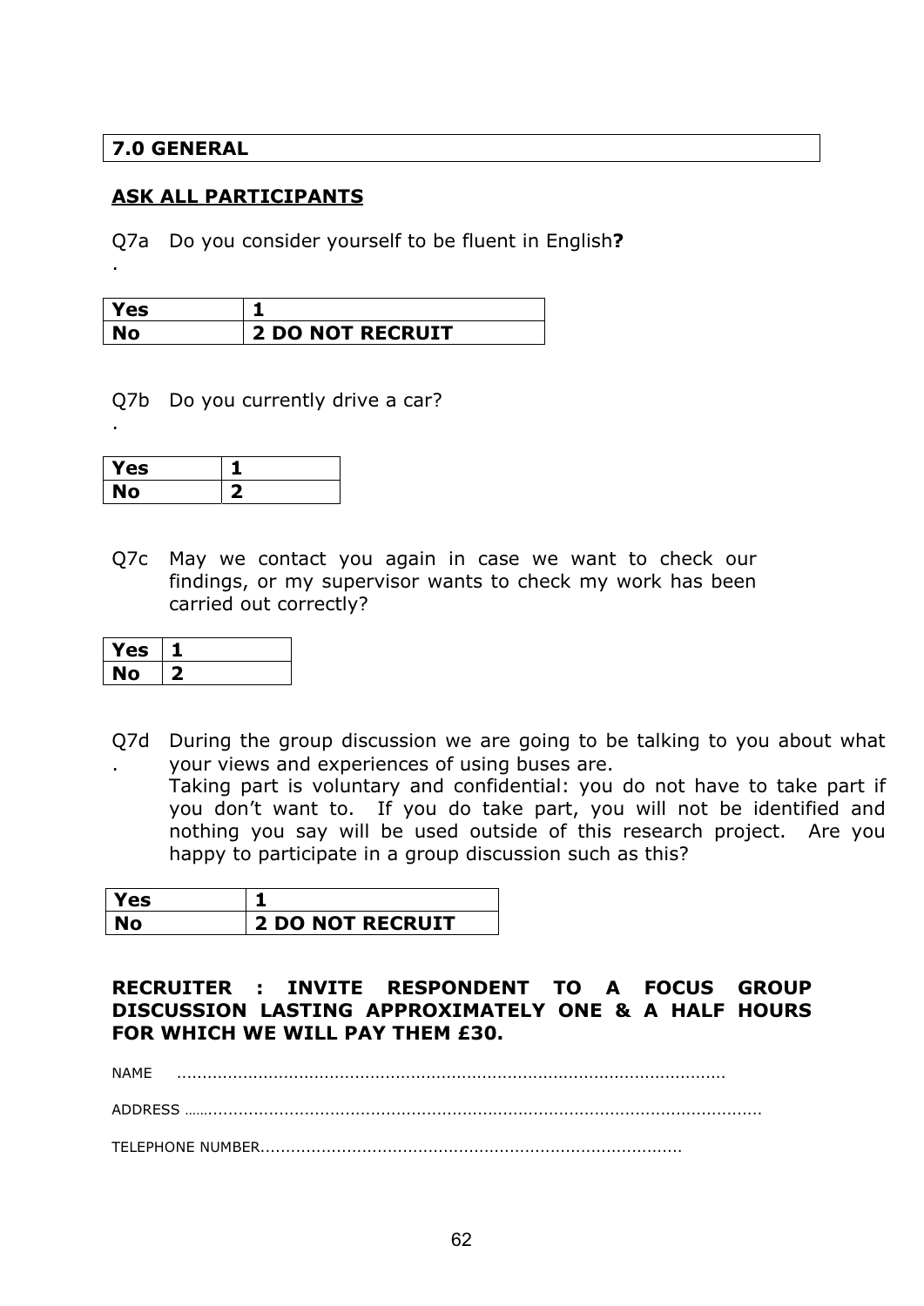## 7.0 GENERAL

**ASK ALL PARTICIPANTS**

Q7a. Do you consider yourself to be fluent in English**?**

| Yes | 1 |
|---|---|
| No | 2 DO NOT RECRUIT |

Q7b. Do you currently drive a car?

| Yes | 1 |
|---|---|
| No | 2 |

Q7c May we contact you again in case we want to check our findings, or my supervisor wants to check my work has been carried out correctly?

| Yes | 1 |
|---|---|
| No | 2 |

Q7d. During the group discussion we are going to be talking to you about what your views and experiences of using buses are.
Taking part is voluntary and confidential: you do not have to take part if you don't want to. If you do take part, you will not be identified and nothing you say will be used outside of this research project. Are you happy to participate in a group discussion such as this?

| Yes | 1 |
|---|---|
| No | 2 DO NOT RECRUIT |

**RECRUITER : INVITE RESPONDENT TO A FOCUS GROUP DISCUSSION LASTING APPROXIMATELY ONE & A HALF HOURS FOR WHICH WE WILL PAY THEM £30.**

NAME ..........................................................................................................

ADDRESS ..........................................................................................................

TELEPHONE NUMBER..................................................................................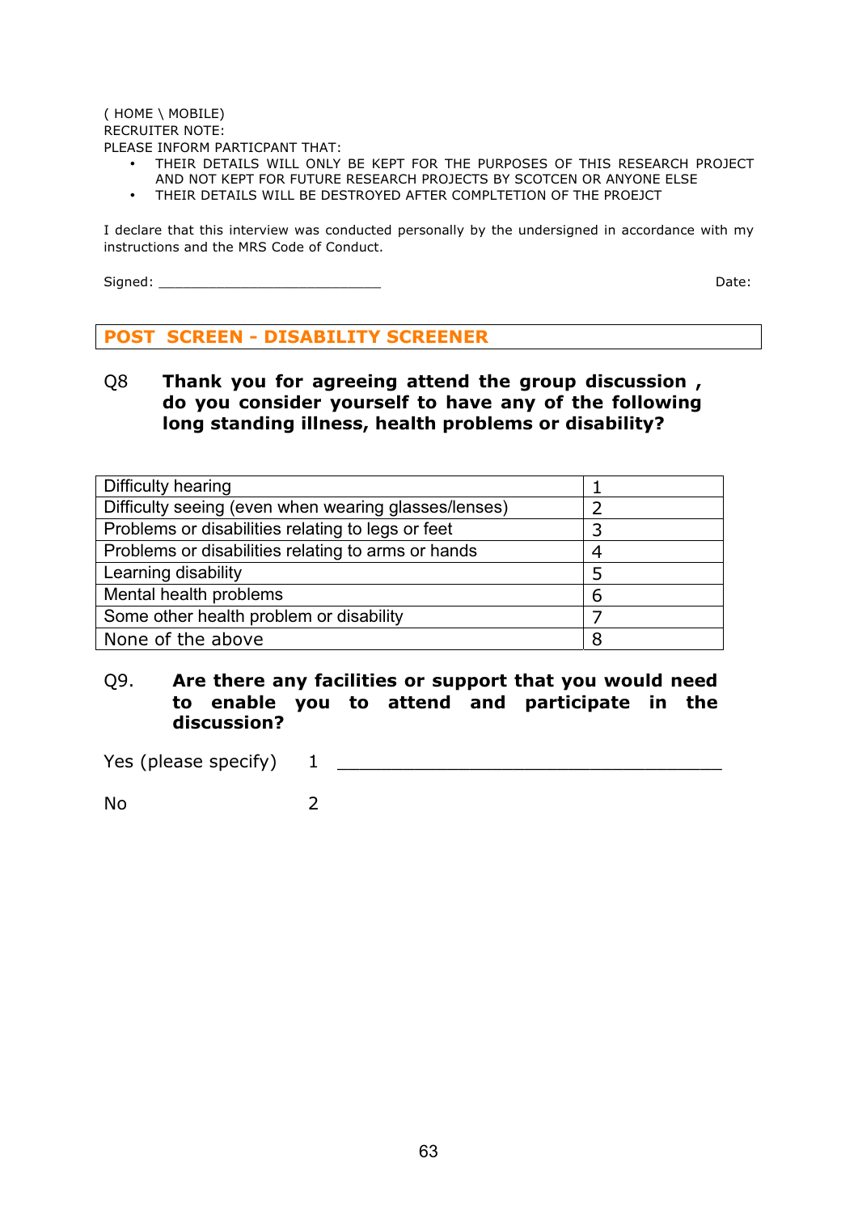( HOME \ MOBILE)
RECRUITER NOTE:
PLEASE INFORM PARTICPANT THAT:

- THEIR DETAILS WILL ONLY BE KEPT FOR THE PURPOSES OF THIS RESEARCH PROJECT AND NOT KEPT FOR FUTURE RESEARCH PROJECTS BY SCOTCEN OR ANYONE ELSE
- THEIR DETAILS WILL BE DESTROYED AFTER COMPLTETION OF THE PROEJCT

I declare that this interview was conducted personally by the undersigned in accordance with my instructions and the MRS Code of Conduct.

Signed: ___________________________ Date:

## POST SCREEN - DISABILITY SCREENER

**Q8 Thank you for agreeing attend the group discussion , do you consider yourself to have any of the following long standing illness, health problems or disability?**

| | |
|---|---|
| Difficulty hearing | 1 |
| Difficulty seeing (even when wearing glasses/lenses) | 2 |
| Problems or disabilities relating to legs or feet | 3 |
| Problems or disabilities relating to arms or hands | 4 |
| Learning disability | 5 |
| Mental health problems | 6 |
| Some other health problem or disability | 7 |
| None of the above | 8 |

**Q9. Are there any facilities or support that you would need to enable you to attend and participate in the discussion?**

Yes (please specify) 1 ___________________________________

No 2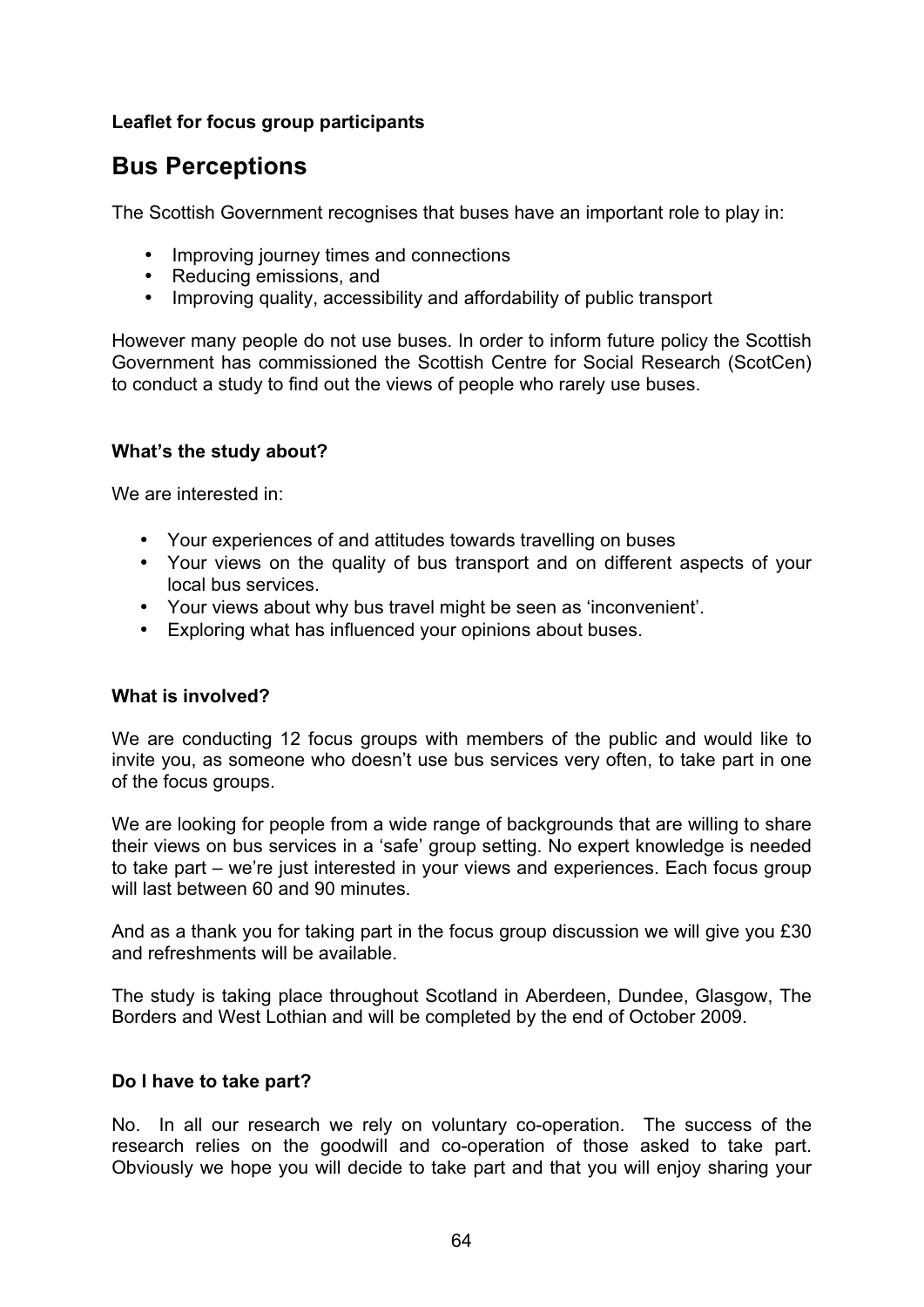**Leaflet for focus group participants**

# Bus Perceptions

The Scottish Government recognises that buses have an important role to play in:

- Improving journey times and connections
- Reducing emissions, and
- Improving quality, accessibility and affordability of public transport

However many people do not use buses. In order to inform future policy the Scottish Government has commissioned the Scottish Centre for Social Research (ScotCen) to conduct a study to find out the views of people who rarely use buses.

**What's the study about?**

We are interested in:

- Your experiences of and attitudes towards travelling on buses
- Your views on the quality of bus transport and on different aspects of your local bus services.
- Your views about why bus travel might be seen as 'inconvenient'.
- Exploring what has influenced your opinions about buses.

**What is involved?**

We are conducting 12 focus groups with members of the public and would like to invite you, as someone who doesn't use bus services very often, to take part in one of the focus groups.

We are looking for people from a wide range of backgrounds that are willing to share their views on bus services in a 'safe' group setting. No expert knowledge is needed to take part – we're just interested in your views and experiences. Each focus group will last between 60 and 90 minutes.

And as a thank you for taking part in the focus group discussion we will give you £30 and refreshments will be available.

The study is taking place throughout Scotland in Aberdeen, Dundee, Glasgow, The Borders and West Lothian and will be completed by the end of October 2009.

**Do I have to take part?**

No. In all our research we rely on voluntary co-operation. The success of the research relies on the goodwill and co-operation of those asked to take part. Obviously we hope you will decide to take part and that you will enjoy sharing your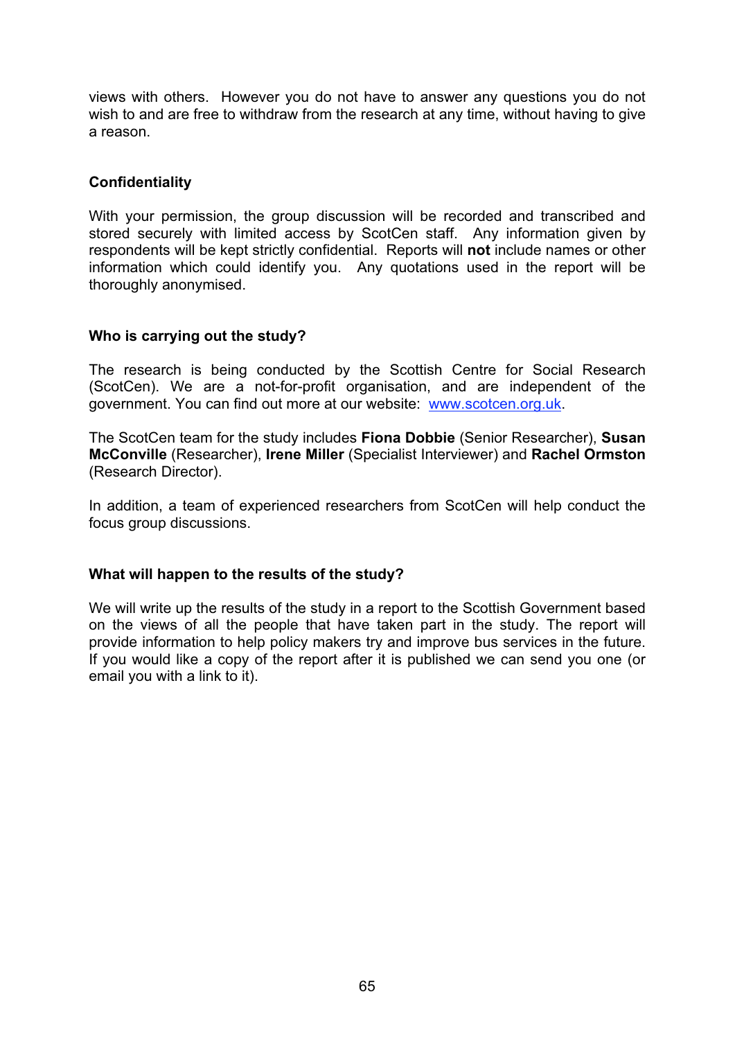views with others. However you do not have to answer any questions you do not wish to and are free to withdraw from the research at any time, without having to give a reason.

### Confidentiality

With your permission, the group discussion will be recorded and transcribed and stored securely with limited access by ScotCen staff. Any information given by respondents will be kept strictly confidential. Reports will **not** include names or other information which could identify you. Any quotations used in the report will be thoroughly anonymised.

### Who is carrying out the study?

The research is being conducted by the Scottish Centre for Social Research (ScotCen). We are a not-for-profit organisation, and are independent of the government. You can find out more at our website: www.scotcen.org.uk.

The ScotCen team for the study includes **Fiona Dobbie** (Senior Researcher), **Susan McConville** (Researcher), **Irene Miller** (Specialist Interviewer) and **Rachel Ormston** (Research Director).

In addition, a team of experienced researchers from ScotCen will help conduct the focus group discussions.

### What will happen to the results of the study?

We will write up the results of the study in a report to the Scottish Government based on the views of all the people that have taken part in the study. The report will provide information to help policy makers try and improve bus services in the future. If you would like a copy of the report after it is published we can send you one (or email you with a link to it).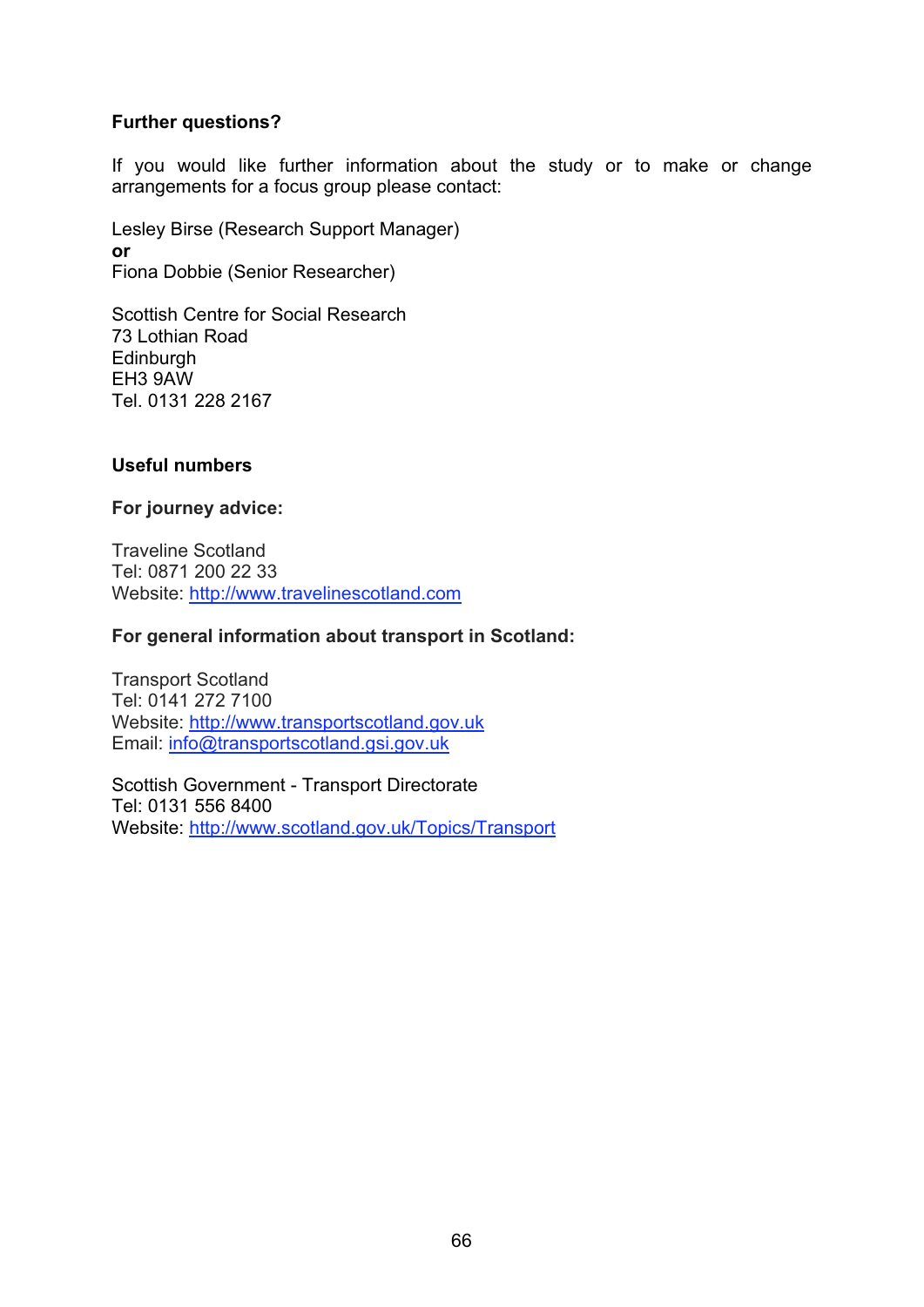**Further questions?**

If you would like further information about the study or to make or change arrangements for a focus group please contact:

Lesley Birse (Research Support Manager)
**or**
Fiona Dobbie (Senior Researcher)

Scottish Centre for Social Research
73 Lothian Road
Edinburgh
EH3 9AW
Tel. 0131 228 2167

**Useful numbers**

**For journey advice:**

Traveline Scotland
Tel: 0871 200 22 33
Website: http://www.travelinescotland.com

**For general information about transport in Scotland:**

Transport Scotland
Tel: 0141 272 7100
Website: http://www.transportscotland.gov.uk
Email: info@transportscotland.gsi.gov.uk

Scottish Government - Transport Directorate
Tel: 0131 556 8400
Website: http://www.scotland.gov.uk/Topics/Transport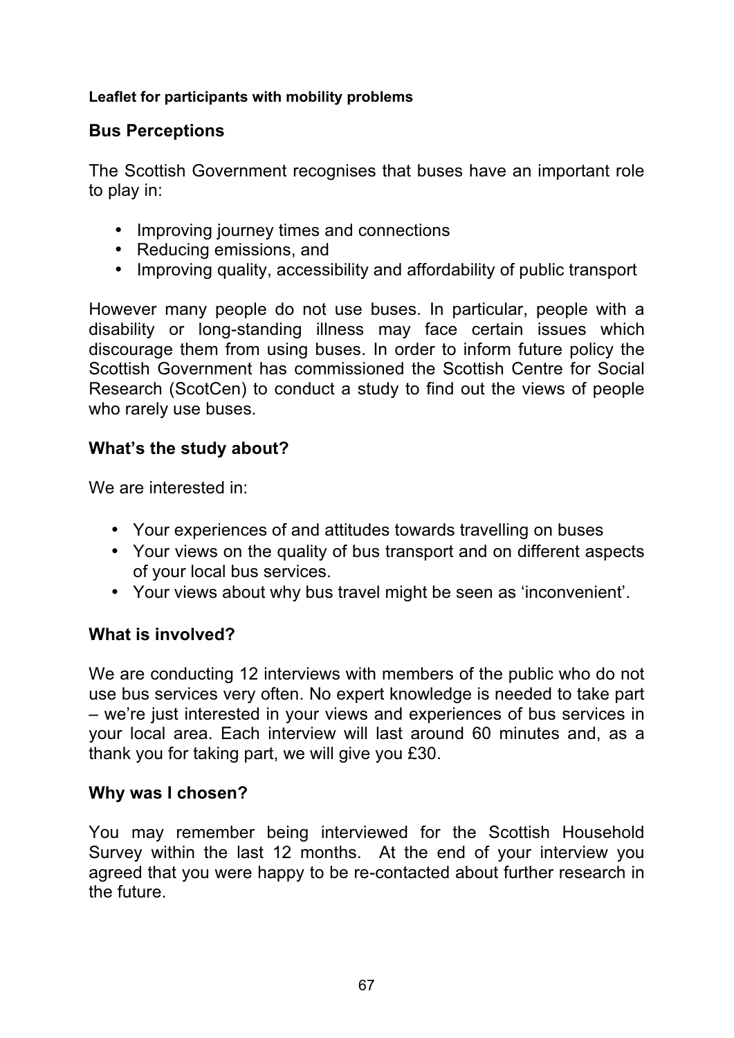**Leaflet for participants with mobility problems**

## Bus Perceptions

The Scottish Government recognises that buses have an important role to play in:

- Improving journey times and connections
- Reducing emissions, and
- Improving quality, accessibility and affordability of public transport

However many people do not use buses. In particular, people with a disability or long-standing illness may face certain issues which discourage them from using buses. In order to inform future policy the Scottish Government has commissioned the Scottish Centre for Social Research (ScotCen) to conduct a study to find out the views of people who rarely use buses.

## What's the study about?

We are interested in:

- Your experiences of and attitudes towards travelling on buses
- Your views on the quality of bus transport and on different aspects of your local bus services.
- Your views about why bus travel might be seen as 'inconvenient'.

## What is involved?

We are conducting 12 interviews with members of the public who do not use bus services very often. No expert knowledge is needed to take part – we're just interested in your views and experiences of bus services in your local area. Each interview will last around 60 minutes and, as a thank you for taking part, we will give you £30.

## Why was I chosen?

You may remember being interviewed for the Scottish Household Survey within the last 12 months. At the end of your interview you agreed that you were happy to be re-contacted about further research in the future.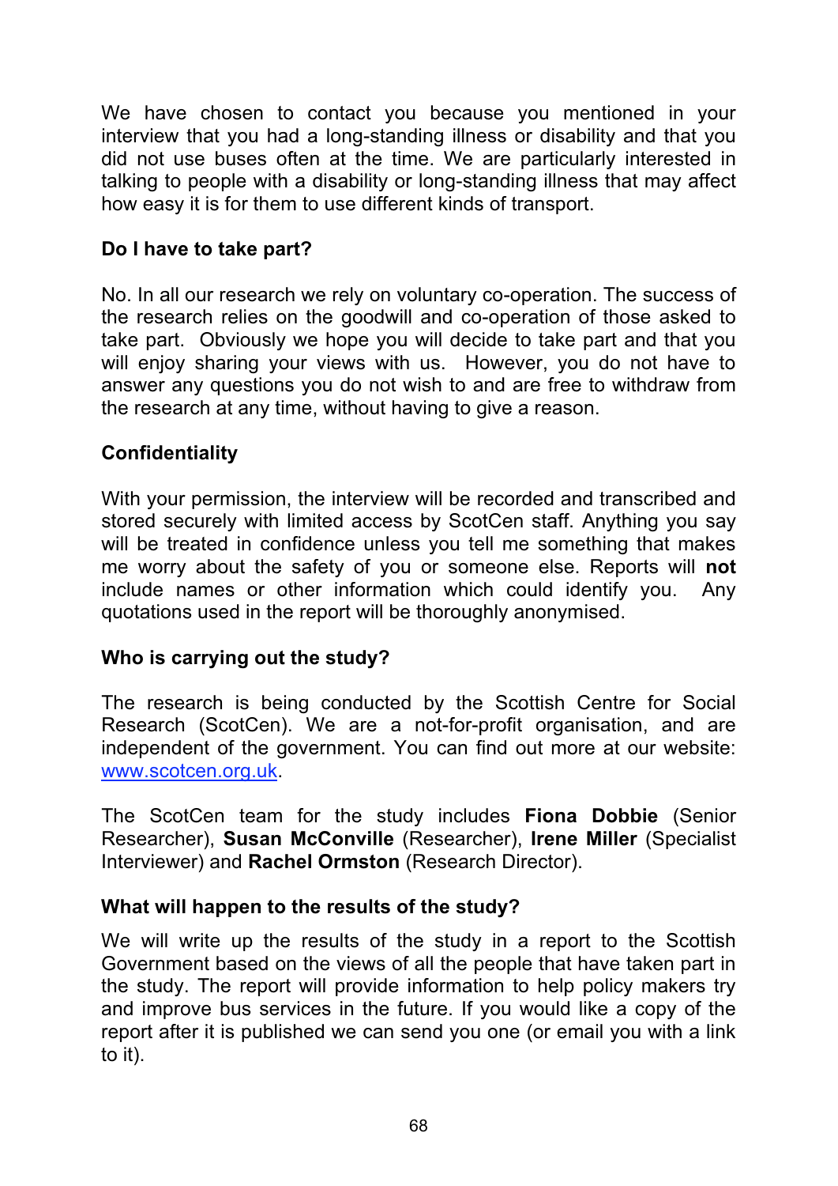We have chosen to contact you because you mentioned in your interview that you had a long-standing illness or disability and that you did not use buses often at the time. We are particularly interested in talking to people with a disability or long-standing illness that may affect how easy it is for them to use different kinds of transport.

**Do I have to take part?**

No. In all our research we rely on voluntary co-operation. The success of the research relies on the goodwill and co-operation of those asked to take part. Obviously we hope you will decide to take part and that you will enjoy sharing your views with us. However, you do not have to answer any questions you do not wish to and are free to withdraw from the research at any time, without having to give a reason.

**Confidentiality**

With your permission, the interview will be recorded and transcribed and stored securely with limited access by ScotCen staff. Anything you say will be treated in confidence unless you tell me something that makes me worry about the safety of you or someone else. Reports will **not** include names or other information which could identify you. Any quotations used in the report will be thoroughly anonymised.

**Who is carrying out the study?**

The research is being conducted by the Scottish Centre for Social Research (ScotCen). We are a not-for-profit organisation, and are independent of the government. You can find out more at our website: [www.scotcen.org.uk](http://www.scotcen.org.uk).

The ScotCen team for the study includes **Fiona Dobbie** (Senior Researcher), **Susan McConville** (Researcher), **Irene Miller** (Specialist Interviewer) and **Rachel Ormston** (Research Director).

**What will happen to the results of the study?**

We will write up the results of the study in a report to the Scottish Government based on the views of all the people that have taken part in the study. The report will provide information to help policy makers try and improve bus services in the future. If you would like a copy of the report after it is published we can send you one (or email you with a link to it).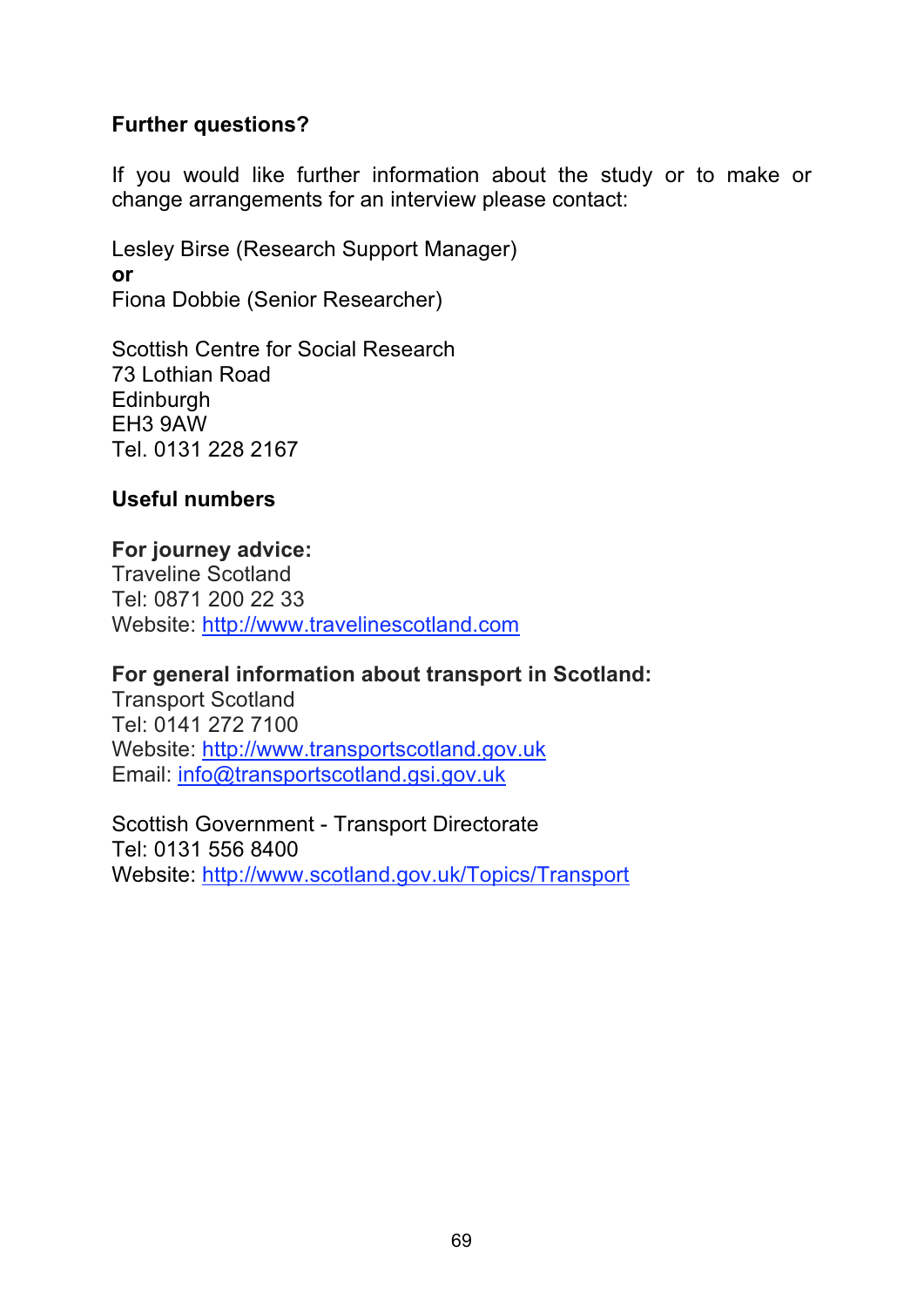**Further questions?**

If you would like further information about the study or to make or change arrangements for an interview please contact:

Lesley Birse (Research Support Manager)
**or**
Fiona Dobbie (Senior Researcher)

Scottish Centre for Social Research
73 Lothian Road
Edinburgh
EH3 9AW
Tel. 0131 228 2167

**Useful numbers**

**For journey advice:**
Traveline Scotland
Tel: 0871 200 22 33
Website: http://www.travelinescotland.com

**For general information about transport in Scotland:**
Transport Scotland
Tel: 0141 272 7100
Website: http://www.transportscotland.gov.uk
Email: info@transportscotland.gsi.gov.uk

Scottish Government - Transport Directorate
Tel: 0131 556 8400
Website: http://www.scotland.gov.uk/Topics/Transport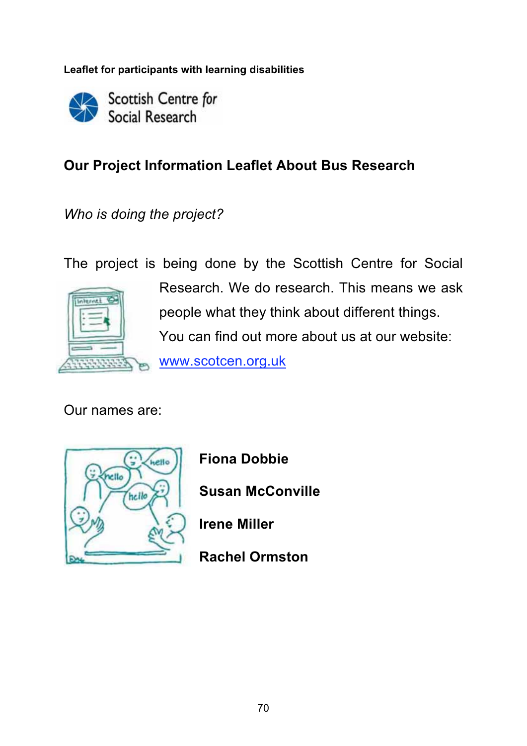**Leaflet for participants with learning disabilities**

Scottish Centre for Social Research

## Our Project Information Leaflet About Bus Research

*Who is doing the project?*

The project is being done by the Scottish Centre for Social Research. We do research. This means we ask people what they think about different things. You can find out more about us at our website: www.scotcen.org.uk

Our names are:

**Fiona Dobbie**

**Susan McConville**

**Irene Miller**

**Rachel Ormston**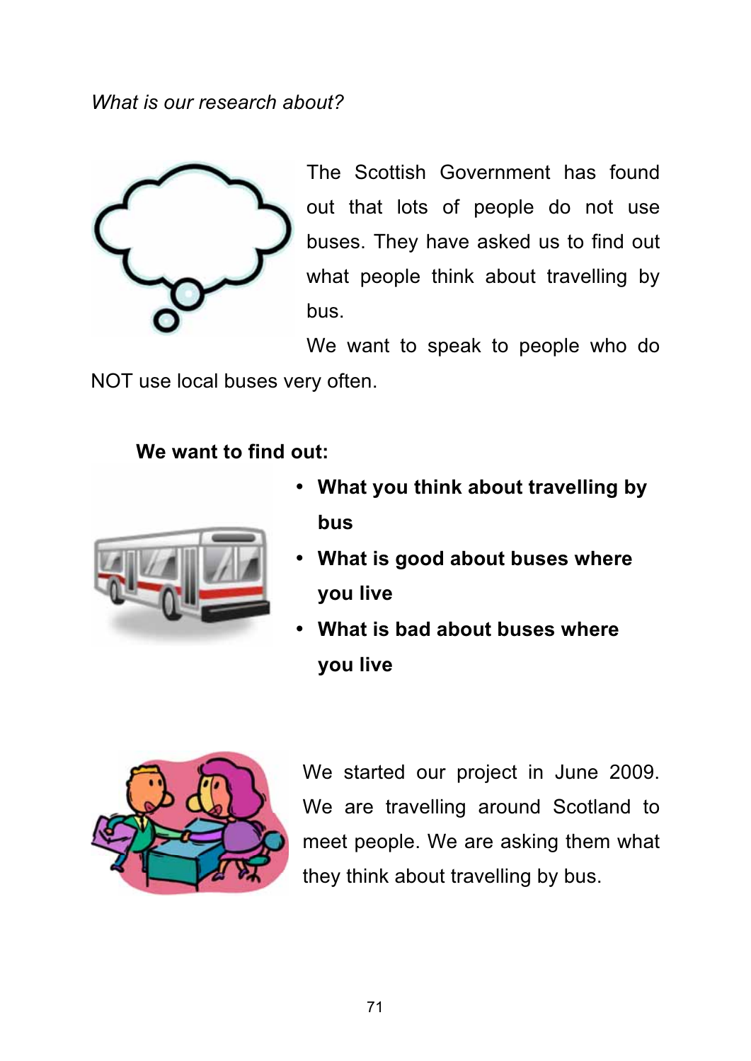*What is our research about?*

The Scottish Government has found out that lots of people do not use buses. They have asked us to find out what people think about travelling by bus.

We want to speak to people who do NOT use local buses very often.

**We want to find out:**

- **What you think about travelling by bus**
- **What is good about buses where you live**
- **What is bad about buses where you live**

We started our project in June 2009. We are travelling around Scotland to meet people. We are asking them what they think about travelling by bus.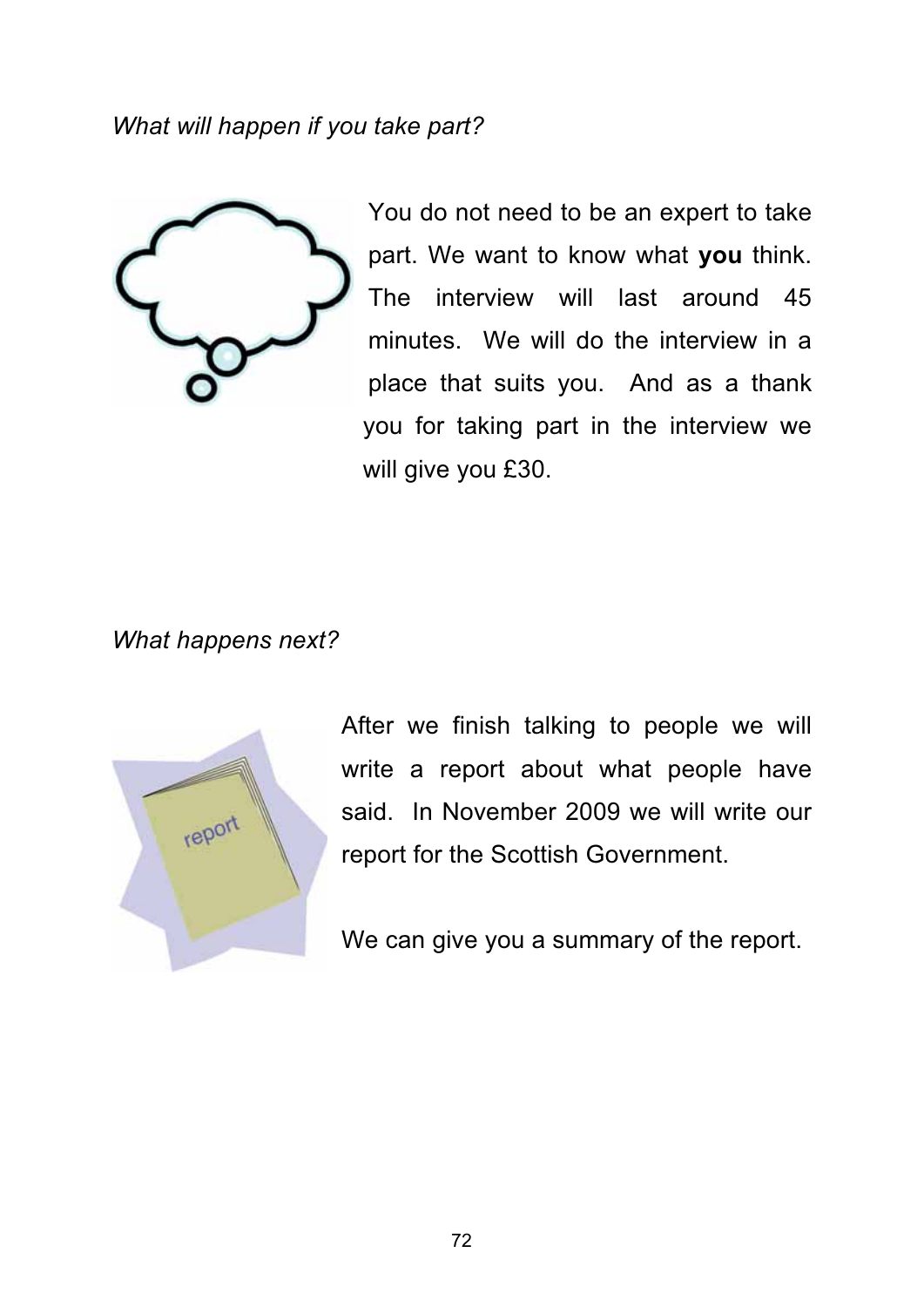*What will happen if you take part?*

You do not need to be an expert to take part. We want to know what **you** think. The interview will last around 45 minutes. We will do the interview in a place that suits you. And as a thank you for taking part in the interview we will give you £30.

*What happens next?*

After we finish talking to people we will write a report about what people have said. In November 2009 we will write our report for the Scottish Government.

We can give you a summary of the report.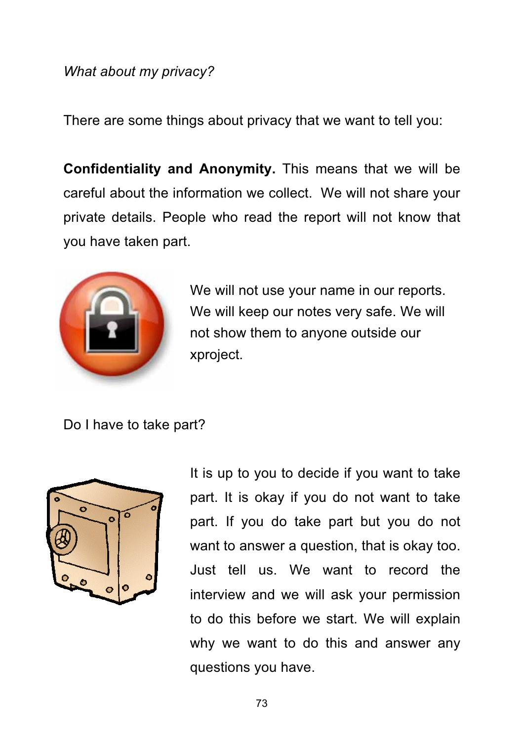*What about my privacy?*

There are some things about privacy that we want to tell you:

**Confidentiality and Anonymity.** This means that we will be careful about the information we collect. We will not share your private details. People who read the report will not know that you have taken part.

We will not use your name in our reports. We will keep our notes very safe. We will not show them to anyone outside our xproject.

Do I have to take part?

It is up to you to decide if you want to take part. It is okay if you do not want to take part. If you do take part but you do not want to answer a question, that is okay too. Just tell us. We want to record the interview and we will ask your permission to do this before we start. We will explain why we want to do this and answer any questions you have.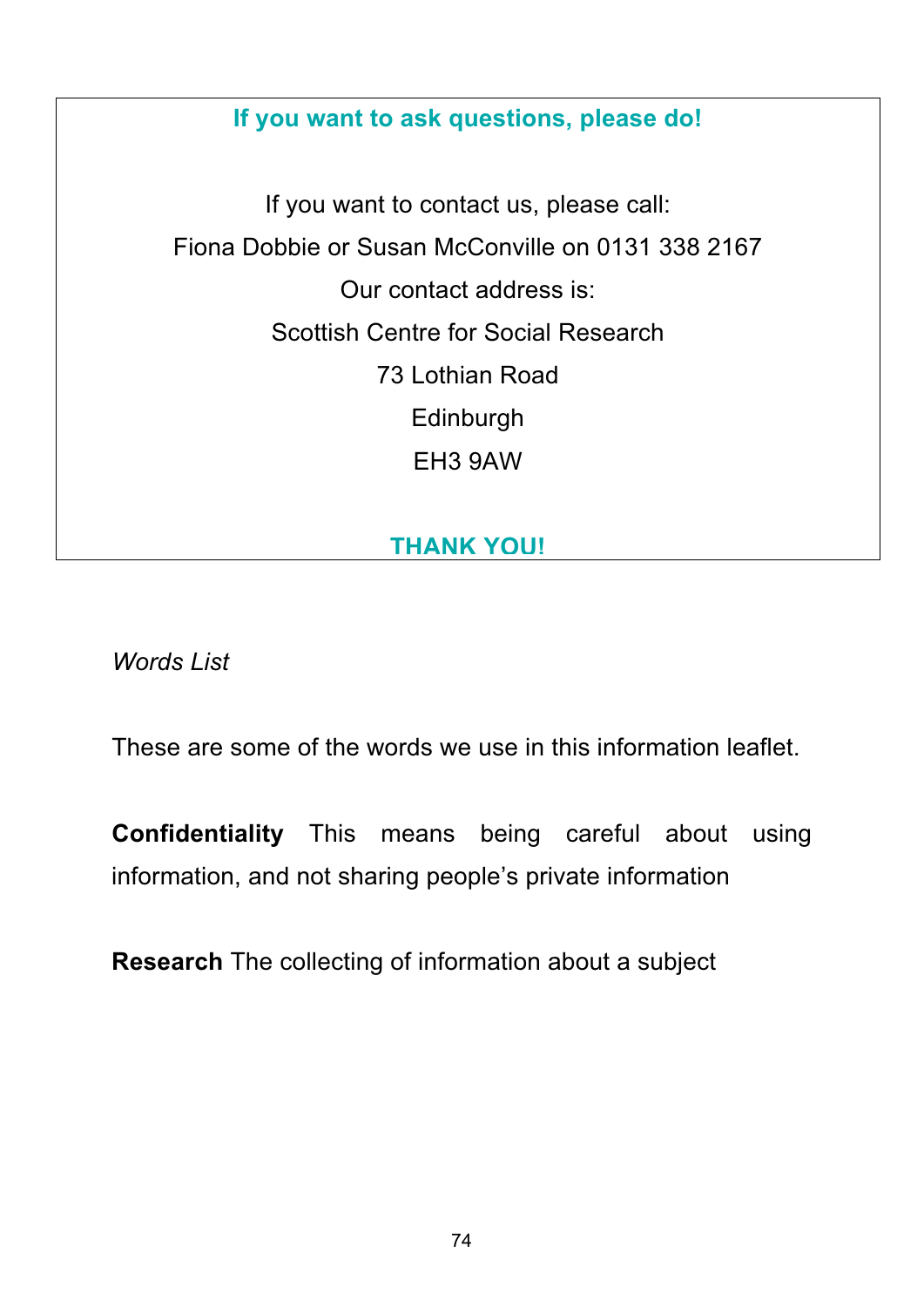**If you want to ask questions, please do!**

If you want to contact us, please call:

Fiona Dobbie or Susan McConville on 0131 338 2167

Our contact address is:

Scottish Centre for Social Research

73 Lothian Road

Edinburgh

EH3 9AW

**THANK YOU!**

*Words List*

These are some of the words we use in this information leaflet.

**Confidentiality** This means being careful about using information, and not sharing people's private information

**Research** The collecting of information about a subject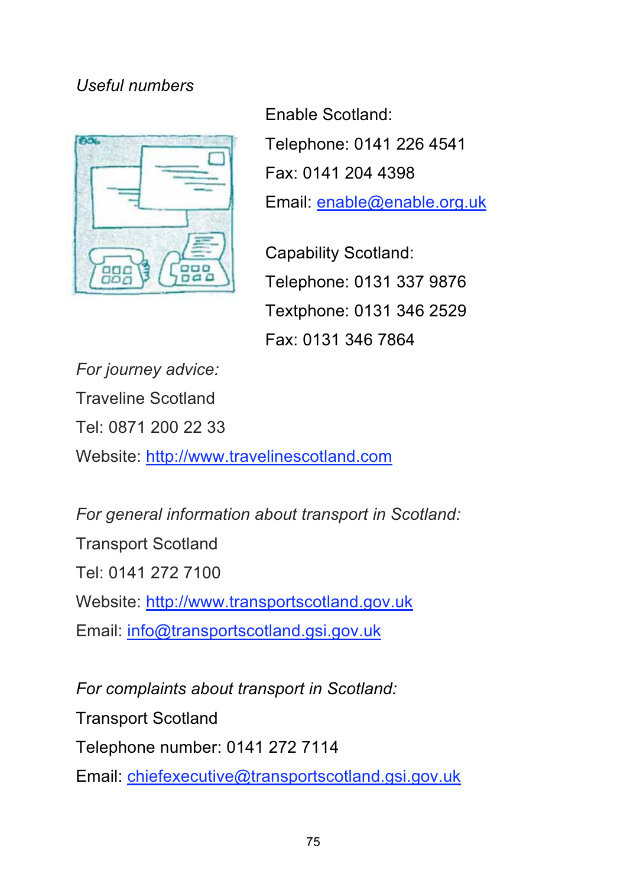*Useful numbers*

Enable Scotland:

Telephone: 0141 226 4541

Fax: 0141 204 4398

Email: enable@enable.org.uk

Capability Scotland:

Telephone: 0131 337 9876

Textphone: 0131 346 2529

Fax: 0131 346 7864

*For journey advice:*

Traveline Scotland

Tel: 0871 200 22 33

Website: http://www.travelinescotland.com

*For general information about transport in Scotland:*

Transport Scotland

Tel: 0141 272 7100

Website: http://www.transportscotland.gov.uk

Email: info@transportscotland.gsi.gov.uk

*For complaints about transport in Scotland:*

Transport Scotland

Telephone number: 0141 272 7114

Email: chiefexecutive@transportscotland.gsi.gov.uk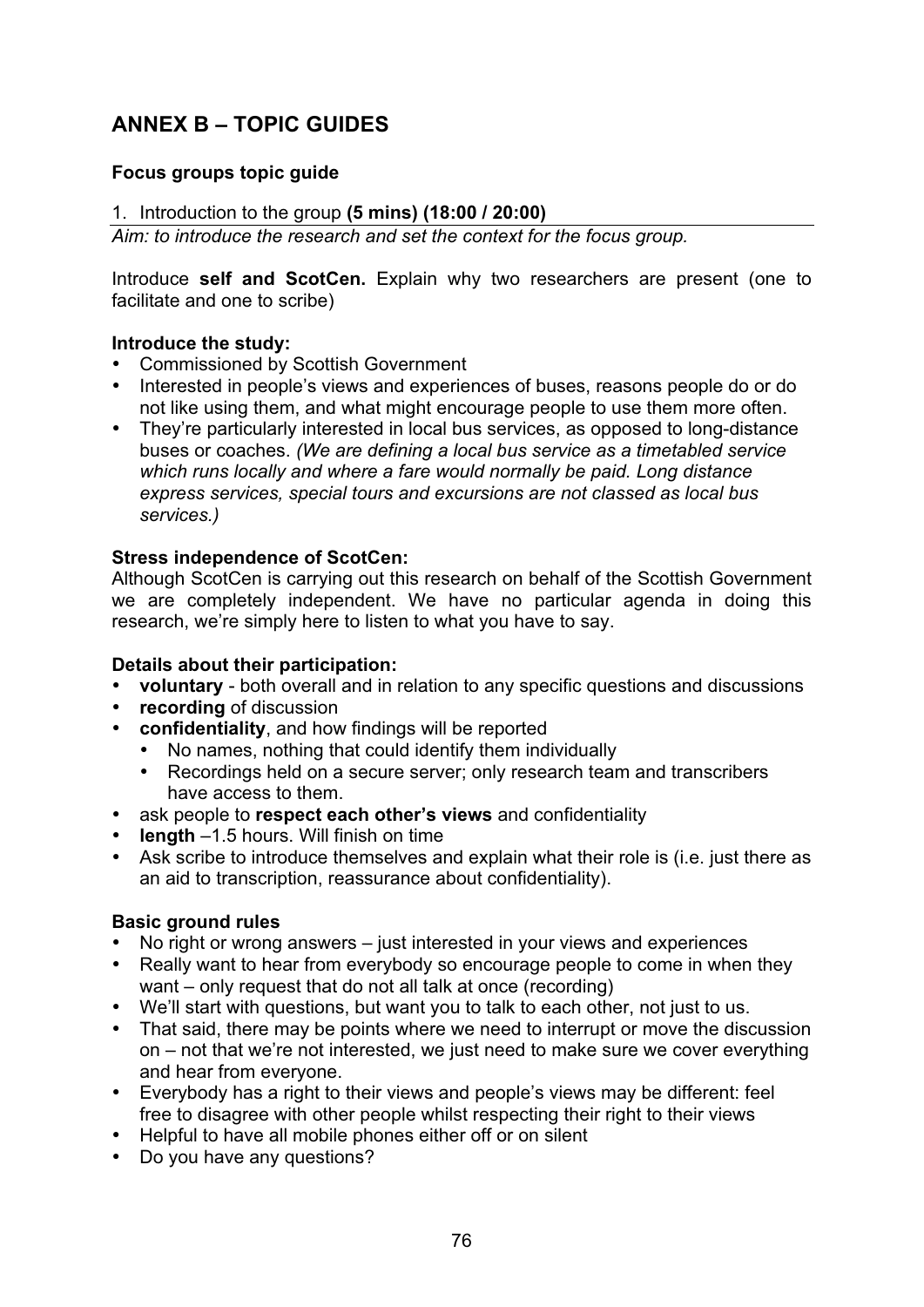## ANNEX B – TOPIC GUIDES

### Focus groups topic guide

1. Introduction to the group **(5 mins) (18:00 / 20:00)**

*Aim: to introduce the research and set the context for the focus group.*

Introduce **self and ScotCen.** Explain why two researchers are present (one to facilitate and one to scribe)

**Introduce the study:**

- Commissioned by Scottish Government
- Interested in people's views and experiences of buses, reasons people do or do not like using them, and what might encourage people to use them more often.
- They're particularly interested in local bus services, as opposed to long-distance buses or coaches. *(We are defining a local bus service as a timetabled service which runs locally and where a fare would normally be paid. Long distance express services, special tours and excursions are not classed as local bus services.)*

**Stress independence of ScotCen:**

Although ScotCen is carrying out this research on behalf of the Scottish Government we are completely independent. We have no particular agenda in doing this research, we're simply here to listen to what you have to say.

**Details about their participation:**

- **voluntary** - both overall and in relation to any specific questions and discussions
- **recording** of discussion
- **confidentiality**, and how findings will be reported
  - No names, nothing that could identify them individually
  - Recordings held on a secure server; only research team and transcribers have access to them.
- ask people to **respect each other's views** and confidentiality
- **length** –1.5 hours. Will finish on time
- Ask scribe to introduce themselves and explain what their role is (i.e. just there as an aid to transcription, reassurance about confidentiality).

**Basic ground rules**

- No right or wrong answers – just interested in your views and experiences
- Really want to hear from everybody so encourage people to come in when they want – only request that do not all talk at once (recording)
- We'll start with questions, but want you to talk to each other, not just to us.
- That said, there may be points where we need to interrupt or move the discussion on – not that we're not interested, we just need to make sure we cover everything and hear from everyone.
- Everybody has a right to their views and people's views may be different: feel free to disagree with other people whilst respecting their right to their views
- Helpful to have all mobile phones either off or on silent
- Do you have any questions?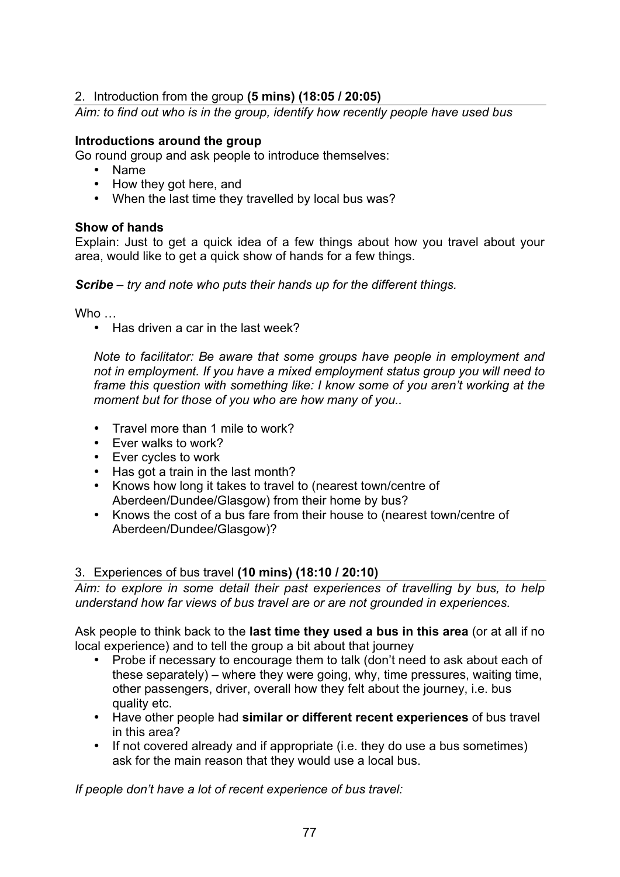## 2. Introduction from the group **(5 mins) (18:05 / 20:05)**

*Aim: to find out who is in the group, identify how recently people have used bus*

**Introductions around the group**

Go round group and ask people to introduce themselves:

- Name
- How they got here, and
- When the last time they travelled by local bus was?

**Show of hands**

Explain: Just to get a quick idea of a few things about how you travel about your area, would like to get a quick show of hands for a few things.

***Scribe*** *– try and note who puts their hands up for the different things.*

Who …

- Has driven a car in the last week?

  *Note to facilitator: Be aware that some groups have people in employment and not in employment. If you have a mixed employment status group you will need to frame this question with something like: I know some of you aren't working at the moment but for those of you who are how many of you..*

- Travel more than 1 mile to work?
- Ever walks to work?
- Ever cycles to work
- Has got a train in the last month?
- Knows how long it takes to travel to (nearest town/centre of Aberdeen/Dundee/Glasgow) from their home by bus?
- Knows the cost of a bus fare from their house to (nearest town/centre of Aberdeen/Dundee/Glasgow)?

## 3. Experiences of bus travel **(10 mins) (18:10 / 20:10)**

*Aim: to explore in some detail their past experiences of travelling by bus, to help understand how far views of bus travel are or are not grounded in experiences.*

Ask people to think back to the **last time they used a bus in this area** (or at all if no local experience) and to tell the group a bit about that journey

- Probe if necessary to encourage them to talk (don't need to ask about each of these separately) – where they were going, why, time pressures, waiting time, other passengers, driver, overall how they felt about the journey, i.e. bus quality etc.
- Have other people had **similar or different recent experiences** of bus travel in this area?
- If not covered already and if appropriate (i.e. they do use a bus sometimes) ask for the main reason that they would use a local bus.

*If people don't have a lot of recent experience of bus travel:*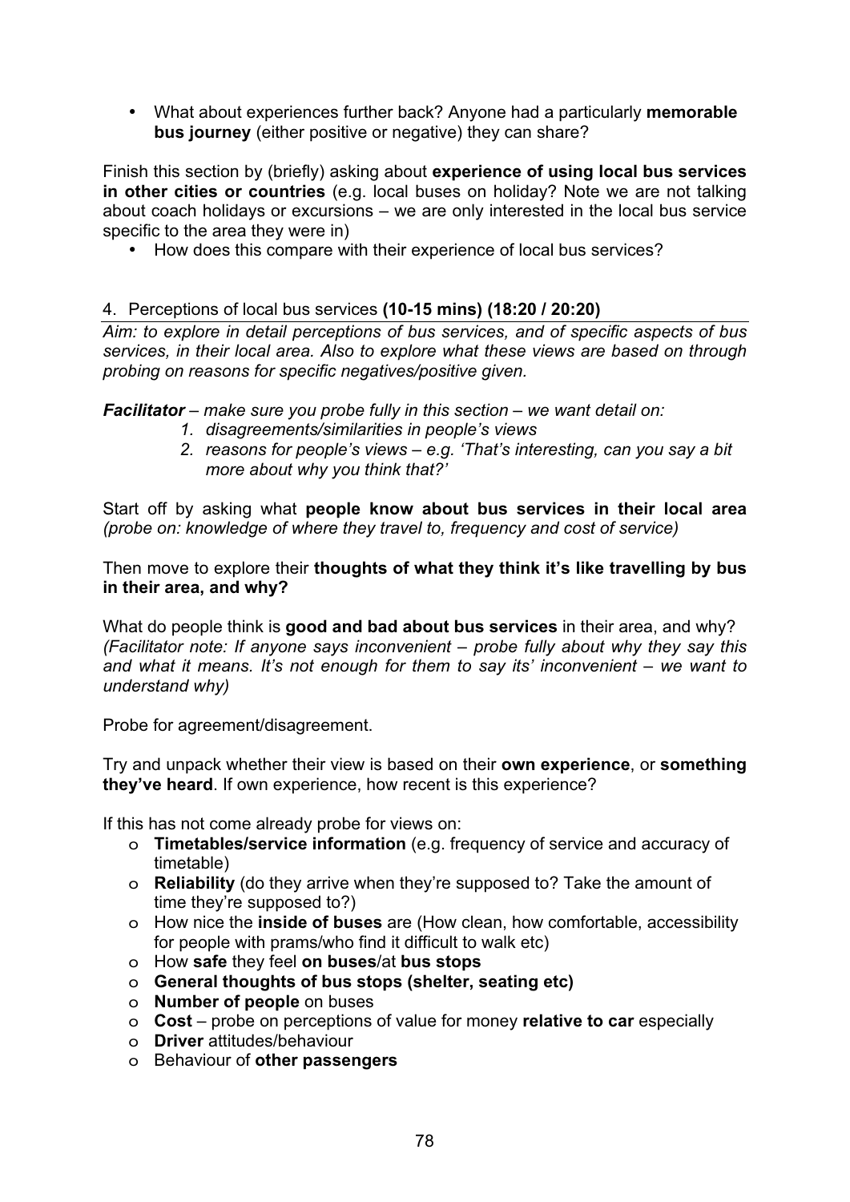- What about experiences further back? Anyone had a particularly **memorable bus journey** (either positive or negative) they can share?

Finish this section by (briefly) asking about **experience of using local bus services in other cities or countries** (e.g. local buses on holiday? Note we are not talking about coach holidays or excursions – we are only interested in the local bus service specific to the area they were in)

- How does this compare with their experience of local bus services?

## 4. Perceptions of local bus services **(10-15 mins) (18:20 / 20:20)**

*Aim: to explore in detail perceptions of bus services, and of specific aspects of bus services, in their local area. Also to explore what these views are based on through probing on reasons for specific negatives/positive given.*

***Facilitator*** *– make sure you probe fully in this section – we want detail on:*

1. *disagreements/similarities in people's views*
2. *reasons for people's views – e.g. 'That's interesting, can you say a bit more about why you think that?'*

Start off by asking what **people know about bus services in their local area** *(probe on: knowledge of where they travel to, frequency and cost of service)*

Then move to explore their **thoughts of what they think it's like travelling by bus in their area, and why?**

What do people think is **good and bad about bus services** in their area, and why? *(Facilitator note: If anyone says inconvenient – probe fully about why they say this and what it means. It's not enough for them to say its' inconvenient – we want to understand why)*

Probe for agreement/disagreement.

Try and unpack whether their view is based on their **own experience**, or **something they've heard**. If own experience, how recent is this experience?

If this has not come already probe for views on:

- **Timetables/service information** (e.g. frequency of service and accuracy of timetable)
- **Reliability** (do they arrive when they're supposed to? Take the amount of time they're supposed to?)
- How nice the **inside of buses** are (How clean, how comfortable, accessibility for people with prams/who find it difficult to walk etc)
- How **safe** they feel **on buses**/at **bus stops**
- **General thoughts of bus stops (shelter, seating etc)**
- **Number of people** on buses
- **Cost** – probe on perceptions of value for money **relative to car** especially
- **Driver** attitudes/behaviour
- Behaviour of **other passengers**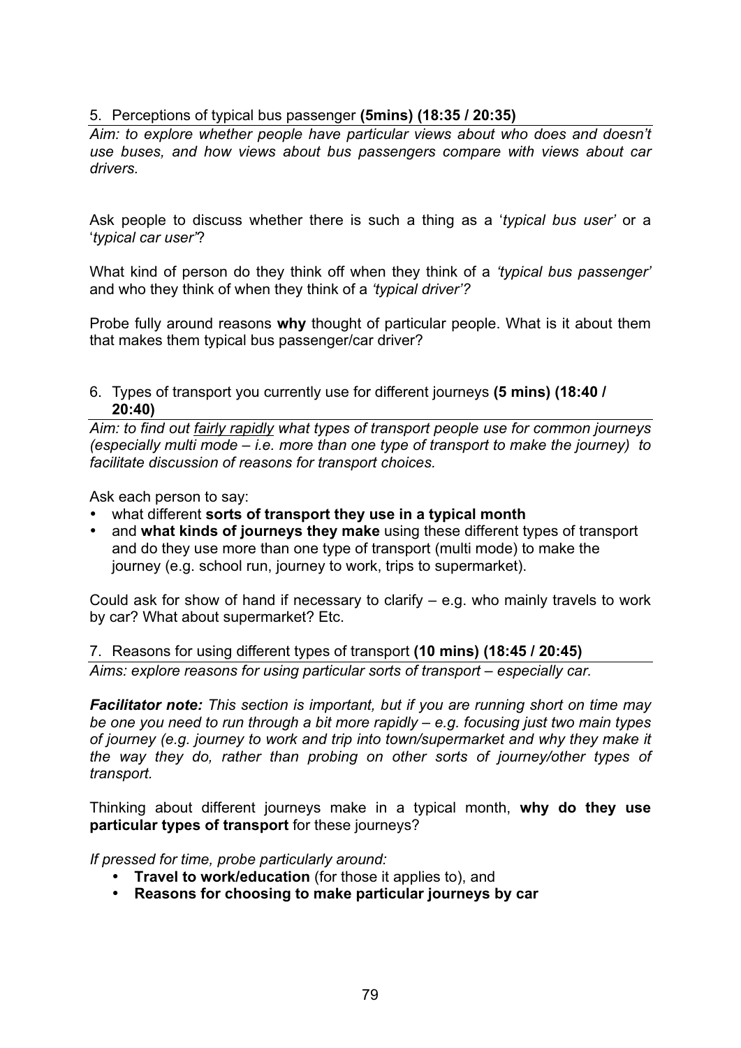5. Perceptions of typical bus passenger **(5mins) (18:35 / 20:35)**

*Aim: to explore whether people have particular views about who does and doesn't use buses, and how views about bus passengers compare with views about car drivers.*

Ask people to discuss whether there is such a thing as a '*typical bus user'* or a '*typical car user'*?

What kind of person do they think off when they think of a *'typical bus passenger'* and who they think of when they think of a *'typical driver'?*

Probe fully around reasons **why** thought of particular people. What is it about them that makes them typical bus passenger/car driver?

6. Types of transport you currently use for different journeys **(5 mins) (18:40 / 20:40)**

*Aim: to find out fairly rapidly what types of transport people use for common journeys (especially multi mode – i.e. more than one type of transport to make the journey) to facilitate discussion of reasons for transport choices.*

Ask each person to say:

- what different **sorts of transport they use in a typical month**
- and **what kinds of journeys they make** using these different types of transport and do they use more than one type of transport (multi mode) to make the journey (e.g. school run, journey to work, trips to supermarket).

Could ask for show of hand if necessary to clarify – e.g. who mainly travels to work by car? What about supermarket? Etc.

7. Reasons for using different types of transport **(10 mins) (18:45 / 20:45)**

*Aims: explore reasons for using particular sorts of transport – especially car.*

***Facilitator note:*** *This section is important, but if you are running short on time may be one you need to run through a bit more rapidly – e.g. focusing just two main types of journey (e.g. journey to work and trip into town/supermarket and why they make it the way they do, rather than probing on other sorts of journey/other types of transport.*

Thinking about different journeys make in a typical month, **why do they use particular types of transport** for these journeys?

*If pressed for time, probe particularly around:*

- **Travel to work/education** (for those it applies to), and
- **Reasons for choosing to make particular journeys by car**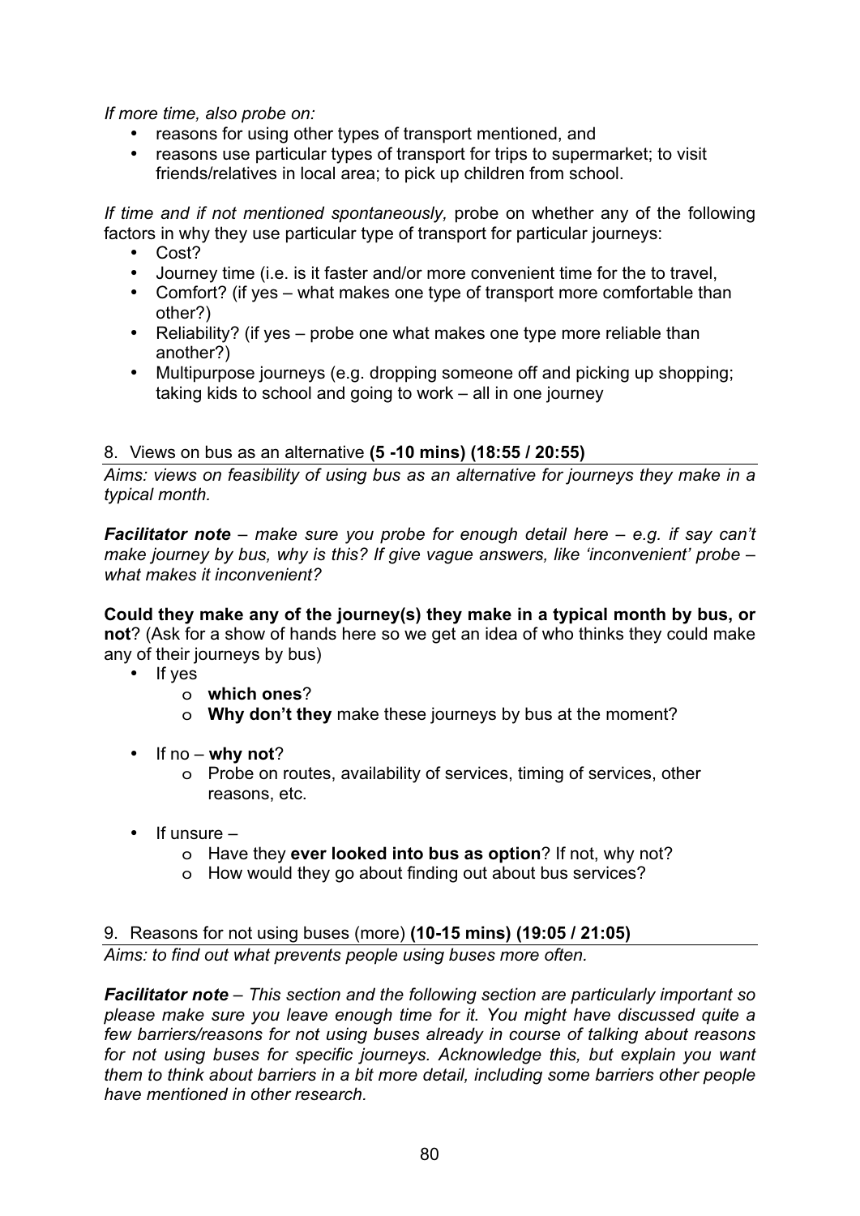*If more time, also probe on:*

- reasons for using other types of transport mentioned, and
- reasons use particular types of transport for trips to supermarket; to visit friends/relatives in local area; to pick up children from school.

*If time and if not mentioned spontaneously,* probe on whether any of the following factors in why they use particular type of transport for particular journeys:

- Cost?
- Journey time (i.e. is it faster and/or more convenient time for the to travel,
- Comfort? (if yes – what makes one type of transport more comfortable than other?)
- Reliability? (if yes – probe one what makes one type more reliable than another?)
- Multipurpose journeys (e.g. dropping someone off and picking up shopping; taking kids to school and going to work – all in one journey

## 8. Views on bus as an alternative **(5 -10 mins) (18:55 / 20:55)**

*Aims: views on feasibility of using bus as an alternative for journeys they make in a typical month.*

***Facilitator note** – make sure you probe for enough detail here – e.g. if say can't make journey by bus, why is this? If give vague answers, like 'inconvenient' probe – what makes it inconvenient?*

**Could they make any of the journey(s) they make in a typical month by bus, or not**? (Ask for a show of hands here so we get an idea of who thinks they could make any of their journeys by bus)

- If yes
  - **which ones**?
  - **Why don't they** make these journeys by bus at the moment?
- If no – **why not**?
  - Probe on routes, availability of services, timing of services, other reasons, etc.
- If unsure –
  - Have they **ever looked into bus as option**? If not, why not?
  - How would they go about finding out about bus services?

## 9. Reasons for not using buses (more) **(10-15 mins) (19:05 / 21:05)**

*Aims: to find out what prevents people using buses more often.*

***Facilitator note** – This section and the following section are particularly important so please make sure you leave enough time for it. You might have discussed quite a few barriers/reasons for not using buses already in course of talking about reasons for not using buses for specific journeys. Acknowledge this, but explain you want them to think about barriers in a bit more detail, including some barriers other people have mentioned in other research.*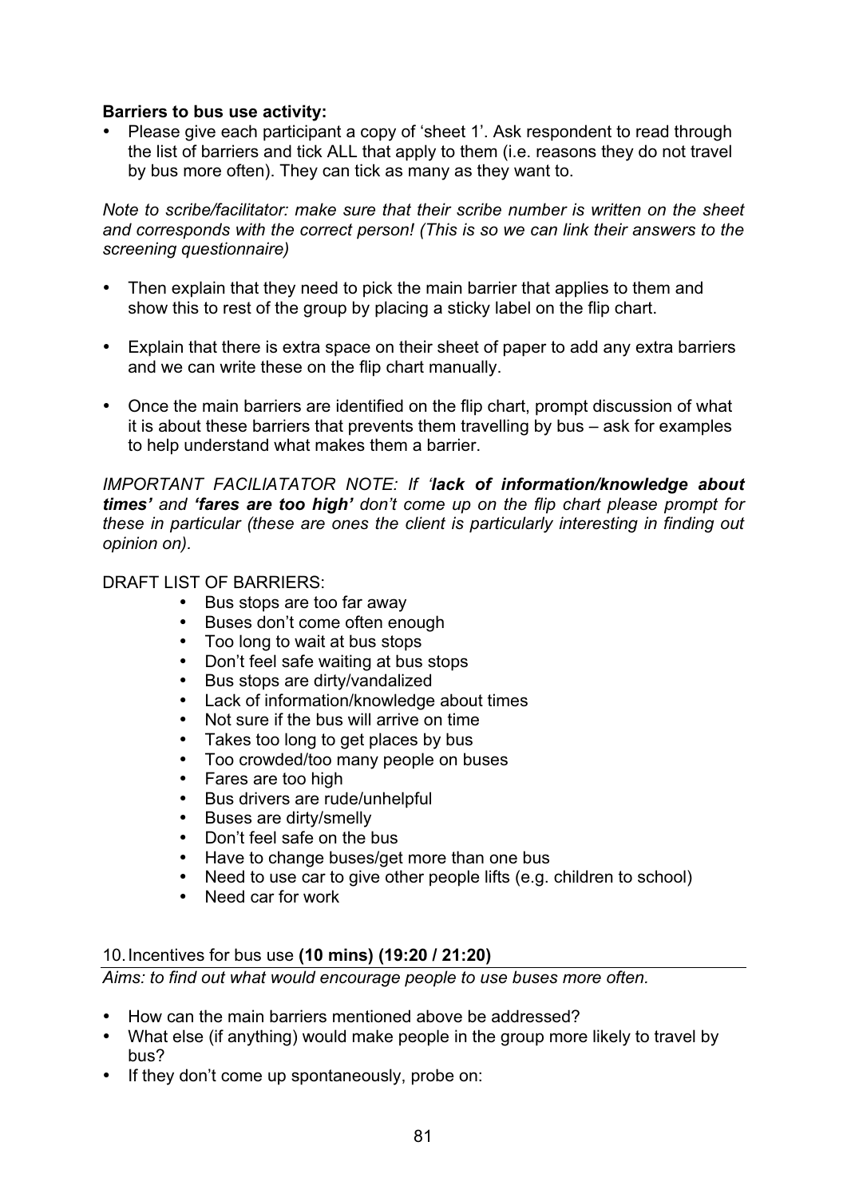**Barriers to bus use activity:**

- Please give each participant a copy of 'sheet 1'. Ask respondent to read through the list of barriers and tick ALL that apply to them (i.e. reasons they do not travel by bus more often). They can tick as many as they want to.

*Note to scribe/facilitator: make sure that their scribe number is written on the sheet and corresponds with the correct person! (This is so we can link their answers to the screening questionnaire)*

- Then explain that they need to pick the main barrier that applies to them and show this to rest of the group by placing a sticky label on the flip chart.

- Explain that there is extra space on their sheet of paper to add any extra barriers and we can write these on the flip chart manually.

- Once the main barriers are identified on the flip chart, prompt discussion of what it is about these barriers that prevents them travelling by bus – ask for examples to help understand what makes them a barrier.

*IMPORTANT FACILIATATOR NOTE: If '**lack of information/knowledge about times'** and **'fares are too high'** don't come up on the flip chart please prompt for these in particular (these are ones the client is particularly interesting in finding out opinion on).*

DRAFT LIST OF BARRIERS:

- Bus stops are too far away
- Buses don't come often enough
- Too long to wait at bus stops
- Don't feel safe waiting at bus stops
- Bus stops are dirty/vandalized
- Lack of information/knowledge about times
- Not sure if the bus will arrive on time
- Takes too long to get places by bus
- Too crowded/too many people on buses
- Fares are too high
- Bus drivers are rude/unhelpful
- Buses are dirty/smelly
- Don't feel safe on the bus
- Have to change buses/get more than one bus
- Need to use car to give other people lifts (e.g. children to school)
- Need car for work

10. Incentives for bus use **(10 mins) (19:20 / 21:20)**

*Aims: to find out what would encourage people to use buses more often.*

- How can the main barriers mentioned above be addressed?
- What else (if anything) would make people in the group more likely to travel by bus?
- If they don't come up spontaneously, probe on: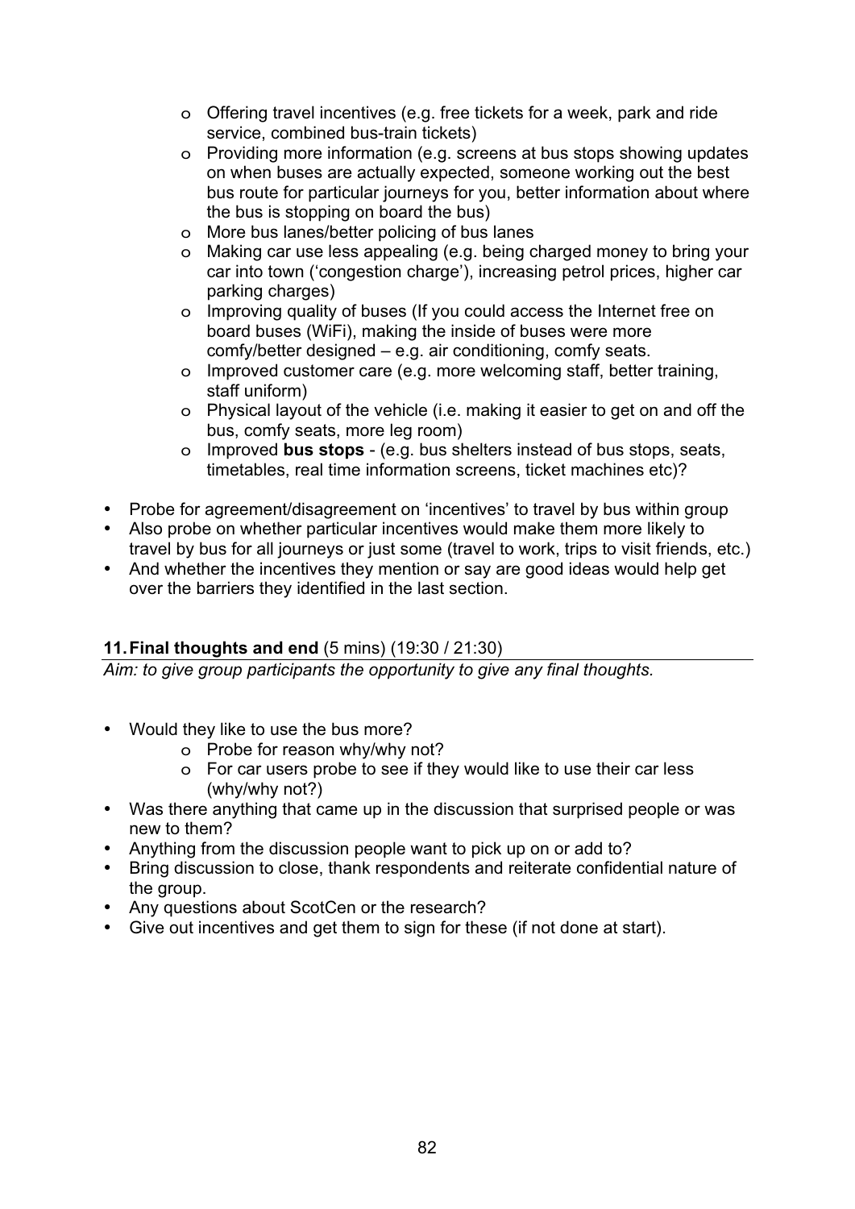- Offering travel incentives (e.g. free tickets for a week, park and ride service, combined bus-train tickets)
  - Providing more information (e.g. screens at bus stops showing updates on when buses are actually expected, someone working out the best bus route for particular journeys for you, better information about where the bus is stopping on board the bus)
  - More bus lanes/better policing of bus lanes
  - Making car use less appealing (e.g. being charged money to bring your car into town ('congestion charge'), increasing petrol prices, higher car parking charges)
  - Improving quality of buses (If you could access the Internet free on board buses (WiFi), making the inside of buses were more comfy/better designed – e.g. air conditioning, comfy seats.
  - Improved customer care (e.g. more welcoming staff, better training, staff uniform)
  - Physical layout of the vehicle (i.e. making it easier to get on and off the bus, comfy seats, more leg room)
  - Improved **bus stops** - (e.g. bus shelters instead of bus stops, seats, timetables, real time information screens, ticket machines etc)?

- Probe for agreement/disagreement on 'incentives' to travel by bus within group
- Also probe on whether particular incentives would make them more likely to travel by bus for all journeys or just some (travel to work, trips to visit friends, etc.)
- And whether the incentives they mention or say are good ideas would help get over the barriers they identified in the last section.

## 11. Final thoughts and end (5 mins) (19:30 / 21:30)

*Aim: to give group participants the opportunity to give any final thoughts.*

- Would they like to use the bus more?
  - Probe for reason why/why not?
  - For car users probe to see if they would like to use their car less (why/why not?)
- Was there anything that came up in the discussion that surprised people or was new to them?
- Anything from the discussion people want to pick up on or add to?
- Bring discussion to close, thank respondents and reiterate confidential nature of the group.
- Any questions about ScotCen or the research?
- Give out incentives and get them to sign for these (if not done at start).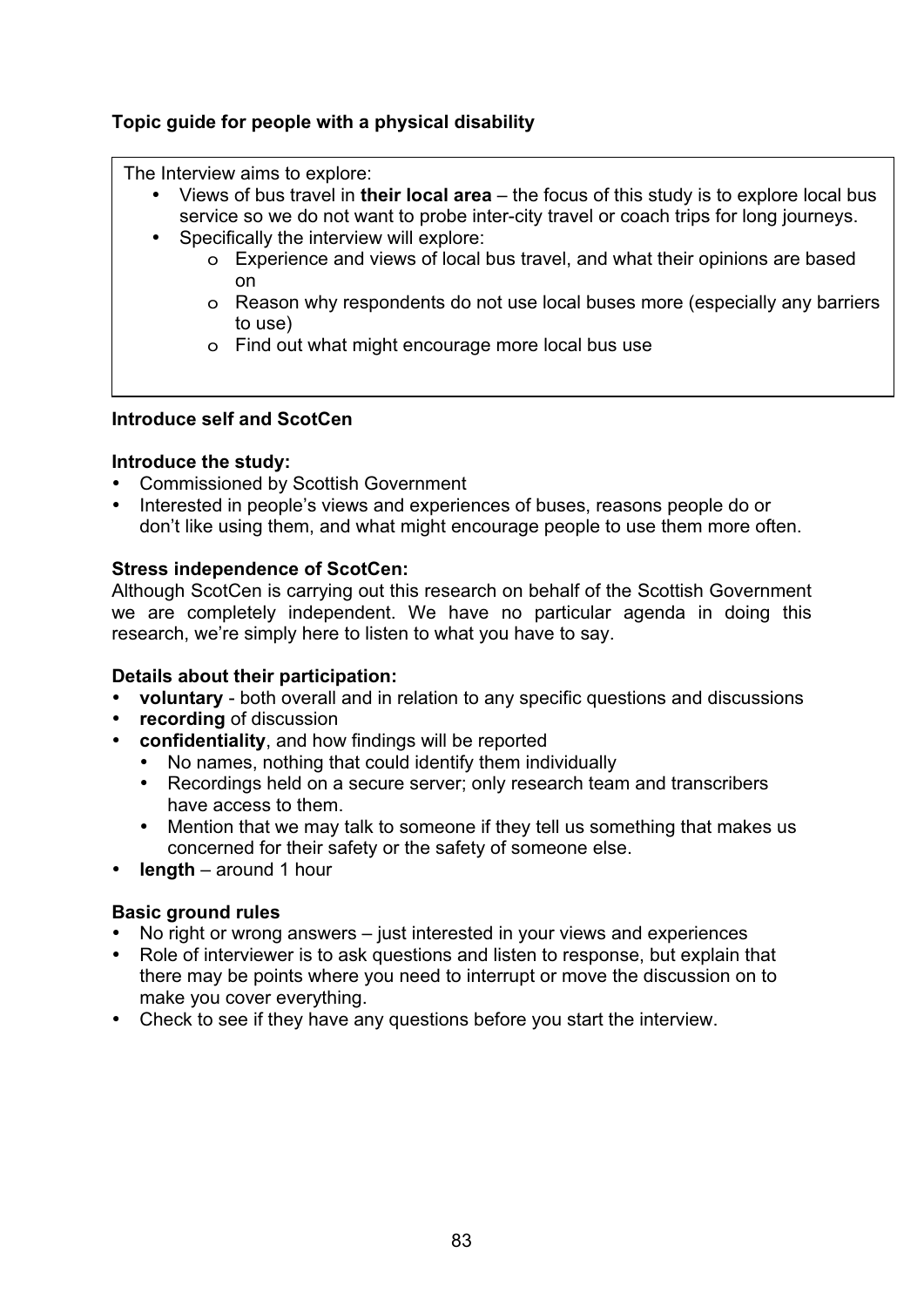**Topic guide for people with a physical disability**

The Interview aims to explore:

- Views of bus travel in **their local area** – the focus of this study is to explore local bus service so we do not want to probe inter-city travel or coach trips for long journeys.
- Specifically the interview will explore:
  - Experience and views of local bus travel, and what their opinions are based on
  - Reason why respondents do not use local buses more (especially any barriers to use)
  - Find out what might encourage more local bus use

**Introduce self and ScotCen**

**Introduce the study:**

- Commissioned by Scottish Government
- Interested in people's views and experiences of buses, reasons people do or don't like using them, and what might encourage people to use them more often.

**Stress independence of ScotCen:**

Although ScotCen is carrying out this research on behalf of the Scottish Government we are completely independent. We have no particular agenda in doing this research, we're simply here to listen to what you have to say.

**Details about their participation:**

- **voluntary** - both overall and in relation to any specific questions and discussions
- **recording** of discussion
- **confidentiality**, and how findings will be reported
  - No names, nothing that could identify them individually
  - Recordings held on a secure server; only research team and transcribers have access to them.
  - Mention that we may talk to someone if they tell us something that makes us concerned for their safety or the safety of someone else.
- **length** – around 1 hour

**Basic ground rules**

- No right or wrong answers – just interested in your views and experiences
- Role of interviewer is to ask questions and listen to response, but explain that there may be points where you need to interrupt or move the discussion on to make you cover everything.
- Check to see if they have any questions before you start the interview.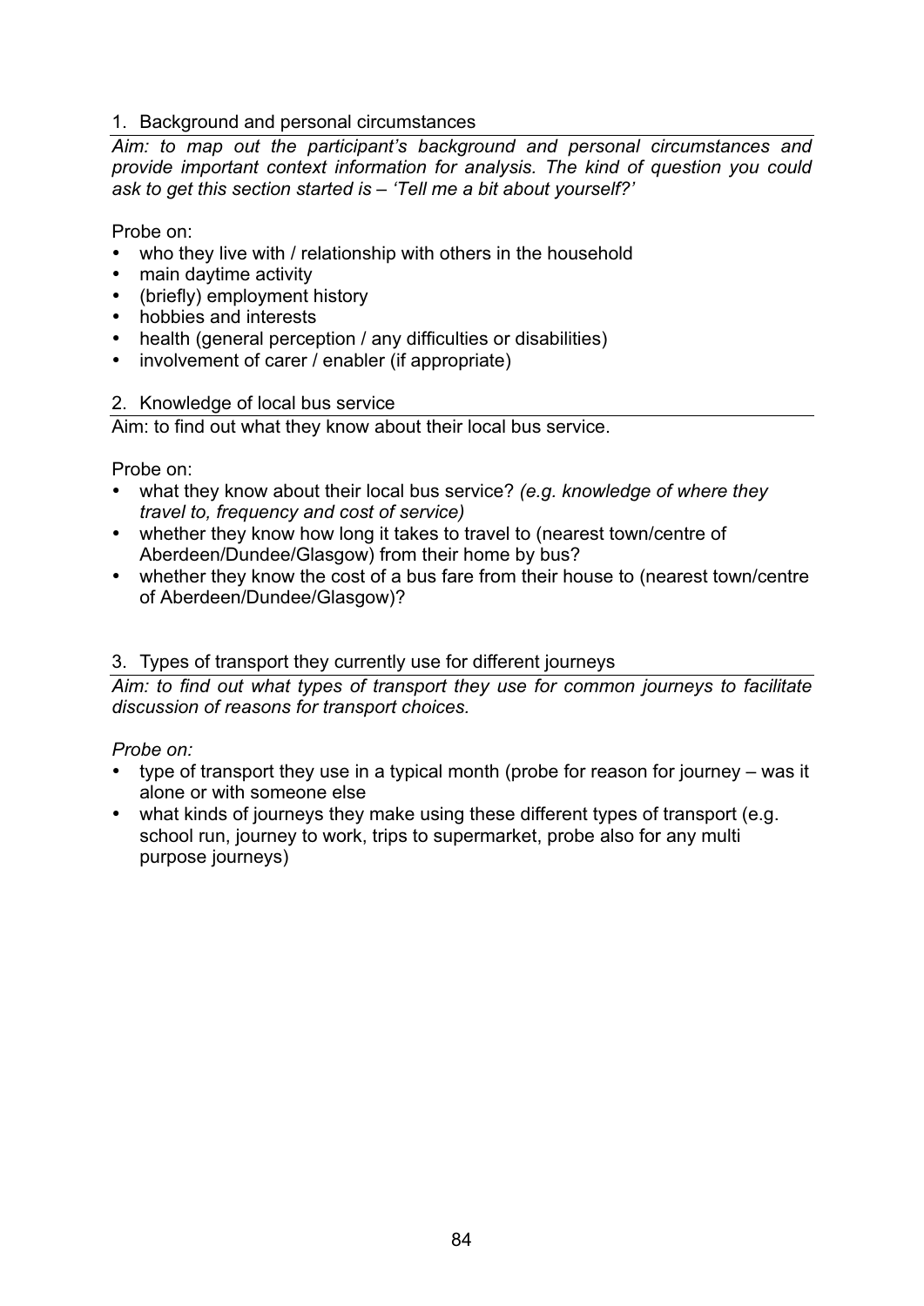## 1. Background and personal circumstances

*Aim: to map out the participant's background and personal circumstances and provide important context information for analysis. The kind of question you could ask to get this section started is – 'Tell me a bit about yourself?'*

Probe on:

- who they live with / relationship with others in the household
- main daytime activity
- (briefly) employment history
- hobbies and interests
- health (general perception / any difficulties or disabilities)
- involvement of carer / enabler (if appropriate)

## 2. Knowledge of local bus service

Aim: to find out what they know about their local bus service.

Probe on:

- what they know about their local bus service? *(e.g. knowledge of where they travel to, frequency and cost of service)*
- whether they know how long it takes to travel to (nearest town/centre of Aberdeen/Dundee/Glasgow) from their home by bus?
- whether they know the cost of a bus fare from their house to (nearest town/centre of Aberdeen/Dundee/Glasgow)?

## 3. Types of transport they currently use for different journeys

*Aim: to find out what types of transport they use for common journeys to facilitate discussion of reasons for transport choices.*

*Probe on:*

- type of transport they use in a typical month (probe for reason for journey – was it alone or with someone else
- what kinds of journeys they make using these different types of transport (e.g. school run, journey to work, trips to supermarket, probe also for any multi purpose journeys)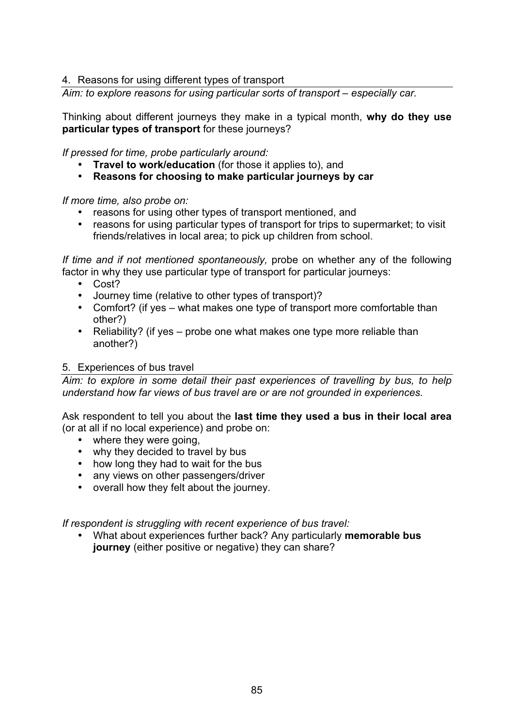## 4. Reasons for using different types of transport

*Aim: to explore reasons for using particular sorts of transport – especially car.*

Thinking about different journeys they make in a typical month, **why do they use particular types of transport** for these journeys?

*If pressed for time, probe particularly around:*

- **Travel to work/education** (for those it applies to), and
- **Reasons for choosing to make particular journeys by car**

*If more time, also probe on:*

- reasons for using other types of transport mentioned, and
- reasons for using particular types of transport for trips to supermarket; to visit friends/relatives in local area; to pick up children from school.

*If time and if not mentioned spontaneously,* probe on whether any of the following factor in why they use particular type of transport for particular journeys:

- Cost?
- Journey time (relative to other types of transport)?
- Comfort? (if yes – what makes one type of transport more comfortable than other?)
- Reliability? (if yes – probe one what makes one type more reliable than another?)

## 5. Experiences of bus travel

*Aim: to explore in some detail their past experiences of travelling by bus, to help understand how far views of bus travel are or are not grounded in experiences.*

Ask respondent to tell you about the **last time they used a bus in their local area** (or at all if no local experience) and probe on:

- where they were going,
- why they decided to travel by bus
- how long they had to wait for the bus
- any views on other passengers/driver
- overall how they felt about the journey.

*If respondent is struggling with recent experience of bus travel:*

- What about experiences further back? Any particularly **memorable bus journey** (either positive or negative) they can share?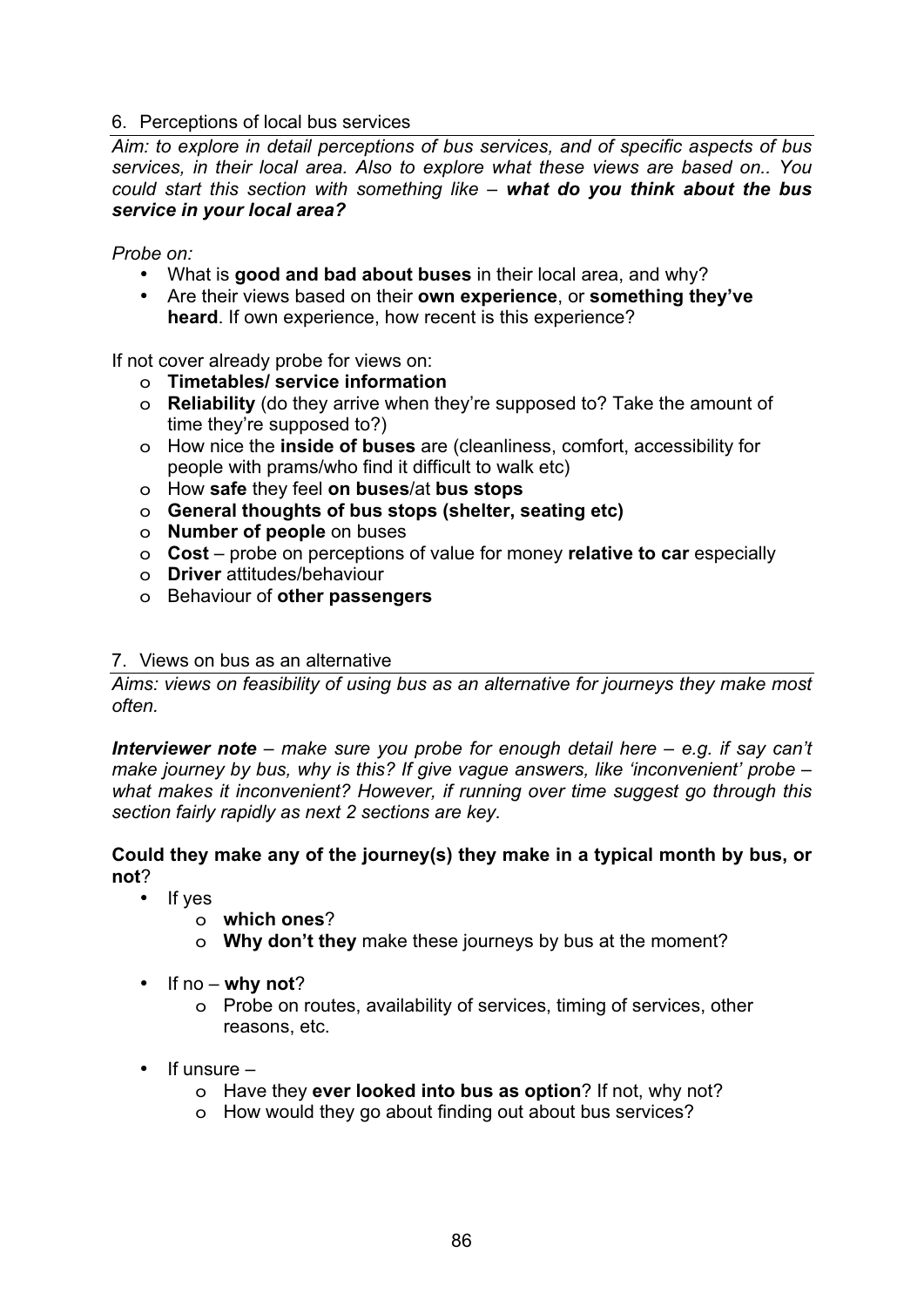## 6. Perceptions of local bus services

*Aim: to explore in detail perceptions of bus services, and of specific aspects of bus services, in their local area. Also to explore what these views are based on.. You could start this section with something like – **what do you think about the bus service in your local area?***

*Probe on:*

- What is **good and bad about buses** in their local area, and why?
- Are their views based on their **own experience**, or **something they've heard**. If own experience, how recent is this experience?

If not cover already probe for views on:

- **Timetables/ service information**
- **Reliability** (do they arrive when they're supposed to? Take the amount of time they're supposed to?)
- How nice the **inside of buses** are (cleanliness, comfort, accessibility for people with prams/who find it difficult to walk etc)
- How **safe** they feel **on buses**/at **bus stops**
- **General thoughts of bus stops (shelter, seating etc)**
- **Number of people** on buses
- **Cost** – probe on perceptions of value for money **relative to car** especially
- **Driver** attitudes/behaviour
- Behaviour of **other passengers**

## 7. Views on bus as an alternative

*Aims: views on feasibility of using bus as an alternative for journeys they make most often.*

***Interviewer note** – make sure you probe for enough detail here – e.g. if say can't make journey by bus, why is this? If give vague answers, like 'inconvenient' probe – what makes it inconvenient? However, if running over time suggest go through this section fairly rapidly as next 2 sections are key.*

**Could they make any of the journey(s) they make in a typical month by bus, or not**?

- If yes
    - **which ones**?
    - **Why don't they** make these journeys by bus at the moment?
- If no – **why not**?
    - Probe on routes, availability of services, timing of services, other reasons, etc.
- If unsure –
    - Have they **ever looked into bus as option**? If not, why not?
    - How would they go about finding out about bus services?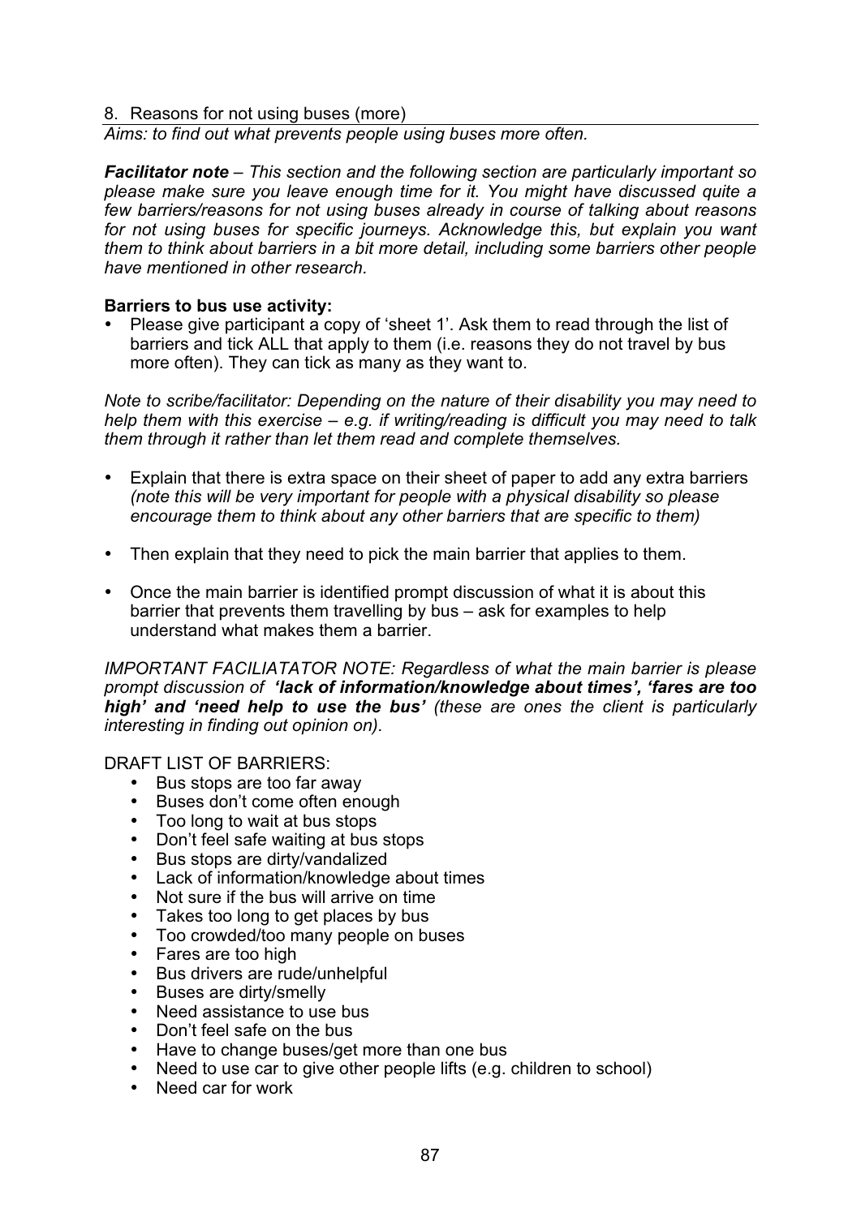8. Reasons for not using buses (more)

*Aims: to find out what prevents people using buses more often.*

***Facilitator note** – This section and the following section are particularly important so please make sure you leave enough time for it. You might have discussed quite a few barriers/reasons for not using buses already in course of talking about reasons for not using buses for specific journeys. Acknowledge this, but explain you want them to think about barriers in a bit more detail, including some barriers other people have mentioned in other research.*

**Barriers to bus use activity:**

- Please give participant a copy of 'sheet 1'. Ask them to read through the list of barriers and tick ALL that apply to them (i.e. reasons they do not travel by bus more often). They can tick as many as they want to.

*Note to scribe/facilitator: Depending on the nature of their disability you may need to help them with this exercise – e.g. if writing/reading is difficult you may need to talk them through it rather than let them read and complete themselves.*

- Explain that there is extra space on their sheet of paper to add any extra barriers *(note this will be very important for people with a physical disability so please encourage them to think about any other barriers that are specific to them)*
- Then explain that they need to pick the main barrier that applies to them.
- Once the main barrier is identified prompt discussion of what it is about this barrier that prevents them travelling by bus – ask for examples to help understand what makes them a barrier.

*IMPORTANT FACILIATATOR NOTE: Regardless of what the main barrier is please prompt discussion of **'lack of information/knowledge about times', 'fares are too high' and 'need help to use the bus'** (these are ones the client is particularly interesting in finding out opinion on).*

DRAFT LIST OF BARRIERS:

- Bus stops are too far away
- Buses don't come often enough
- Too long to wait at bus stops
- Don't feel safe waiting at bus stops
- Bus stops are dirty/vandalized
- Lack of information/knowledge about times
- Not sure if the bus will arrive on time
- Takes too long to get places by bus
- Too crowded/too many people on buses
- Fares are too high
- Bus drivers are rude/unhelpful
- Buses are dirty/smelly
- Need assistance to use bus
- Don't feel safe on the bus
- Have to change buses/get more than one bus
- Need to use car to give other people lifts (e.g. children to school)
- Need car for work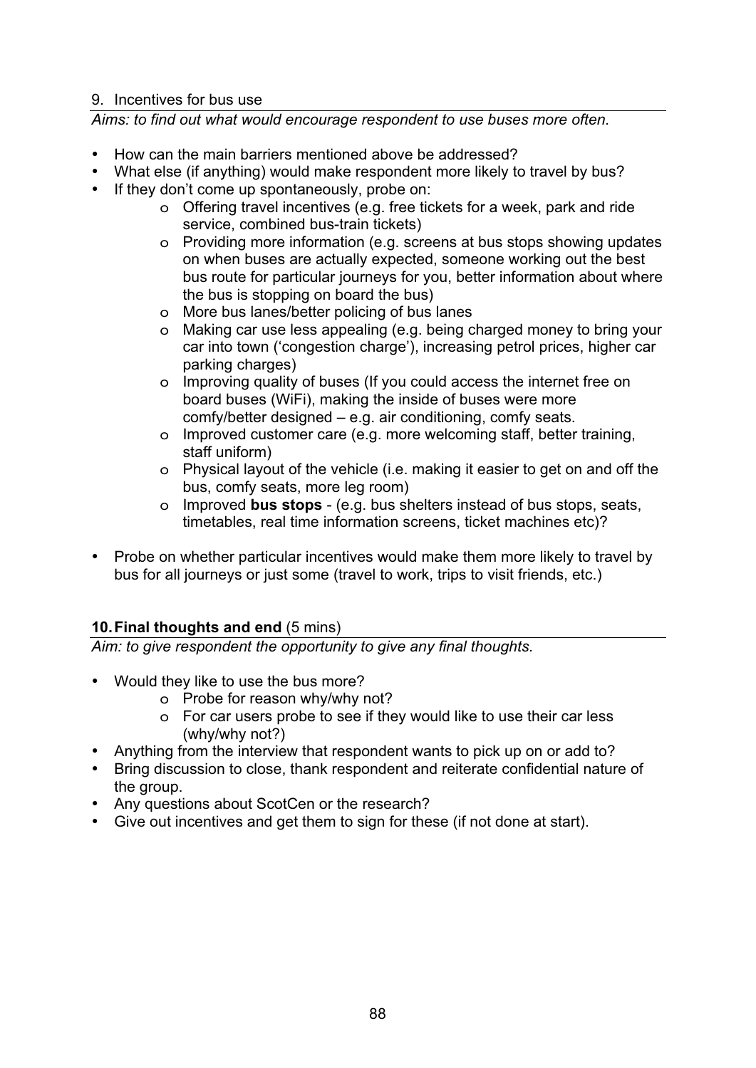## 9. Incentives for bus use

*Aims: to find out what would encourage respondent to use buses more often.*

- How can the main barriers mentioned above be addressed?
- What else (if anything) would make respondent more likely to travel by bus?
- If they don't come up spontaneously, probe on:
    - Offering travel incentives (e.g. free tickets for a week, park and ride service, combined bus-train tickets)
    - Providing more information (e.g. screens at bus stops showing updates on when buses are actually expected, someone working out the best bus route for particular journeys for you, better information about where the bus is stopping on board the bus)
    - More bus lanes/better policing of bus lanes
    - Making car use less appealing (e.g. being charged money to bring your car into town ('congestion charge'), increasing petrol prices, higher car parking charges)
    - Improving quality of buses (If you could access the internet free on board buses (WiFi), making the inside of buses were more comfy/better designed – e.g. air conditioning, comfy seats.
    - Improved customer care (e.g. more welcoming staff, better training, staff uniform)
    - Physical layout of the vehicle (i.e. making it easier to get on and off the bus, comfy seats, more leg room)
    - Improved **bus stops** - (e.g. bus shelters instead of bus stops, seats, timetables, real time information screens, ticket machines etc)?
- Probe on whether particular incentives would make them more likely to travel by bus for all journeys or just some (travel to work, trips to visit friends, etc.)

## 10. Final thoughts and end (5 mins)

*Aim: to give respondent the opportunity to give any final thoughts.*

- Would they like to use the bus more?
    - Probe for reason why/why not?
    - For car users probe to see if they would like to use their car less (why/why not?)
- Anything from the interview that respondent wants to pick up on or add to?
- Bring discussion to close, thank respondent and reiterate confidential nature of the group.
- Any questions about ScotCen or the research?
- Give out incentives and get them to sign for these (if not done at start).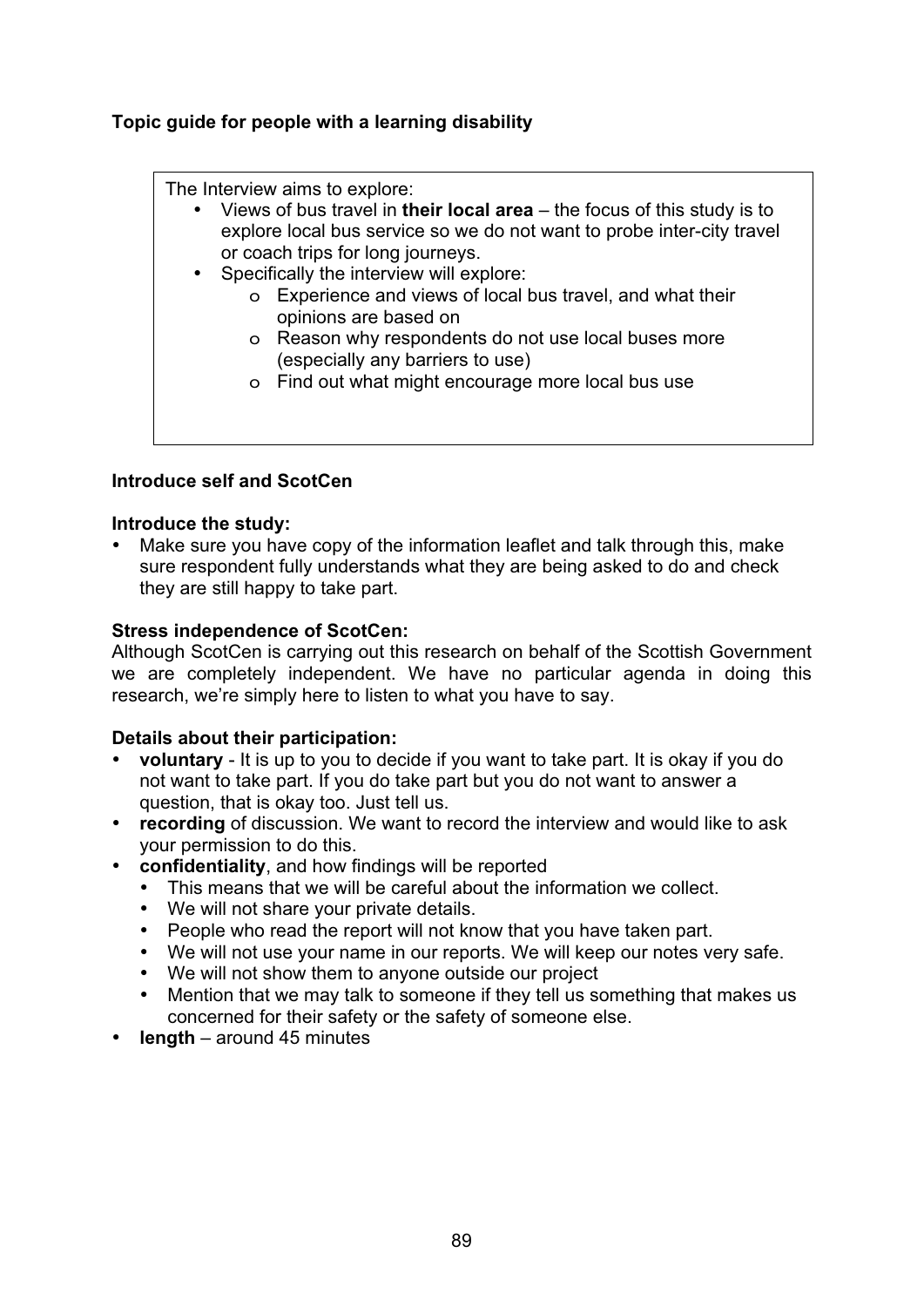**Topic guide for people with a learning disability**

The Interview aims to explore:

- Views of bus travel in **their local area** – the focus of this study is to explore local bus service so we do not want to probe inter-city travel or coach trips for long journeys.
- Specifically the interview will explore:
  - Experience and views of local bus travel, and what their opinions are based on
  - Reason why respondents do not use local buses more (especially any barriers to use)
  - Find out what might encourage more local bus use

**Introduce self and ScotCen**

**Introduce the study:**

- Make sure you have copy of the information leaflet and talk through this, make sure respondent fully understands what they are being asked to do and check they are still happy to take part.

**Stress independence of ScotCen:**

Although ScotCen is carrying out this research on behalf of the Scottish Government we are completely independent. We have no particular agenda in doing this research, we're simply here to listen to what you have to say.

**Details about their participation:**

- **voluntary** - It is up to you to decide if you want to take part. It is okay if you do not want to take part. If you do take part but you do not want to answer a question, that is okay too. Just tell us.
- **recording** of discussion. We want to record the interview and would like to ask your permission to do this.
- **confidentiality**, and how findings will be reported
  - This means that we will be careful about the information we collect.
  - We will not share your private details.
  - People who read the report will not know that you have taken part.
  - We will not use your name in our reports. We will keep our notes very safe.
  - We will not show them to anyone outside our project
  - Mention that we may talk to someone if they tell us something that makes us concerned for their safety or the safety of someone else.
- **length** – around 45 minutes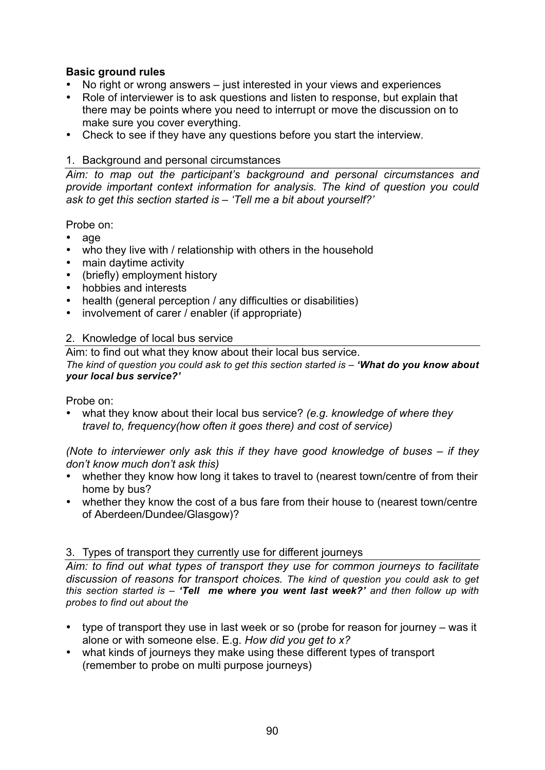**Basic ground rules**

- No right or wrong answers – just interested in your views and experiences
- Role of interviewer is to ask questions and listen to response, but explain that there may be points where you need to interrupt or move the discussion on to make sure you cover everything.
- Check to see if they have any questions before you start the interview.

1. Background and personal circumstances

*Aim: to map out the participant's background and personal circumstances and provide important context information for analysis. The kind of question you could ask to get this section started is – 'Tell me a bit about yourself?'*

Probe on:

- age
- who they live with / relationship with others in the household
- main daytime activity
- (briefly) employment history
- hobbies and interests
- health (general perception / any difficulties or disabilities)
- involvement of carer / enabler (if appropriate)

2. Knowledge of local bus service

Aim: to find out what they know about their local bus service.
*The kind of question you could ask to get this section started is – **'What do you know about your local bus service?'***

Probe on:

- what they know about their local bus service? *(e.g. knowledge of where they travel to, frequency(how often it goes there) and cost of service)*

*(Note to interviewer only ask this if they have good knowledge of buses – if they don't know much don't ask this)*

- whether they know how long it takes to travel to (nearest town/centre of from their home by bus?
- whether they know the cost of a bus fare from their house to (nearest town/centre of Aberdeen/Dundee/Glasgow)?

3. Types of transport they currently use for different journeys

*Aim: to find out what types of transport they use for common journeys to facilitate discussion of reasons for transport choices. The kind of question you could ask to get this section started is – **'Tell me where you went last week?'** and then follow up with probes to find out about the*

- type of transport they use in last week or so (probe for reason for journey – was it alone or with someone else. E.g. *How did you get to x?*
- what kinds of journeys they make using these different types of transport (remember to probe on multi purpose journeys)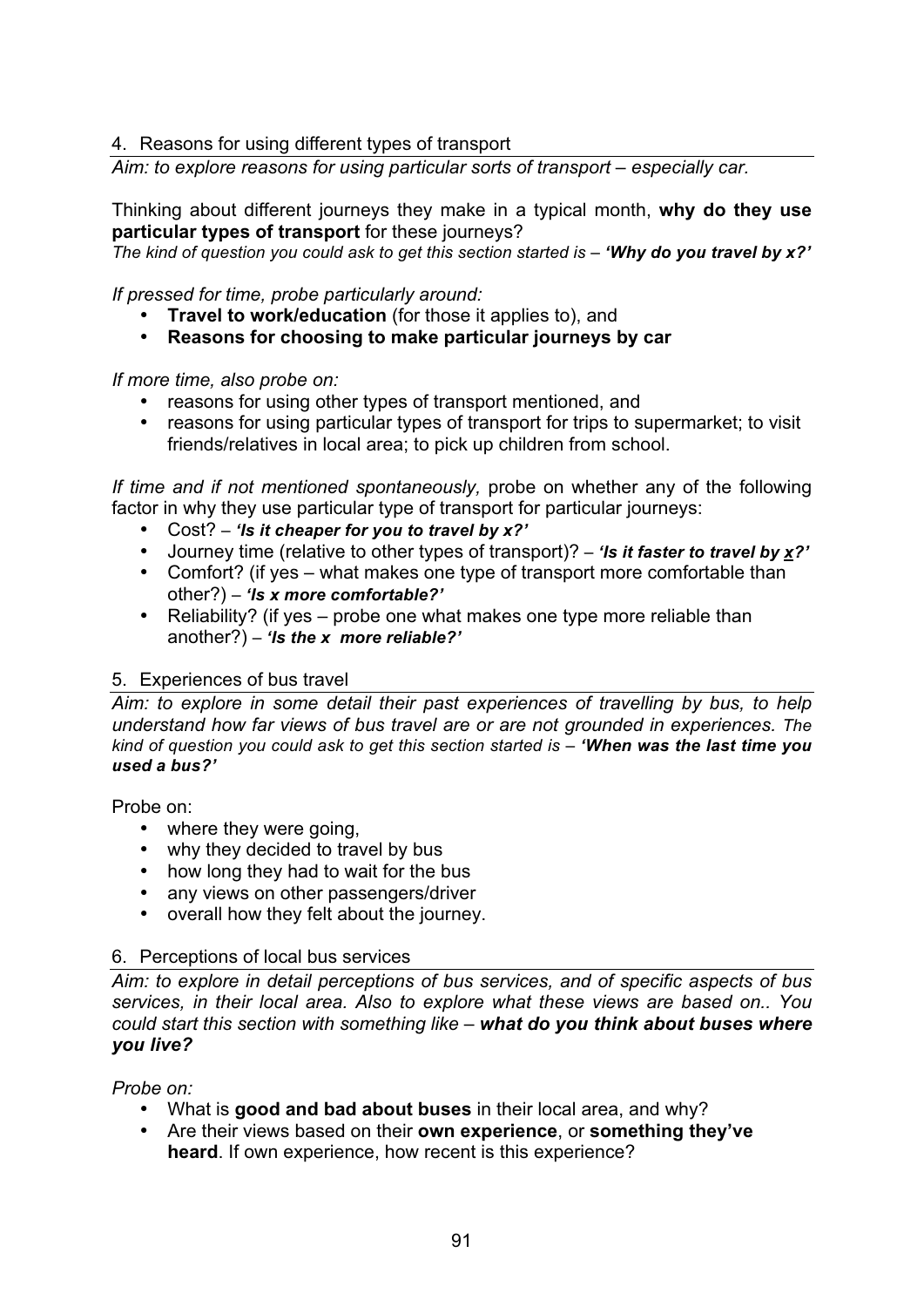4. Reasons for using different types of transport

*Aim: to explore reasons for using particular sorts of transport – especially car.*

Thinking about different journeys they make in a typical month, **why do they use particular types of transport** for these journeys?

*The kind of question you could ask to get this section started is – **'Why do you travel by x?'***

*If pressed for time, probe particularly around:*

- **Travel to work/education** (for those it applies to), and
- **Reasons for choosing to make particular journeys by car**

*If more time, also probe on:*

- reasons for using other types of transport mentioned, and
- reasons for using particular types of transport for trips to supermarket; to visit friends/relatives in local area; to pick up children from school.

*If time and if not mentioned spontaneously,* probe on whether any of the following factor in why they use particular type of transport for particular journeys:

- Cost? – ***'Is it cheaper for you to travel by x?'***
- Journey time (relative to other types of transport)? – ***'Is it faster to travel by x?'***
- Comfort? (if yes – what makes one type of transport more comfortable than other?) – ***'Is x more comfortable?'***
- Reliability? (if yes – probe one what makes one type more reliable than another?) – ***'Is the x more reliable?'***

5. Experiences of bus travel

*Aim: to explore in some detail their past experiences of travelling by bus, to help understand how far views of bus travel are or are not grounded in experiences. The kind of question you could ask to get this section started is – **'When was the last time you used a bus?'***

Probe on:

- where they were going,
- why they decided to travel by bus
- how long they had to wait for the bus
- any views on other passengers/driver
- overall how they felt about the journey.

6. Perceptions of local bus services

*Aim: to explore in detail perceptions of bus services, and of specific aspects of bus services, in their local area. Also to explore what these views are based on.. You could start this section with something like – **what do you think about buses where you live?***

*Probe on:*

- What is **good and bad about buses** in their local area, and why?
- Are their views based on their **own experience**, or **something they've heard**. If own experience, how recent is this experience?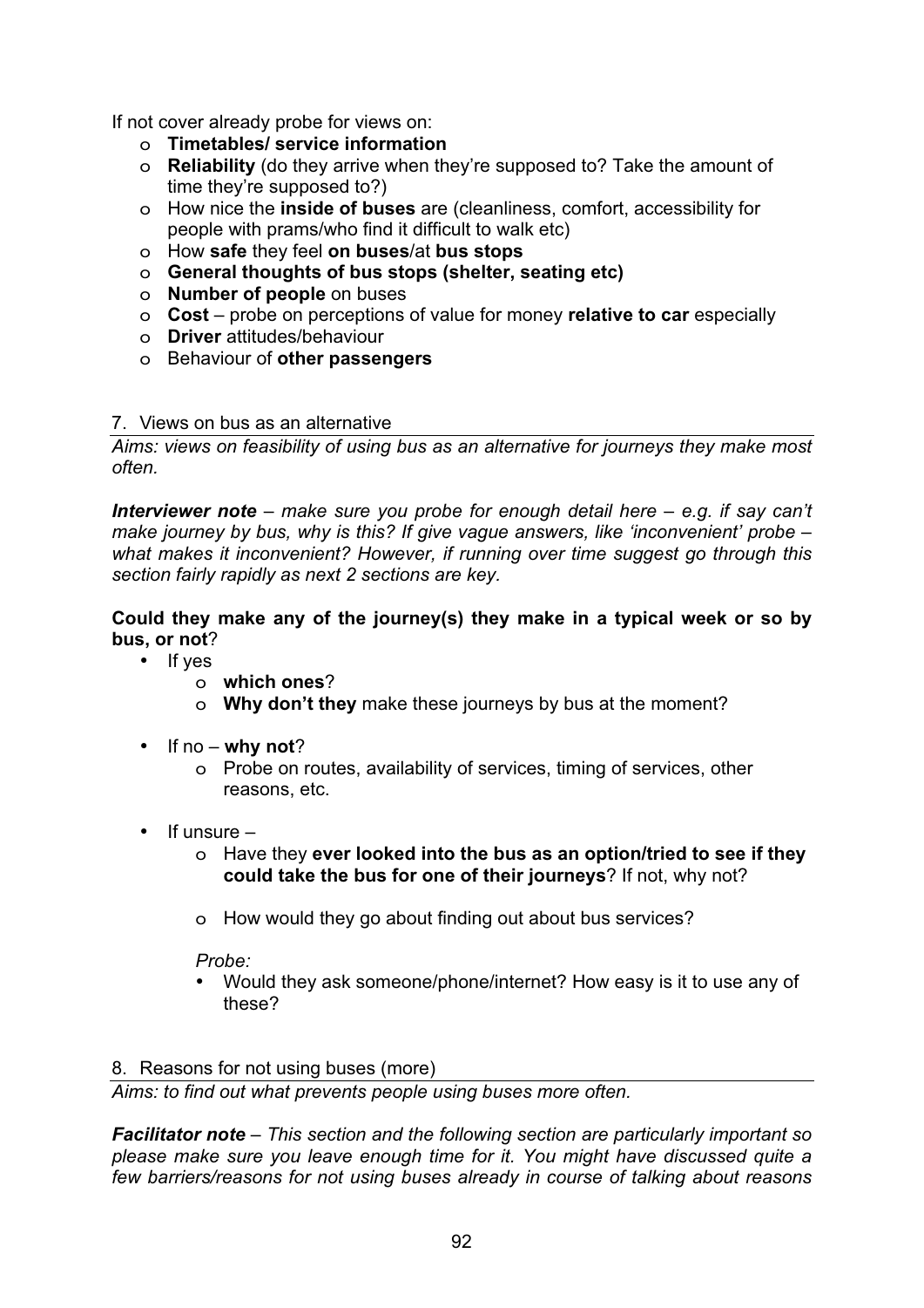If not cover already probe for views on:

- **Timetables/ service information**
- **Reliability** (do they arrive when they're supposed to? Take the amount of time they're supposed to?)
- How nice the **inside of buses** are (cleanliness, comfort, accessibility for people with prams/who find it difficult to walk etc)
- How **safe** they feel **on buses**/at **bus stops**
- **General thoughts of bus stops (shelter, seating etc)**
- **Number of people** on buses
- **Cost** – probe on perceptions of value for money **relative to car** especially
- **Driver** attitudes/behaviour
- Behaviour of **other passengers**

## 7. Views on bus as an alternative

*Aims: views on feasibility of using bus as an alternative for journeys they make most often.*

***Interviewer note** – make sure you probe for enough detail here – e.g. if say can't make journey by bus, why is this? If give vague answers, like 'inconvenient' probe – what makes it inconvenient? However, if running over time suggest go through this section fairly rapidly as next 2 sections are key.*

**Could they make any of the journey(s) they make in a typical week or so by bus, or not**?

- If yes
  - **which ones**?
  - **Why don't they** make these journeys by bus at the moment?

- If no – **why not**?
  - Probe on routes, availability of services, timing of services, other reasons, etc.

- If unsure –
  - Have they **ever looked into the bus as an option/tried to see if they could take the bus for one of their journeys**? If not, why not?

  - How would they go about finding out about bus services?

  *Probe:*

  - Would they ask someone/phone/internet? How easy is it to use any of these?

## 8. Reasons for not using buses (more)

*Aims: to find out what prevents people using buses more often.*

***Facilitator note** – This section and the following section are particularly important so please make sure you leave enough time for it. You might have discussed quite a few barriers/reasons for not using buses already in course of talking about reasons*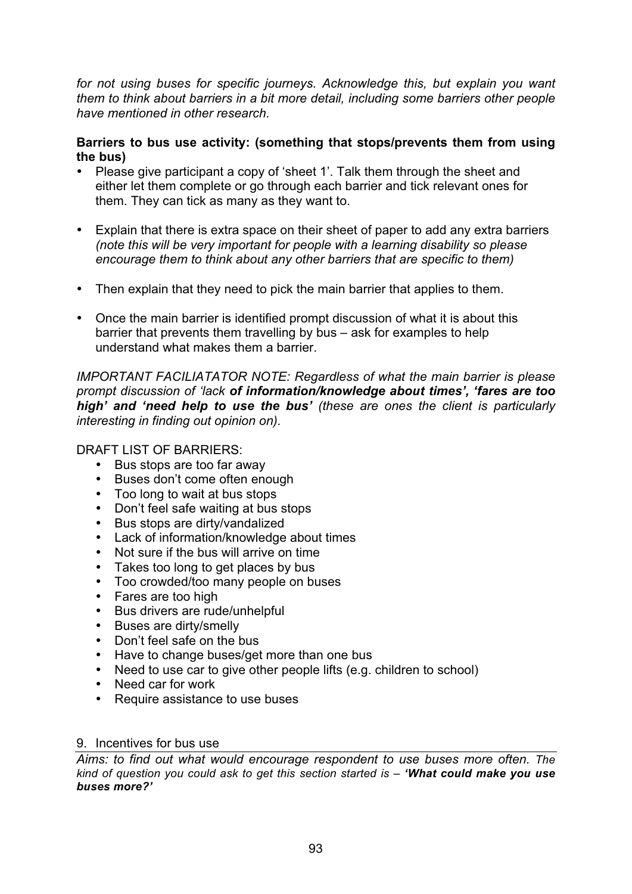*for not using buses for specific journeys. Acknowledge this, but explain you want them to think about barriers in a bit more detail, including some barriers other people have mentioned in other research.*

**Barriers to bus use activity: (something that stops/prevents them from using the bus)**

- Please give participant a copy of 'sheet 1'. Talk them through the sheet and either let them complete or go through each barrier and tick relevant ones for them. They can tick as many as they want to.

- Explain that there is extra space on their sheet of paper to add any extra barriers *(note this will be very important for people with a learning disability so please encourage them to think about any other barriers that are specific to them)*

- Then explain that they need to pick the main barrier that applies to them.

- Once the main barrier is identified prompt discussion of what it is about this barrier that prevents them travelling by bus – ask for examples to help understand what makes them a barrier.

*IMPORTANT FACILIATATOR NOTE: Regardless of what the main barrier is please prompt discussion of 'lack* ***of information/knowledge about times', 'fares are too high' and 'need help to use the bus'*** *(these are ones the client is particularly interesting in finding out opinion on).*

DRAFT LIST OF BARRIERS:

- Bus stops are too far away
- Buses don't come often enough
- Too long to wait at bus stops
- Don't feel safe waiting at bus stops
- Bus stops are dirty/vandalized
- Lack of information/knowledge about times
- Not sure if the bus will arrive on time
- Takes too long to get places by bus
- Too crowded/too many people on buses
- Fares are too high
- Bus drivers are rude/unhelpful
- Buses are dirty/smelly
- Don't feel safe on the bus
- Have to change buses/get more than one bus
- Need to use car to give other people lifts (e.g. children to school)
- Need car for work
- Require assistance to use buses

## 9. Incentives for bus use

*Aims: to find out what would encourage respondent to use buses more often. The kind of question you could ask to get this section started is –* ***'What could make you use buses more?'***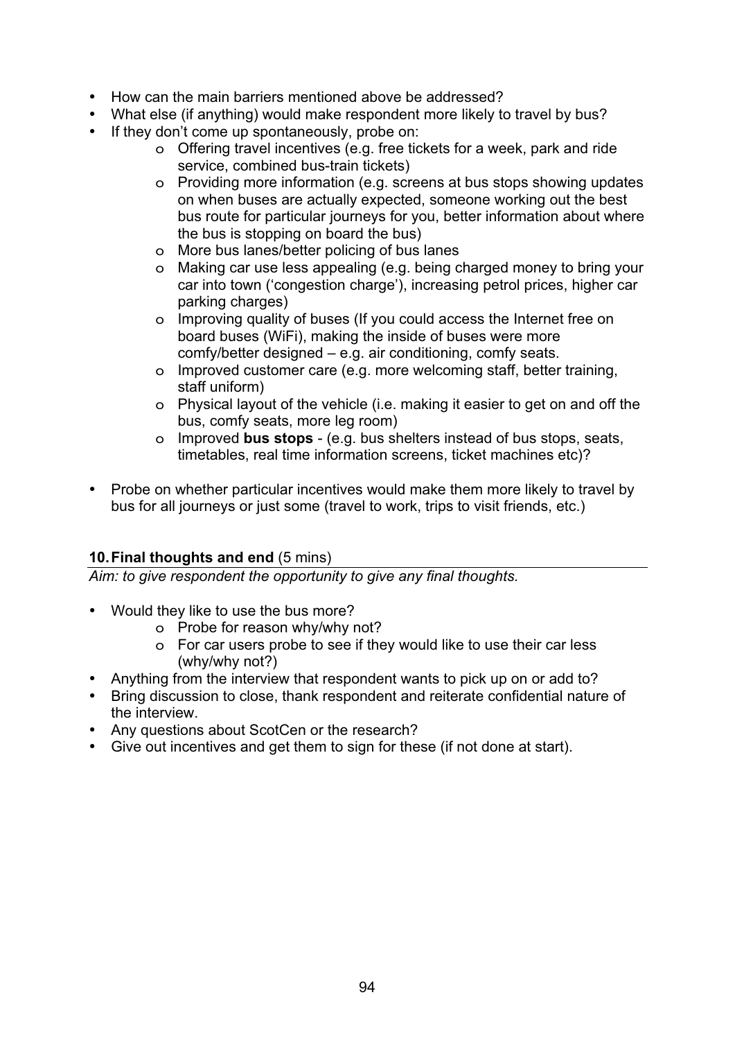- How can the main barriers mentioned above be addressed?
- What else (if anything) would make respondent more likely to travel by bus?
- If they don't come up spontaneously, probe on:
    - Offering travel incentives (e.g. free tickets for a week, park and ride service, combined bus-train tickets)
    - Providing more information (e.g. screens at bus stops showing updates on when buses are actually expected, someone working out the best bus route for particular journeys for you, better information about where the bus is stopping on board the bus)
    - More bus lanes/better policing of bus lanes
    - Making car use less appealing (e.g. being charged money to bring your car into town ('congestion charge'), increasing petrol prices, higher car parking charges)
    - Improving quality of buses (If you could access the Internet free on board buses (WiFi), making the inside of buses were more comfy/better designed – e.g. air conditioning, comfy seats.
    - Improved customer care (e.g. more welcoming staff, better training, staff uniform)
    - Physical layout of the vehicle (i.e. making it easier to get on and off the bus, comfy seats, more leg room)
    - Improved **bus stops** - (e.g. bus shelters instead of bus stops, seats, timetables, real time information screens, ticket machines etc)?

- Probe on whether particular incentives would make them more likely to travel by bus for all journeys or just some (travel to work, trips to visit friends, etc.)

## 10. Final thoughts and end (5 mins)

*Aim: to give respondent the opportunity to give any final thoughts.*

- Would they like to use the bus more?
    - Probe for reason why/why not?
    - For car users probe to see if they would like to use their car less (why/why not?)
- Anything from the interview that respondent wants to pick up on or add to?
- Bring discussion to close, thank respondent and reiterate confidential nature of the interview.
- Any questions about ScotCen or the research?
- Give out incentives and get them to sign for these (if not done at start).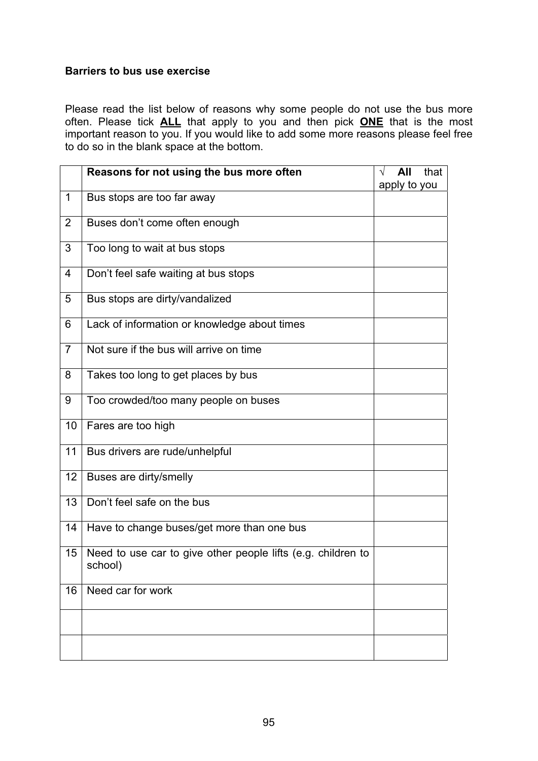**Barriers to bus use exercise**

Please read the list below of reasons why some people do not use the bus more often. Please tick **ALL** that apply to you and then pick **ONE** that is the most important reason to you. If you would like to add some more reasons please feel free to do so in the blank space at the bottom.

| | **Reasons for not using the bus more often** | √ **All** that apply to you |
|---|---|---|
| 1 | Bus stops are too far away | |
| 2 | Buses don't come often enough | |
| 3 | Too long to wait at bus stops | |
| 4 | Don't feel safe waiting at bus stops | |
| 5 | Bus stops are dirty/vandalized | |
| 6 | Lack of information or knowledge about times | |
| 7 | Not sure if the bus will arrive on time | |
| 8 | Takes too long to get places by bus | |
| 9 | Too crowded/too many people on buses | |
| 10 | Fares are too high | |
| 11 | Bus drivers are rude/unhelpful | |
| 12 | Buses are dirty/smelly | |
| 13 | Don't feel safe on the bus | |
| 14 | Have to change buses/get more than one bus | |
| 15 | Need to use car to give other people lifts (e.g. children to school) | |
| 16 | Need car for work | |
| | | |
| | | |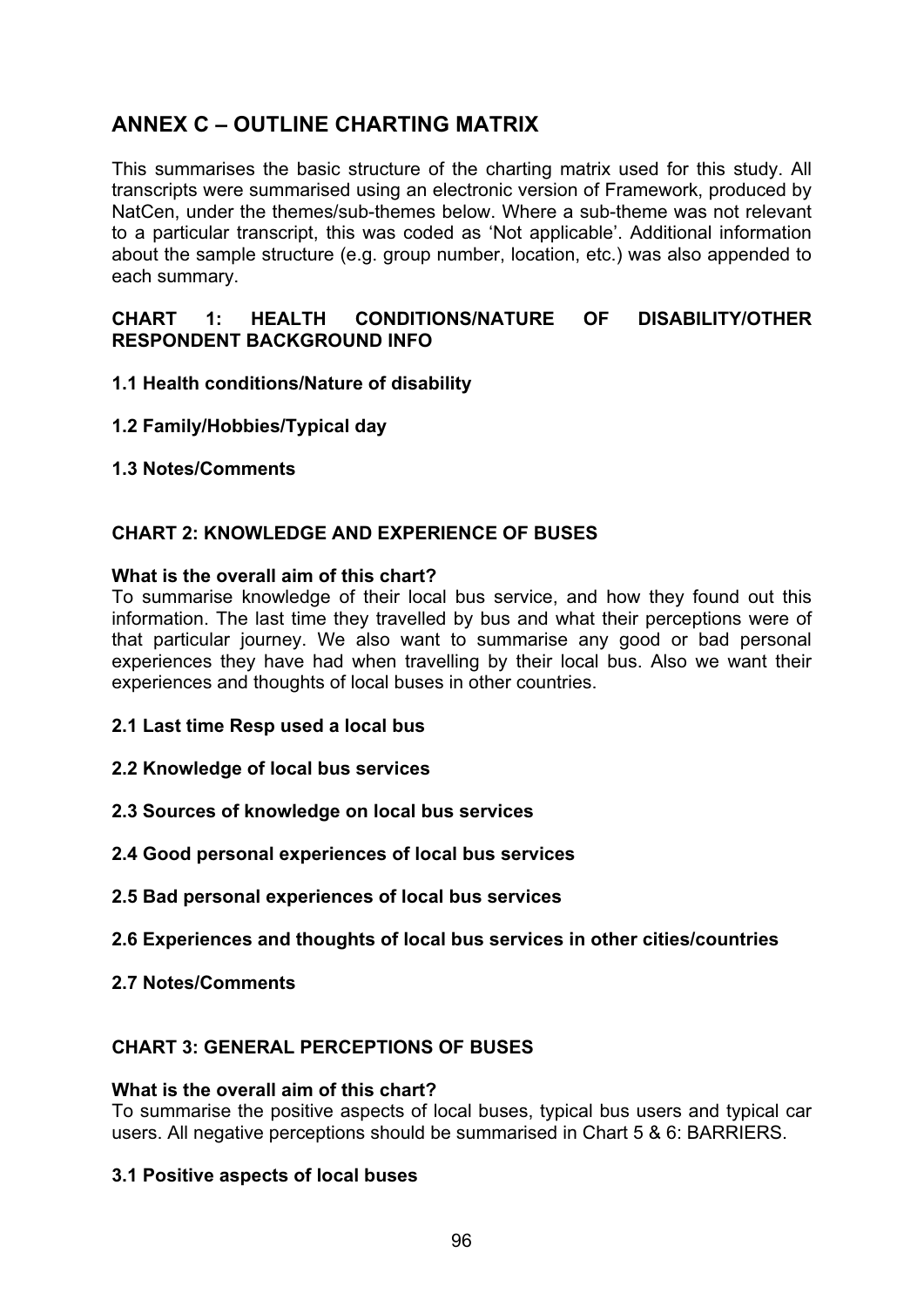## ANNEX C – OUTLINE CHARTING MATRIX

This summarises the basic structure of the charting matrix used for this study. All transcripts were summarised using an electronic version of Framework, produced by NatCen, under the themes/sub-themes below. Where a sub-theme was not relevant to a particular transcript, this was coded as 'Not applicable'. Additional information about the sample structure (e.g. group number, location, etc.) was also appended to each summary.

### CHART 1: HEALTH CONDITIONS/NATURE OF DISABILITY/OTHER RESPONDENT BACKGROUND INFO

**1.1 Health conditions/Nature of disability**

**1.2 Family/Hobbies/Typical day**

**1.3 Notes/Comments**

### CHART 2: KNOWLEDGE AND EXPERIENCE OF BUSES

**What is the overall aim of this chart?**

To summarise knowledge of their local bus service, and how they found out this information. The last time they travelled by bus and what their perceptions were of that particular journey. We also want to summarise any good or bad personal experiences they have had when travelling by their local bus. Also we want their experiences and thoughts of local buses in other countries.

**2.1 Last time Resp used a local bus**

**2.2 Knowledge of local bus services**

**2.3 Sources of knowledge on local bus services**

**2.4 Good personal experiences of local bus services**

**2.5 Bad personal experiences of local bus services**

**2.6 Experiences and thoughts of local bus services in other cities/countries**

**2.7 Notes/Comments**

### CHART 3: GENERAL PERCEPTIONS OF BUSES

**What is the overall aim of this chart?**

To summarise the positive aspects of local buses, typical bus users and typical car users. All negative perceptions should be summarised in Chart 5 & 6: BARRIERS.

**3.1 Positive aspects of local buses**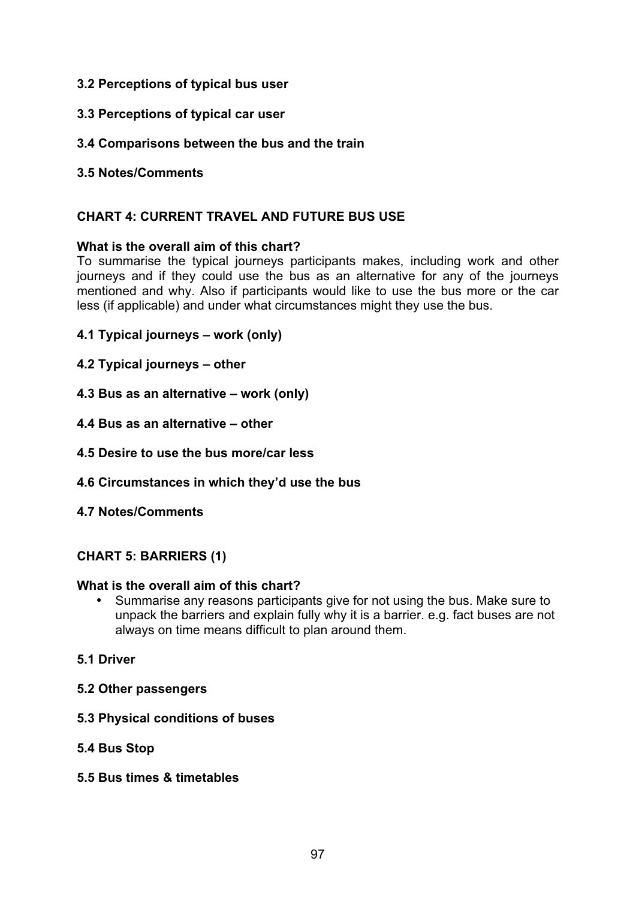**3.2 Perceptions of typical bus user**

**3.3 Perceptions of typical car user**

**3.4 Comparisons between the bus and the train**

**3.5 Notes/Comments**

## CHART 4: CURRENT TRAVEL AND FUTURE BUS USE

**What is the overall aim of this chart?**

To summarise the typical journeys participants makes, including work and other journeys and if they could use the bus as an alternative for any of the journeys mentioned and why. Also if participants would like to use the bus more or the car less (if applicable) and under what circumstances might they use the bus.

**4.1 Typical journeys – work (only)**

**4.2 Typical journeys – other**

**4.3 Bus as an alternative – work (only)**

**4.4 Bus as an alternative – other**

**4.5 Desire to use the bus more/car less**

**4.6 Circumstances in which they'd use the bus**

**4.7 Notes/Comments**

## CHART 5: BARRIERS (1)

**What is the overall aim of this chart?**

- Summarise any reasons participants give for not using the bus. Make sure to unpack the barriers and explain fully why it is a barrier. e.g. fact buses are not always on time means difficult to plan around them.

**5.1 Driver**

**5.2 Other passengers**

**5.3 Physical conditions of buses**

**5.4 Bus Stop**

**5.5 Bus times & timetables**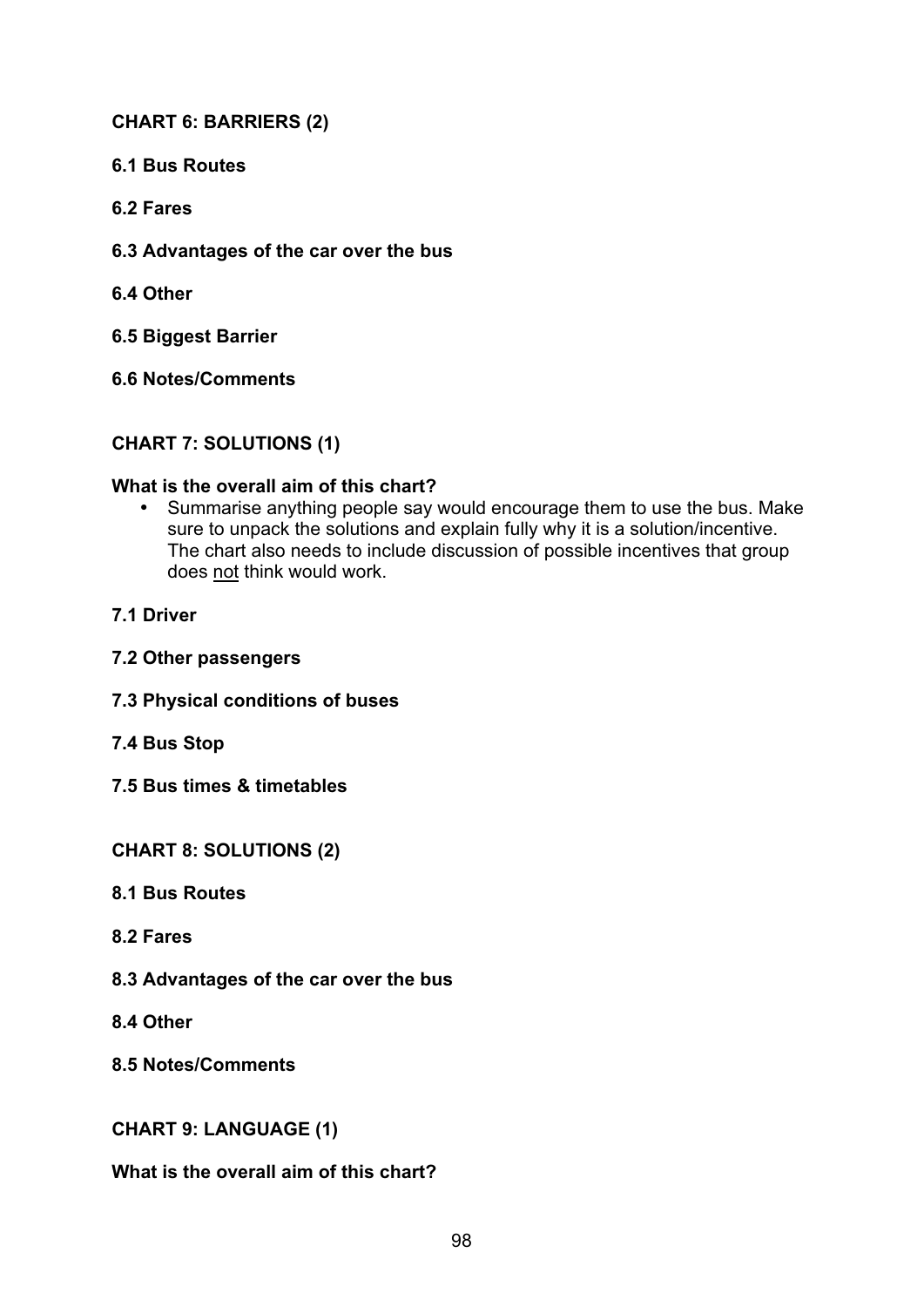## CHART 6: BARRIERS (2)

### 6.1 Bus Routes

### 6.2 Fares

### 6.3 Advantages of the car over the bus

### 6.4 Other

### 6.5 Biggest Barrier

### 6.6 Notes/Comments

## CHART 7: SOLUTIONS (1)

**What is the overall aim of this chart?**

- Summarise anything people say would encourage them to use the bus. Make sure to unpack the solutions and explain fully why it is a solution/incentive. The chart also needs to include discussion of possible incentives that group does not think would work.

### 7.1 Driver

### 7.2 Other passengers

### 7.3 Physical conditions of buses

### 7.4 Bus Stop

### 7.5 Bus times & timetables

## CHART 8: SOLUTIONS (2)

### 8.1 Bus Routes

### 8.2 Fares

### 8.3 Advantages of the car over the bus

### 8.4 Other

### 8.5 Notes/Comments

## CHART 9: LANGUAGE (1)

**What is the overall aim of this chart?**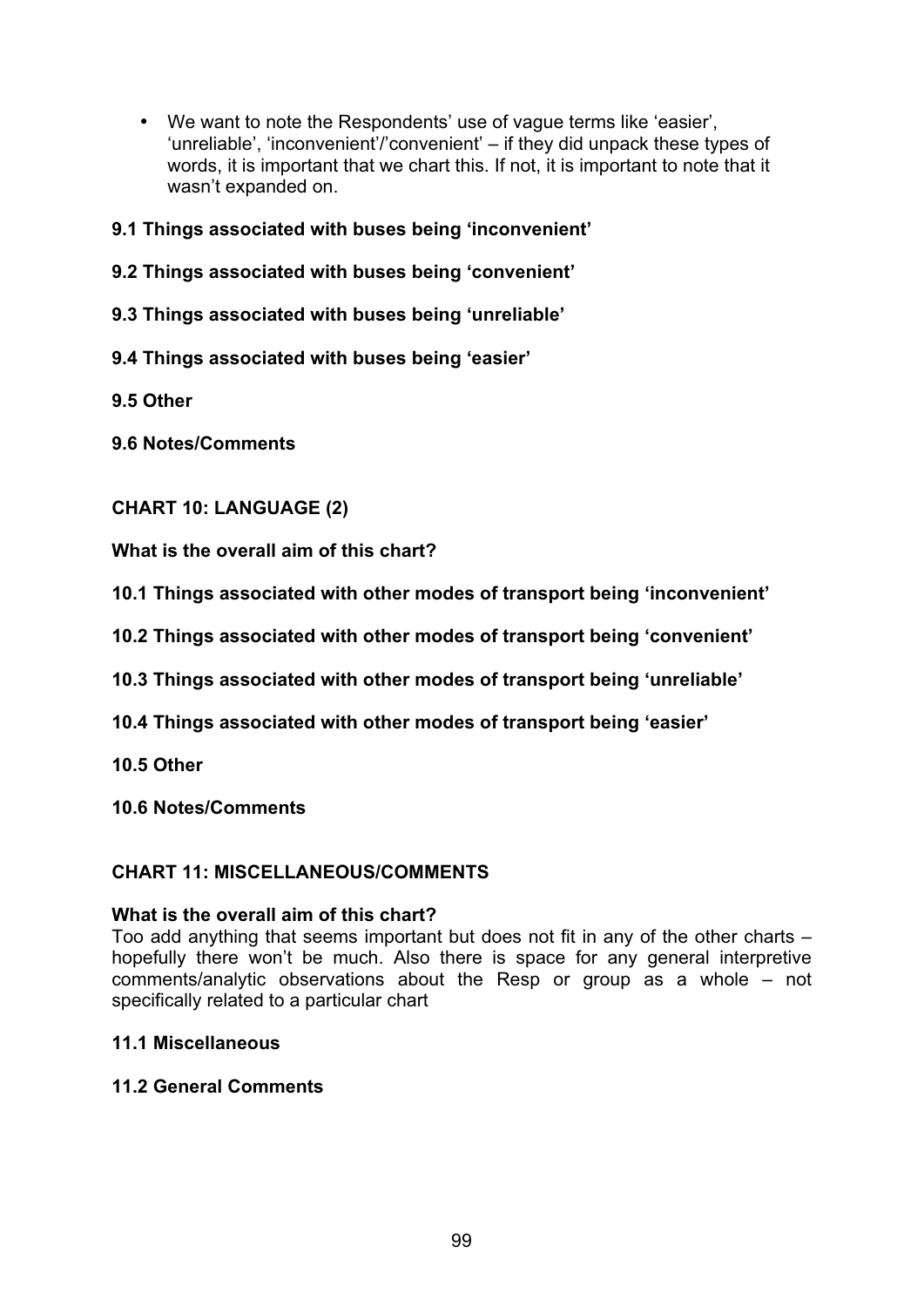- We want to note the Respondents' use of vague terms like 'easier', 'unreliable', 'inconvenient'/'convenient' – if they did unpack these types of words, it is important that we chart this. If not, it is important to note that it wasn't expanded on.

**9.1 Things associated with buses being 'inconvenient'**

**9.2 Things associated with buses being 'convenient'**

**9.3 Things associated with buses being 'unreliable'**

**9.4 Things associated with buses being 'easier'**

**9.5 Other**

**9.6 Notes/Comments**

## CHART 10: LANGUAGE (2)

**What is the overall aim of this chart?**

**10.1 Things associated with other modes of transport being 'inconvenient'**

**10.2 Things associated with other modes of transport being 'convenient'**

**10.3 Things associated with other modes of transport being 'unreliable'**

**10.4 Things associated with other modes of transport being 'easier'**

**10.5 Other**

**10.6 Notes/Comments**

## CHART 11: MISCELLANEOUS/COMMENTS

**What is the overall aim of this chart?**

Too add anything that seems important but does not fit in any of the other charts – hopefully there won't be much. Also there is space for any general interpretive comments/analytic observations about the Resp or group as a whole – not specifically related to a particular chart

**11.1 Miscellaneous**

**11.2 General Comments**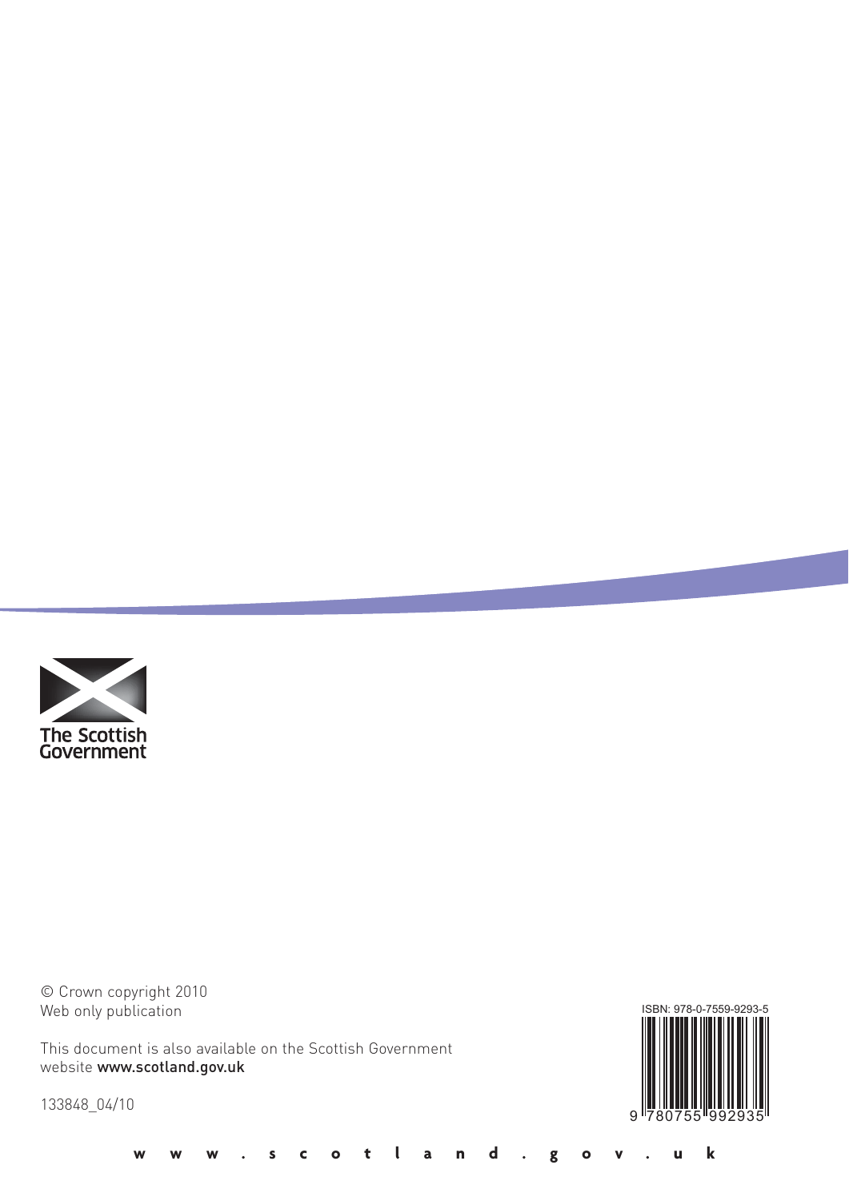The Scottish Government

© Crown copyright 2010
Web only publication

This document is also available on the Scottish Government website **www.scotland.gov.uk**

133848_04/10

ISBN: 978-0-7559-9293-5

9 780755 992935

**w w w . s c o t l a n d . g o v . u k**